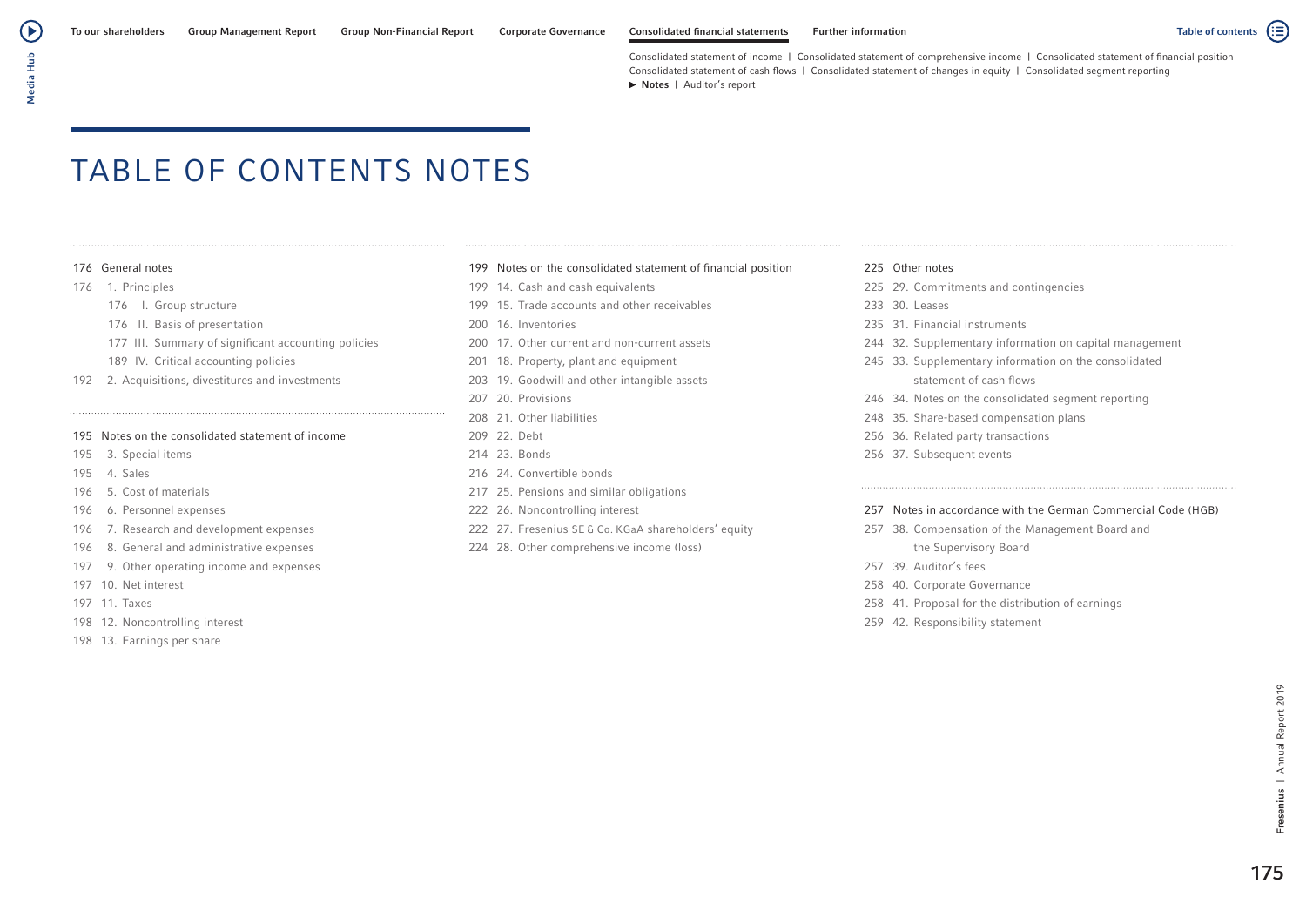# TABLE OF CONTENTS NOTES

176 General notes

176 1. Principles

- 176 I. Group structure
- 176 II. Basis of presentation
- 177 III. Summary of significant accounting policies
- 189 IV. Critical accounting policies

192 2. Acquisitions, divestitures and investments

195 Notes on the consolidated statement of income

- 195 3. Special items
- 195 4. Sales
- 196 5. Cost of materials
- 196 6. Personnel expenses
- 196 7. Research and development expenses
- 196 8. General and administrative expenses
- 197 9. Other operating income and expenses
- 197 10. Net interest
- 197 11. Taxes
- 198 12. Noncontrolling interest
- 198 13. Earnings per share

199 Notes on the consolidated statement of financial position

- 199 14. Cash and cash equivalents
- 199 15. Trade accounts and other receivables
- 200 16. Inventories
- 200 17. Other current and non-current assets
- 201 18. Property, plant and equipment
- 203 19. Goodwill and other intangible assets
- 207 20. Provisions
- 208 21. Other liabilities
- 209 22. Debt
- 214 23. Bonds
- 216 24. Convertible bonds
- 217 25. Pensions and similar obligations
- 222 26. Noncontrolling interest
- 222 27. Fresenius SE & Co. KGaA shareholders' equity
- 224 28. Other comprehensive income (loss)

225 Other notes

- 225 29. Commitments and contingencies
- 233 30. Leases
- 235 31. Financial instruments
- 244 32. Supplementary information on capital management
- 245 33. Supplementary information on the consolidated statement of cash flows
- 246 34. Notes on the consolidated segment reporting
- 248 35. Share-based compensation plans
- 256 36. Related party transactions
- 256 37. Subsequent events

257 Notes in accordance with the German Commercial Code (HGB)

- 257 38. Compensation of the Management Board and the Supervisory Board
- 257 39. Auditor's fees
- 258 40. Corporate Governance
- 258 41. Proposal for the distribution of earnings
- 259 42. Responsibility statement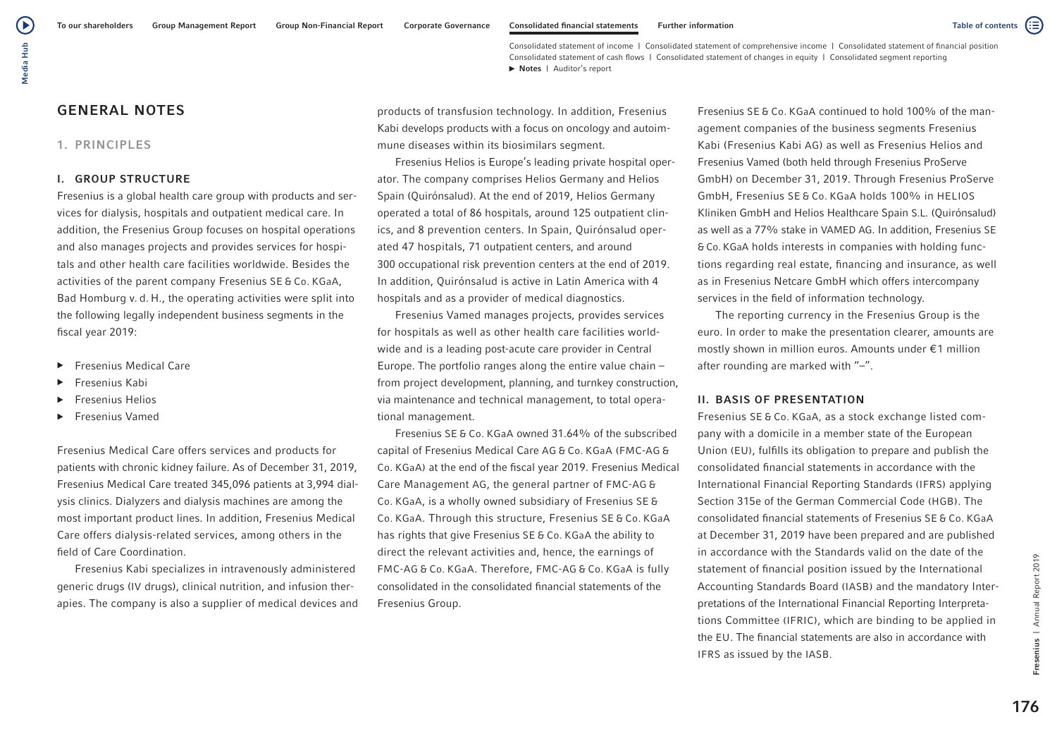# GENERAL NOTES

## 1. PRINCIPLES

### I. GROUP STRUCTURE

Fresenius is a global health care group with products and services for dialysis, hospitals and outpatient medical care. In addition, the Fresenius Group focuses on hospital operations and also manages projects and provides services for hospitals and other health care facilities worldwide. Besides the activities of the parent company Fresenius SE & Co. KGaA, Bad Homburg v. d. H., the operating activities were split into the following legally independent business segments in the fiscal year 2019:

- Fresenius Medical Care
- Fresenius Kabi
- Fresenius Helios
- Fresenius Vamed

Fresenius Medical Care offers services and products for patients with chronic kidney failure. As of December 31, 2019, Fresenius Medical Care treated 345,096 patients at 3,994 dialysis clinics. Dialyzers and dialysis machines are among the most important product lines. In addition, Fresenius Medical Care offers dialysis-related services, among others in the field of Care Coordination.

Fresenius Kabi specializes in intravenously administered generic drugs (IV drugs), clinical nutrition, and infusion therapies. The company is also a supplier of medical devices and products of transfusion technology. In addition, Fresenius Kabi develops products with a focus on oncology and autoimmune diseases within its biosimilars segment.

Fresenius Helios is Europe's leading private hospital operator. The company comprises Helios Germany and Helios Spain (Quirónsalud). At the end of 2019, Helios Germany operated a total of 86 hospitals, around 125 outpatient clinics, and 8 prevention centers. In Spain, Quirónsalud operated 47 hospitals, 71 outpatient centers, and around 300 occupational risk prevention centers at the end of 2019. In addition, Quirónsalud is active in Latin America with 4 hospitals and as a provider of medical diagnostics.

Fresenius Vamed manages projects, provides services for hospitals as well as other health care facilities worldwide and is a leading post-acute care provider in Central Europe. The portfolio ranges along the entire value chain – from project development, planning, and turnkey construction, via maintenance and technical management, to total operational management.

Fresenius SE & Co. KGaA owned 31.64% of the subscribed capital of Fresenius Medical Care AG & Co. KGaA (FMC-AG & Co. KGaA) at the end of the fiscal year 2019. Fresenius Medical Care Management AG, the general partner of FMC-AG & Co. KGaA, is a wholly owned subsidiary of Fresenius SE & Co. KGaA. Through this structure, Fresenius SE & Co. KGaA has rights that give Fresenius SE & Co. KGaA the ability to direct the relevant activities and, hence, the earnings of FMC-AG & Co. KGaA. Therefore, FMC-AG & Co. KGaA is fully consolidated in the consolidated financial statements of the Fresenius Group.

Fresenius SE & Co. KGaA continued to hold 100% of the management companies of the business segments Fresenius Kabi (Fresenius Kabi AG) as well as Fresenius Helios and Fresenius Vamed (both held through Fresenius ProServe GmbH) on December 31, 2019. Through Fresenius ProServe GmbH, Fresenius SE & Co. KGaA holds 100% in HELIOS Kliniken GmbH and Helios Healthcare Spain S.L. (Quirónsalud) as well as a 77% stake in VAMED AG. In addition, Fresenius SE & Co. KGaA holds interests in companies with holding functions regarding real estate, financing and insurance, as well as in Fresenius Netcare GmbH which offers intercompany services in the field of information technology.

The reporting currency in the Fresenius Group is the euro. In order to make the presentation clearer, amounts are mostly shown in million euros. Amounts under €1 million after rounding are marked with "–".

### II. BASIS OF PRESENTATION

Fresenius SE & Co. KGaA, as a stock exchange listed company with a domicile in a member state of the European Union (EU), fulfills its obligation to prepare and publish the consolidated financial statements in accordance with the International Financial Reporting Standards (IFRS) applying Section 315e of the German Commercial Code (HGB). The consolidated financial statements of Fresenius SE & Co. KGaA at December 31, 2019 have been prepared and are published in accordance with the Standards valid on the date of the statement of financial position issued by the International Accounting Standards Board (IASB) and the mandatory Interpretations of the International Financial Reporting Interpretations Committee (IFRIC), which are binding to be applied in the EU. The financial statements are also in accordance with IFRS as issued by the IASB.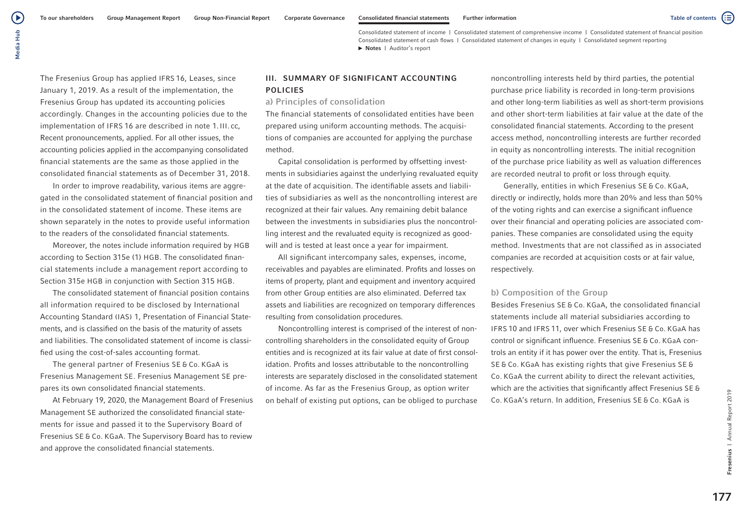The Fresenius Group has applied IFRS 16, Leases, since January 1, 2019. As a result of the implementation, the Fresenius Group has updated its accounting policies accordingly. Changes in the accounting policies due to the implementation of IFRS 16 are described in note 1. III. cc, Recent pronouncements, applied. For all other issues, the accounting policies applied in the accompanying consolidated financial statements are the same as those applied in the consolidated financial statements as of December 31, 2018.

In order to improve readability, various items are aggregated in the consolidated statement of financial position and in the consolidated statement of income. These items are shown separately in the notes to provide useful information to the readers of the consolidated financial statements.

Moreover, the notes include information required by HGB according to Section 315e (1) HGB. The consolidated financial statements include a management report according to Section 315e HGB in conjunction with Section 315 HGB.

The consolidated statement of financial position contains all information required to be disclosed by International Accounting Standard (IAS) 1, Presentation of Financial Statements, and is classified on the basis of the maturity of assets and liabilities. The consolidated statement of income is classified using the cost-of-sales accounting format.

The general partner of Fresenius SE & Co. KGaA is Fresenius Management SE. Fresenius Management SE prepares its own consolidated financial statements.

At February 19, 2020, the Management Board of Fresenius Management SE authorized the consolidated financial statements for issue and passed it to the Supervisory Board of Fresenius SE & Co. KGaA. The Supervisory Board has to review and approve the consolidated financial statements.

## III. SUMMARY OF SIGNIFICANT ACCOUNTING POLICIES

### a) Principles of consolidation

The financial statements of consolidated entities have been prepared using uniform accounting methods. The acquisitions of companies are accounted for applying the purchase method.

Capital consolidation is performed by offsetting investments in subsidiaries against the underlying revaluated equity at the date of acquisition. The identifiable assets and liabilities of subsidiaries as well as the noncontrolling interest are recognized at their fair values. Any remaining debit balance between the investments in subsidiaries plus the noncontrolling interest and the revaluated equity is recognized as goodwill and is tested at least once a year for impairment.

All significant intercompany sales, expenses, income, receivables and payables are eliminated. Profits and losses on items of property, plant and equipment and inventory acquired from other Group entities are also eliminated. Deferred tax assets and liabilities are recognized on temporary differences resulting from consolidation procedures.

Noncontrolling interest is comprised of the interest of noncontrolling shareholders in the consolidated equity of Group entities and is recognized at its fair value at date of first consolidation. Profits and losses attributable to the noncontrolling interests are separately disclosed in the consolidated statement of income. As far as the Fresenius Group, as option writer on behalf of existing put options, can be obliged to purchase noncontrolling interests held by third parties, the potential purchase price liability is recorded in long-term provisions and other long-term liabilities as well as short-term provisions and other short-term liabilities at fair value at the date of the consolidated financial statements. According to the present access method, noncontrolling interests are further recorded in equity as noncontrolling interests. The initial recognition of the purchase price liability as well as valuation differences are recorded neutral to profit or loss through equity.

Generally, entities in which Fresenius SE & Co. KGaA, directly or indirectly, holds more than 20% and less than 50% of the voting rights and can exercise a significant influence over their financial and operating policies are associated companies. These companies are consolidated using the equity method. Investments that are not classified as in associated companies are recorded at acquisition costs or at fair value, respectively.

### b) Composition of the Group

Besides Fresenius SE & Co. KGaA, the consolidated financial statements include all material subsidiaries according to IFRS 10 and IFRS 11, over which Fresenius SE & Co. KGaA has control or significant influence. Fresenius SE & Co. KGaA controls an entity if it has power over the entity. That is, Fresenius SE & Co. KGaA has existing rights that give Fresenius SE & Co. KGaA the current ability to direct the relevant activities, which are the activities that significantly affect Fresenius SE & Co. KGaA's return. In addition, Fresenius SE & Co. KGaA is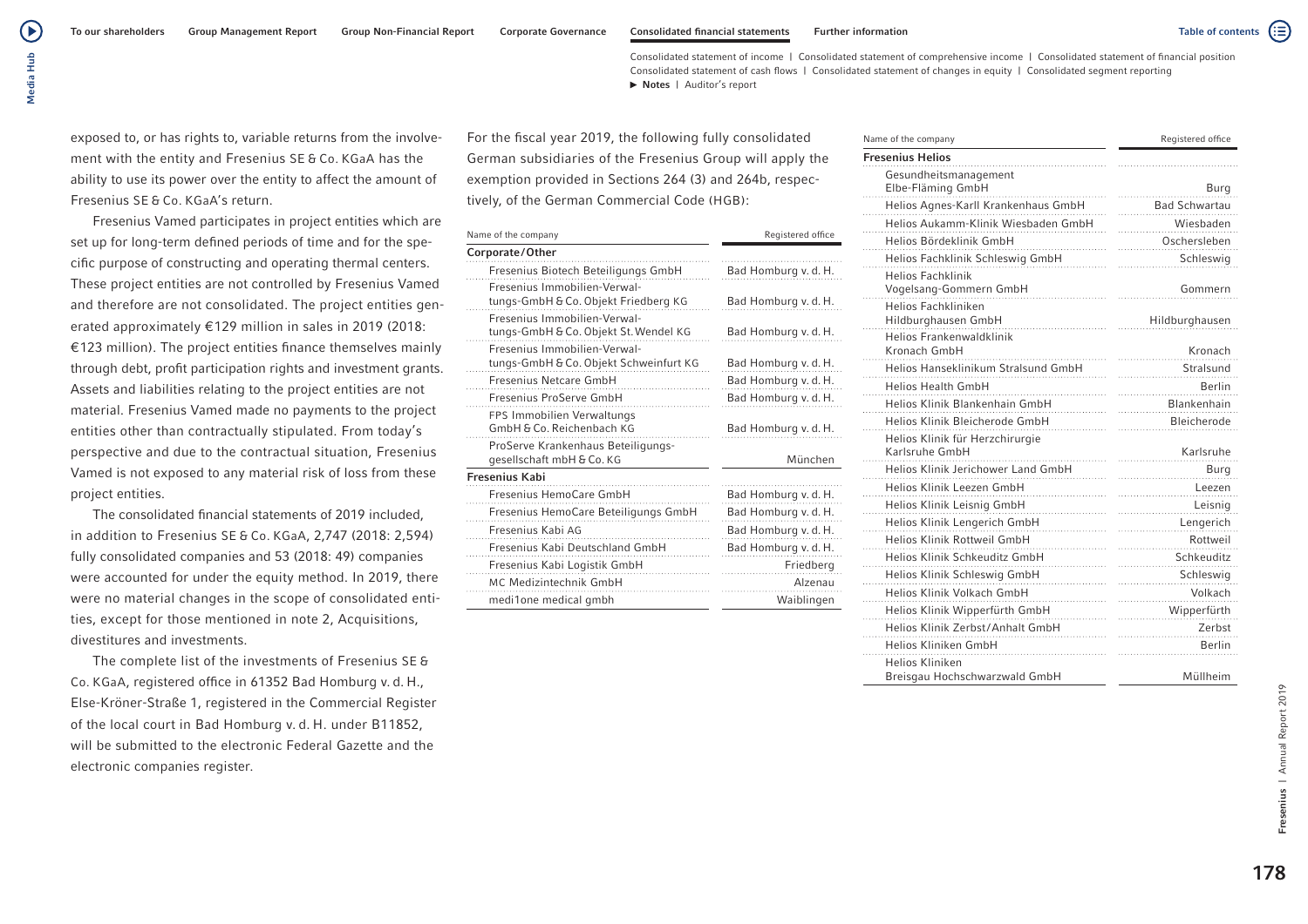exposed to, or has rights to, variable returns from the involvement with the entity and Fresenius SE & Co. KGaA has the ability to use its power over the entity to affect the amount of Fresenius SE & Co. KGaA's return.

Fresenius Vamed participates in project entities which are set up for long-term defined periods of time and for the specific purpose of constructing and operating thermal centers. These project entities are not controlled by Fresenius Vamed and therefore are not consolidated. The project entities generated approximately €129 million in sales in 2019 (2018: €123 million). The project entities finance themselves mainly through debt, profit participation rights and investment grants. Assets and liabilities relating to the project entities are not material. Fresenius Vamed made no payments to the project entities other than contractually stipulated. From today's perspective and due to the contractual situation, Fresenius Vamed is not exposed to any material risk of loss from these project entities.

The consolidated financial statements of 2019 included, in addition to Fresenius SE & Co. KGaA, 2,747 (2018: 2,594) fully consolidated companies and 53 (2018: 49) companies were accounted for under the equity method. In 2019, there were no material changes in the scope of consolidated entities, except for those mentioned in note 2, Acquisitions, divestitures and investments.

The complete list of the investments of Fresenius SE & Co. KGaA, registered office in 61352 Bad Homburg v. d. H., Else-Kröner-Straße 1, registered in the Commercial Register of the local court in Bad Homburg v. d. H. under B11852, will be submitted to the electronic Federal Gazette and the electronic companies register.

For the fiscal year 2019, the following fully consolidated German subsidiaries of the Fresenius Group will apply the exemption provided in Sections 264 (3) and 264b, respectively, of the German Commercial Code (HGB):

| Name of the company | Registered office |
|---|---|
| **Corporate/Other** | |
| Fresenius Biotech Beteiligungs GmbH | Bad Homburg v. d. H. |
| Fresenius Immobilien-Verwaltungs-GmbH & Co. Objekt Friedberg KG | Bad Homburg v. d. H. |
| Fresenius Immobilien-Verwaltungs-GmbH & Co. Objekt St. Wendel KG | Bad Homburg v. d. H. |
| Fresenius Immobilien-Verwaltungs-GmbH & Co. Objekt Schweinfurt KG | Bad Homburg v. d. H. |
| Fresenius Netcare GmbH | Bad Homburg v. d. H. |
| Fresenius ProServe GmbH | Bad Homburg v. d. H. |
| FPS Immobilien Verwaltungs GmbH & Co. Reichenbach KG | Bad Homburg v. d. H. |
| ProServe Krankenhaus Beteiligungsgesellschaft mbH & Co. KG | München |
| **Fresenius Kabi** | |
| Fresenius HemoCare GmbH | Bad Homburg v. d. H. |
| Fresenius HemoCare Beteiligungs GmbH | Bad Homburg v. d. H. |
| Fresenius Kabi AG | Bad Homburg v. d. H. |
| Fresenius Kabi Deutschland GmbH | Bad Homburg v. d. H. |
| Fresenius Kabi Logistik GmbH | Friedberg |
| MC Medizintechnik GmbH | Alzenau |
| medi1one medical gmbh | Waiblingen |

| Name of the company | Registered office |
|---|---|
| **Fresenius Helios** | |
| Gesundheitsmanagement Elbe-Fläming GmbH | Burg |
| Helios Agnes-Karll Krankenhaus GmbH | Bad Schwartau |
| Helios Aukamm-Klinik Wiesbaden GmbH | Wiesbaden |
| Helios Bördeklinik GmbH | Oschersleben |
| Helios Fachklinik Schleswig GmbH | Schleswig |
| Helios Fachklinik Vogelsang-Gommern GmbH | Gommern |
| Helios Fachkliniken Hildburghausen GmbH | Hildburghausen |
| Helios Frankenwaldklinik Kronach GmbH | Kronach |
| Helios Hanseklinikum Stralsund GmbH | Stralsund |
| Helios Health GmbH | Berlin |
| Helios Klinik Blankenhain GmbH | Blankenhain |
| Helios Klinik Bleicherode GmbH | Bleicherode |
| Helios Klinik für Herzchirurgie Karlsruhe GmbH | Karlsruhe |
| Helios Klinik Jerichower Land GmbH | Burg |
| Helios Klinik Leezen GmbH | Leezen |
| Helios Klinik Leisnig GmbH | Leisnig |
| Helios Klinik Lengerich GmbH | Lengerich |
| Helios Klinik Rottweil GmbH | Rottweil |
| Helios Klinik Schkeuditz GmbH | Schkeuditz |
| Helios Klinik Schleswig GmbH | Schleswig |
| Helios Klinik Volkach GmbH | Volkach |
| Helios Klinik Wipperfürth GmbH | Wipperfürth |
| Helios Klinik Zerbst/Anhalt GmbH | Zerbst |
| Helios Kliniken GmbH | Berlin |
| Helios Kliniken Breisgau Hochschwarzwald GmbH | Müllheim |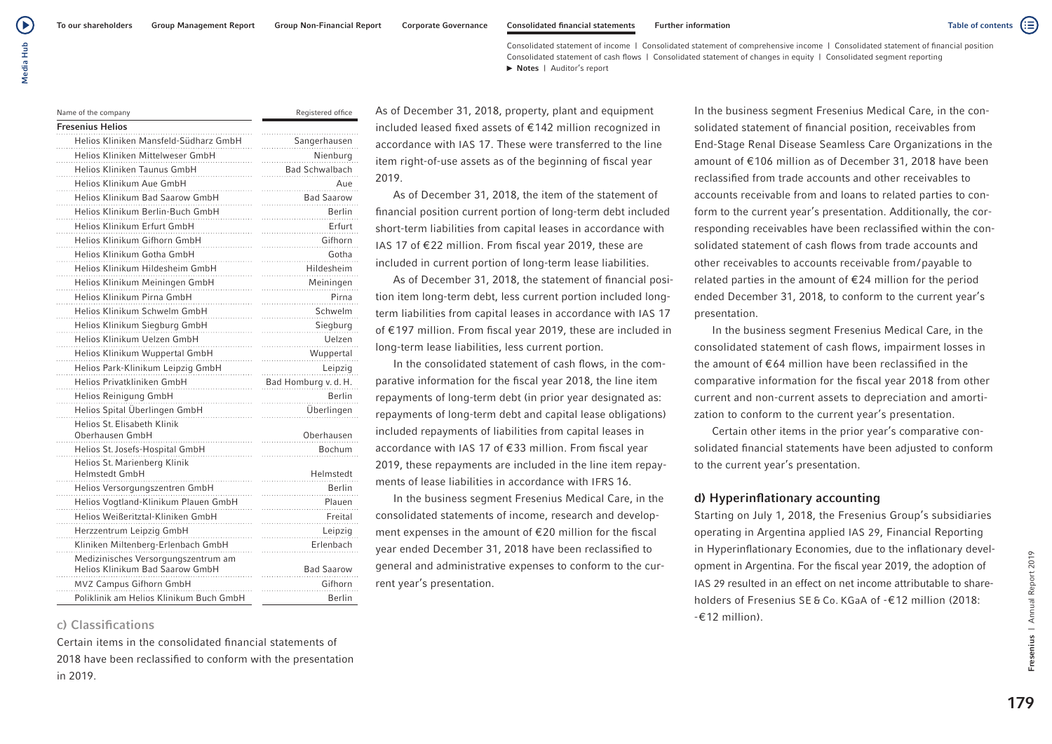| Name of the company | Registered office |
|---|---|
| **Fresenius Helios** | |
| Helios Kliniken Mansfeld-Südharz GmbH | Sangerhausen |
| Helios Kliniken Mittelweser GmbH | Nienburg |
| Helios Kliniken Taunus GmbH | Bad Schwalbach |
| Helios Klinikum Aue GmbH | Aue |
| Helios Klinikum Bad Saarow GmbH | Bad Saarow |
| Helios Klinikum Berlin-Buch GmbH | Berlin |
| Helios Klinikum Erfurt GmbH | Erfurt |
| Helios Klinikum Gifhorn GmbH | Gifhorn |
| Helios Klinikum Gotha GmbH | Gotha |
| Helios Klinikum Hildesheim GmbH | Hildesheim |
| Helios Klinikum Meiningen GmbH | Meiningen |
| Helios Klinikum Pirna GmbH | Pirna |
| Helios Klinikum Schwelm GmbH | Schwelm |
| Helios Klinikum Siegburg GmbH | Siegburg |
| Helios Klinikum Uelzen GmbH | Uelzen |
| Helios Klinikum Wuppertal GmbH | Wuppertal |
| Helios Park-Klinikum Leipzig GmbH | Leipzig |
| Helios Privatkliniken GmbH | Bad Homburg v. d. H. |
| Helios Reinigung GmbH | Berlin |
| Helios Spital Überlingen GmbH | Überlingen |
| Helios St. Elisabeth Klinik Oberhausen GmbH | Oberhausen |
| Helios St. Josefs-Hospital GmbH | Bochum |
| Helios St. Marienberg Klinik Helmstedt GmbH | Helmstedt |
| Helios Versorgungszentren GmbH | Berlin |
| Helios Vogtland-Klinikum Plauen GmbH | Plauen |
| Helios Weißeritztal-Kliniken GmbH | Freital |
| Herzzentrum Leipzig GmbH | Leipzig |
| Kliniken Miltenberg-Erlenbach GmbH | Erlenbach |
| Medizinisches Versorgungszentrum am Helios Klinikum Bad Saarow GmbH | Bad Saarow |
| MVZ Campus Gifhorn GmbH | Gifhorn |
| Poliklinik am Helios Klinikum Buch GmbH | Berlin |

### c) Classifications

Certain items in the consolidated financial statements of 2018 have been reclassified to conform with the presentation in 2019.

As of December 31, 2018, property, plant and equipment included leased fixed assets of €142 million recognized in accordance with IAS 17. These were transferred to the line item right-of-use assets as of the beginning of fiscal year 2019.

As of December 31, 2018, the item of the statement of financial position current portion of long-term debt included short-term liabilities from capital leases in accordance with IAS 17 of €22 million. From fiscal year 2019, these are included in current portion of long-term lease liabilities.

As of December 31, 2018, the statement of financial position item long-term debt, less current portion included long-term liabilities from capital leases in accordance with IAS 17 of €197 million. From fiscal year 2019, these are included in long-term lease liabilities, less current portion.

In the consolidated statement of cash flows, in the comparative information for the fiscal year 2018, the line item repayments of long-term debt (in prior year designated as: repayments of long-term debt and capital lease obligations) included repayments of liabilities from capital leases in accordance with IAS 17 of €33 million. From fiscal year 2019, these repayments are included in the line item repayments of lease liabilities in accordance with IFRS 16.

In the business segment Fresenius Medical Care, in the consolidated statements of income, research and development expenses in the amount of €20 million for the fiscal year ended December 31, 2018 have been reclassified to general and administrative expenses to conform to the current year's presentation.

In the business segment Fresenius Medical Care, in the consolidated statement of financial position, receivables from End-Stage Renal Disease Seamless Care Organizations in the amount of €106 million as of December 31, 2018 have been reclassified from trade accounts and other receivables to accounts receivable from and loans to related parties to conform to the current year's presentation. Additionally, the corresponding receivables have been reclassified within the consolidated statement of cash flows from trade accounts and other receivables to accounts receivable from/payable to related parties in the amount of €24 million for the period ended December 31, 2018, to conform to the current year's presentation.

In the business segment Fresenius Medical Care, in the consolidated statement of cash flows, impairment losses in the amount of €64 million have been reclassified in the comparative information for the fiscal year 2018 from other current and non-current assets to depreciation and amortization to conform to the current year's presentation.

Certain other items in the prior year's comparative consolidated financial statements have been adjusted to conform to the current year's presentation.

### d) Hyperinflationary accounting

Starting on July 1, 2018, the Fresenius Group's subsidiaries operating in Argentina applied IAS 29, Financial Reporting in Hyperinflationary Economies, due to the inflationary development in Argentina. For the fiscal year 2019, the adoption of IAS 29 resulted in an effect on net income attributable to shareholders of Fresenius SE & Co. KGaA of -€12 million (2018: -€12 million).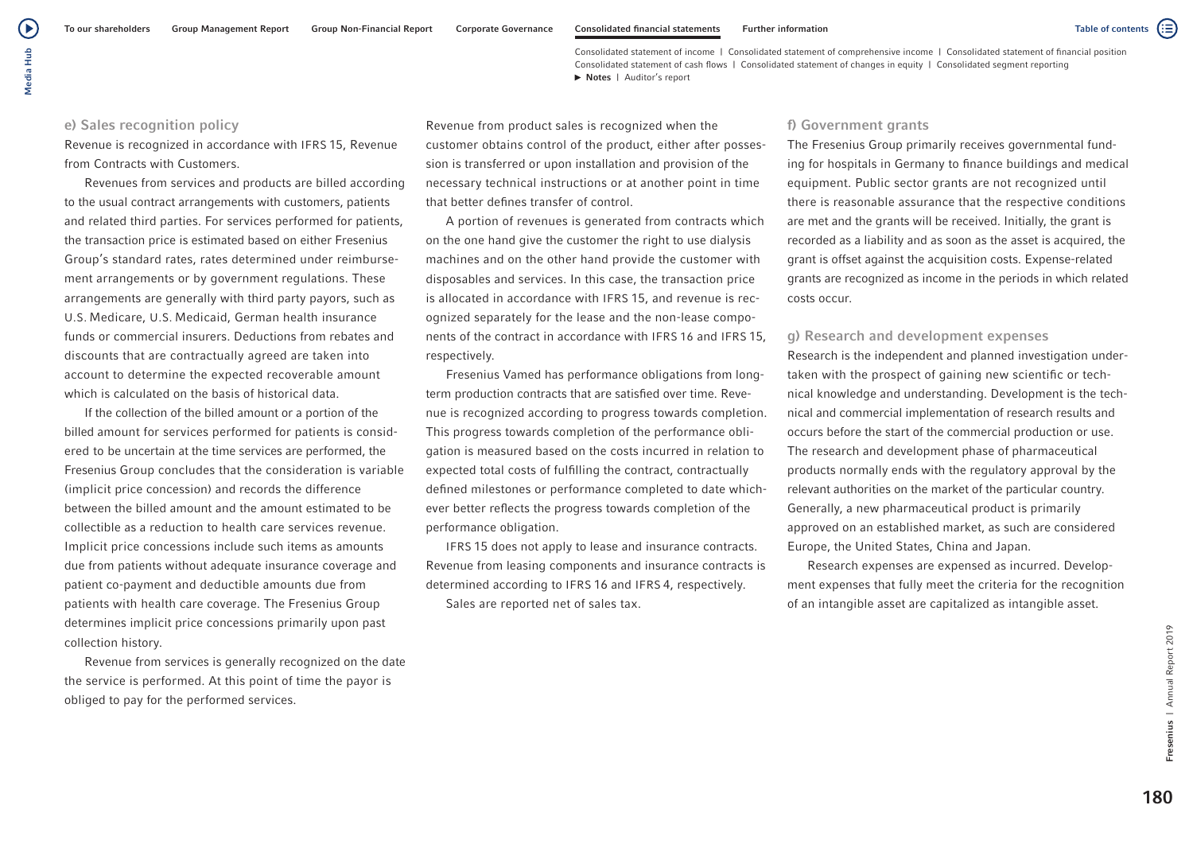### e) Sales recognition policy

Revenue is recognized in accordance with IFRS 15, Revenue from Contracts with Customers.

Revenues from services and products are billed according to the usual contract arrangements with customers, patients and related third parties. For services performed for patients, the transaction price is estimated based on either Fresenius Group's standard rates, rates determined under reimbursement arrangements or by government regulations. These arrangements are generally with third party payors, such as U.S. Medicare, U.S. Medicaid, German health insurance funds or commercial insurers. Deductions from rebates and discounts that are contractually agreed are taken into account to determine the expected recoverable amount which is calculated on the basis of historical data.

If the collection of the billed amount or a portion of the billed amount for services performed for patients is considered to be uncertain at the time services are performed, the Fresenius Group concludes that the consideration is variable (implicit price concession) and records the difference between the billed amount and the amount estimated to be collectible as a reduction to health care services revenue. Implicit price concessions include such items as amounts due from patients without adequate insurance coverage and patient co-payment and deductible amounts due from patients with health care coverage. The Fresenius Group determines implicit price concessions primarily upon past collection history.

Revenue from services is generally recognized on the date the service is performed. At this point of time the payor is obliged to pay for the performed services.

Revenue from product sales is recognized when the customer obtains control of the product, either after possession is transferred or upon installation and provision of the necessary technical instructions or at another point in time that better defines transfer of control.

A portion of revenues is generated from contracts which on the one hand give the customer the right to use dialysis machines and on the other hand provide the customer with disposables and services. In this case, the transaction price is allocated in accordance with IFRS 15, and revenue is recognized separately for the lease and the non-lease components of the contract in accordance with IFRS 16 and IFRS 15, respectively.

Fresenius Vamed has performance obligations from long-term production contracts that are satisfied over time. Revenue is recognized according to progress towards completion. This progress towards completion of the performance obligation is measured based on the costs incurred in relation to expected total costs of fulfilling the contract, contractually defined milestones or performance completed to date whichever better reflects the progress towards completion of the performance obligation.

IFRS 15 does not apply to lease and insurance contracts. Revenue from leasing components and insurance contracts is determined according to IFRS 16 and IFRS 4, respectively.

Sales are reported net of sales tax.

### f) Government grants

The Fresenius Group primarily receives governmental funding for hospitals in Germany to finance buildings and medical equipment. Public sector grants are not recognized until there is reasonable assurance that the respective conditions are met and the grants will be received. Initially, the grant is recorded as a liability and as soon as the asset is acquired, the grant is offset against the acquisition costs. Expense-related grants are recognized as income in the periods in which related costs occur.

### g) Research and development expenses

Research is the independent and planned investigation undertaken with the prospect of gaining new scientific or technical knowledge and understanding. Development is the technical and commercial implementation of research results and occurs before the start of the commercial production or use. The research and development phase of pharmaceutical products normally ends with the regulatory approval by the relevant authorities on the market of the particular country. Generally, a new pharmaceutical product is primarily approved on an established market, as such are considered Europe, the United States, China and Japan.

Research expenses are expensed as incurred. Development expenses that fully meet the criteria for the recognition of an intangible asset are capitalized as intangible asset.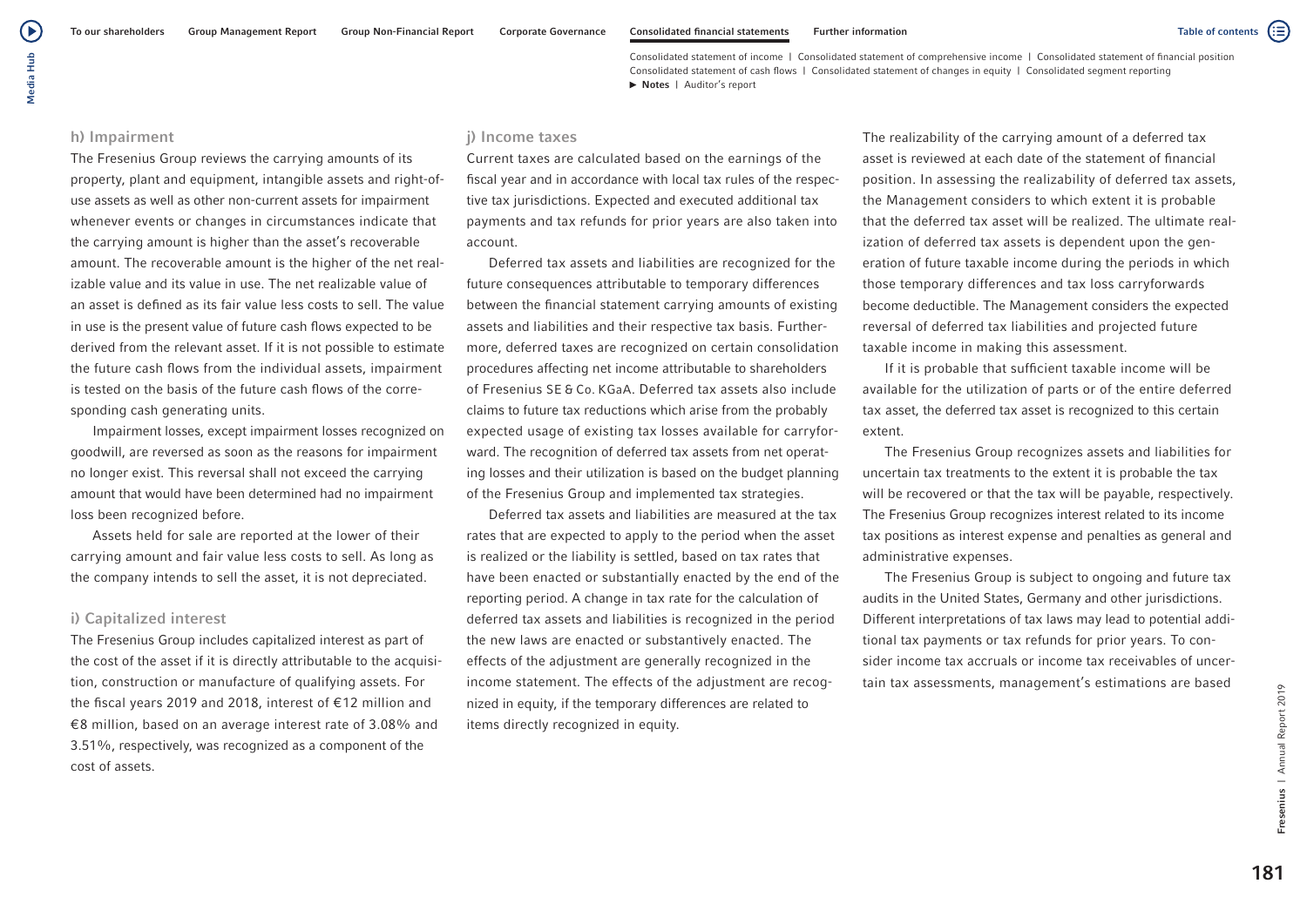## h) Impairment

The Fresenius Group reviews the carrying amounts of its property, plant and equipment, intangible assets and right-of-use assets as well as other non-current assets for impairment whenever events or changes in circumstances indicate that the carrying amount is higher than the asset's recoverable amount. The recoverable amount is the higher of the net realizable value and its value in use. The net realizable value of an asset is defined as its fair value less costs to sell. The value in use is the present value of future cash flows expected to be derived from the relevant asset. If it is not possible to estimate the future cash flows from the individual assets, impairment is tested on the basis of the future cash flows of the corresponding cash generating units.

Impairment losses, except impairment losses recognized on goodwill, are reversed as soon as the reasons for impairment no longer exist. This reversal shall not exceed the carrying amount that would have been determined had no impairment loss been recognized before.

Assets held for sale are reported at the lower of their carrying amount and fair value less costs to sell. As long as the company intends to sell the asset, it is not depreciated.

## i) Capitalized interest

The Fresenius Group includes capitalized interest as part of the cost of the asset if it is directly attributable to the acquisition, construction or manufacture of qualifying assets. For the fiscal years 2019 and 2018, interest of €12 million and €8 million, based on an average interest rate of 3.08% and 3.51%, respectively, was recognized as a component of the cost of assets.

## j) Income taxes

Current taxes are calculated based on the earnings of the fiscal year and in accordance with local tax rules of the respective tax jurisdictions. Expected and executed additional tax payments and tax refunds for prior years are also taken into account.

Deferred tax assets and liabilities are recognized for the future consequences attributable to temporary differences between the financial statement carrying amounts of existing assets and liabilities and their respective tax basis. Furthermore, deferred taxes are recognized on certain consolidation procedures affecting net income attributable to shareholders of Fresenius SE & Co. KGaA. Deferred tax assets also include claims to future tax reductions which arise from the probably expected usage of existing tax losses available for carryforward. The recognition of deferred tax assets from net operating losses and their utilization is based on the budget planning of the Fresenius Group and implemented tax strategies.

Deferred tax assets and liabilities are measured at the tax rates that are expected to apply to the period when the asset is realized or the liability is settled, based on tax rates that have been enacted or substantially enacted by the end of the reporting period. A change in tax rate for the calculation of deferred tax assets and liabilities is recognized in the period the new laws are enacted or substantively enacted. The effects of the adjustment are generally recognized in the income statement. The effects of the adjustment are recognized in equity, if the temporary differences are related to items directly recognized in equity.

The realizability of the carrying amount of a deferred tax asset is reviewed at each date of the statement of financial position. In assessing the realizability of deferred tax assets, the Management considers to which extent it is probable that the deferred tax asset will be realized. The ultimate realization of deferred tax assets is dependent upon the generation of future taxable income during the periods in which those temporary differences and tax loss carryforwards become deductible. The Management considers the expected reversal of deferred tax liabilities and projected future taxable income in making this assessment.

If it is probable that sufficient taxable income will be available for the utilization of parts or of the entire deferred tax asset, the deferred tax asset is recognized to this certain extent.

The Fresenius Group recognizes assets and liabilities for uncertain tax treatments to the extent it is probable the tax will be recovered or that the tax will be payable, respectively. The Fresenius Group recognizes interest related to its income tax positions as interest expense and penalties as general and administrative expenses.

The Fresenius Group is subject to ongoing and future tax audits in the United States, Germany and other jurisdictions. Different interpretations of tax laws may lead to potential additional tax payments or tax refunds for prior years. To consider income tax accruals or income tax receivables of uncertain tax assessments, management's estimations are based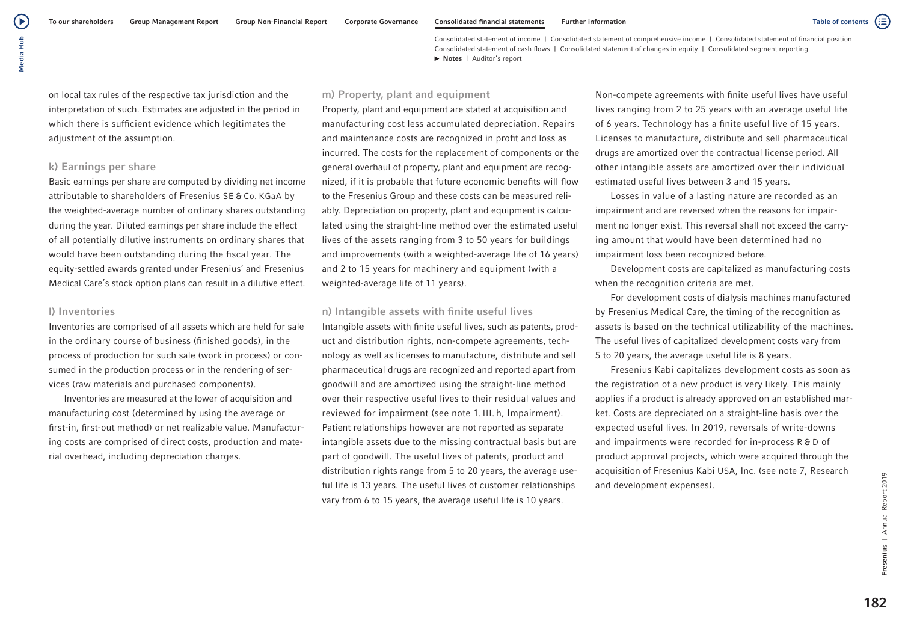on local tax rules of the respective tax jurisdiction and the interpretation of such. Estimates are adjusted in the period in which there is sufficient evidence which legitimates the adjustment of the assumption.

### k) Earnings per share

Basic earnings per share are computed by dividing net income attributable to shareholders of Fresenius SE & Co. KGaA by the weighted-average number of ordinary shares outstanding during the year. Diluted earnings per share include the effect of all potentially dilutive instruments on ordinary shares that would have been outstanding during the fiscal year. The equity-settled awards granted under Fresenius' and Fresenius Medical Care's stock option plans can result in a dilutive effect.

### l) Inventories

Inventories are comprised of all assets which are held for sale in the ordinary course of business (finished goods), in the process of production for such sale (work in process) or consumed in the production process or in the rendering of services (raw materials and purchased components).

Inventories are measured at the lower of acquisition and manufacturing cost (determined by using the average or first-in, first-out method) or net realizable value. Manufacturing costs are comprised of direct costs, production and material overhead, including depreciation charges.

### m) Property, plant and equipment

Property, plant and equipment are stated at acquisition and manufacturing cost less accumulated depreciation. Repairs and maintenance costs are recognized in profit and loss as incurred. The costs for the replacement of components or the general overhaul of property, plant and equipment are recognized, if it is probable that future economic benefits will flow to the Fresenius Group and these costs can be measured reliably. Depreciation on property, plant and equipment is calculated using the straight-line method over the estimated useful lives of the assets ranging from 3 to 50 years for buildings and improvements (with a weighted-average life of 16 years) and 2 to 15 years for machinery and equipment (with a weighted-average life of 11 years).

### n) Intangible assets with finite useful lives

Intangible assets with finite useful lives, such as patents, product and distribution rights, non-compete agreements, technology as well as licenses to manufacture, distribute and sell pharmaceutical drugs are recognized and reported apart from goodwill and are amortized using the straight-line method over their respective useful lives to their residual values and reviewed for impairment (see note 1. III. h, Impairment). Patient relationships however are not reported as separate intangible assets due to the missing contractual basis but are part of goodwill. The useful lives of patents, product and distribution rights range from 5 to 20 years, the average useful life is 13 years. The useful lives of customer relationships vary from 6 to 15 years, the average useful life is 10 years. Non-compete agreements with finite useful lives have useful lives ranging from 2 to 25 years with an average useful life of 6 years. Technology has a finite useful live of 15 years. Licenses to manufacture, distribute and sell pharmaceutical drugs are amortized over the contractual license period. All other intangible assets are amortized over their individual estimated useful lives between 3 and 15 years.

Losses in value of a lasting nature are recorded as an impairment and are reversed when the reasons for impairment no longer exist. This reversal shall not exceed the carrying amount that would have been determined had no impairment loss been recognized before.

Development costs are capitalized as manufacturing costs when the recognition criteria are met.

For development costs of dialysis machines manufactured by Fresenius Medical Care, the timing of the recognition as assets is based on the technical utilizability of the machines. The useful lives of capitalized development costs vary from 5 to 20 years, the average useful life is 8 years.

Fresenius Kabi capitalizes development costs as soon as the registration of a new product is very likely. This mainly applies if a product is already approved on an established market. Costs are depreciated on a straight-line basis over the expected useful lives. In 2019, reversals of write-downs and impairments were recorded for in-process R & D of product approval projects, which were acquired through the acquisition of Fresenius Kabi USA, Inc. (see note 7, Research and development expenses).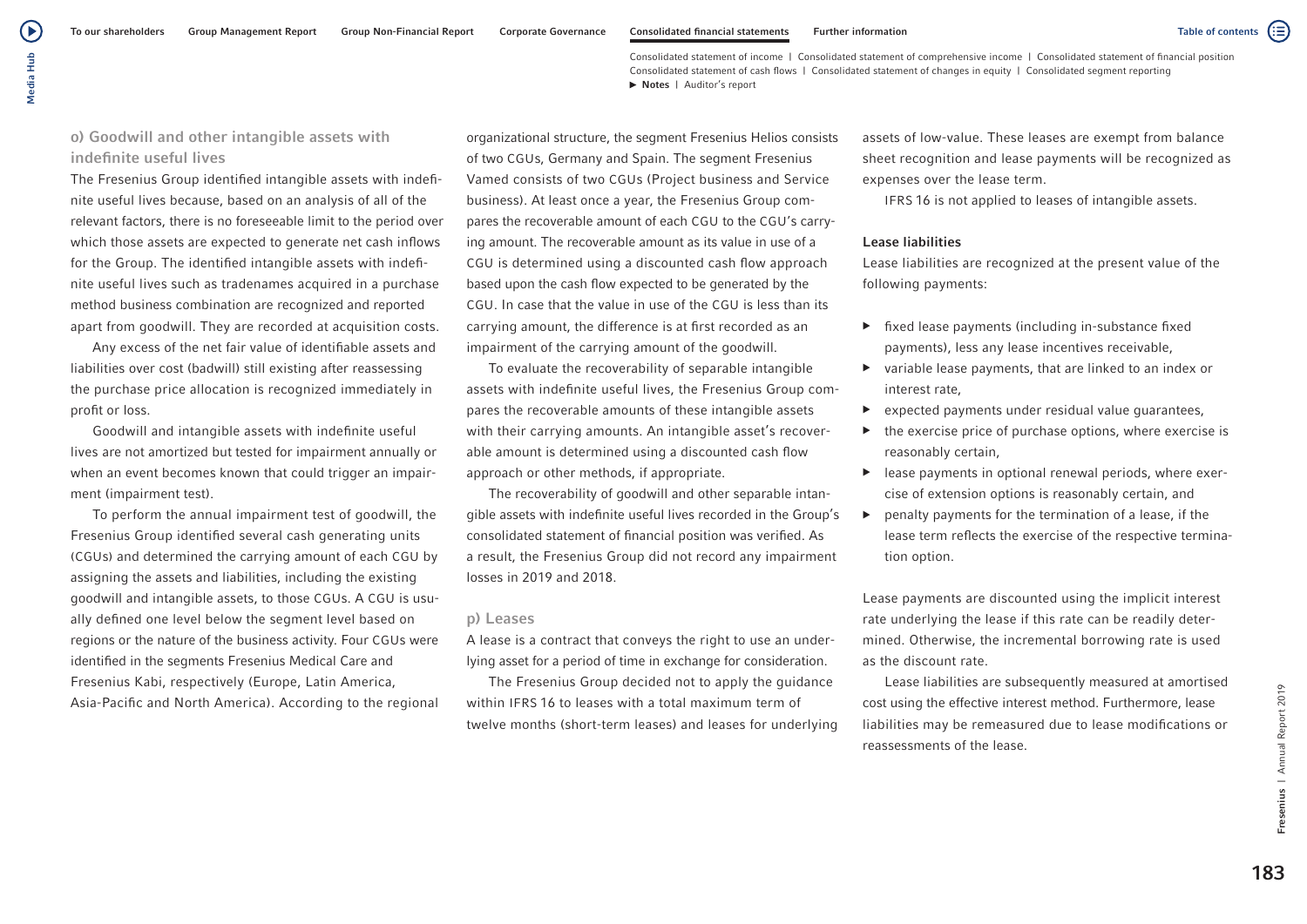### o) Goodwill and other intangible assets with indefinite useful lives

The Fresenius Group identified intangible assets with indefinite useful lives because, based on an analysis of all of the relevant factors, there is no foreseeable limit to the period over which those assets are expected to generate net cash inflows for the Group. The identified intangible assets with indefinite useful lives such as tradenames acquired in a purchase method business combination are recognized and reported apart from goodwill. They are recorded at acquisition costs.

Any excess of the net fair value of identifiable assets and liabilities over cost (badwill) still existing after reassessing the purchase price allocation is recognized immediately in profit or loss.

Goodwill and intangible assets with indefinite useful lives are not amortized but tested for impairment annually or when an event becomes known that could trigger an impairment (impairment test).

To perform the annual impairment test of goodwill, the Fresenius Group identified several cash generating units (CGUs) and determined the carrying amount of each CGU by assigning the assets and liabilities, including the existing goodwill and intangible assets, to those CGUs. A CGU is usually defined one level below the segment level based on regions or the nature of the business activity. Four CGUs were identified in the segments Fresenius Medical Care and Fresenius Kabi, respectively (Europe, Latin America, Asia-Pacific and North America). According to the regional organizational structure, the segment Fresenius Helios consists of two CGUs, Germany and Spain. The segment Fresenius Vamed consists of two CGUs (Project business and Service business). At least once a year, the Fresenius Group compares the recoverable amount of each CGU to the CGU's carrying amount. The recoverable amount as its value in use of a CGU is determined using a discounted cash flow approach based upon the cash flow expected to be generated by the CGU. In case that the value in use of the CGU is less than its carrying amount, the difference is at first recorded as an impairment of the carrying amount of the goodwill.

To evaluate the recoverability of separable intangible assets with indefinite useful lives, the Fresenius Group compares the recoverable amounts of these intangible assets with their carrying amounts. An intangible asset's recoverable amount is determined using a discounted cash flow approach or other methods, if appropriate.

The recoverability of goodwill and other separable intangible assets with indefinite useful lives recorded in the Group's consolidated statement of financial position was verified. As a result, the Fresenius Group did not record any impairment losses in 2019 and 2018.

### p) Leases

A lease is a contract that conveys the right to use an underlying asset for a period of time in exchange for consideration.

The Fresenius Group decided not to apply the guidance within IFRS 16 to leases with a total maximum term of twelve months (short-term leases) and leases for underlying assets of low-value. These leases are exempt from balance sheet recognition and lease payments will be recognized as expenses over the lease term.

IFRS 16 is not applied to leases of intangible assets.

**Lease liabilities**

Lease liabilities are recognized at the present value of the following payments:

- fixed lease payments (including in-substance fixed payments), less any lease incentives receivable,
- variable lease payments, that are linked to an index or interest rate,
- expected payments under residual value guarantees,
- the exercise price of purchase options, where exercise is reasonably certain,
- lease payments in optional renewal periods, where exercise of extension options is reasonably certain, and
- penalty payments for the termination of a lease, if the lease term reflects the exercise of the respective termination option.

Lease payments are discounted using the implicit interest rate underlying the lease if this rate can be readily determined. Otherwise, the incremental borrowing rate is used as the discount rate.

Lease liabilities are subsequently measured at amortised cost using the effective interest method. Furthermore, lease liabilities may be remeasured due to lease modifications or reassessments of the lease.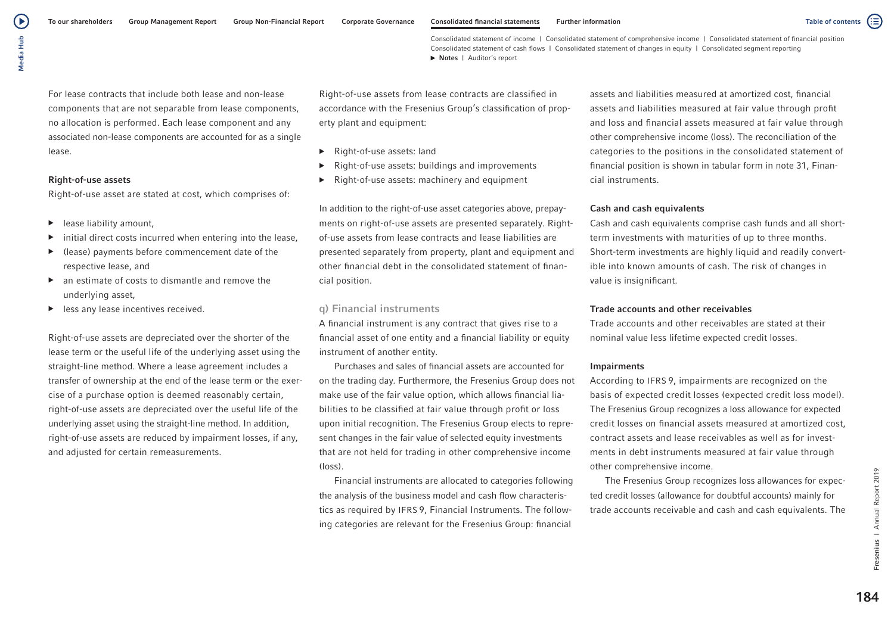For lease contracts that include both lease and non-lease components that are not separable from lease components, no allocation is performed. Each lease component and any associated non-lease components are accounted for as a single lease.

**Right-of-use assets**

Right-of-use asset are stated at cost, which comprises of:

- lease liability amount,
- initial direct costs incurred when entering into the lease,
- (lease) payments before commencement date of the respective lease, and
- an estimate of costs to dismantle and remove the underlying asset,
- less any lease incentives received.

Right-of-use assets are depreciated over the shorter of the lease term or the useful life of the underlying asset using the straight-line method. Where a lease agreement includes a transfer of ownership at the end of the lease term or the exercise of a purchase option is deemed reasonably certain, right-of-use assets are depreciated over the useful life of the underlying asset using the straight-line method. In addition, right-of-use assets are reduced by impairment losses, if any, and adjusted for certain remeasurements.

Right-of-use assets from lease contracts are classified in accordance with the Fresenius Group's classification of property plant and equipment:

- Right-of-use assets: land
- Right-of-use assets: buildings and improvements
- Right-of-use assets: machinery and equipment

In addition to the right-of-use asset categories above, prepayments on right-of-use assets are presented separately. Right-of-use assets from lease contracts and lease liabilities are presented separately from property, plant and equipment and other financial debt in the consolidated statement of financial position.

### q) Financial instruments

A financial instrument is any contract that gives rise to a financial asset of one entity and a financial liability or equity instrument of another entity.

Purchases and sales of financial assets are accounted for on the trading day. Furthermore, the Fresenius Group does not make use of the fair value option, which allows financial liabilities to be classified at fair value through profit or loss upon initial recognition. The Fresenius Group elects to represent changes in the fair value of selected equity investments that are not held for trading in other comprehensive income (loss).

Financial instruments are allocated to categories following the analysis of the business model and cash flow characteristics as required by IFRS 9, Financial Instruments. The following categories are relevant for the Fresenius Group: financial assets and liabilities measured at amortized cost, financial assets and liabilities measured at fair value through profit and loss and financial assets measured at fair value through other comprehensive income (loss). The reconciliation of the categories to the positions in the consolidated statement of financial position is shown in tabular form in note 31, Financial instruments.

**Cash and cash equivalents**

Cash and cash equivalents comprise cash funds and all short-term investments with maturities of up to three months. Short-term investments are highly liquid and readily convertible into known amounts of cash. The risk of changes in value is insignificant.

**Trade accounts and other receivables**

Trade accounts and other receivables are stated at their nominal value less lifetime expected credit losses.

**Impairments**

According to IFRS 9, impairments are recognized on the basis of expected credit losses (expected credit loss model). The Fresenius Group recognizes a loss allowance for expected credit losses on financial assets measured at amortized cost, contract assets and lease receivables as well as for investments in debt instruments measured at fair value through other comprehensive income.

The Fresenius Group recognizes loss allowances for expected credit losses (allowance for doubtful accounts) mainly for trade accounts receivable and cash and cash equivalents. The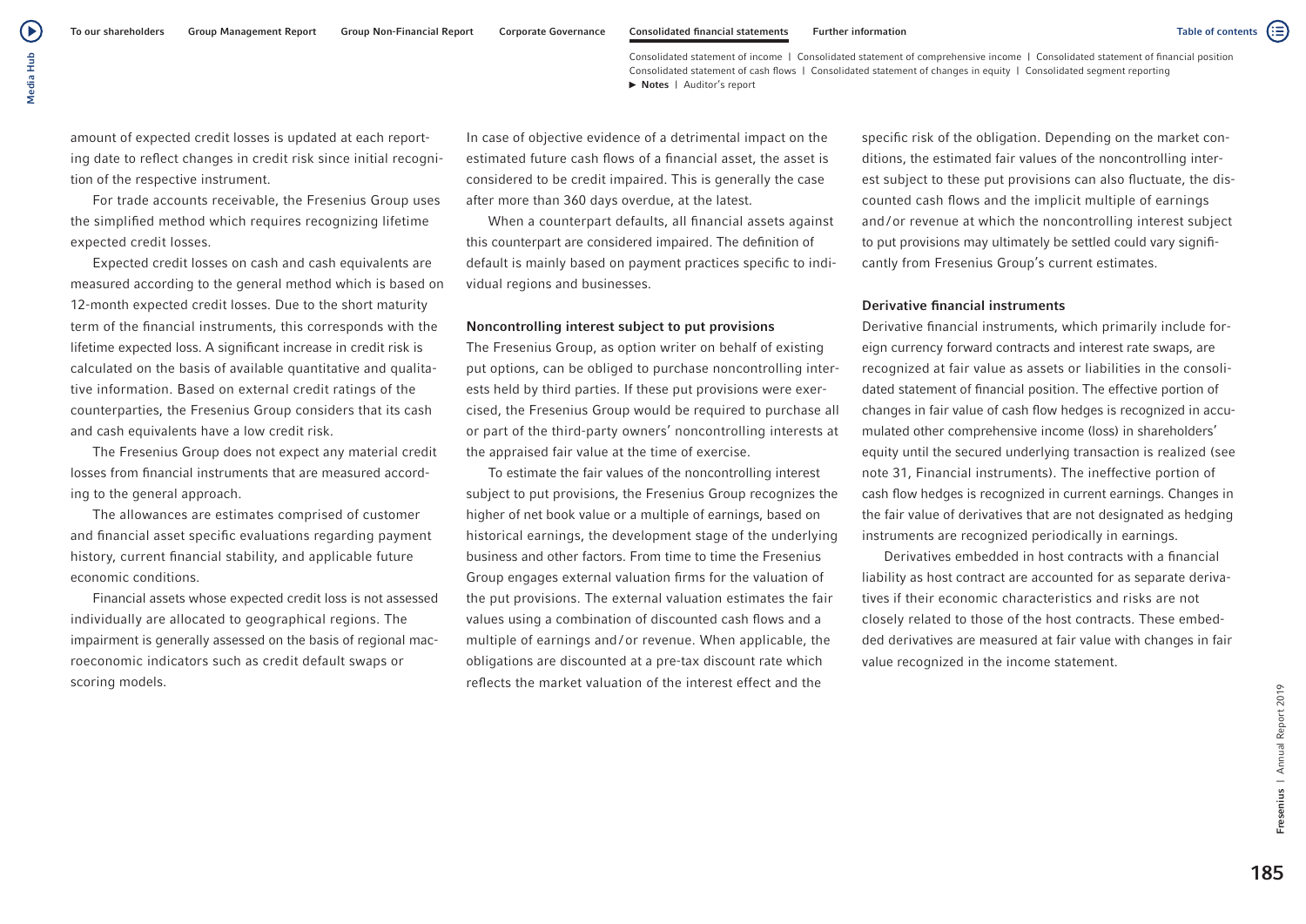amount of expected credit losses is updated at each reporting date to reflect changes in credit risk since initial recognition of the respective instrument.

For trade accounts receivable, the Fresenius Group uses the simplified method which requires recognizing lifetime expected credit losses.

Expected credit losses on cash and cash equivalents are measured according to the general method which is based on 12-month expected credit losses. Due to the short maturity term of the financial instruments, this corresponds with the lifetime expected loss. A significant increase in credit risk is calculated on the basis of available quantitative and qualitative information. Based on external credit ratings of the counterparties, the Fresenius Group considers that its cash and cash equivalents have a low credit risk.

The Fresenius Group does not expect any material credit losses from financial instruments that are measured according to the general approach.

The allowances are estimates comprised of customer and financial asset specific evaluations regarding payment history, current financial stability, and applicable future economic conditions.

Financial assets whose expected credit loss is not assessed individually are allocated to geographical regions. The impairment is generally assessed on the basis of regional macroeconomic indicators such as credit default swaps or scoring models.

In case of objective evidence of a detrimental impact on the estimated future cash flows of a financial asset, the asset is considered to be credit impaired. This is generally the case after more than 360 days overdue, at the latest.

When a counterpart defaults, all financial assets against this counterpart are considered impaired. The definition of default is mainly based on payment practices specific to individual regions and businesses.

### Noncontrolling interest subject to put provisions

The Fresenius Group, as option writer on behalf of existing put options, can be obliged to purchase noncontrolling interests held by third parties. If these put provisions were exercised, the Fresenius Group would be required to purchase all or part of the third-party owners' noncontrolling interests at the appraised fair value at the time of exercise.

To estimate the fair values of the noncontrolling interest subject to put provisions, the Fresenius Group recognizes the higher of net book value or a multiple of earnings, based on historical earnings, the development stage of the underlying business and other factors. From time to time the Fresenius Group engages external valuation firms for the valuation of the put provisions. The external valuation estimates the fair values using a combination of discounted cash flows and a multiple of earnings and/or revenue. When applicable, the obligations are discounted at a pre-tax discount rate which reflects the market valuation of the interest effect and the specific risk of the obligation. Depending on the market conditions, the estimated fair values of the noncontrolling interest subject to these put provisions can also fluctuate, the discounted cash flows and the implicit multiple of earnings and/or revenue at which the noncontrolling interest subject to put provisions may ultimately be settled could vary significantly from Fresenius Group's current estimates.

### Derivative financial instruments

Derivative financial instruments, which primarily include foreign currency forward contracts and interest rate swaps, are recognized at fair value as assets or liabilities in the consolidated statement of financial position. The effective portion of changes in fair value of cash flow hedges is recognized in accumulated other comprehensive income (loss) in shareholders' equity until the secured underlying transaction is realized (see note 31, Financial instruments). The ineffective portion of cash flow hedges is recognized in current earnings. Changes in the fair value of derivatives that are not designated as hedging instruments are recognized periodically in earnings.

Derivatives embedded in host contracts with a financial liability as host contract are accounted for as separate derivatives if their economic characteristics and risks are not closely related to those of the host contracts. These embedded derivatives are measured at fair value with changes in fair value recognized in the income statement.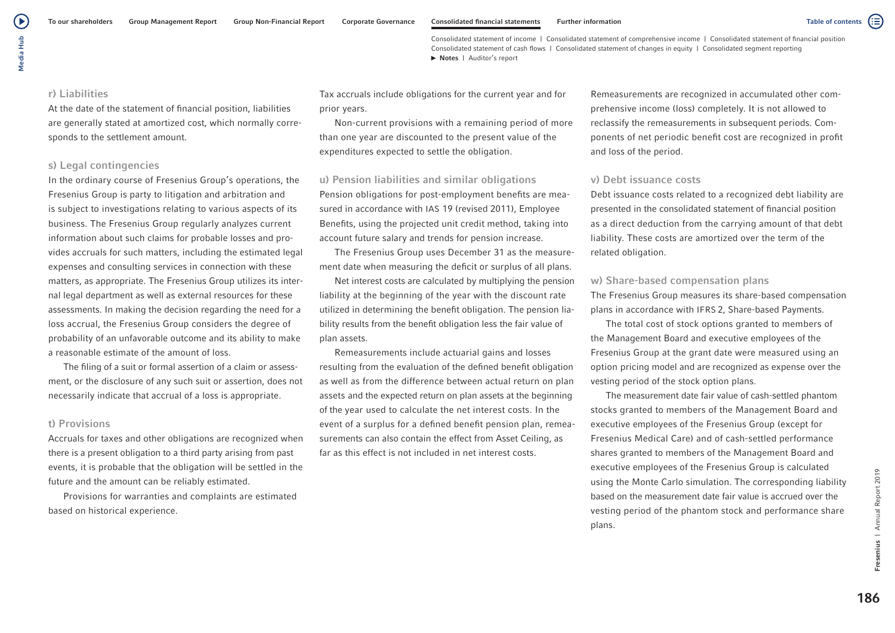### r) Liabilities

At the date of the statement of financial position, liabilities are generally stated at amortized cost, which normally corresponds to the settlement amount.

### s) Legal contingencies

In the ordinary course of Fresenius Group's operations, the Fresenius Group is party to litigation and arbitration and is subject to investigations relating to various aspects of its business. The Fresenius Group regularly analyzes current information about such claims for probable losses and provides accruals for such matters, including the estimated legal expenses and consulting services in connection with these matters, as appropriate. The Fresenius Group utilizes its internal legal department as well as external resources for these assessments. In making the decision regarding the need for a loss accrual, the Fresenius Group considers the degree of probability of an unfavorable outcome and its ability to make a reasonable estimate of the amount of loss.

The filing of a suit or formal assertion of a claim or assessment, or the disclosure of any such suit or assertion, does not necessarily indicate that accrual of a loss is appropriate.

### t) Provisions

Accruals for taxes and other obligations are recognized when there is a present obligation to a third party arising from past events, it is probable that the obligation will be settled in the future and the amount can be reliably estimated.

Provisions for warranties and complaints are estimated based on historical experience.

Tax accruals include obligations for the current year and for prior years.

Non-current provisions with a remaining period of more than one year are discounted to the present value of the expenditures expected to settle the obligation.

### u) Pension liabilities and similar obligations

Pension obligations for post-employment benefits are measured in accordance with IAS 19 (revised 2011), Employee Benefits, using the projected unit credit method, taking into account future salary and trends for pension increase.

The Fresenius Group uses December 31 as the measurement date when measuring the deficit or surplus of all plans.

Net interest costs are calculated by multiplying the pension liability at the beginning of the year with the discount rate utilized in determining the benefit obligation. The pension liability results from the benefit obligation less the fair value of plan assets.

Remeasurements include actuarial gains and losses resulting from the evaluation of the defined benefit obligation as well as from the difference between actual return on plan assets and the expected return on plan assets at the beginning of the year used to calculate the net interest costs. In the event of a surplus for a defined benefit pension plan, remeasurements can also contain the effect from Asset Ceiling, as far as this effect is not included in net interest costs.

Remeasurements are recognized in accumulated other comprehensive income (loss) completely. It is not allowed to reclassify the remeasurements in subsequent periods. Components of net periodic benefit cost are recognized in profit and loss of the period.

### v) Debt issuance costs

Debt issuance costs related to a recognized debt liability are presented in the consolidated statement of financial position as a direct deduction from the carrying amount of that debt liability. These costs are amortized over the term of the related obligation.

### w) Share-based compensation plans

The Fresenius Group measures its share-based compensation plans in accordance with IFRS 2, Share-based Payments.

The total cost of stock options granted to members of the Management Board and executive employees of the Fresenius Group at the grant date were measured using an option pricing model and are recognized as expense over the vesting period of the stock option plans.

The measurement date fair value of cash-settled phantom stocks granted to members of the Management Board and executive employees of the Fresenius Group (except for Fresenius Medical Care) and of cash-settled performance shares granted to members of the Management Board and executive employees of the Fresenius Group is calculated using the Monte Carlo simulation. The corresponding liability based on the measurement date fair value is accrued over the vesting period of the phantom stock and performance share plans.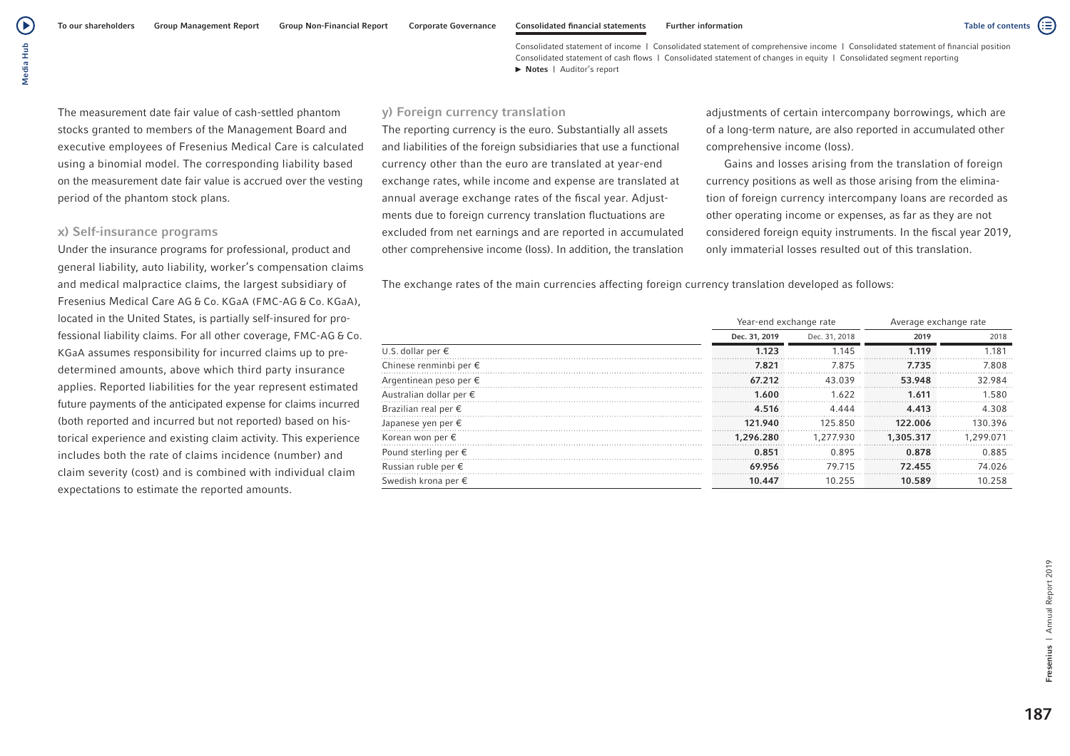The measurement date fair value of cash-settled phantom stocks granted to members of the Management Board and executive employees of Fresenius Medical Care is calculated using a binomial model. The corresponding liability based on the measurement date fair value is accrued over the vesting period of the phantom stock plans.

### x) Self-insurance programs

Under the insurance programs for professional, product and general liability, auto liability, worker's compensation claims and medical malpractice claims, the largest subsidiary of Fresenius Medical Care AG & Co. KGaA (FMC-AG & Co. KGaA), located in the United States, is partially self-insured for professional liability claims. For all other coverage, FMC-AG & Co. KGaA assumes responsibility for incurred claims up to predetermined amounts, above which third party insurance applies. Reported liabilities for the year represent estimated future payments of the anticipated expense for claims incurred (both reported and incurred but not reported) based on historical experience and existing claim activity. This experience includes both the rate of claims incidence (number) and claim severity (cost) and is combined with individual claim expectations to estimate the reported amounts.

### y) Foreign currency translation

The reporting currency is the euro. Substantially all assets and liabilities of the foreign subsidiaries that use a functional currency other than the euro are translated at year-end exchange rates, while income and expense are translated at annual average exchange rates of the fiscal year. Adjustments due to foreign currency translation fluctuations are excluded from net earnings and are reported in accumulated other comprehensive income (loss). In addition, the translation adjustments of certain intercompany borrowings, which are of a long-term nature, are also reported in accumulated other comprehensive income (loss).

Gains and losses arising from the translation of foreign currency positions as well as those arising from the elimination of foreign currency intercompany loans are recorded as other operating income or expenses, as far as they are not considered foreign equity instruments. In the fiscal year 2019, only immaterial losses resulted out of this translation.

The exchange rates of the main currencies affecting foreign currency translation developed as follows:

| | Year-end exchange rate | | Average exchange rate | |
|---|---|---|---|---|
| | **Dec. 31, 2019** | Dec. 31, 2018 | **2019** | 2018 |
| U.S. dollar per € | **1.123** | 1.145 | **1.119** | 1.181 |
| Chinese renminbi per € | **7.821** | 7.875 | **7.735** | 7.808 |
| Argentinean peso per € | **67.212** | 43.039 | **53.948** | 32.984 |
| Australian dollar per € | **1.600** | 1.622 | **1.611** | 1.580 |
| Brazilian real per € | **4.516** | 4.444 | **4.413** | 4.308 |
| Japanese yen per € | **121.940** | 125.850 | **122.006** | 130.396 |
| Korean won per € | **1,296.280** | 1,277.930 | **1,305.317** | 1,299.071 |
| Pound sterling per € | **0.851** | 0.895 | **0.878** | 0.885 |
| Russian ruble per € | **69.956** | 79.715 | **72.455** | 74.026 |
| Swedish krona per € | **10.447** | 10.255 | **10.589** | 10.258 |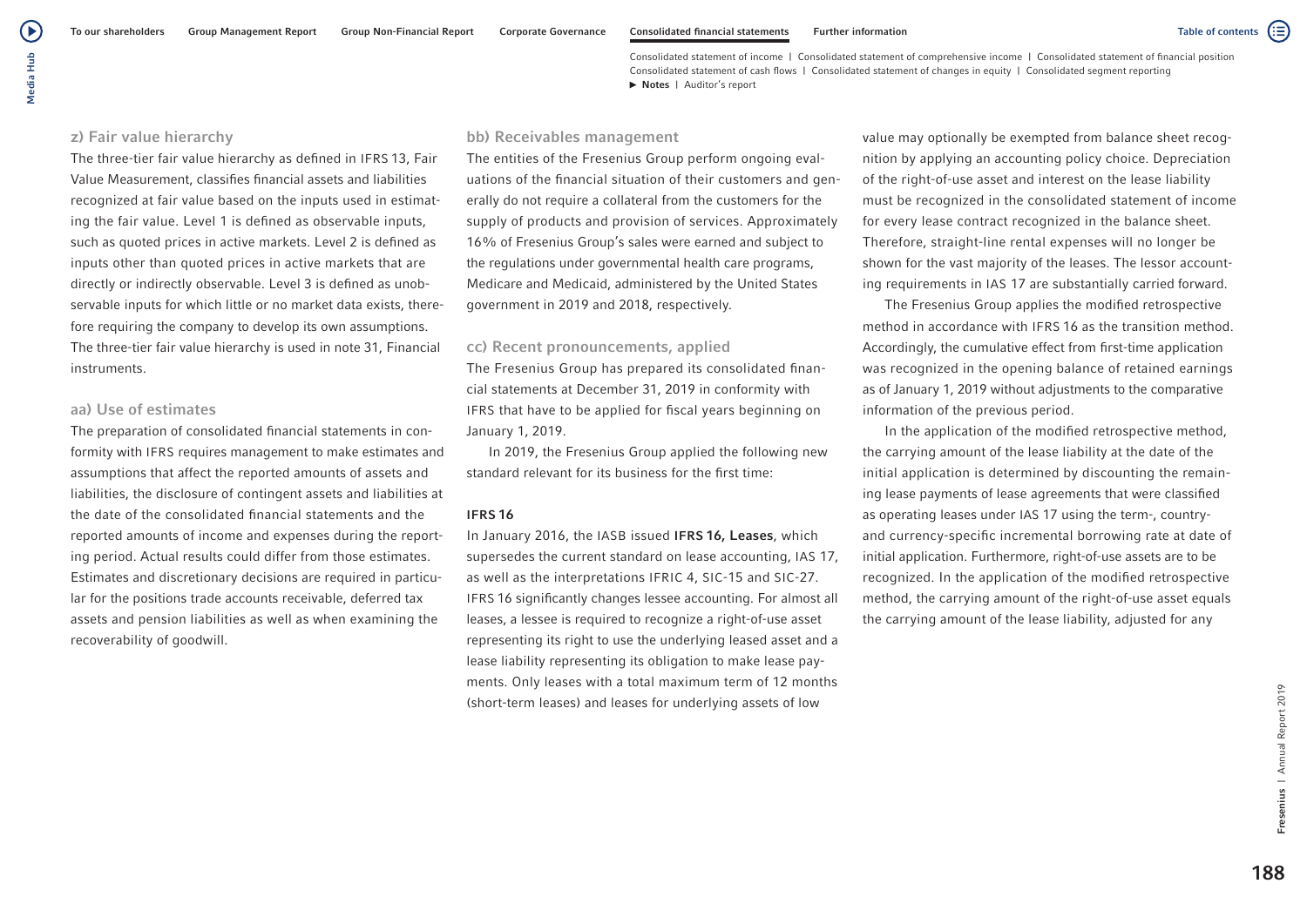### z) Fair value hierarchy

The three-tier fair value hierarchy as defined in IFRS 13, Fair Value Measurement, classifies financial assets and liabilities recognized at fair value based on the inputs used in estimating the fair value. Level 1 is defined as observable inputs, such as quoted prices in active markets. Level 2 is defined as inputs other than quoted prices in active markets that are directly or indirectly observable. Level 3 is defined as unobservable inputs for which little or no market data exists, therefore requiring the company to develop its own assumptions. The three-tier fair value hierarchy is used in note 31, Financial instruments.

### aa) Use of estimates

The preparation of consolidated financial statements in conformity with IFRS requires management to make estimates and assumptions that affect the reported amounts of assets and liabilities, the disclosure of contingent assets and liabilities at the date of the consolidated financial statements and the reported amounts of income and expenses during the reporting period. Actual results could differ from those estimates. Estimates and discretionary decisions are required in particular for the positions trade accounts receivable, deferred tax assets and pension liabilities as well as when examining the recoverability of goodwill.

### bb) Receivables management

The entities of the Fresenius Group perform ongoing evaluations of the financial situation of their customers and generally do not require a collateral from the customers for the supply of products and provision of services. Approximately 16% of Fresenius Group's sales were earned and subject to the regulations under governmental health care programs, Medicare and Medicaid, administered by the United States government in 2019 and 2018, respectively.

### cc) Recent pronouncements, applied

The Fresenius Group has prepared its consolidated financial statements at December 31, 2019 in conformity with IFRS that have to be applied for fiscal years beginning on January 1, 2019.

In 2019, the Fresenius Group applied the following new standard relevant for its business for the first time:

#### IFRS 16

In January 2016, the IASB issued **IFRS 16, Leases**, which supersedes the current standard on lease accounting, IAS 17, as well as the interpretations IFRIC 4, SIC-15 and SIC-27. IFRS 16 significantly changes lessee accounting. For almost all leases, a lessee is required to recognize a right-of-use asset representing its right to use the underlying leased asset and a lease liability representing its obligation to make lease payments. Only leases with a total maximum term of 12 months (short-term leases) and leases for underlying assets of low value may optionally be exempted from balance sheet recognition by applying an accounting policy choice. Depreciation of the right-of-use asset and interest on the lease liability must be recognized in the consolidated statement of income for every lease contract recognized in the balance sheet. Therefore, straight-line rental expenses will no longer be shown for the vast majority of the leases. The lessor accounting requirements in IAS 17 are substantially carried forward.

The Fresenius Group applies the modified retrospective method in accordance with IFRS 16 as the transition method. Accordingly, the cumulative effect from first-time application was recognized in the opening balance of retained earnings as of January 1, 2019 without adjustments to the comparative information of the previous period.

In the application of the modified retrospective method, the carrying amount of the lease liability at the date of the initial application is determined by discounting the remaining lease payments of lease agreements that were classified as operating leases under IAS 17 using the term-, country- and currency-specific incremental borrowing rate at date of initial application. Furthermore, right-of-use assets are to be recognized. In the application of the modified retrospective method, the carrying amount of the right-of-use asset equals the carrying amount of the lease liability, adjusted for any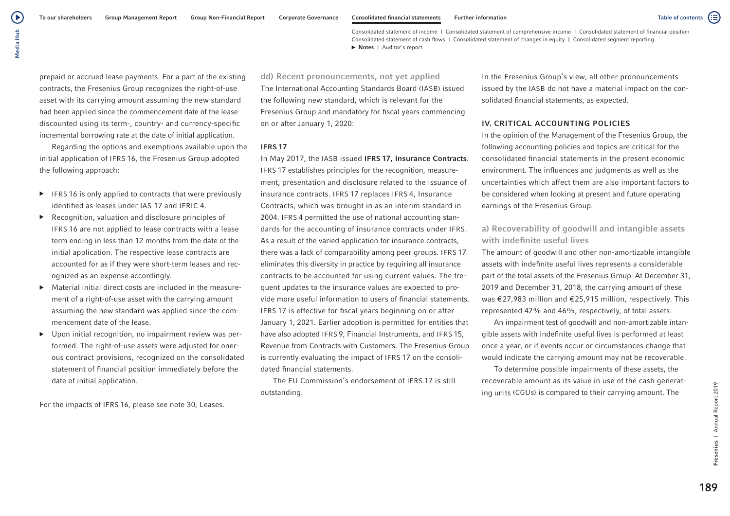prepaid or accrued lease payments. For a part of the existing contracts, the Fresenius Group recognizes the right-of-use asset with its carrying amount assuming the new standard had been applied since the commencement date of the lease discounted using its term-, country- and currency-specific incremental borrowing rate at the date of initial application.

Regarding the options and exemptions available upon the initial application of IFRS 16, the Fresenius Group adopted the following approach:

- IFRS 16 is only applied to contracts that were previously identified as leases under IAS 17 and IFRIC 4.
- Recognition, valuation and disclosure principles of IFRS 16 are not applied to lease contracts with a lease term ending in less than 12 months from the date of the initial application. The respective lease contracts are accounted for as if they were short-term leases and recognized as an expense accordingly.
- Material initial direct costs are included in the measurement of a right-of-use asset with the carrying amount assuming the new standard was applied since the commencement date of the lease.
- Upon initial recognition, no impairment review was performed. The right-of-use assets were adjusted for onerous contract provisions, recognized on the consolidated statement of financial position immediately before the date of initial application.

For the impacts of IFRS 16, please see note 30, Leases.

### dd) Recent pronouncements, not yet applied

The International Accounting Standards Board (IASB) issued the following new standard, which is relevant for the Fresenius Group and mandatory for fiscal years commencing on or after January 1, 2020:

#### IFRS 17

In May 2017, the IASB issued **IFRS 17, Insurance Contracts**. IFRS 17 establishes principles for the recognition, measurement, presentation and disclosure related to the issuance of insurance contracts. IFRS 17 replaces IFRS 4, Insurance Contracts, which was brought in as an interim standard in 2004. IFRS 4 permitted the use of national accounting standards for the accounting of insurance contracts under IFRS. As a result of the varied application for insurance contracts, there was a lack of comparability among peer groups. IFRS 17 eliminates this diversity in practice by requiring all insurance contracts to be accounted for using current values. The frequent updates to the insurance values are expected to provide more useful information to users of financial statements. IFRS 17 is effective for fiscal years beginning on or after January 1, 2021. Earlier adoption is permitted for entities that have also adopted IFRS 9, Financial Instruments, and IFRS 15, Revenue from Contracts with Customers. The Fresenius Group is currently evaluating the impact of IFRS 17 on the consolidated financial statements.

The EU Commission's endorsement of IFRS 17 is still outstanding.

In the Fresenius Group's view, all other pronouncements issued by the IASB do not have a material impact on the consolidated financial statements, as expected.

## IV. CRITICAL ACCOUNTING POLICIES

In the opinion of the Management of the Fresenius Group, the following accounting policies and topics are critical for the consolidated financial statements in the present economic environment. The influences and judgments as well as the uncertainties which affect them are also important factors to be considered when looking at present and future operating earnings of the Fresenius Group.

### a) Recoverability of goodwill and intangible assets with indefinite useful lives

The amount of goodwill and other non-amortizable intangible assets with indefinite useful lives represents a considerable part of the total assets of the Fresenius Group. At December 31, 2019 and December 31, 2018, the carrying amount of these was €27,983 million and €25,915 million, respectively. This represented 42% and 46%, respectively, of total assets.

An impairment test of goodwill and non-amortizable intangible assets with indefinite useful lives is performed at least once a year, or if events occur or circumstances change that would indicate the carrying amount may not be recoverable.

To determine possible impairments of these assets, the recoverable amount as its value in use of the cash generating units (CGUs) is compared to their carrying amount. The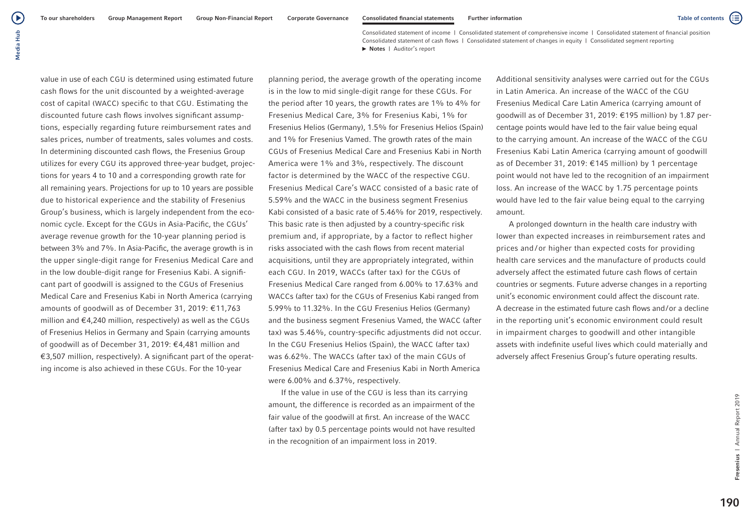value in use of each CGU is determined using estimated future cash flows for the unit discounted by a weighted-average cost of capital (WACC) specific to that CGU. Estimating the discounted future cash flows involves significant assumptions, especially regarding future reimbursement rates and sales prices, number of treatments, sales volumes and costs. In determining discounted cash flows, the Fresenius Group utilizes for every CGU its approved three-year budget, projections for years 4 to 10 and a corresponding growth rate for all remaining years. Projections for up to 10 years are possible due to historical experience and the stability of Fresenius Group's business, which is largely independent from the economic cycle. Except for the CGUs in Asia-Pacific, the CGUs' average revenue growth for the 10-year planning period is between 3% and 7%. In Asia-Pacific, the average growth is in the upper single-digit range for Fresenius Medical Care and in the low double-digit range for Fresenius Kabi. A significant part of goodwill is assigned to the CGUs of Fresenius Medical Care and Fresenius Kabi in North America (carrying amounts of goodwill as of December 31, 2019: €11,763 million and €4,240 million, respectively) as well as the CGUs of Fresenius Helios in Germany and Spain (carrying amounts of goodwill as of December 31, 2019: €4,481 million and €3,507 million, respectively). A significant part of the operating income is also achieved in these CGUs. For the 10-year planning period, the average growth of the operating income is in the low to mid single-digit range for these CGUs. For the period after 10 years, the growth rates are 1% to 4% for Fresenius Medical Care, 3% for Fresenius Kabi, 1% for Fresenius Helios (Germany), 1.5% for Fresenius Helios (Spain) and 1% for Fresenius Vamed. The growth rates of the main CGUs of Fresenius Medical Care and Fresenius Kabi in North America were 1% and 3%, respectively. The discount factor is determined by the WACC of the respective CGU. Fresenius Medical Care's WACC consisted of a basic rate of 5.59% and the WACC in the business segment Fresenius Kabi consisted of a basic rate of 5.46% for 2019, respectively. This basic rate is then adjusted by a country-specific risk premium and, if appropriate, by a factor to reflect higher risks associated with the cash flows from recent material acquisitions, until they are appropriately integrated, within each CGU. In 2019, WACCs (after tax) for the CGUs of Fresenius Medical Care ranged from 6.00% to 17.63% and WACCs (after tax) for the CGUs of Fresenius Kabi ranged from 5.99% to 11.32%. In the CGU Fresenius Helios (Germany) and the business segment Fresenius Vamed, the WACC (after tax) was 5.46%, country-specific adjustments did not occur. In the CGU Fresenius Helios (Spain), the WACC (after tax) was 6.62%. The WACCs (after tax) of the main CGUs of Fresenius Medical Care and Fresenius Kabi in North America were 6.00% and 6.37%, respectively.

If the value in use of the CGU is less than its carrying amount, the difference is recorded as an impairment of the fair value of the goodwill at first. An increase of the WACC (after tax) by 0.5 percentage points would not have resulted in the recognition of an impairment loss in 2019.

Additional sensitivity analyses were carried out for the CGUs in Latin America. An increase of the WACC of the CGU Fresenius Medical Care Latin America (carrying amount of goodwill as of December 31, 2019: €195 million) by 1.87 percentage points would have led to the fair value being equal to the carrying amount. An increase of the WACC of the CGU Fresenius Kabi Latin America (carrying amount of goodwill as of December 31, 2019: €145 million) by 1 percentage point would not have led to the recognition of an impairment loss. An increase of the WACC by 1.75 percentage points would have led to the fair value being equal to the carrying amount.

A prolonged downturn in the health care industry with lower than expected increases in reimbursement rates and prices and/or higher than expected costs for providing health care services and the manufacture of products could adversely affect the estimated future cash flows of certain countries or segments. Future adverse changes in a reporting unit's economic environment could affect the discount rate. A decrease in the estimated future cash flows and/or a decline in the reporting unit's economic environment could result in impairment charges to goodwill and other intangible assets with indefinite useful lives which could materially and adversely affect Fresenius Group's future operating results.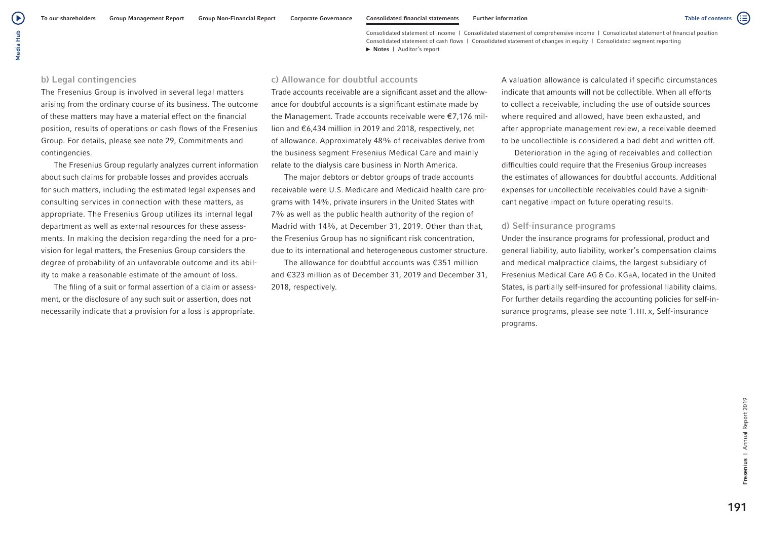### b) Legal contingencies

The Fresenius Group is involved in several legal matters arising from the ordinary course of its business. The outcome of these matters may have a material effect on the financial position, results of operations or cash flows of the Fresenius Group. For details, please see note 29, Commitments and contingencies.

The Fresenius Group regularly analyzes current information about such claims for probable losses and provides accruals for such matters, including the estimated legal expenses and consulting services in connection with these matters, as appropriate. The Fresenius Group utilizes its internal legal department as well as external resources for these assessments. In making the decision regarding the need for a provision for legal matters, the Fresenius Group considers the degree of probability of an unfavorable outcome and its ability to make a reasonable estimate of the amount of loss.

The filing of a suit or formal assertion of a claim or assessment, or the disclosure of any such suit or assertion, does not necessarily indicate that a provision for a loss is appropriate.

### c) Allowance for doubtful accounts

Trade accounts receivable are a significant asset and the allowance for doubtful accounts is a significant estimate made by the Management. Trade accounts receivable were €7,176 million and €6,434 million in 2019 and 2018, respectively, net of allowance. Approximately 48% of receivables derive from the business segment Fresenius Medical Care and mainly relate to the dialysis care business in North America.

The major debtors or debtor groups of trade accounts receivable were U.S. Medicare and Medicaid health care programs with 14%, private insurers in the United States with 7% as well as the public health authority of the region of Madrid with 14%, at December 31, 2019. Other than that, the Fresenius Group has no significant risk concentration, due to its international and heterogeneous customer structure.

The allowance for doubtful accounts was €351 million and €323 million as of December 31, 2019 and December 31, 2018, respectively.

A valuation allowance is calculated if specific circumstances indicate that amounts will not be collectible. When all efforts to collect a receivable, including the use of outside sources where required and allowed, have been exhausted, and after appropriate management review, a receivable deemed to be uncollectible is considered a bad debt and written off.

Deterioration in the aging of receivables and collection difficulties could require that the Fresenius Group increases the estimates of allowances for doubtful accounts. Additional expenses for uncollectible receivables could have a significant negative impact on future operating results.

### d) Self-insurance programs

Under the insurance programs for professional, product and general liability, auto liability, worker's compensation claims and medical malpractice claims, the largest subsidiary of Fresenius Medical Care AG & Co. KGaA, located in the United States, is partially self-insured for professional liability claims. For further details regarding the accounting policies for self-insurance programs, please see note 1. III. x, Self-insurance programs.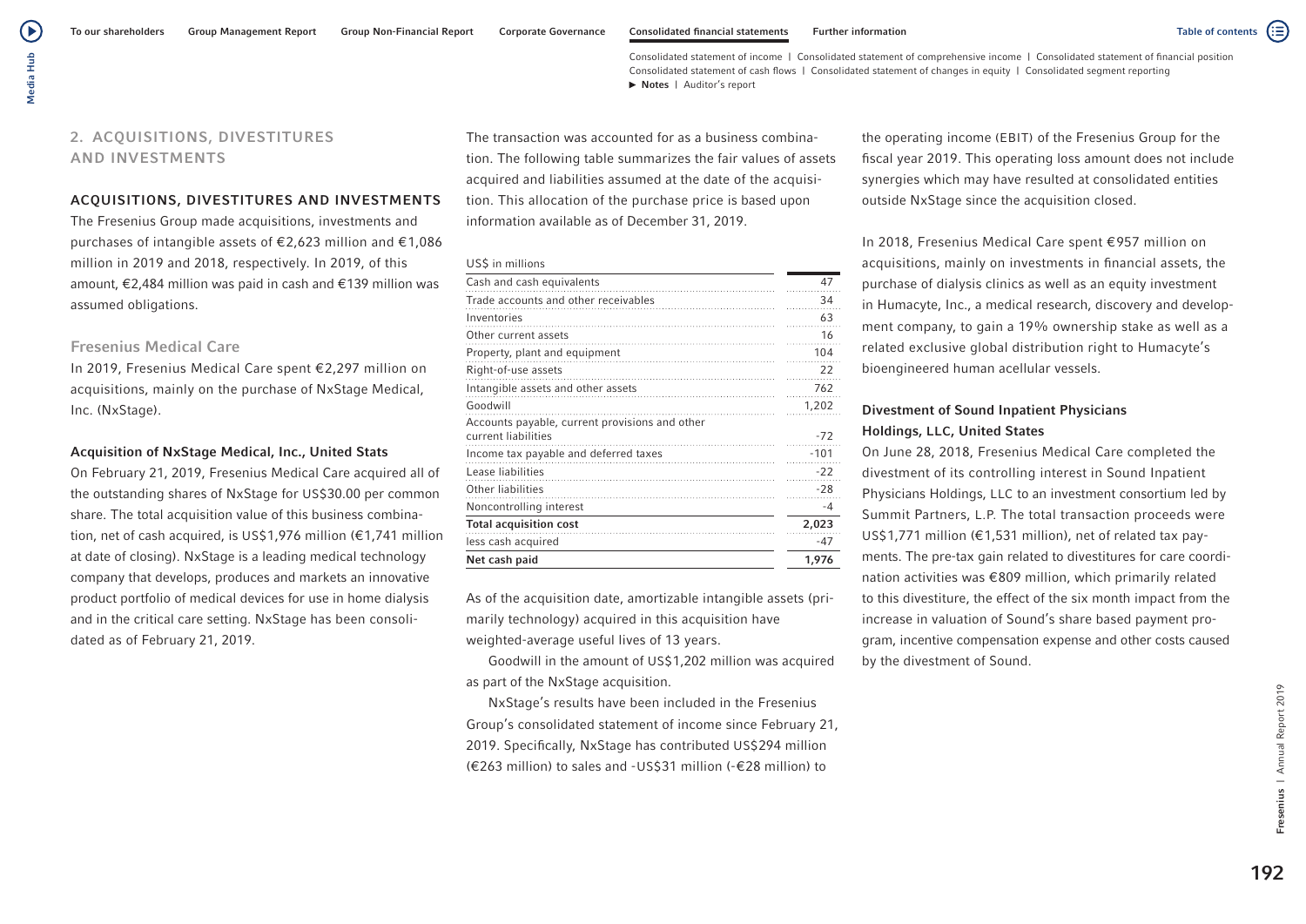## 2. ACQUISITIONS, DIVESTITURES AND INVESTMENTS

### ACQUISITIONS, DIVESTITURES AND INVESTMENTS

The Fresenius Group made acquisitions, investments and purchases of intangible assets of €2,623 million and €1,086 million in 2019 and 2018, respectively. In 2019, of this amount, €2,484 million was paid in cash and €139 million was assumed obligations.

### Fresenius Medical Care

In 2019, Fresenius Medical Care spent €2,297 million on acquisitions, mainly on the purchase of NxStage Medical, Inc. (NxStage).

#### Acquisition of NxStage Medical, Inc., United Stats

On February 21, 2019, Fresenius Medical Care acquired all of the outstanding shares of NxStage for US$30.00 per common share. The total acquisition value of this business combination, net of cash acquired, is US$1,976 million (€1,741 million at date of closing). NxStage is a leading medical technology company that develops, produces and markets an innovative product portfolio of medical devices for use in home dialysis and in the critical care setting. NxStage has been consolidated as of February 21, 2019.

The transaction was accounted for as a business combination. The following table summarizes the fair values of assets acquired and liabilities assumed at the date of the acquisition. This allocation of the purchase price is based upon information available as of December 31, 2019.

| US$ in millions | |
|---|---|
| Cash and cash equivalents | 47 |
| Trade accounts and other receivables | 34 |
| Inventories | 63 |
| Other current assets | 16 |
| Property, plant and equipment | 104 |
| Right-of-use assets | 22 |
| Intangible assets and other assets | 762 |
| Goodwill | 1,202 |
| Accounts payable, current provisions and other current liabilities | -72 |
| Income tax payable and deferred taxes | -101 |
| Lease liabilities | -22 |
| Other liabilities | -28 |
| Noncontrolling interest | -4 |
| **Total acquisition cost** | **2,023** |
| less cash acquired | -47 |
| **Net cash paid** | **1,976** |

As of the acquisition date, amortizable intangible assets (primarily technology) acquired in this acquisition have weighted-average useful lives of 13 years.

Goodwill in the amount of US$1,202 million was acquired as part of the NxStage acquisition.

NxStage's results have been included in the Fresenius Group's consolidated statement of income since February 21, 2019. Specifically, NxStage has contributed US$294 million (€263 million) to sales and -US$31 million (-€28 million) to the operating income (EBIT) of the Fresenius Group for the fiscal year 2019. This operating loss amount does not include synergies which may have resulted at consolidated entities outside NxStage since the acquisition closed.

In 2018, Fresenius Medical Care spent €957 million on acquisitions, mainly on investments in financial assets, the purchase of dialysis clinics as well as an equity investment in Humacyte, Inc., a medical research, discovery and development company, to gain a 19% ownership stake as well as a related exclusive global distribution right to Humacyte's bioengineered human acellular vessels.

#### Divestment of Sound Inpatient Physicians Holdings, LLC, United States

On June 28, 2018, Fresenius Medical Care completed the divestment of its controlling interest in Sound Inpatient Physicians Holdings, LLC to an investment consortium led by Summit Partners, L.P. The total transaction proceeds were US$1,771 million (€1,531 million), net of related tax payments. The pre-tax gain related to divestitures for care coordination activities was €809 million, which primarily related to this divestiture, the effect of the six month impact from the increase in valuation of Sound's share based payment program, incentive compensation expense and other costs caused by the divestment of Sound.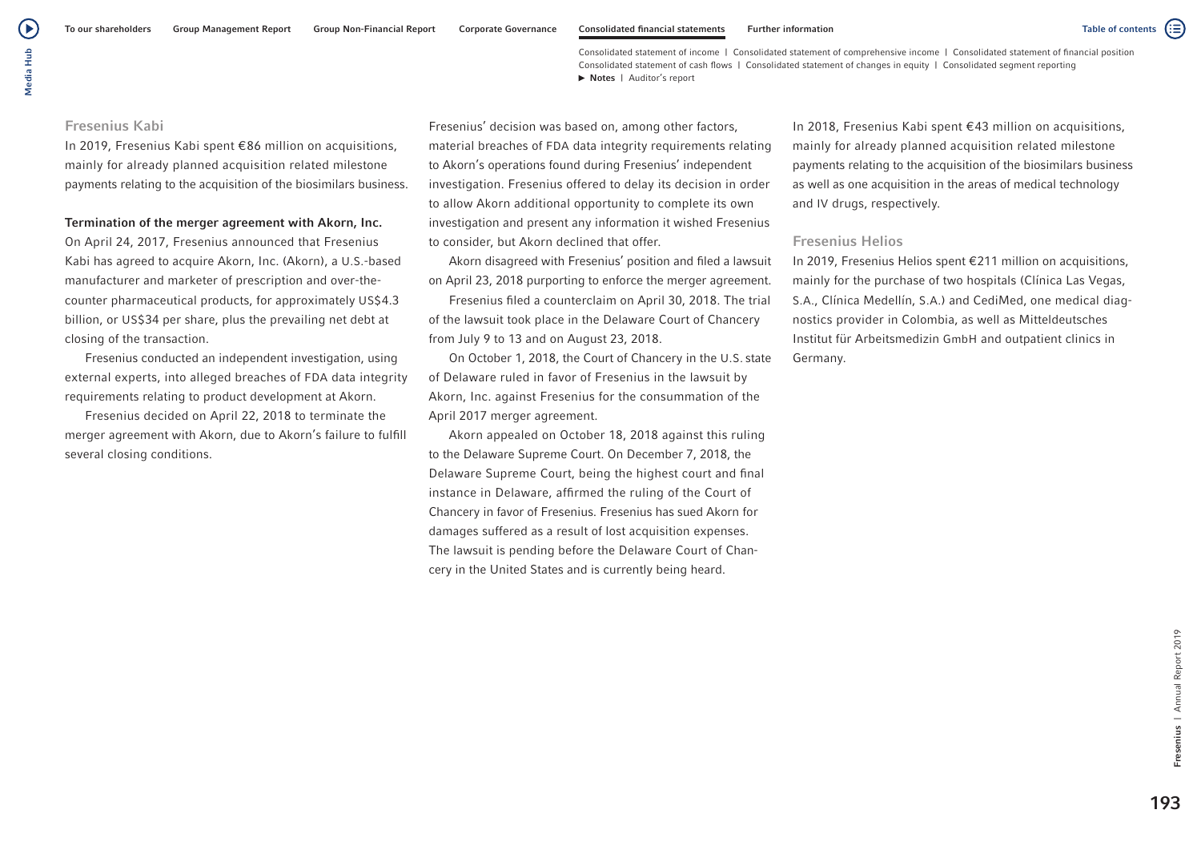### Fresenius Kabi

In 2019, Fresenius Kabi spent €86 million on acquisitions, mainly for already planned acquisition related milestone payments relating to the acquisition of the biosimilars business.

**Termination of the merger agreement with Akorn, Inc.**

On April 24, 2017, Fresenius announced that Fresenius Kabi has agreed to acquire Akorn, Inc. (Akorn), a U.S.-based manufacturer and marketer of prescription and over-the-counter pharmaceutical products, for approximately US$4.3 billion, or US$34 per share, plus the prevailing net debt at closing of the transaction.

Fresenius conducted an independent investigation, using external experts, into alleged breaches of FDA data integrity requirements relating to product development at Akorn.

Fresenius decided on April 22, 2018 to terminate the merger agreement with Akorn, due to Akorn's failure to fulfill several closing conditions. Fresenius' decision was based on, among other factors, material breaches of FDA data integrity requirements relating to Akorn's operations found during Fresenius' independent investigation. Fresenius offered to delay its decision in order to allow Akorn additional opportunity to complete its own investigation and present any information it wished Fresenius to consider, but Akorn declined that offer.

Akorn disagreed with Fresenius' position and filed a lawsuit on April 23, 2018 purporting to enforce the merger agreement.

Fresenius filed a counterclaim on April 30, 2018. The trial of the lawsuit took place in the Delaware Court of Chancery from July 9 to 13 and on August 23, 2018.

On October 1, 2018, the Court of Chancery in the U.S. state of Delaware ruled in favor of Fresenius in the lawsuit by Akorn, Inc. against Fresenius for the consummation of the April 2017 merger agreement.

Akorn appealed on October 18, 2018 against this ruling to the Delaware Supreme Court. On December 7, 2018, the Delaware Supreme Court, being the highest court and final instance in Delaware, affirmed the ruling of the Court of Chancery in favor of Fresenius. Fresenius has sued Akorn for damages suffered as a result of lost acquisition expenses. The lawsuit is pending before the Delaware Court of Chancery in the United States and is currently being heard.

In 2018, Fresenius Kabi spent €43 million on acquisitions, mainly for already planned acquisition related milestone payments relating to the acquisition of the biosimilars business as well as one acquisition in the areas of medical technology and IV drugs, respectively.

### Fresenius Helios

In 2019, Fresenius Helios spent €211 million on acquisitions, mainly for the purchase of two hospitals (Clínica Las Vegas, S.A., Clínica Medellín, S.A.) and CediMed, one medical diagnostics provider in Colombia, as well as Mitteldeutsches Institut für Arbeitsmedizin GmbH and outpatient clinics in Germany.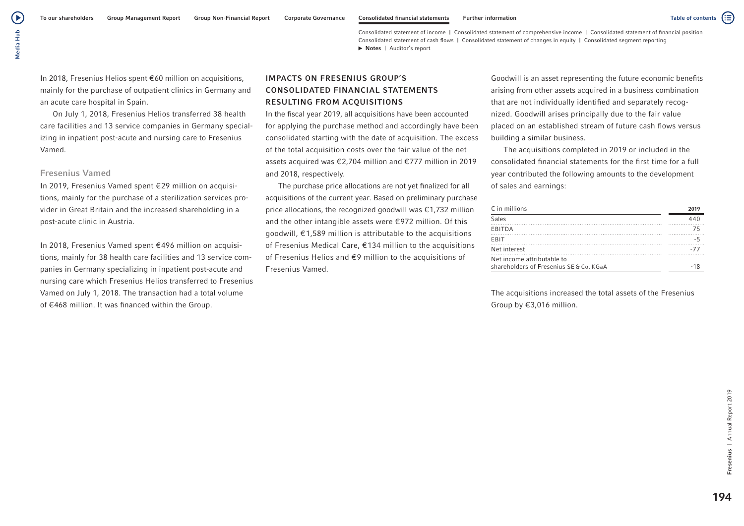In 2018, Fresenius Helios spent €60 million on acquisitions, mainly for the purchase of outpatient clinics in Germany and an acute care hospital in Spain.

On July 1, 2018, Fresenius Helios transferred 38 health care facilities and 13 service companies in Germany specializing in inpatient post-acute and nursing care to Fresenius Vamed.

### Fresenius Vamed

In 2019, Fresenius Vamed spent €29 million on acquisitions, mainly for the purchase of a sterilization services provider in Great Britain and the increased shareholding in a post-acute clinic in Austria.

In 2018, Fresenius Vamed spent €496 million on acquisitions, mainly for 38 health care facilities and 13 service companies in Germany specializing in inpatient post-acute and nursing care which Fresenius Helios transferred to Fresenius Vamed on July 1, 2018. The transaction had a total volume of €468 million. It was financed within the Group.

## IMPACTS ON FRESENIUS GROUP'S CONSOLIDATED FINANCIAL STATEMENTS RESULTING FROM ACQUISITIONS

In the fiscal year 2019, all acquisitions have been accounted for applying the purchase method and accordingly have been consolidated starting with the date of acquisition. The excess of the total acquisition costs over the fair value of the net assets acquired was €2,704 million and €777 million in 2019 and 2018, respectively.

The purchase price allocations are not yet finalized for all acquisitions of the current year. Based on preliminary purchase price allocations, the recognized goodwill was €1,732 million and the other intangible assets were €972 million. Of this goodwill, €1,589 million is attributable to the acquisitions of Fresenius Medical Care, €134 million to the acquisitions of Fresenius Helios and €9 million to the acquisitions of Fresenius Vamed.

Goodwill is an asset representing the future economic benefits arising from other assets acquired in a business combination that are not individually identified and separately recognized. Goodwill arises principally due to the fair value placed on an established stream of future cash flows versus building a similar business.

The acquisitions completed in 2019 or included in the consolidated financial statements for the first time for a full year contributed the following amounts to the development of sales and earnings:

| € in millions | 2019 |
|---|---|
| Sales | 440 |
| EBITDA | 75 |
| EBIT | -5 |
| Net interest | -77 |
| Net income attributable to shareholders of Fresenius SE & Co. KGaA | -18 |

The acquisitions increased the total assets of the Fresenius Group by €3,016 million.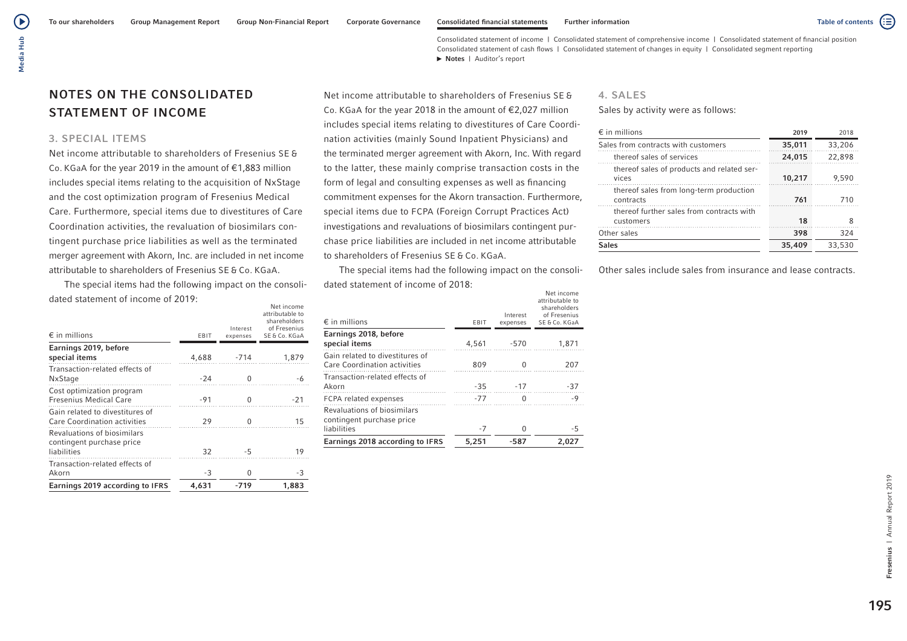# NOTES ON THE CONSOLIDATED STATEMENT OF INCOME

## 3. SPECIAL ITEMS

Net income attributable to shareholders of Fresenius SE & Co. KGaA for the year 2019 in the amount of €1,883 million includes special items relating to the acquisition of NxStage and the cost optimization program of Fresenius Medical Care. Furthermore, special items due to divestitures of Care Coordination activities, the revaluation of biosimilars contingent purchase price liabilities as well as the terminated merger agreement with Akorn, Inc. are included in net income attributable to shareholders of Fresenius SE & Co. KGaA.

The special items had the following impact on the consolidated statement of income of 2019:

| € in millions | EBIT | Interest expenses | Net income attributable to shareholders of Fresenius SE & Co. KGaA |
|---|---|---|---|
| **Earnings 2019, before special items** | 4,688 | -714 | 1,879 |
| Transaction-related effects of NxStage | -24 | 0 | -6 |
| Cost optimization program Fresenius Medical Care | -91 | 0 | -21 |
| Gain related to divestitures of Care Coordination activities | 29 | 0 | 15 |
| Revaluations of biosimilars contingent purchase price liabilities | 32 | -5 | 19 |
| Transaction-related effects of Akorn | -3 | 0 | -3 |
| **Earnings 2019 according to IFRS** | **4,631** | **-719** | **1,883** |

Net income attributable to shareholders of Fresenius SE & Co. KGaA for the year 2018 in the amount of €2,027 million includes special items relating to divestitures of Care Coordination activities (mainly Sound Inpatient Physicians) and the terminated merger agreement with Akorn, Inc. With regard to the latter, these mainly comprise transaction costs in the form of legal and consulting expenses as well as financing commitment expenses for the Akorn transaction. Furthermore, special items due to FCPA (Foreign Corrupt Practices Act) investigations and revaluations of biosimilars contingent purchase price liabilities are included in net income attributable to shareholders of Fresenius SE & Co. KGaA.

The special items had the following impact on the consolidated statement of income of 2018:

| € in millions | EBIT | Interest expenses | Net income attributable to shareholders of Fresenius SE & Co. KGaA |
|---|---|---|---|
| **Earnings 2018, before special items** | 4,561 | -570 | 1,871 |
| Gain related to divestitures of Care Coordination activities | 809 | 0 | 207 |
| Transaction-related effects of Akorn | -35 | -17 | -37 |
| FCPA related expenses | -77 | 0 | -9 |
| Revaluations of biosimilars contingent purchase price liabilities | -7 | 0 | -5 |
| **Earnings 2018 according to IFRS** | **5,251** | **-587** | **2,027** |

## 4. SALES

Sales by activity were as follows:

| € in millions | 2019 | 2018 |
|---|---|---|
| Sales from contracts with customers | **35,011** | 33,206 |
| thereof sales of services | **24,015** | 22,898 |
| thereof sales of products and related services | **10,217** | 9,590 |
| thereof sales from long-term production contracts | **761** | 710 |
| thereof further sales from contracts with customers | **18** | 8 |
| Other sales | **398** | 324 |
| **Sales** | **35,409** | **33,530** |

Other sales include sales from insurance and lease contracts.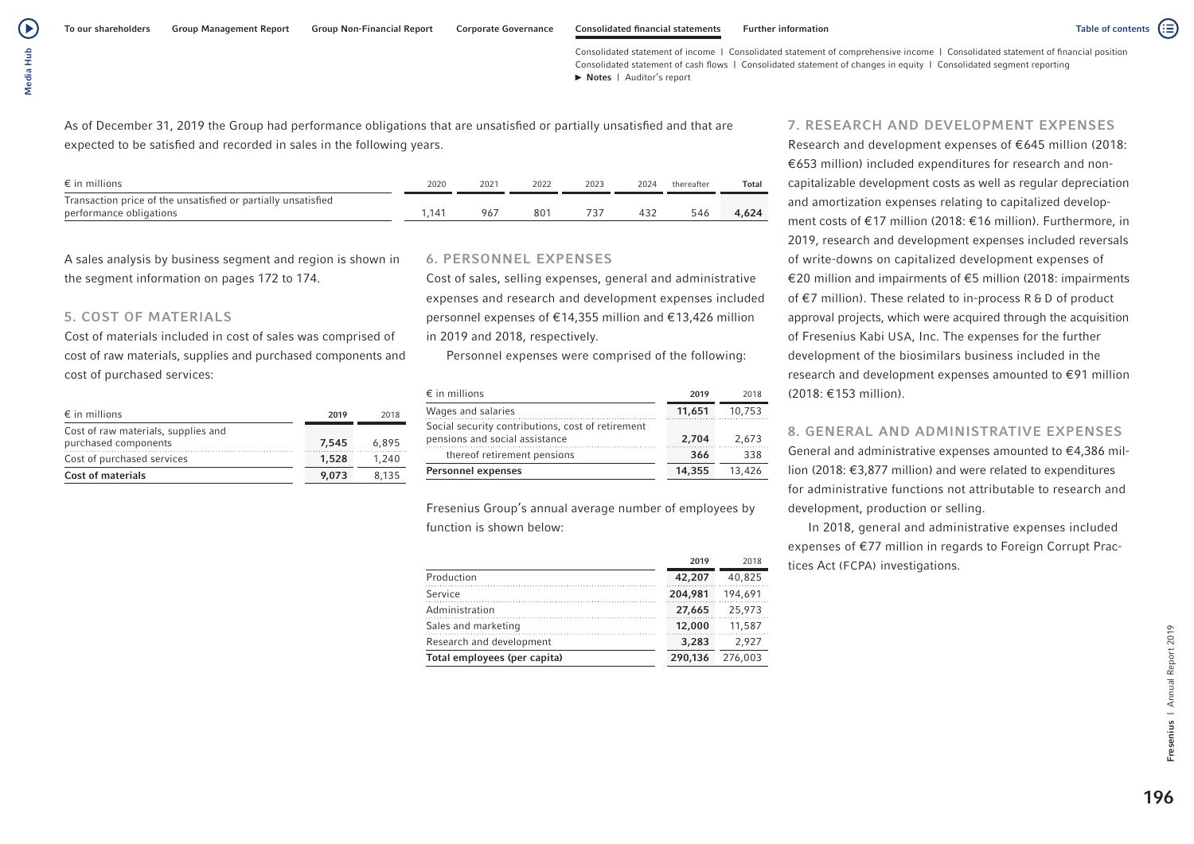As of December 31, 2019 the Group had performance obligations that are unsatisfied or partially unsatisfied and that are expected to be satisfied and recorded in sales in the following years.

| € in millions | 2020 | 2021 | 2022 | 2023 | 2024 | thereafter | Total |
|---|---|---|---|---|---|---|---|
| Transaction price of the unsatisfied or partially unsatisfied performance obligations | 1,141 | 967 | 801 | 737 | 432 | 546 | **4,624** |

A sales analysis by business segment and region is shown in the segment information on pages 172 to 174.

## 5. COST OF MATERIALS

Cost of materials included in cost of sales was comprised of cost of raw materials, supplies and purchased components and cost of purchased services:

| € in millions | 2019 | 2018 |
|---|---|---|
| Cost of raw materials, supplies and purchased components | **7,545** | 6,895 |
| Cost of purchased services | **1,528** | 1,240 |
| **Cost of materials** | **9,073** | 8,135 |

## 6. PERSONNEL EXPENSES

Cost of sales, selling expenses, general and administrative expenses and research and development expenses included personnel expenses of €14,355 million and €13,426 million in 2019 and 2018, respectively.

Personnel expenses were comprised of the following:

| € in millions | 2019 | 2018 |
|---|---|---|
| Wages and salaries | **11,651** | 10,753 |
| Social security contributions, cost of retirement pensions and social assistance | **2,704** | 2,673 |
| thereof retirement pensions | **366** | 338 |
| **Personnel expenses** | **14,355** | 13,426 |

Fresenius Group's annual average number of employees by function is shown below:

| | 2019 | 2018 |
|---|---|---|
| Production | **42,207** | 40,825 |
| Service | **204,981** | 194,691 |
| Administration | **27,665** | 25,973 |
| Sales and marketing | **12,000** | 11,587 |
| Research and development | **3,283** | 2,927 |
| **Total employees (per capita)** | **290,136** | 276,003 |

## 7. RESEARCH AND DEVELOPMENT EXPENSES

Research and development expenses of €645 million (2018: €653 million) included expenditures for research and non-capitalizable development costs as well as regular depreciation and amortization expenses relating to capitalized development costs of €17 million (2018: €16 million). Furthermore, in 2019, research and development expenses included reversals of write-downs on capitalized development expenses of €20 million and impairments of €5 million (2018: impairments of €7 million). These related to in-process R & D of product approval projects, which were acquired through the acquisition of Fresenius Kabi USA, Inc. The expenses for the further development of the biosimilars business included in the research and development expenses amounted to €91 million (2018: €153 million).

## 8. GENERAL AND ADMINISTRATIVE EXPENSES

General and administrative expenses amounted to €4,386 million (2018: €3,877 million) and were related to expenditures for administrative functions not attributable to research and development, production or selling.

In 2018, general and administrative expenses included expenses of €77 million in regards to Foreign Corrupt Practices Act (FCPA) investigations.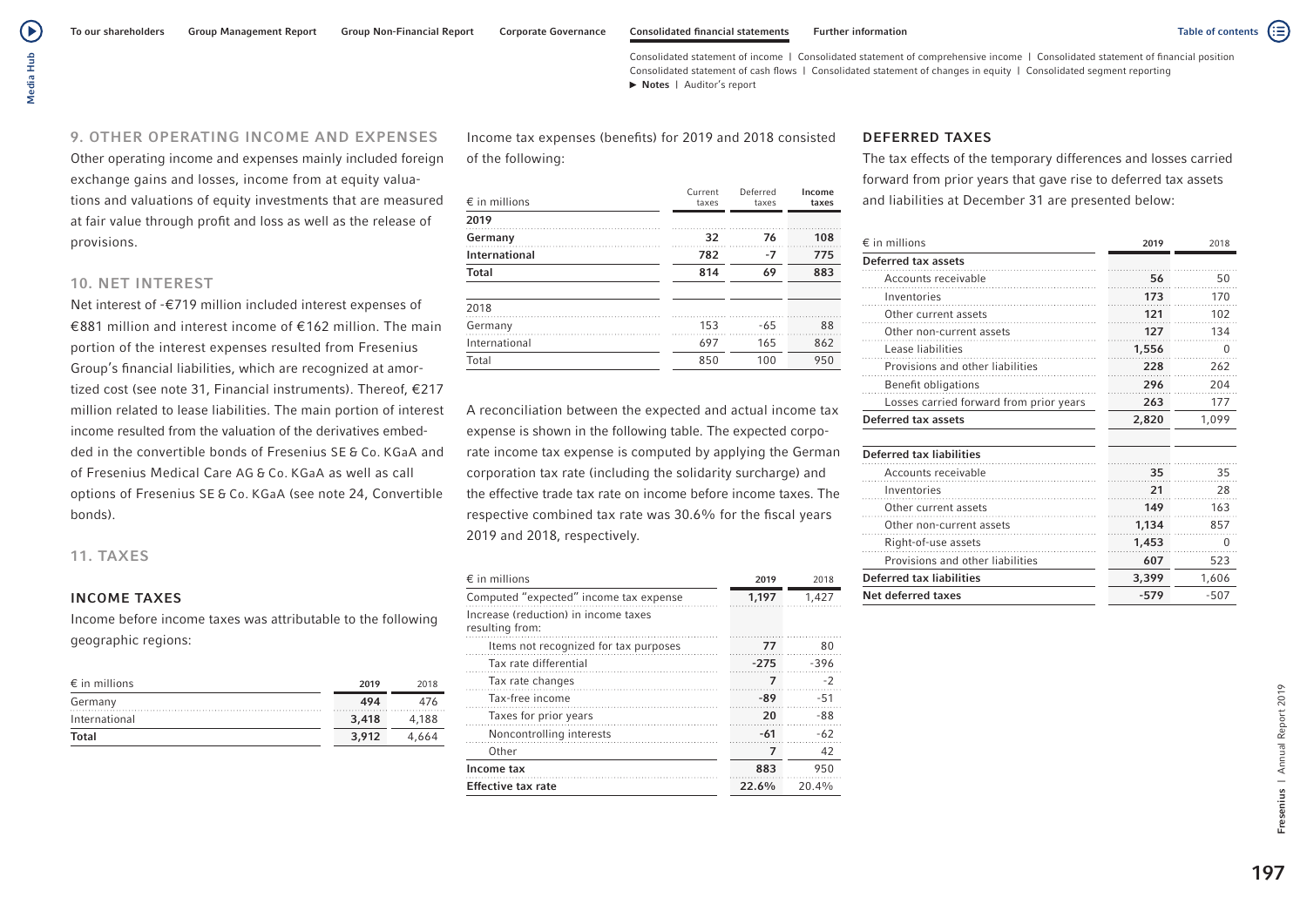## 9. OTHER OPERATING INCOME AND EXPENSES

Other operating income and expenses mainly included foreign exchange gains and losses, income from at equity valuations and valuations of equity investments that are measured at fair value through profit and loss as well as the release of provisions.

## 10. NET INTEREST

Net interest of -€719 million included interest expenses of €881 million and interest income of €162 million. The main portion of the interest expenses resulted from Fresenius Group's financial liabilities, which are recognized at amortized cost (see note 31, Financial instruments). Thereof, €217 million related to lease liabilities. The main portion of interest income resulted from the valuation of the derivatives embedded in the convertible bonds of Fresenius SE & Co. KGaA and of Fresenius Medical Care AG & Co. KGaA as well as call options of Fresenius SE & Co. KGaA (see note 24, Convertible bonds).

## 11. TAXES

### INCOME TAXES

Income before income taxes was attributable to the following geographic regions:

| € in millions | 2019 | 2018 |
|---|---|---|
| Germany | 494 | 476 |
| International | 3,418 | 4,188 |
| **Total** | **3,912** | **4,664** |

Income tax expenses (benefits) for 2019 and 2018 consisted of the following:

| € in millions | Current taxes | Deferred taxes | Income taxes |
|---|---|---|---|
| **2019** | | | |
| **Germany** | **32** | **76** | **108** |
| **International** | **782** | **-7** | **775** |
| **Total** | **814** | **69** | **883** |
| 2018 | | | |
| Germany | 153 | -65 | 88 |
| International | 697 | 165 | 862 |
| Total | 850 | 100 | 950 |

A reconciliation between the expected and actual income tax expense is shown in the following table. The expected corporate income tax expense is computed by applying the German corporation tax rate (including the solidarity surcharge) and the effective trade tax rate on income before income taxes. The respective combined tax rate was 30.6% for the fiscal years 2019 and 2018, respectively.

| € in millions | 2019 | 2018 |
|---|---|---|
| Computed "expected" income tax expense | 1,197 | 1,427 |
| Increase (reduction) in income taxes resulting from: | | |
| Items not recognized for tax purposes | 77 | 80 |
| Tax rate differential | -275 | -396 |
| Tax rate changes | 7 | -2 |
| Tax-free income | -89 | -51 |
| Taxes for prior years | 20 | -88 |
| Noncontrolling interests | -61 | -62 |
| Other | 7 | 42 |
| **Income tax** | **883** | **950** |
| **Effective tax rate** | **22.6%** | **20.4%** |

### DEFERRED TAXES

The tax effects of the temporary differences and losses carried forward from prior years that gave rise to deferred tax assets and liabilities at December 31 are presented below:

| € in millions | 2019 | 2018 |
|---|---|---|
| **Deferred tax assets** | | |
| Accounts receivable | 56 | 50 |
| Inventories | 173 | 170 |
| Other current assets | 121 | 102 |
| Other non-current assets | 127 | 134 |
| Lease liabilities | 1,556 | 0 |
| Provisions and other liabilities | 228 | 262 |
| Benefit obligations | 296 | 204 |
| Losses carried forward from prior years | 263 | 177 |
| **Deferred tax assets** | **2,820** | **1,099** |
| **Deferred tax liabilities** | | |
| Accounts receivable | 35 | 35 |
| Inventories | 21 | 28 |
| Other current assets | 149 | 163 |
| Other non-current assets | 1,134 | 857 |
| Right-of-use assets | 1,453 | 0 |
| Provisions and other liabilities | 607 | 523 |
| **Deferred tax liabilities** | **3,399** | **1,606** |
| **Net deferred taxes** | **-579** | **-507** |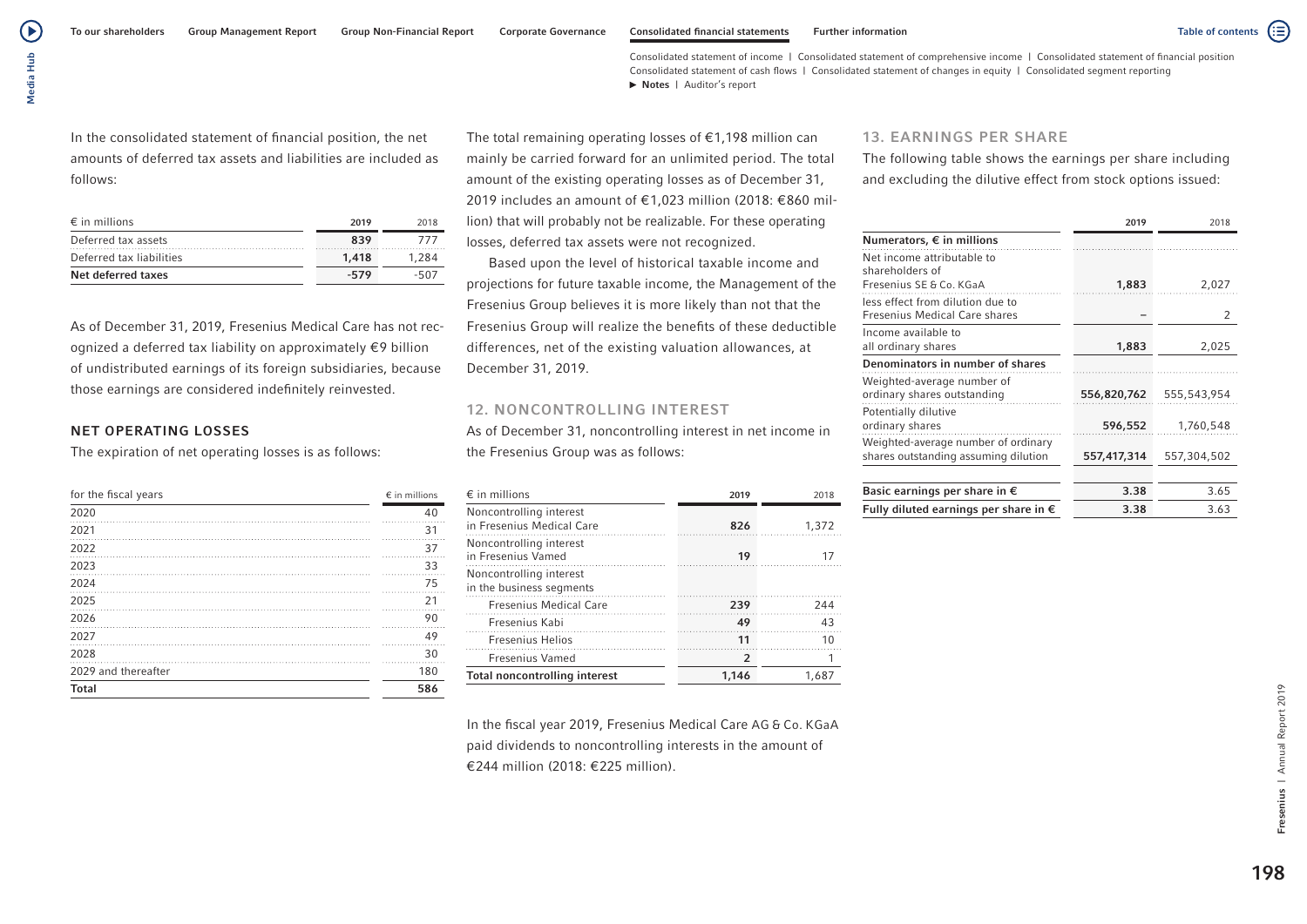In the consolidated statement of financial position, the net amounts of deferred tax assets and liabilities are included as follows:

| € in millions | 2019 | 2018 |
|---|---|---|
| Deferred tax assets | 839 | 777 |
| Deferred tax liabilities | 1,418 | 1,284 |
| **Net deferred taxes** | **-579** | **-507** |

As of December 31, 2019, Fresenius Medical Care has not recognized a deferred tax liability on approximately €9 billion of undistributed earnings of its foreign subsidiaries, because those earnings are considered indefinitely reinvested.

### NET OPERATING LOSSES

The expiration of net operating losses is as follows:

| for the fiscal years | € in millions |
|---|---|
| 2020 | 40 |
| 2021 | 31 |
| 2022 | 37 |
| 2023 | 33 |
| 2024 | 75 |
| 2025 | 21 |
| 2026 | 90 |
| 2027 | 49 |
| 2028 | 30 |
| 2029 and thereafter | 180 |
| **Total** | **586** |

The total remaining operating losses of €1,198 million can mainly be carried forward for an unlimited period. The total amount of the existing operating losses as of December 31, 2019 includes an amount of €1,023 million (2018: €860 million) that will probably not be realizable. For these operating losses, deferred tax assets were not recognized.

Based upon the level of historical taxable income and projections for future taxable income, the Management of the Fresenius Group believes it is more likely than not that the Fresenius Group will realize the benefits of these deductible differences, net of the existing valuation allowances, at December 31, 2019.

## 12. NONCONTROLLING INTEREST

As of December 31, noncontrolling interest in net income in the Fresenius Group was as follows:

| € in millions | 2019 | 2018 |
|---|---|---|
| Noncontrolling interest in Fresenius Medical Care | 826 | 1,372 |
| Noncontrolling interest in Fresenius Vamed | 19 | 17 |
| Noncontrolling interest in the business segments | | |
| Fresenius Medical Care | 239 | 244 |
| Fresenius Kabi | 49 | 43 |
| Fresenius Helios | 11 | 10 |
| Fresenius Vamed | 2 | 1 |
| **Total noncontrolling interest** | **1,146** | **1,687** |

In the fiscal year 2019, Fresenius Medical Care AG & Co. KGaA paid dividends to noncontrolling interests in the amount of €244 million (2018: €225 million).

## 13. EARNINGS PER SHARE

The following table shows the earnings per share including and excluding the dilutive effect from stock options issued:

| | 2019 | 2018 |
|---|---|---|
| **Numerators, € in millions** | | |
| Net income attributable to shareholders of Fresenius SE & Co. KGaA | 1,883 | 2,027 |
| less effect from dilution due to Fresenius Medical Care shares | – | 2 |
| Income available to all ordinary shares | 1,883 | 2,025 |
| **Denominators in number of shares** | | |
| Weighted-average number of ordinary shares outstanding | 556,820,762 | 555,543,954 |
| Potentially dilutive ordinary shares | 596,552 | 1,760,548 |
| Weighted-average number of ordinary shares outstanding assuming dilution | 557,417,314 | 557,304,502 |
| **Basic earnings per share in €** | 3.38 | 3.65 |
| **Fully diluted earnings per share in €** | 3.38 | 3.63 |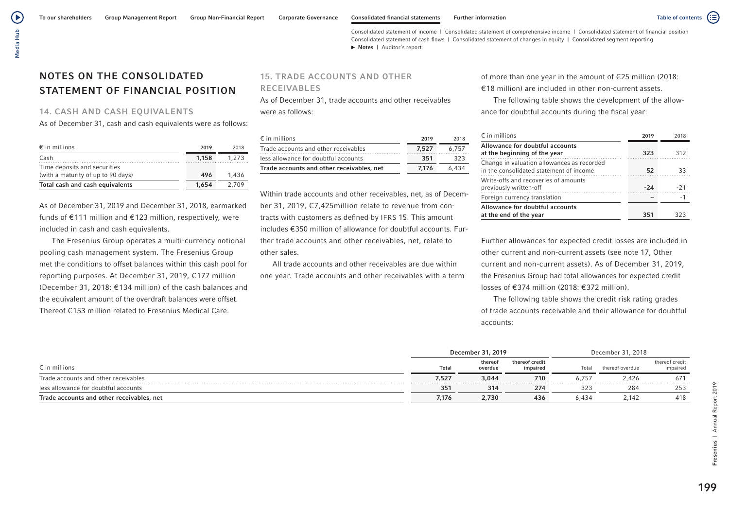## NOTES ON THE CONSOLIDATED STATEMENT OF FINANCIAL POSITION

### 14. CASH AND CASH EQUIVALENTS

As of December 31, cash and cash equivalents were as follows:

| € in millions | 2019 | 2018 |
|---|---|---|
| Cash | 1,158 | 1,273 |
| Time deposits and securities (with a maturity of up to 90 days) | 496 | 1,436 |
| **Total cash and cash equivalents** | **1,654** | **2,709** |

As of December 31, 2019 and December 31, 2018, earmarked funds of €111 million and €123 million, respectively, were included in cash and cash equivalents.

The Fresenius Group operates a multi-currency notional pooling cash management system. The Fresenius Group met the conditions to offset balances within this cash pool for reporting purposes. At December 31, 2019, €177 million (December 31, 2018: €134 million) of the cash balances and the equivalent amount of the overdraft balances were offset. Thereof €153 million related to Fresenius Medical Care.

### 15. TRADE ACCOUNTS AND OTHER RECEIVABLES

As of December 31, trade accounts and other receivables were as follows:

| € in millions | 2019 | 2018 |
|---|---|---|
| Trade accounts and other receivables | 7,527 | 6,757 |
| less allowance for doubtful accounts | 351 | 323 |
| **Trade accounts and other receivables, net** | **7,176** | **6,434** |

Within trade accounts and other receivables, net, as of December 31, 2019, €7,425million relate to revenue from contracts with customers as defined by IFRS 15. This amount includes €350 million of allowance for doubtful accounts. Further trade accounts and other receivables, net, relate to other sales.

All trade accounts and other receivables are due within one year. Trade accounts and other receivables with a term of more than one year in the amount of €25 million (2018: €18 million) are included in other non-current assets.

The following table shows the development of the allowance for doubtful accounts during the fiscal year:

| € in millions | 2019 | 2018 |
|---|---|---|
| **Allowance for doubtful accounts at the beginning of the year** | 323 | 312 |
| Change in valuation allowances as recorded in the consolidated statement of income | 52 | 33 |
| Write-offs and recoveries of amounts previously written-off | -24 | -21 |
| Foreign currency translation | – | -1 |
| **Allowance for doubtful accounts at the end of the year** | **351** | **323** |

Further allowances for expected credit losses are included in other current and non-current assets (see note 17, Other current and non-current assets). As of December 31, 2019, the Fresenius Group had total allowances for expected credit losses of €374 million (2018: €372 million).

The following table shows the credit risk rating grades of trade accounts receivable and their allowance for doubtful accounts:

| | December 31, 2019 | | | December 31, 2018 | | |
|---|---|---|---|---|---|---|
| € in millions | Total | thereof overdue | thereof credit impaired | Total | thereof overdue | thereof credit impaired |
| Trade accounts and other receivables | 7,527 | 3,044 | 710 | 6,757 | 2,426 | 671 |
| less allowance for doubtful accounts | 351 | 314 | 274 | 323 | 284 | 253 |
| **Trade accounts and other receivables, net** | **7,176** | **2,730** | **436** | **6,434** | **2,142** | **418** |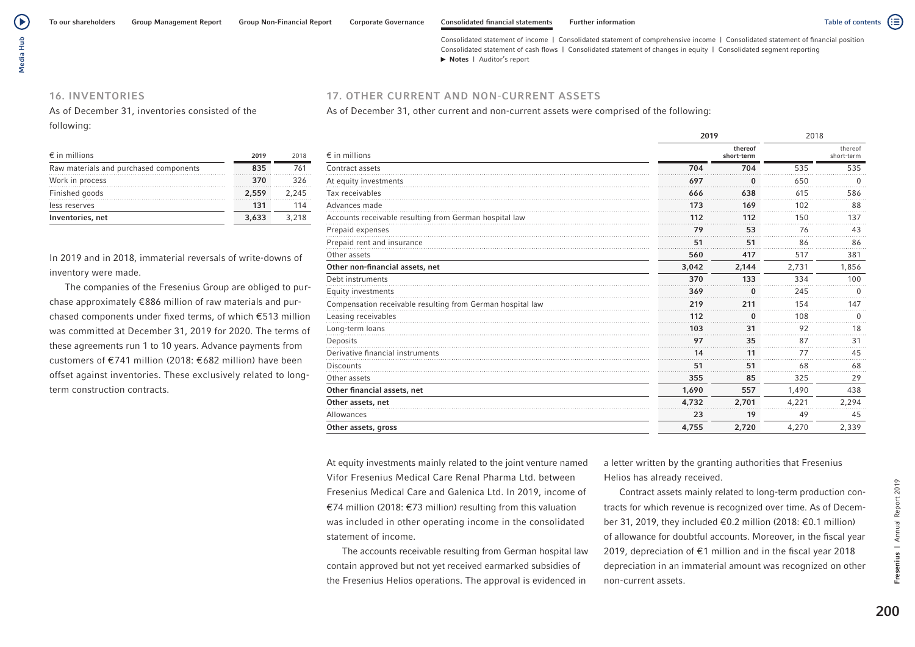## 16. INVENTORIES

As of December 31, inventories consisted of the following:

| € in millions | 2019 | 2018 |
|---|---|---|
| Raw materials and purchased components | 835 | 761 |
| Work in process | 370 | 326 |
| Finished goods | 2,559 | 2,245 |
| less reserves | 131 | 114 |
| **Inventories, net** | **3,633** | **3,218** |

In 2019 and in 2018, immaterial reversals of write-downs of inventory were made.

The companies of the Fresenius Group are obliged to purchase approximately €886 million of raw materials and purchased components under fixed terms, of which €513 million was committed at December 31, 2019 for 2020. The terms of these agreements run 1 to 10 years. Advance payments from customers of €741 million (2018: €682 million) have been offset against inventories. These exclusively related to long-term construction contracts.

## 17. OTHER CURRENT AND NON-CURRENT ASSETS

As of December 31, other current and non-current assets were comprised of the following:

| € in millions | 2019 | 2019 thereof short-term | 2018 | 2018 thereof short-term |
|---|---|---|---|---|
| Contract assets | 704 | 704 | 535 | 535 |
| At equity investments | 697 | 0 | 650 | 0 |
| Tax receivables | 666 | 638 | 615 | 586 |
| Advances made | 173 | 169 | 102 | 88 |
| Accounts receivable resulting from German hospital law | 112 | 112 | 150 | 137 |
| Prepaid expenses | 79 | 53 | 76 | 43 |
| Prepaid rent and insurance | 51 | 51 | 86 | 86 |
| Other assets | 560 | 417 | 517 | 381 |
| **Other non-financial assets, net** | **3,042** | **2,144** | **2,731** | **1,856** |
| Debt instruments | 370 | 133 | 334 | 100 |
| Equity investments | 369 | 0 | 245 | 0 |
| Compensation receivable resulting from German hospital law | 219 | 211 | 154 | 147 |
| Leasing receivables | 112 | 0 | 108 | 0 |
| Long-term loans | 103 | 31 | 92 | 18 |
| Deposits | 97 | 35 | 87 | 31 |
| Derivative financial instruments | 14 | 11 | 77 | 45 |
| Discounts | 51 | 51 | 68 | 68 |
| Other assets | 355 | 85 | 325 | 29 |
| **Other financial assets, net** | **1,690** | **557** | **1,490** | **438** |
| **Other assets, net** | **4,732** | **2,701** | **4,221** | **2,294** |
| Allowances | 23 | 19 | 49 | 45 |
| **Other assets, gross** | **4,755** | **2,720** | **4,270** | **2,339** |

At equity investments mainly related to the joint venture named Vifor Fresenius Medical Care Renal Pharma Ltd. between Fresenius Medical Care and Galenica Ltd. In 2019, income of €74 million (2018: €73 million) resulting from this valuation was included in other operating income in the consolidated statement of income.

The accounts receivable resulting from German hospital law contain approved but not yet received earmarked subsidies of the Fresenius Helios operations. The approval is evidenced in a letter written by the granting authorities that Fresenius Helios has already received.

Contract assets mainly related to long-term production contracts for which revenue is recognized over time. As of December 31, 2019, they included €0.2 million (2018: €0.1 million) of allowance for doubtful accounts. Moreover, in the fiscal year 2019, depreciation of €1 million and in the fiscal year 2018 depreciation in an immaterial amount was recognized on other non-current assets.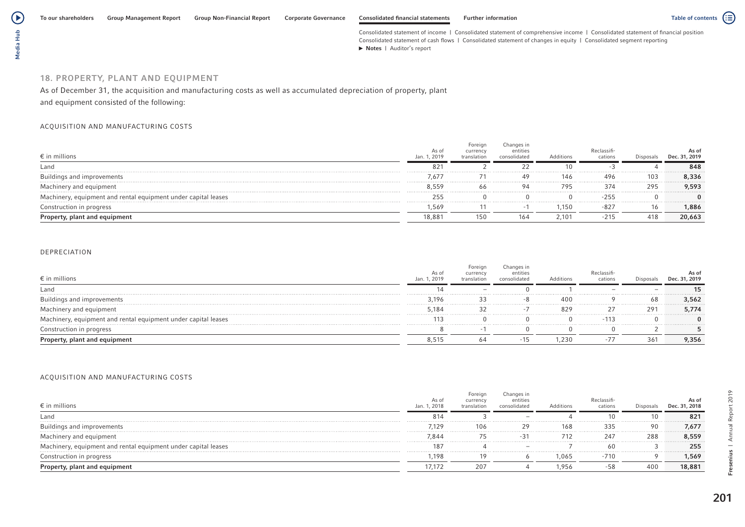## 18. PROPERTY, PLANT AND EQUIPMENT

As of December 31, the acquisition and manufacturing costs as well as accumulated depreciation of property, plant and equipment consisted of the following:

### ACQUISITION AND MANUFACTURING COSTS

| € in millions | As of Jan. 1, 2019 | Foreign currency translation | Changes in entities consolidated | Additions | Reclassifi-cations | Disposals | As of Dec. 31, 2019 |
|---|---|---|---|---|---|---|---|
| Land | 821 | 2 | 22 | 10 | -3 | 4 | **848** |
| Buildings and improvements | 7,677 | 71 | 49 | 146 | 496 | 103 | **8,336** |
| Machinery and equipment | 8,559 | 66 | 94 | 795 | 374 | 295 | **9,593** |
| Machinery, equipment and rental equipment under capital leases | 255 | 0 | 0 | 0 | -255 | 0 | **0** |
| Construction in progress | 1,569 | 11 | -1 | 1,150 | -827 | 16 | **1,886** |
| **Property, plant and equipment** | 18,881 | 150 | 164 | 2,101 | -215 | 418 | **20,663** |

### DEPRECIATION

| € in millions | As of Jan. 1, 2019 | Foreign currency translation | Changes in entities consolidated | Additions | Reclassifi-cations | Disposals | As of Dec. 31, 2019 |
|---|---|---|---|---|---|---|---|
| Land | 14 | – | 0 | 1 | – | – | **15** |
| Buildings and improvements | 3,196 | 33 | -8 | 400 | 9 | 68 | **3,562** |
| Machinery and equipment | 5,184 | 32 | -7 | 829 | 27 | 291 | **5,774** |
| Machinery, equipment and rental equipment under capital leases | 113 | 0 | 0 | 0 | -113 | 0 | **0** |
| Construction in progress | 8 | -1 | 0 | 0 | 0 | 2 | **5** |
| **Property, plant and equipment** | 8,515 | 64 | -15 | 1,230 | -77 | 361 | **9,356** |

### ACQUISITION AND MANUFACTURING COSTS

| € in millions | As of Jan. 1, 2018 | Foreign currency translation | Changes in entities consolidated | Additions | Reclassifi-cations | Disposals | As of Dec. 31, 2018 |
|---|---|---|---|---|---|---|---|
| Land | 814 | 3 | – | 4 | 10 | 10 | **821** |
| Buildings and improvements | 7,129 | 106 | 29 | 168 | 335 | 90 | **7,677** |
| Machinery and equipment | 7,844 | 75 | -31 | 712 | 247 | 288 | **8,559** |
| Machinery, equipment and rental equipment under capital leases | 187 | 4 | – | 7 | 60 | 3 | **255** |
| Construction in progress | 1,198 | 19 | 6 | 1,065 | -710 | 9 | **1,569** |
| **Property, plant and equipment** | 17,172 | 207 | 4 | 1,956 | -58 | 400 | **18,881** |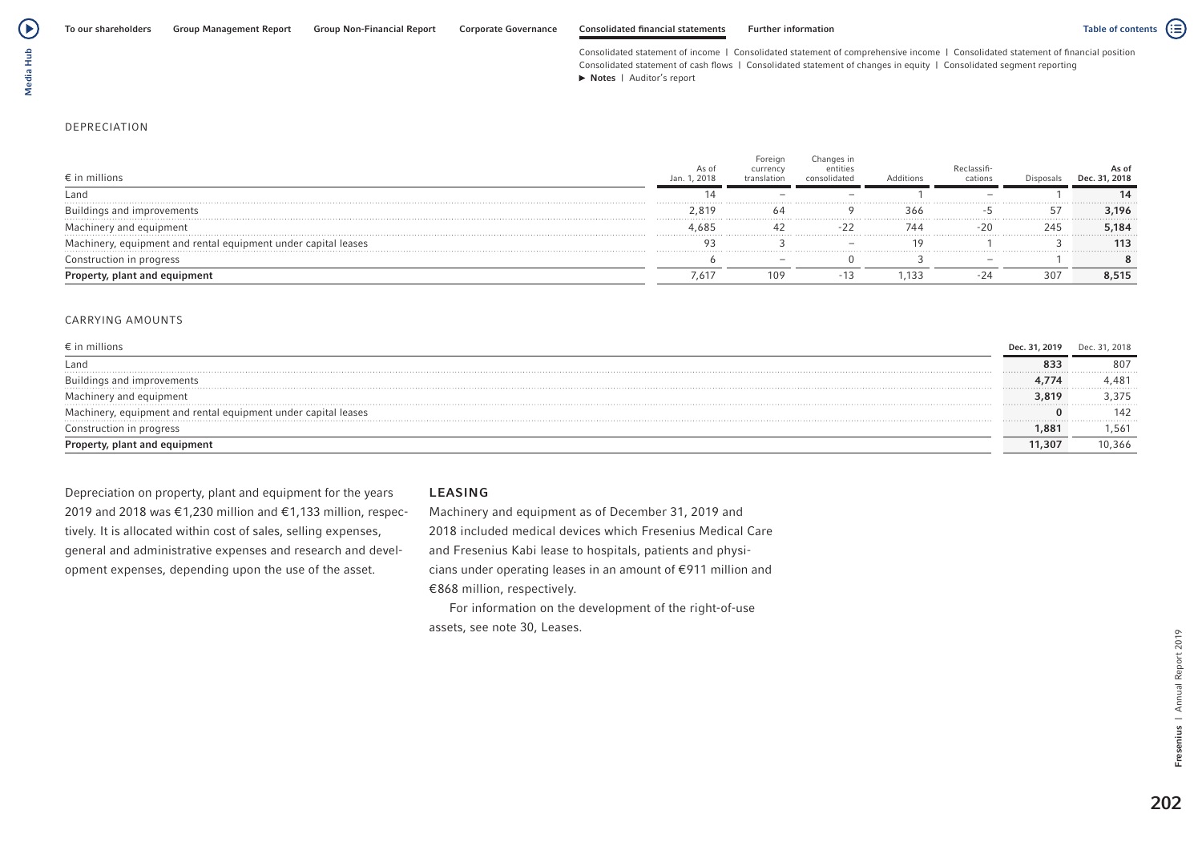DEPRECIATION

| € in millions | As of Jan. 1, 2018 | Foreign currency translation | Changes in entities consolidated | Additions | Reclassifi-cations | Disposals | As of Dec. 31, 2018 |
|---|---|---|---|---|---|---|---|
| Land | 14 | – | – | 1 | – | 1 | **14** |
| Buildings and improvements | 2,819 | 64 | 9 | 366 | -5 | 57 | **3,196** |
| Machinery and equipment | 4,685 | 42 | -22 | 744 | -20 | 245 | **5,184** |
| Machinery, equipment and rental equipment under capital leases | 93 | 3 | – | 19 | 1 | 3 | **113** |
| Construction in progress | 6 | – | 0 | 3 | – | 1 | **8** |
| **Property, plant and equipment** | 7,617 | 109 | -13 | 1,133 | -24 | 307 | **8,515** |

CARRYING AMOUNTS

| € in millions | Dec. 31, 2019 | Dec. 31, 2018 |
|---|---|---|
| Land | **833** | 807 |
| Buildings and improvements | **4,774** | 4,481 |
| Machinery and equipment | **3,819** | 3,375 |
| Machinery, equipment and rental equipment under capital leases | **0** | 142 |
| Construction in progress | **1,881** | 1,561 |
| **Property, plant and equipment** | **11,307** | 10,366 |

Depreciation on property, plant and equipment for the years 2019 and 2018 was €1,230 million and €1,133 million, respectively. It is allocated within cost of sales, selling expenses, general and administrative expenses and research and development expenses, depending upon the use of the asset.

## LEASING

Machinery and equipment as of December 31, 2019 and 2018 included medical devices which Fresenius Medical Care and Fresenius Kabi lease to hospitals, patients and physicians under operating leases in an amount of €911 million and €868 million, respectively.

For information on the development of the right-of-use assets, see note 30, Leases.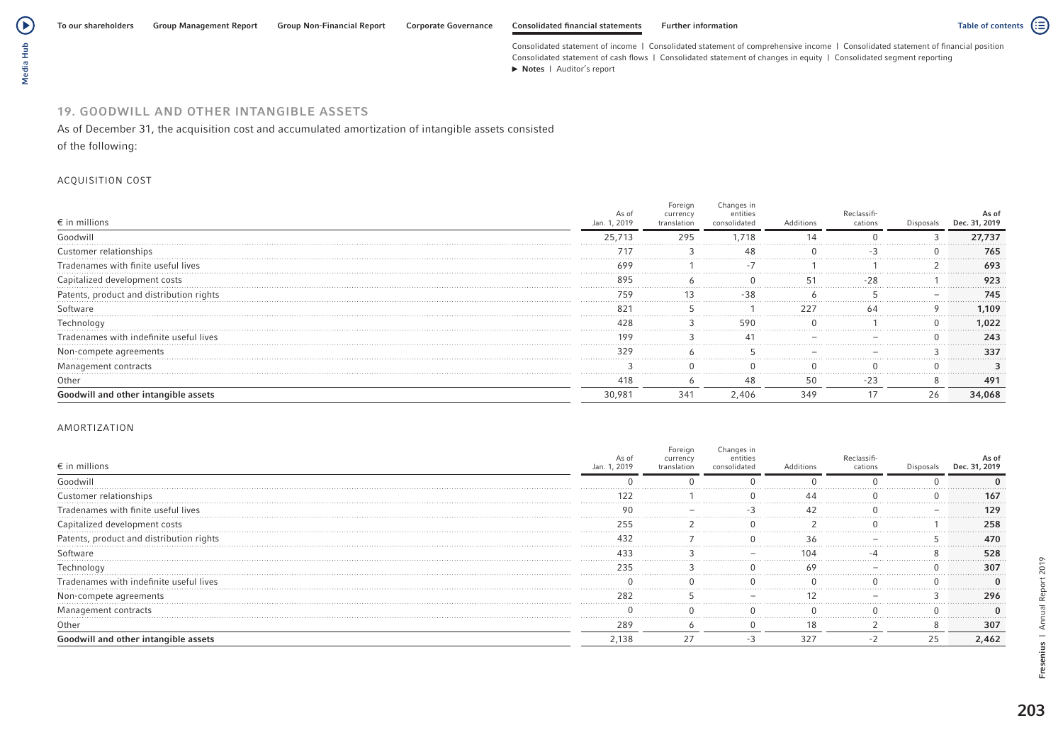## 19. GOODWILL AND OTHER INTANGIBLE ASSETS

As of December 31, the acquisition cost and accumulated amortization of intangible assets consisted of the following:

### ACQUISITION COST

| € in millions | As of Jan. 1, 2019 | Foreign currency translation | Changes in entities consolidated | Additions | Reclassifi-cations | Disposals | As of Dec. 31, 2019 |
|---|---|---|---|---|---|---|---|
| Goodwill | 25,713 | 295 | 1,718 | 14 | 0 | 3 | **27,737** |
| Customer relationships | 717 | 3 | 48 | 0 | -3 | 0 | **765** |
| Tradenames with finite useful lives | 699 | 1 | -7 | 1 | 1 | 2 | **693** |
| Capitalized development costs | 895 | 6 | 0 | 51 | -28 | 1 | **923** |
| Patents, product and distribution rights | 759 | 13 | -38 | 6 | 5 | – | **745** |
| Software | 821 | 5 | 1 | 227 | 64 | 9 | **1,109** |
| Technology | 428 | 3 | 590 | 0 | 1 | 0 | **1,022** |
| Tradenames with indefinite useful lives | 199 | 3 | 41 | – | – | 0 | **243** |
| Non-compete agreements | 329 | 6 | 5 | – | – | 3 | **337** |
| Management contracts | 3 | 0 | 0 | 0 | 0 | 0 | **3** |
| Other | 418 | 6 | 48 | 50 | -23 | 8 | **491** |
| **Goodwill and other intangible assets** | 30,981 | 341 | 2,406 | 349 | 17 | 26 | **34,068** |

### AMORTIZATION

| € in millions | As of Jan. 1, 2019 | Foreign currency translation | Changes in entities consolidated | Additions | Reclassifi-cations | Disposals | As of Dec. 31, 2019 |
|---|---|---|---|---|---|---|---|
| Goodwill | 0 | 0 | 0 | 0 | 0 | 0 | **0** |
| Customer relationships | 122 | 1 | 0 | 44 | 0 | 0 | **167** |
| Tradenames with finite useful lives | 90 | – | -3 | 42 | 0 | – | **129** |
| Capitalized development costs | 255 | 2 | 0 | 2 | 0 | 1 | **258** |
| Patents, product and distribution rights | 432 | 7 | 0 | 36 | – | 5 | **470** |
| Software | 433 | 3 | – | 104 | -4 | 8 | **528** |
| Technology | 235 | 3 | 0 | 69 | – | 0 | **307** |
| Tradenames with indefinite useful lives | 0 | 0 | 0 | 0 | 0 | 0 | **0** |
| Non-compete agreements | 282 | 5 | – | 12 | – | 3 | **296** |
| Management contracts | 0 | 0 | 0 | 0 | 0 | 0 | **0** |
| Other | 289 | 6 | 0 | 18 | 2 | 8 | **307** |
| **Goodwill and other intangible assets** | 2,138 | 27 | -3 | 327 | -2 | 25 | **2,462** |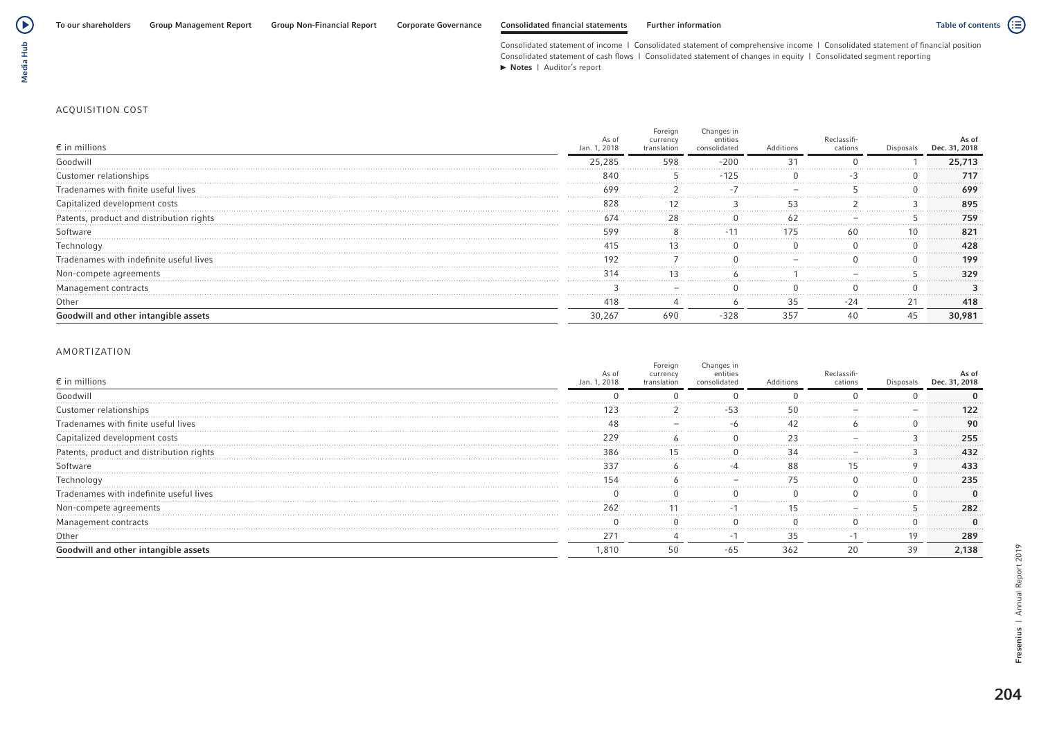ACQUISITION COST

| € in millions | As of Jan. 1, 2018 | Foreign currency translation | Changes in entities consolidated | Additions | Reclassifi-cations | Disposals | As of Dec. 31, 2018 |
|---|---|---|---|---|---|---|---|
| Goodwill | 25,285 | 598 | -200 | 31 | 0 | 1 | **25,713** |
| Customer relationships | 840 | 5 | -125 | 0 | -3 | 0 | **717** |
| Tradenames with finite useful lives | 699 | 2 | -7 | – | 5 | 0 | **699** |
| Capitalized development costs | 828 | 12 | 3 | 53 | 2 | 3 | **895** |
| Patents, product and distribution rights | 674 | 28 | 0 | 62 | – | 5 | **759** |
| Software | 599 | 8 | -11 | 175 | 60 | 10 | **821** |
| Technology | 415 | 13 | 0 | 0 | 0 | 0 | **428** |
| Tradenames with indefinite useful lives | 192 | 7 | 0 | – | 0 | 0 | **199** |
| Non-compete agreements | 314 | 13 | 6 | 1 | – | 5 | **329** |
| Management contracts | 3 | – | 0 | 0 | 0 | 0 | **3** |
| Other | 418 | 4 | 6 | 35 | -24 | 21 | **418** |
| **Goodwill and other intangible assets** | 30,267 | 690 | -328 | 357 | 40 | 45 | **30,981** |

AMORTIZATION

| € in millions | As of Jan. 1, 2018 | Foreign currency translation | Changes in entities consolidated | Additions | Reclassifi-cations | Disposals | As of Dec. 31, 2018 |
|---|---|---|---|---|---|---|---|
| Goodwill | 0 | 0 | 0 | 0 | 0 | 0 | **0** |
| Customer relationships | 123 | 2 | -53 | 50 | – | – | **122** |
| Tradenames with finite useful lives | 48 | – | -6 | 42 | 6 | 0 | **90** |
| Capitalized development costs | 229 | 6 | 0 | 23 | – | 3 | **255** |
| Patents, product and distribution rights | 386 | 15 | 0 | 34 | – | 3 | **432** |
| Software | 337 | 6 | -4 | 88 | 15 | 9 | **433** |
| Technology | 154 | 6 | – | 75 | 0 | 0 | **235** |
| Tradenames with indefinite useful lives | 0 | 0 | 0 | 0 | 0 | 0 | **0** |
| Non-compete agreements | 262 | 11 | -1 | 15 | – | 5 | **282** |
| Management contracts | 0 | 0 | 0 | 0 | 0 | 0 | **0** |
| Other | 271 | 4 | -1 | 35 | -1 | 19 | **289** |
| **Goodwill and other intangible assets** | 1,810 | 50 | -65 | 362 | 20 | 39 | **2,138** |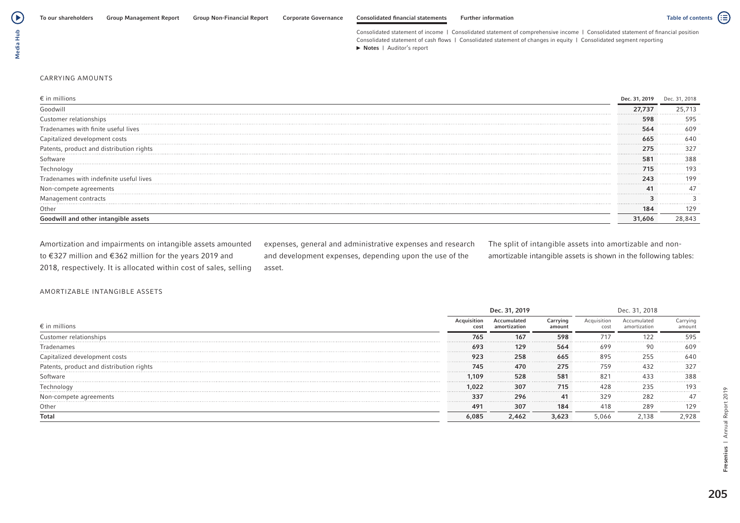CARRYING AMOUNTS

| € in millions | Dec. 31, 2019 | Dec. 31, 2018 |
|---|---|---|
| Goodwill | **27,737** | 25,713 |
| Customer relationships | **598** | 595 |
| Tradenames with finite useful lives | **564** | 609 |
| Capitalized development costs | **665** | 640 |
| Patents, product and distribution rights | **275** | 327 |
| Software | **581** | 388 |
| Technology | **715** | 193 |
| Tradenames with indefinite useful lives | **243** | 199 |
| Non-compete agreements | **41** | 47 |
| Management contracts | **3** | 3 |
| Other | **184** | 129 |
| **Goodwill and other intangible assets** | **31,606** | 28,843 |

Amortization and impairments on intangible assets amounted to €327 million and €362 million for the years 2019 and 2018, respectively. It is allocated within cost of sales, selling expenses, general and administrative expenses and research and development expenses, depending upon the use of the asset.

The split of intangible assets into amortizable and non-amortizable intangible assets is shown in the following tables:

AMORTIZABLE INTANGIBLE ASSETS

| € in millions | Dec. 31, 2019 | | | Dec. 31, 2018 | | |
|---|---|---|---|---|---|---|
| | Acquisition cost | Accumulated amortization | Carrying amount | Acquisition cost | Accumulated amortization | Carrying amount |
| Customer relationships | **765** | **167** | **598** | 717 | 122 | 595 |
| Tradenames | **693** | **129** | **564** | 699 | 90 | 609 |
| Capitalized development costs | **923** | **258** | **665** | 895 | 255 | 640 |
| Patents, product and distribution rights | **745** | **470** | **275** | 759 | 432 | 327 |
| Software | **1,109** | **528** | **581** | 821 | 433 | 388 |
| Technology | **1,022** | **307** | **715** | 428 | 235 | 193 |
| Non-compete agreements | **337** | **296** | **41** | 329 | 282 | 47 |
| Other | **491** | **307** | **184** | 418 | 289 | 129 |
| **Total** | **6,085** | **2,462** | **3,623** | 5,066 | 2,138 | 2,928 |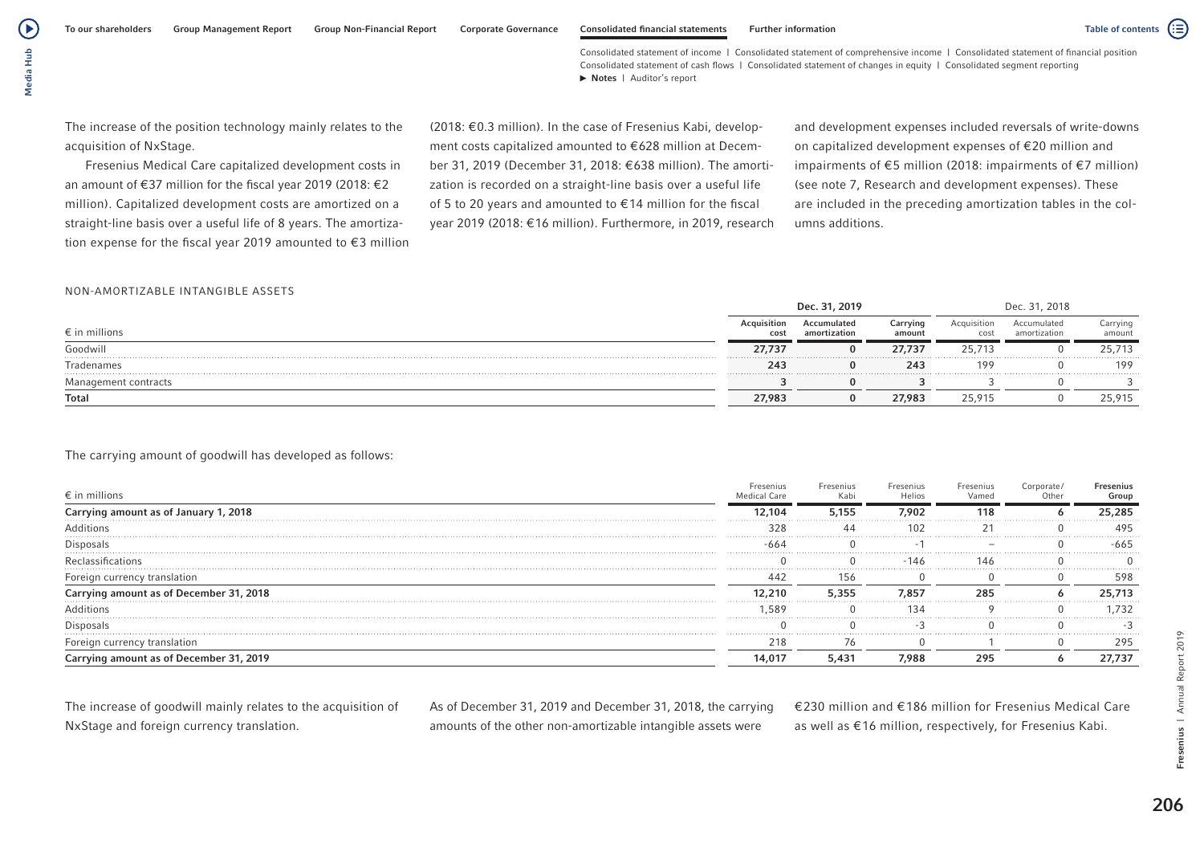The increase of the position technology mainly relates to the acquisition of NxStage.

Fresenius Medical Care capitalized development costs in an amount of €37 million for the fiscal year 2019 (2018: €2 million). Capitalized development costs are amortized on a straight-line basis over a useful life of 8 years. The amortization expense for the fiscal year 2019 amounted to €3 million (2018: €0.3 million). In the case of Fresenius Kabi, development costs capitalized amounted to €628 million at December 31, 2019 (December 31, 2018: €638 million). The amortization is recorded on a straight-line basis over a useful life of 5 to 20 years and amounted to €14 million for the fiscal year 2019 (2018: €16 million). Furthermore, in 2019, research and development expenses included reversals of write-downs on capitalized development expenses of €20 million and impairments of €5 million (2018: impairments of €7 million) (see note 7, Research and development expenses). These are included in the preceding amortization tables in the columns additions.

NON-AMORTIZABLE INTANGIBLE ASSETS

| € in millions | Dec. 31, 2019 | | | Dec. 31, 2018 | | |
|---|---|---|---|---|---|---|
| | **Acquisition cost** | **Accumulated amortization** | **Carrying amount** | Acquisition cost | Accumulated amortization | Carrying amount |
| Goodwill | **27,737** | **0** | **27,737** | 25,713 | 0 | 25,713 |
| Tradenames | **243** | **0** | **243** | 199 | 0 | 199 |
| Management contracts | **3** | **0** | **3** | 3 | 0 | 3 |
| **Total** | **27,983** | **0** | **27,983** | 25,915 | 0 | 25,915 |

The carrying amount of goodwill has developed as follows:

| € in millions | Fresenius Medical Care | Fresenius Kabi | Fresenius Helios | Fresenius Vamed | Corporate/ Other | **Fresenius Group** |
|---|---|---|---|---|---|---|
| **Carrying amount as of January 1, 2018** | **12,104** | **5,155** | **7,902** | **118** | **6** | **25,285** |
| Additions | 328 | 44 | 102 | 21 | 0 | 495 |
| Disposals | -664 | 0 | -1 | – | 0 | -665 |
| Reclassifications | 0 | 0 | -146 | 146 | 0 | 0 |
| Foreign currency translation | 442 | 156 | 0 | 0 | 0 | 598 |
| **Carrying amount as of December 31, 2018** | **12,210** | **5,355** | **7,857** | **285** | **6** | **25,713** |
| Additions | 1,589 | 0 | 134 | 9 | 0 | 1,732 |
| Disposals | 0 | 0 | -3 | 0 | 0 | -3 |
| Foreign currency translation | 218 | 76 | 0 | 1 | 0 | 295 |
| **Carrying amount as of December 31, 2019** | **14,017** | **5,431** | **7,988** | **295** | **6** | **27,737** |

The increase of goodwill mainly relates to the acquisition of NxStage and foreign currency translation.

As of December 31, 2019 and December 31, 2018, the carrying amounts of the other non-amortizable intangible assets were €230 million and €186 million for Fresenius Medical Care as well as €16 million, respectively, for Fresenius Kabi.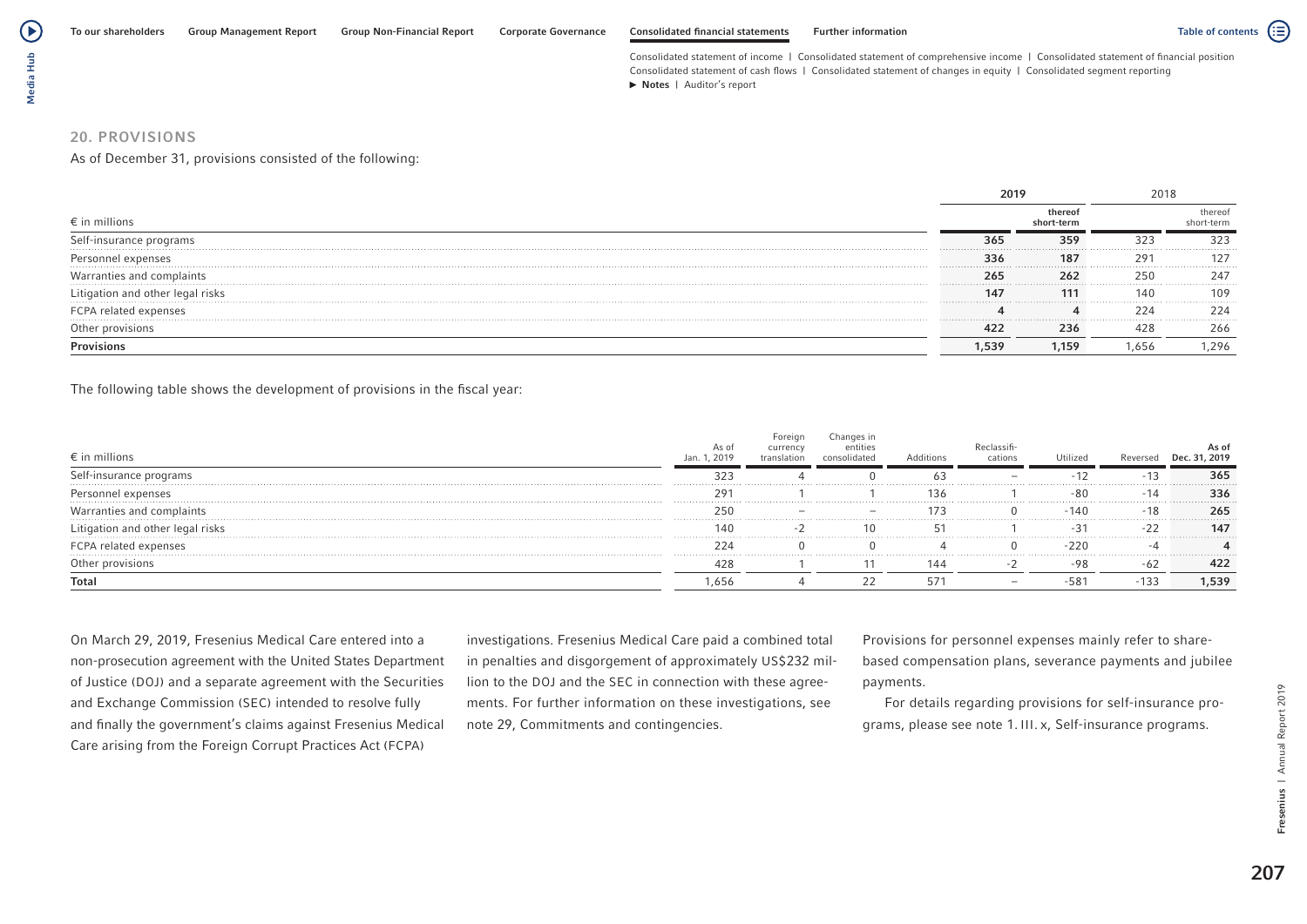## 20. PROVISIONS

As of December 31, provisions consisted of the following:

| € in millions | 2019 | thereof short-term | 2018 | thereof short-term |
|---|---|---|---|---|
| Self-insurance programs | **365** | **359** | 323 | 323 |
| Personnel expenses | **336** | **187** | 291 | 127 |
| Warranties and complaints | **265** | **262** | 250 | 247 |
| Litigation and other legal risks | **147** | **111** | 140 | 109 |
| FCPA related expenses | **4** | **4** | 224 | 224 |
| Other provisions | **422** | **236** | 428 | 266 |
| **Provisions** | **1,539** | **1,159** | 1,656 | 1,296 |

The following table shows the development of provisions in the fiscal year:

| € in millions | As of Jan. 1, 2019 | Foreign currency translation | Changes in entities consolidated | Additions | Reclassifi-cations | Utilized | Reversed | As of Dec. 31, 2019 |
|---|---|---|---|---|---|---|---|---|
| Self-insurance programs | 323 | 4 | 0 | 63 | – | -12 | -13 | **365** |
| Personnel expenses | 291 | 1 | 1 | 136 | 1 | -80 | -14 | **336** |
| Warranties and complaints | 250 | – | – | 173 | 0 | -140 | -18 | **265** |
| Litigation and other legal risks | 140 | -2 | 10 | 51 | 1 | -31 | -22 | **147** |
| FCPA related expenses | 224 | 0 | 0 | 4 | 0 | -220 | -4 | **4** |
| Other provisions | 428 | 1 | 11 | 144 | -2 | -98 | -62 | **422** |
| **Total** | 1,656 | 4 | 22 | 571 | – | -581 | -133 | **1,539** |

On March 29, 2019, Fresenius Medical Care entered into a non-prosecution agreement with the United States Department of Justice (DOJ) and a separate agreement with the Securities and Exchange Commission (SEC) intended to resolve fully and finally the government's claims against Fresenius Medical Care arising from the Foreign Corrupt Practices Act (FCPA) investigations. Fresenius Medical Care paid a combined total in penalties and disgorgement of approximately US$232 million to the DOJ and the SEC in connection with these agreements. For further information on these investigations, see note 29, Commitments and contingencies.

Provisions for personnel expenses mainly refer to share-based compensation plans, severance payments and jubilee payments.

For details regarding provisions for self-insurance programs, please see note 1. III. x, Self-insurance programs.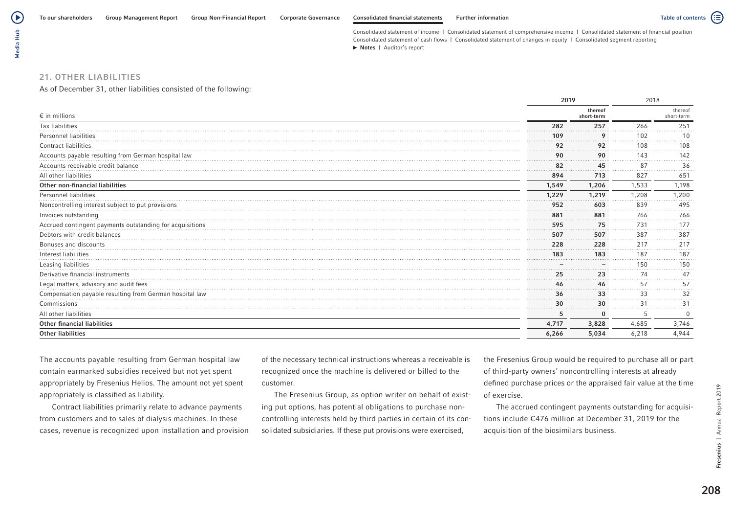## 21. OTHER LIABILITIES

As of December 31, other liabilities consisted of the following:

| € in millions | 2019 | 2019 thereof short-term | 2018 | 2018 thereof short-term |
|---|---|---|---|---|
| Tax liabilities | 282 | 257 | 266 | 251 |
| Personnel liabilities | 109 | 9 | 102 | 10 |
| Contract liabilities | 92 | 92 | 108 | 108 |
| Accounts payable resulting from German hospital law | 90 | 90 | 143 | 142 |
| Accounts receivable credit balance | 82 | 45 | 87 | 36 |
| All other liabilities | 894 | 713 | 827 | 651 |
| **Other non-financial liabilities** | **1,549** | **1,206** | **1,533** | **1,198** |
| Personnel liabilities | 1,229 | 1,219 | 1,208 | 1,200 |
| Noncontrolling interest subject to put provisions | 952 | 603 | 839 | 495 |
| Invoices outstanding | 881 | 881 | 766 | 766 |
| Accrued contingent payments outstanding for acquisitions | 595 | 75 | 731 | 177 |
| Debtors with credit balances | 507 | 507 | 387 | 387 |
| Bonuses and discounts | 228 | 228 | 217 | 217 |
| Interest liabilities | 183 | 183 | 187 | 187 |
| Leasing liabilities | – | – | 150 | 150 |
| Derivative financial instruments | 25 | 23 | 74 | 47 |
| Legal matters, advisory and audit fees | 46 | 46 | 57 | 57 |
| Compensation payable resulting from German hospital law | 36 | 33 | 33 | 32 |
| Commissions | 30 | 30 | 31 | 31 |
| All other liabilities | 5 | 0 | 5 | 0 |
| **Other financial liabilities** | **4,717** | **3,828** | **4,685** | **3,746** |
| **Other liabilities** | **6,266** | **5,034** | **6,218** | **4,944** |

The accounts payable resulting from German hospital law contain earmarked subsidies received but not yet spent appropriately by Fresenius Helios. The amount not yet spent appropriately is classified as liability.

Contract liabilities primarily relate to advance payments from customers and to sales of dialysis machines. In these cases, revenue is recognized upon installation and provision of the necessary technical instructions whereas a receivable is recognized once the machine is delivered or billed to the customer.

The Fresenius Group, as option writer on behalf of existing put options, has potential obligations to purchase noncontrolling interests held by third parties in certain of its consolidated subsidiaries. If these put provisions were exercised, the Fresenius Group would be required to purchase all or part of third-party owners' noncontrolling interests at already defined purchase prices or the appraised fair value at the time of exercise.

The accrued contingent payments outstanding for acquisitions include €476 million at December 31, 2019 for the acquisition of the biosimilars business.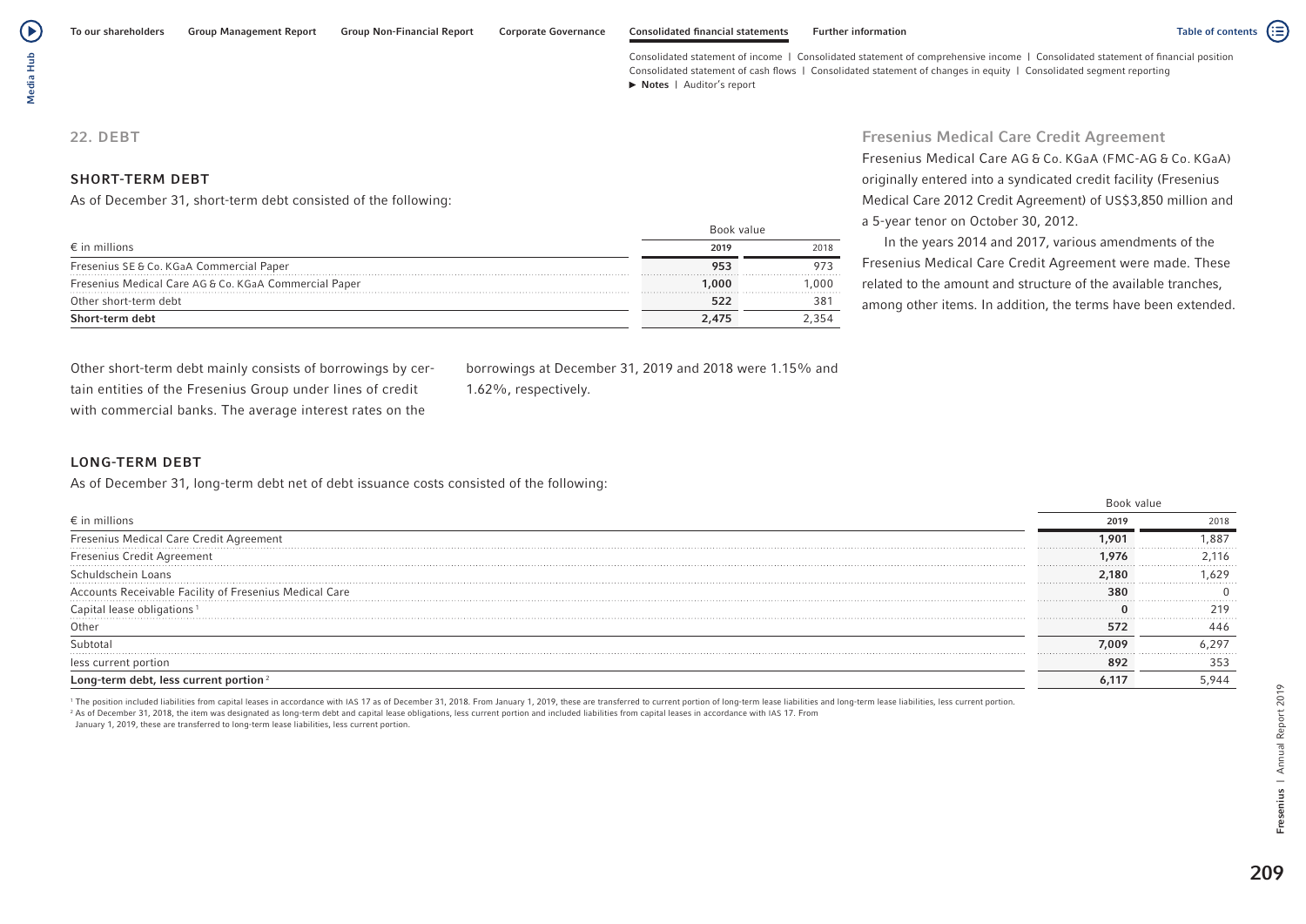## 22. DEBT

### SHORT-TERM DEBT

As of December 31, short-term debt consisted of the following:

| € in millions | Book value 2019 | 2018 |
|---|---|---|
| Fresenius SE & Co. KGaA Commercial Paper | 953 | 973 |
| Fresenius Medical Care AG & Co. KGaA Commercial Paper | 1,000 | 1,000 |
| Other short-term debt | 522 | 381 |
| **Short-term debt** | **2,475** | 2,354 |

Other short-term debt mainly consists of borrowings by certain entities of the Fresenius Group under lines of credit with commercial banks. The average interest rates on the borrowings at December 31, 2019 and 2018 were 1.15% and 1.62%, respectively.

### LONG-TERM DEBT

As of December 31, long-term debt net of debt issuance costs consisted of the following:

| € in millions | Book value 2019 | 2018 |
|---|---|---|
| Fresenius Medical Care Credit Agreement | 1,901 | 1,887 |
| Fresenius Credit Agreement | 1,976 | 2,116 |
| Schuldschein Loans | 2,180 | 1,629 |
| Accounts Receivable Facility of Fresenius Medical Care | 380 | 0 |
| Capital lease obligations [1] | 0 | 219 |
| Other | 572 | 446 |
| Subtotal | 7,009 | 6,297 |
| less current portion | 892 | 353 |
| **Long-term debt, less current portion** [2] | **6,117** | 5,944 |

[1] The position included liabilities from capital leases in accordance with IAS 17 as of December 31, 2018. From January 1, 2019, these are transferred to current portion of long-term lease liabilities and long-term lease liabilities, less current portion.
[2] As of December 31, 2018, the item was designated as long-term debt and capital lease obligations, less current portion and included liabilities from capital leases in accordance with IAS 17. From January 1, 2019, these are transferred to long-term lease liabilities, less current portion.

### Fresenius Medical Care Credit Agreement

Fresenius Medical Care AG & Co. KGaA (FMC-AG & Co. KGaA) originally entered into a syndicated credit facility (Fresenius Medical Care 2012 Credit Agreement) of US$3,850 million and a 5-year tenor on October 30, 2012.

In the years 2014 and 2017, various amendments of the Fresenius Medical Care Credit Agreement were made. These related to the amount and structure of the available tranches, among other items. In addition, the terms have been extended.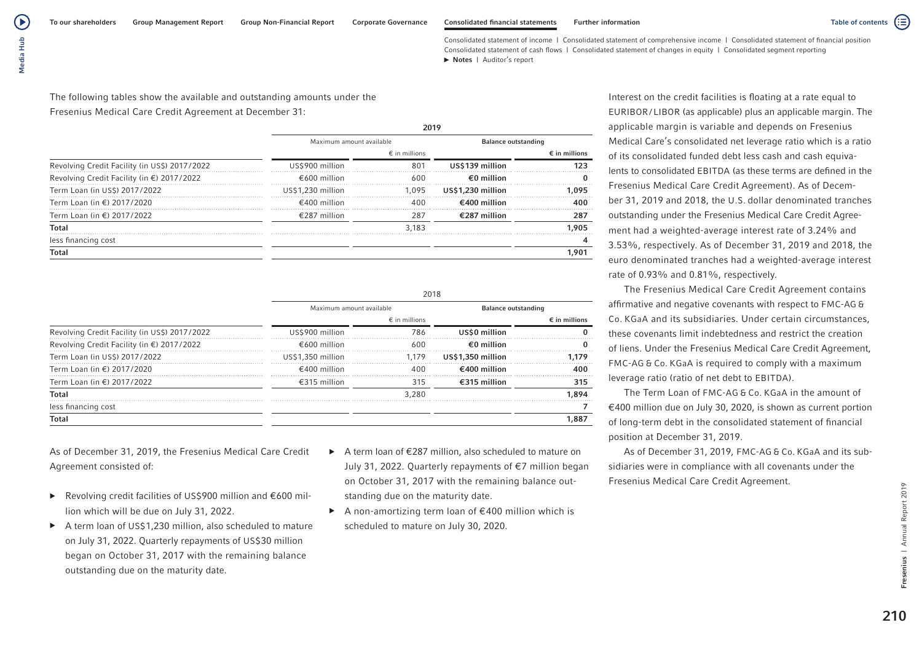The following tables show the available and outstanding amounts under the Fresenius Medical Care Credit Agreement at December 31:

| | 2019 | | | |
|---|---|---|---|---|
| | Maximum amount available | | Balance outstanding | |
| | | € in millions | | € in millions |
| Revolving Credit Facility (in US$) 2017/2022 | US$900 million | 801 | **US$139 million** | **123** |
| Revolving Credit Facility (in €) 2017/2022 | €600 million | 600 | **€0 million** | **0** |
| Term Loan (in US$) 2017/2022 | US$1,230 million | 1,095 | **US$1,230 million** | **1,095** |
| Term Loan (in €) 2017/2020 | €400 million | 400 | **€400 million** | **400** |
| Term Loan (in €) 2017/2022 | €287 million | 287 | **€287 million** | **287** |
| **Total** | | 3,183 | | **1,905** |
| less financing cost | | | | **4** |
| **Total** | | | | **1,901** |

| | 2018 | | | |
|---|---|---|---|---|
| | Maximum amount available | | Balance outstanding | |
| | | € in millions | | € in millions |
| Revolving Credit Facility (in US$) 2017/2022 | US$900 million | 786 | **US$0 million** | **0** |
| Revolving Credit Facility (in €) 2017/2022 | €600 million | 600 | **€0 million** | **0** |
| Term Loan (in US$) 2017/2022 | US$1,350 million | 1,179 | **US$1,350 million** | **1,179** |
| Term Loan (in €) 2017/2020 | €400 million | 400 | **€400 million** | **400** |
| Term Loan (in €) 2017/2022 | €315 million | 315 | **€315 million** | **315** |
| **Total** | | 3,280 | | **1,894** |
| less financing cost | | | | **7** |
| **Total** | | | | **1,887** |

As of December 31, 2019, the Fresenius Medical Care Credit Agreement consisted of:

- Revolving credit facilities of US$900 million and €600 million which will be due on July 31, 2022.
- A term loan of US$1,230 million, also scheduled to mature on July 31, 2022. Quarterly repayments of US$30 million began on October 31, 2017 with the remaining balance outstanding due on the maturity date.
- A term loan of €287 million, also scheduled to mature on July 31, 2022. Quarterly repayments of €7 million began on October 31, 2017 with the remaining balance outstanding due on the maturity date.
- A non-amortizing term loan of €400 million which is scheduled to mature on July 30, 2020.

Interest on the credit facilities is floating at a rate equal to EURIBOR/LIBOR (as applicable) plus an applicable margin. The applicable margin is variable and depends on Fresenius Medical Care's consolidated net leverage ratio which is a ratio of its consolidated funded debt less cash and cash equivalents to consolidated EBITDA (as these terms are defined in the Fresenius Medical Care Credit Agreement). As of December 31, 2019 and 2018, the U.S. dollar denominated tranches outstanding under the Fresenius Medical Care Credit Agreement had a weighted-average interest rate of 3.24% and 3.53%, respectively. As of December 31, 2019 and 2018, the euro denominated tranches had a weighted-average interest rate of 0.93% and 0.81%, respectively.

The Fresenius Medical Care Credit Agreement contains affirmative and negative covenants with respect to FMC-AG & Co. KGaA and its subsidiaries. Under certain circumstances, these covenants limit indebtedness and restrict the creation of liens. Under the Fresenius Medical Care Credit Agreement, FMC-AG & Co. KGaA is required to comply with a maximum leverage ratio (ratio of net debt to EBITDA).

The Term Loan of FMC-AG & Co. KGaA in the amount of €400 million due on July 30, 2020, is shown as current portion of long-term debt in the consolidated statement of financial position at December 31, 2019.

As of December 31, 2019, FMC-AG & Co. KGaA and its subsidiaries were in compliance with all covenants under the Fresenius Medical Care Credit Agreement.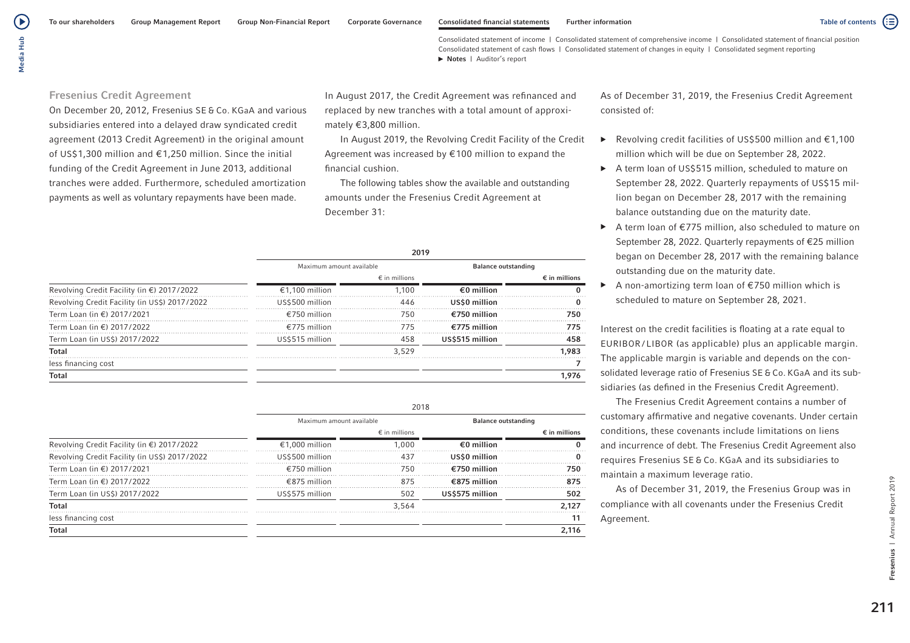### Fresenius Credit Agreement

On December 20, 2012, Fresenius SE & Co. KGaA and various subsidiaries entered into a delayed draw syndicated credit agreement (2013 Credit Agreement) in the original amount of US$1,300 million and €1,250 million. Since the initial funding of the Credit Agreement in June 2013, additional tranches were added. Furthermore, scheduled amortization payments as well as voluntary repayments have been made.

In August 2017, the Credit Agreement was refinanced and replaced by new tranches with a total amount of approximately €3,800 million.

In August 2019, the Revolving Credit Facility of the Credit Agreement was increased by €100 million to expand the financial cushion.

The following tables show the available and outstanding amounts under the Fresenius Credit Agreement at December 31:

**2019**

| | Maximum amount available | | Balance outstanding | |
|---|---|---|---|---|
| | | € in millions | | € in millions |
| Revolving Credit Facility (in €) 2017/2022 | €1,100 million | 1,100 | €0 million | 0 |
| Revolving Credit Facility (in US$) 2017/2022 | US$500 million | 446 | US$0 million | 0 |
| Term Loan (in €) 2017/2021 | €750 million | 750 | €750 million | 750 |
| Term Loan (in €) 2017/2022 | €775 million | 775 | €775 million | 775 |
| Term Loan (in US$) 2017/2022 | US$515 million | 458 | US$515 million | 458 |
| **Total** | | 3,529 | | **1,983** |
| less financing cost | | | | **7** |
| **Total** | | | | **1,976** |

**2018**

| | Maximum amount available | | Balance outstanding | |
|---|---|---|---|---|
| | | € in millions | | € in millions |
| Revolving Credit Facility (in €) 2017/2022 | €1,000 million | 1,000 | €0 million | 0 |
| Revolving Credit Facility (in US$) 2017/2022 | US$500 million | 437 | US$0 million | 0 |
| Term Loan (in €) 2017/2021 | €750 million | 750 | €750 million | 750 |
| Term Loan (in €) 2017/2022 | €875 million | 875 | €875 million | 875 |
| Term Loan (in US$) 2017/2022 | US$575 million | 502 | US$575 million | 502 |
| **Total** | | 3,564 | | **2,127** |
| less financing cost | | | | **11** |
| **Total** | | | | **2,116** |

As of December 31, 2019, the Fresenius Credit Agreement consisted of:

- Revolving credit facilities of US$500 million and €1,100 million which will be due on September 28, 2022.
- A term loan of US$515 million, scheduled to mature on September 28, 2022. Quarterly repayments of US$15 million began on December 28, 2017 with the remaining balance outstanding due on the maturity date.
- A term loan of €775 million, also scheduled to mature on September 28, 2022. Quarterly repayments of €25 million began on December 28, 2017 with the remaining balance outstanding due on the maturity date.
- A non-amortizing term loan of €750 million which is scheduled to mature on September 28, 2021.

Interest on the credit facilities is floating at a rate equal to EURIBOR / LIBOR (as applicable) plus an applicable margin. The applicable margin is variable and depends on the consolidated leverage ratio of Fresenius SE & Co. KGaA and its subsidiaries (as defined in the Fresenius Credit Agreement).

The Fresenius Credit Agreement contains a number of customary affirmative and negative covenants. Under certain conditions, these covenants include limitations on liens and incurrence of debt. The Fresenius Credit Agreement also requires Fresenius SE & Co. KGaA and its subsidiaries to maintain a maximum leverage ratio.

As of December 31, 2019, the Fresenius Group was in compliance with all covenants under the Fresenius Credit Agreement.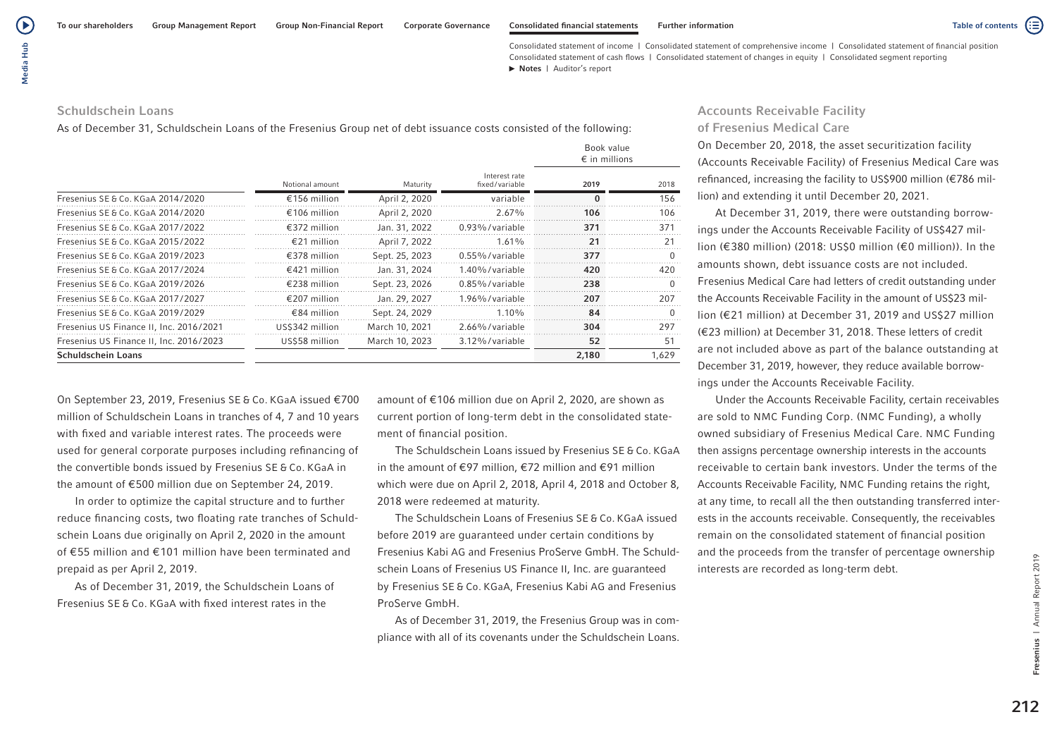### Schuldschein Loans

As of December 31, Schuldschein Loans of the Fresenius Group net of debt issuance costs consisted of the following:

| | Notional amount | Maturity | Interest rate fixed/variable | Book value € in millions 2019 | 2018 |
|---|---|---|---|---|---|
| Fresenius SE & Co. KGaA 2014/2020 | €156 million | April 2, 2020 | variable | 0 | 156 |
| Fresenius SE & Co. KGaA 2014/2020 | €106 million | April 2, 2020 | 2.67% | 106 | 106 |
| Fresenius SE & Co. KGaA 2017/2022 | €372 million | Jan. 31, 2022 | 0.93%/variable | 371 | 371 |
| Fresenius SE & Co. KGaA 2015/2022 | €21 million | April 7, 2022 | 1.61% | 21 | 21 |
| Fresenius SE & Co. KGaA 2019/2023 | €378 million | Sept. 25, 2023 | 0.55%/variable | 377 | 0 |
| Fresenius SE & Co. KGaA 2017/2024 | €421 million | Jan. 31, 2024 | 1.40%/variable | 420 | 420 |
| Fresenius SE & Co. KGaA 2019/2026 | €238 million | Sept. 23, 2026 | 0.85%/variable | 238 | 0 |
| Fresenius SE & Co. KGaA 2017/2027 | €207 million | Jan. 29, 2027 | 1.96%/variable | 207 | 207 |
| Fresenius SE & Co. KGaA 2019/2029 | €84 million | Sept. 24, 2029 | 1.10% | 84 | 0 |
| Fresenius US Finance II, Inc. 2016/2021 | US$342 million | March 10, 2021 | 2.66%/variable | 304 | 297 |
| Fresenius US Finance II, Inc. 2016/2023 | US$58 million | March 10, 2023 | 3.12%/variable | 52 | 51 |
| **Schuldschein Loans** | | | | **2,180** | **1,629** |

On September 23, 2019, Fresenius SE & Co. KGaA issued €700 million of Schuldschein Loans in tranches of 4, 7 and 10 years with fixed and variable interest rates. The proceeds were used for general corporate purposes including refinancing of the convertible bonds issued by Fresenius SE & Co. KGaA in the amount of €500 million due on September 24, 2019.

In order to optimize the capital structure and to further reduce financing costs, two floating rate tranches of Schuldschein Loans due originally on April 2, 2020 in the amount of €55 million and €101 million have been terminated and prepaid as per April 2, 2019.

As of December 31, 2019, the Schuldschein Loans of Fresenius SE & Co. KGaA with fixed interest rates in the amount of €106 million due on April 2, 2020, are shown as current portion of long-term debt in the consolidated statement of financial position.

The Schuldschein Loans issued by Fresenius SE & Co. KGaA in the amount of €97 million, €72 million and €91 million which were due on April 2, 2018, April 4, 2018 and October 8, 2018 were redeemed at maturity.

The Schuldschein Loans of Fresenius SE & Co. KGaA issued before 2019 are guaranteed under certain conditions by Fresenius Kabi AG and Fresenius ProServe GmbH. The Schuldschein Loans of Fresenius US Finance II, Inc. are guaranteed by Fresenius SE & Co. KGaA, Fresenius Kabi AG and Fresenius ProServe GmbH.

As of December 31, 2019, the Fresenius Group was in compliance with all of its covenants under the Schuldschein Loans.

### Accounts Receivable Facility of Fresenius Medical Care

On December 20, 2018, the asset securitization facility (Accounts Receivable Facility) of Fresenius Medical Care was refinanced, increasing the facility to US$900 million (€786 million) and extending it until December 20, 2021.

At December 31, 2019, there were outstanding borrowings under the Accounts Receivable Facility of US$427 million (€380 million) (2018: US$0 million (€0 million)). In the amounts shown, debt issuance costs are not included. Fresenius Medical Care had letters of credit outstanding under the Accounts Receivable Facility in the amount of US$23 million (€21 million) at December 31, 2019 and US$27 million (€23 million) at December 31, 2018. These letters of credit are not included above as part of the balance outstanding at December 31, 2019, however, they reduce available borrowings under the Accounts Receivable Facility.

Under the Accounts Receivable Facility, certain receivables are sold to NMC Funding Corp. (NMC Funding), a wholly owned subsidiary of Fresenius Medical Care. NMC Funding then assigns percentage ownership interests in the accounts receivable to certain bank investors. Under the terms of the Accounts Receivable Facility, NMC Funding retains the right, at any time, to recall all the then outstanding transferred interests in the accounts receivable. Consequently, the receivables remain on the consolidated statement of financial position and the proceeds from the transfer of percentage ownership interests are recorded as long-term debt.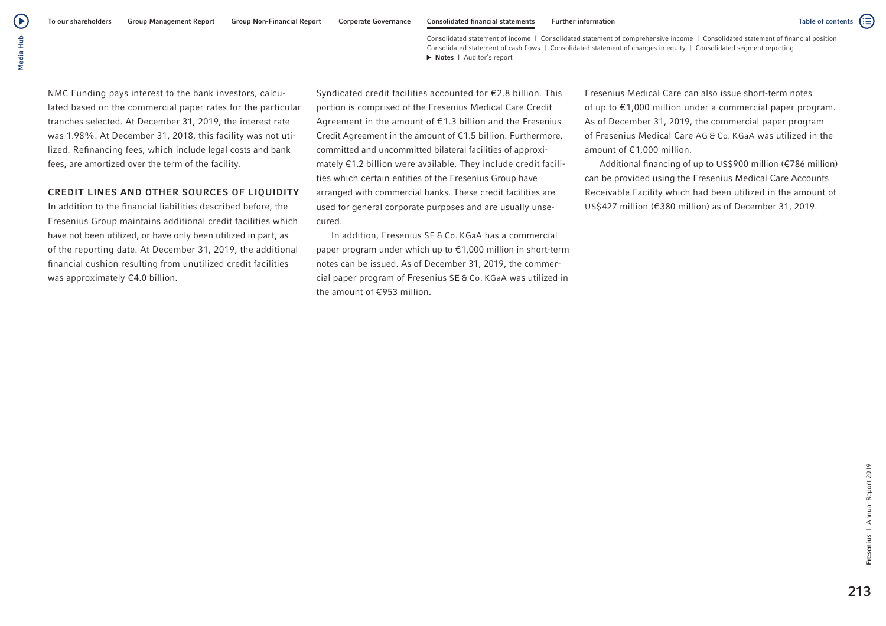NMC Funding pays interest to the bank investors, calculated based on the commercial paper rates for the particular tranches selected. At December 31, 2019, the interest rate was 1.98%. At December 31, 2018, this facility was not utilized. Refinancing fees, which include legal costs and bank fees, are amortized over the term of the facility.

## CREDIT LINES AND OTHER SOURCES OF LIQUIDITY

In addition to the financial liabilities described before, the Fresenius Group maintains additional credit facilities which have not been utilized, or have only been utilized in part, as of the reporting date. At December 31, 2019, the additional financial cushion resulting from unutilized credit facilities was approximately €4.0 billion.

Syndicated credit facilities accounted for €2.8 billion. This portion is comprised of the Fresenius Medical Care Credit Agreement in the amount of €1.3 billion and the Fresenius Credit Agreement in the amount of €1.5 billion. Furthermore, committed and uncommitted bilateral facilities of approximately €1.2 billion were available. They include credit facilities which certain entities of the Fresenius Group have arranged with commercial banks. These credit facilities are used for general corporate purposes and are usually unsecured.

In addition, Fresenius SE & Co. KGaA has a commercial paper program under which up to €1,000 million in short-term notes can be issued. As of December 31, 2019, the commercial paper program of Fresenius SE & Co. KGaA was utilized in the amount of €953 million.

Fresenius Medical Care can also issue short-term notes of up to €1,000 million under a commercial paper program. As of December 31, 2019, the commercial paper program of Fresenius Medical Care AG & Co. KGaA was utilized in the amount of €1,000 million.

Additional financing of up to US$900 million (€786 million) can be provided using the Fresenius Medical Care Accounts Receivable Facility which had been utilized in the amount of US$427 million (€380 million) as of December 31, 2019.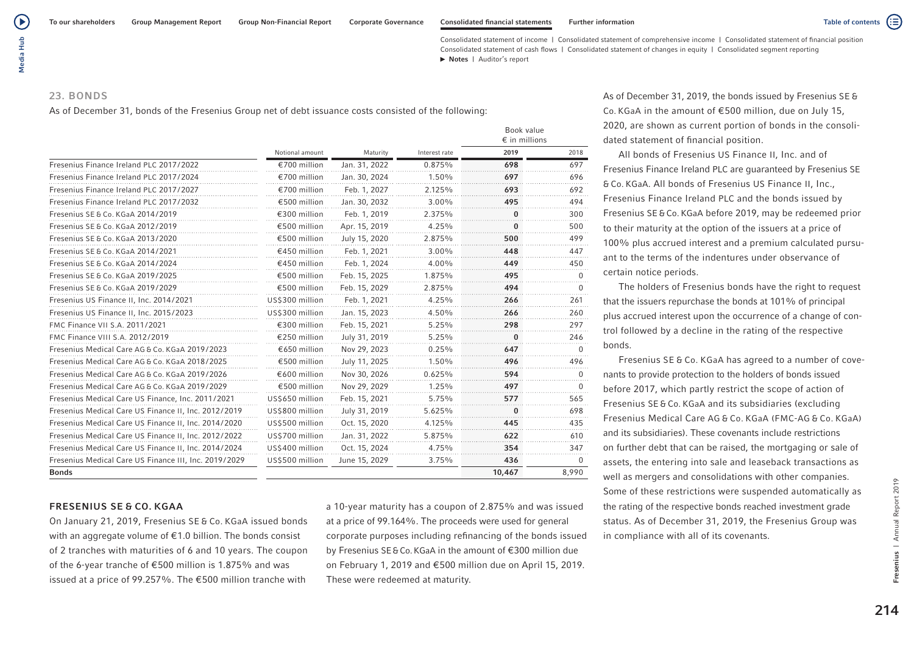## 23. BONDS

As of December 31, bonds of the Fresenius Group net of debt issuance costs consisted of the following:

| | Notional amount | Maturity | Interest rate | Book value € in millions 2019 | 2018 |
|---|---|---|---|---|---|
| Fresenius Finance Ireland PLC 2017/2022 | €700 million | Jan. 31, 2022 | 0.875% | 698 | 697 |
| Fresenius Finance Ireland PLC 2017/2024 | €700 million | Jan. 30, 2024 | 1.50% | 697 | 696 |
| Fresenius Finance Ireland PLC 2017/2027 | €700 million | Feb. 1, 2027 | 2.125% | 693 | 692 |
| Fresenius Finance Ireland PLC 2017/2032 | €500 million | Jan. 30, 2032 | 3.00% | 495 | 494 |
| Fresenius SE & Co. KGaA 2014/2019 | €300 million | Feb. 1, 2019 | 2.375% | 0 | 300 |
| Fresenius SE & Co. KGaA 2012/2019 | €500 million | Apr. 15, 2019 | 4.25% | 0 | 500 |
| Fresenius SE & Co. KGaA 2013/2020 | €500 million | July 15, 2020 | 2.875% | 500 | 499 |
| Fresenius SE & Co. KGaA 2014/2021 | €450 million | Feb. 1, 2021 | 3.00% | 448 | 447 |
| Fresenius SE & Co. KGaA 2014/2024 | €450 million | Feb. 1, 2024 | 4.00% | 449 | 450 |
| Fresenius SE & Co. KGaA 2019/2025 | €500 million | Feb. 15, 2025 | 1.875% | 495 | 0 |
| Fresenius SE & Co. KGaA 2019/2029 | €500 million | Feb. 15, 2029 | 2.875% | 494 | 0 |
| Fresenius US Finance II, Inc. 2014/2021 | US$300 million | Feb. 1, 2021 | 4.25% | 266 | 261 |
| Fresenius US Finance II, Inc. 2015/2023 | US$300 million | Jan. 15, 2023 | 4.50% | 266 | 260 |
| FMC Finance VII S.A. 2011/2021 | €300 million | Feb. 15, 2021 | 5.25% | 298 | 297 |
| FMC Finance VIII S.A. 2012/2019 | €250 million | July 31, 2019 | 5.25% | 0 | 246 |
| Fresenius Medical Care AG & Co. KGaA 2019/2023 | €650 million | Nov 29, 2023 | 0.25% | 647 | 0 |
| Fresenius Medical Care AG & Co. KGaA 2018/2025 | €500 million | July 11, 2025 | 1.50% | 496 | 496 |
| Fresenius Medical Care AG & Co. KGaA 2019/2026 | €600 million | Nov 30, 2026 | 0.625% | 594 | 0 |
| Fresenius Medical Care AG & Co. KGaA 2019/2029 | €500 million | Nov 29, 2029 | 1.25% | 497 | 0 |
| Fresenius Medical Care US Finance, Inc. 2011/2021 | US$650 million | Feb. 15, 2021 | 5.75% | 577 | 565 |
| Fresenius Medical Care US Finance II, Inc. 2012/2019 | US$800 million | July 31, 2019 | 5.625% | 0 | 698 |
| Fresenius Medical Care US Finance II, Inc. 2014/2020 | US$500 million | Oct. 15, 2020 | 4.125% | 445 | 435 |
| Fresenius Medical Care US Finance II, Inc. 2012/2022 | US$700 million | Jan. 31, 2022 | 5.875% | 622 | 610 |
| Fresenius Medical Care US Finance II, Inc. 2014/2024 | US$400 million | Oct. 15, 2024 | 4.75% | 354 | 347 |
| Fresenius Medical Care US Finance III, Inc. 2019/2029 | US$500 million | June 15, 2029 | 3.75% | 436 | 0 |
| **Bonds** | | | | **10,467** | 8,990 |

### FRESENIUS SE & CO. KGAA

On January 21, 2019, Fresenius SE & Co. KGaA issued bonds with an aggregate volume of €1.0 billion. The bonds consist of 2 tranches with maturities of 6 and 10 years. The coupon of the 6-year tranche of €500 million is 1.875% and was issued at a price of 99.257%. The €500 million tranche with a 10-year maturity has a coupon of 2.875% and was issued at a price of 99.164%. The proceeds were used for general corporate purposes including refinancing of the bonds issued by Fresenius SE & Co. KGaA in the amount of €300 million due on February 1, 2019 and €500 million due on April 15, 2019. These were redeemed at maturity.

As of December 31, 2019, the bonds issued by Fresenius SE & Co. KGaA in the amount of €500 million, due on July 15, 2020, are shown as current portion of bonds in the consolidated statement of financial position.

All bonds of Fresenius US Finance II, Inc. and of Fresenius Finance Ireland PLC are guaranteed by Fresenius SE & Co. KGaA. All bonds of Fresenius US Finance II, Inc., Fresenius Finance Ireland PLC and the bonds issued by Fresenius SE & Co. KGaA before 2019, may be redeemed prior to their maturity at the option of the issuers at a price of 100% plus accrued interest and a premium calculated pursuant to the terms of the indentures under observance of certain notice periods.

The holders of Fresenius bonds have the right to request that the issuers repurchase the bonds at 101% of principal plus accrued interest upon the occurrence of a change of control followed by a decline in the rating of the respective bonds.

Fresenius SE & Co. KGaA has agreed to a number of covenants to provide protection to the holders of bonds issued before 2017, which partly restrict the scope of action of Fresenius SE & Co. KGaA and its subsidiaries (excluding Fresenius Medical Care AG & Co. KGaA (FMC-AG & Co. KGaA) and its subsidiaries). These covenants include restrictions on further debt that can be raised, the mortgaging or sale of assets, the entering into sale and leaseback transactions as well as mergers and consolidations with other companies. Some of these restrictions were suspended automatically as the rating of the respective bonds reached investment grade status. As of December 31, 2019, the Fresenius Group was in compliance with all of its covenants.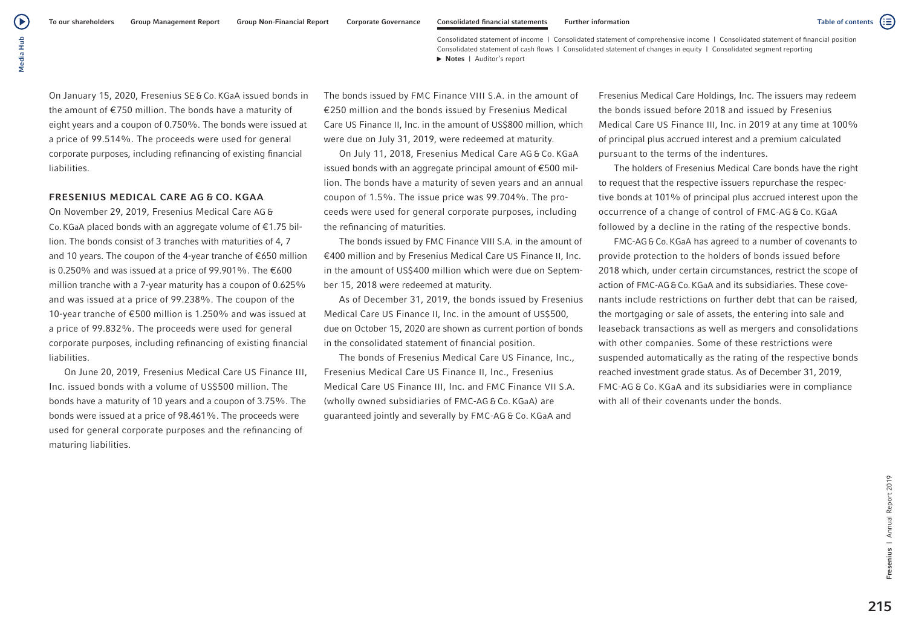On January 15, 2020, Fresenius SE & Co. KGaA issued bonds in the amount of €750 million. The bonds have a maturity of eight years and a coupon of 0.750%. The bonds were issued at a price of 99.514%. The proceeds were used for general corporate purposes, including refinancing of existing financial liabilities.

## FRESENIUS MEDICAL CARE AG & CO. KGAA

On November 29, 2019, Fresenius Medical Care AG & Co. KGaA placed bonds with an aggregate volume of €1.75 billion. The bonds consist of 3 tranches with maturities of 4, 7 and 10 years. The coupon of the 4-year tranche of €650 million is 0.250% and was issued at a price of 99.901%. The €600 million tranche with a 7-year maturity has a coupon of 0.625% and was issued at a price of 99.238%. The coupon of the 10-year tranche of €500 million is 1.250% and was issued at a price of 99.832%. The proceeds were used for general corporate purposes, including refinancing of existing financial liabilities.

On June 20, 2019, Fresenius Medical Care US Finance III, Inc. issued bonds with a volume of US$500 million. The bonds have a maturity of 10 years and a coupon of 3.75%. The bonds were issued at a price of 98.461%. The proceeds were used for general corporate purposes and the refinancing of maturing liabilities.

The bonds issued by FMC Finance VIII S.A. in the amount of €250 million and the bonds issued by Fresenius Medical Care US Finance II, Inc. in the amount of US$800 million, which were due on July 31, 2019, were redeemed at maturity.

On July 11, 2018, Fresenius Medical Care AG & Co. KGaA issued bonds with an aggregate principal amount of €500 million. The bonds have a maturity of seven years and an annual coupon of 1.5%. The issue price was 99.704%. The proceeds were used for general corporate purposes, including the refinancing of maturities.

The bonds issued by FMC Finance VIII S.A. in the amount of €400 million and by Fresenius Medical Care US Finance II, Inc. in the amount of US$400 million which were due on September 15, 2018 were redeemed at maturity.

As of December 31, 2019, the bonds issued by Fresenius Medical Care US Finance II, Inc. in the amount of US$500, due on October 15, 2020 are shown as current portion of bonds in the consolidated statement of financial position.

The bonds of Fresenius Medical Care US Finance, Inc., Fresenius Medical Care US Finance II, Inc., Fresenius Medical Care US Finance III, Inc. and FMC Finance VII S.A. (wholly owned subsidiaries of FMC-AG & Co. KGaA) are guaranteed jointly and severally by FMC-AG & Co. KGaA and Fresenius Medical Care Holdings, Inc. The issuers may redeem the bonds issued before 2018 and issued by Fresenius Medical Care US Finance III, Inc. in 2019 at any time at 100% of principal plus accrued interest and a premium calculated pursuant to the terms of the indentures.

The holders of Fresenius Medical Care bonds have the right to request that the respective issuers repurchase the respective bonds at 101% of principal plus accrued interest upon the occurrence of a change of control of FMC-AG & Co. KGaA followed by a decline in the rating of the respective bonds.

FMC-AG & Co. KGaA has agreed to a number of covenants to provide protection to the holders of bonds issued before 2018 which, under certain circumstances, restrict the scope of action of FMC-AG & Co. KGaA and its subsidiaries. These covenants include restrictions on further debt that can be raised, the mortgaging or sale of assets, the entering into sale and leaseback transactions as well as mergers and consolidations with other companies. Some of these restrictions were suspended automatically as the rating of the respective bonds reached investment grade status. As of December 31, 2019, FMC-AG & Co. KGaA and its subsidiaries were in compliance with all of their covenants under the bonds.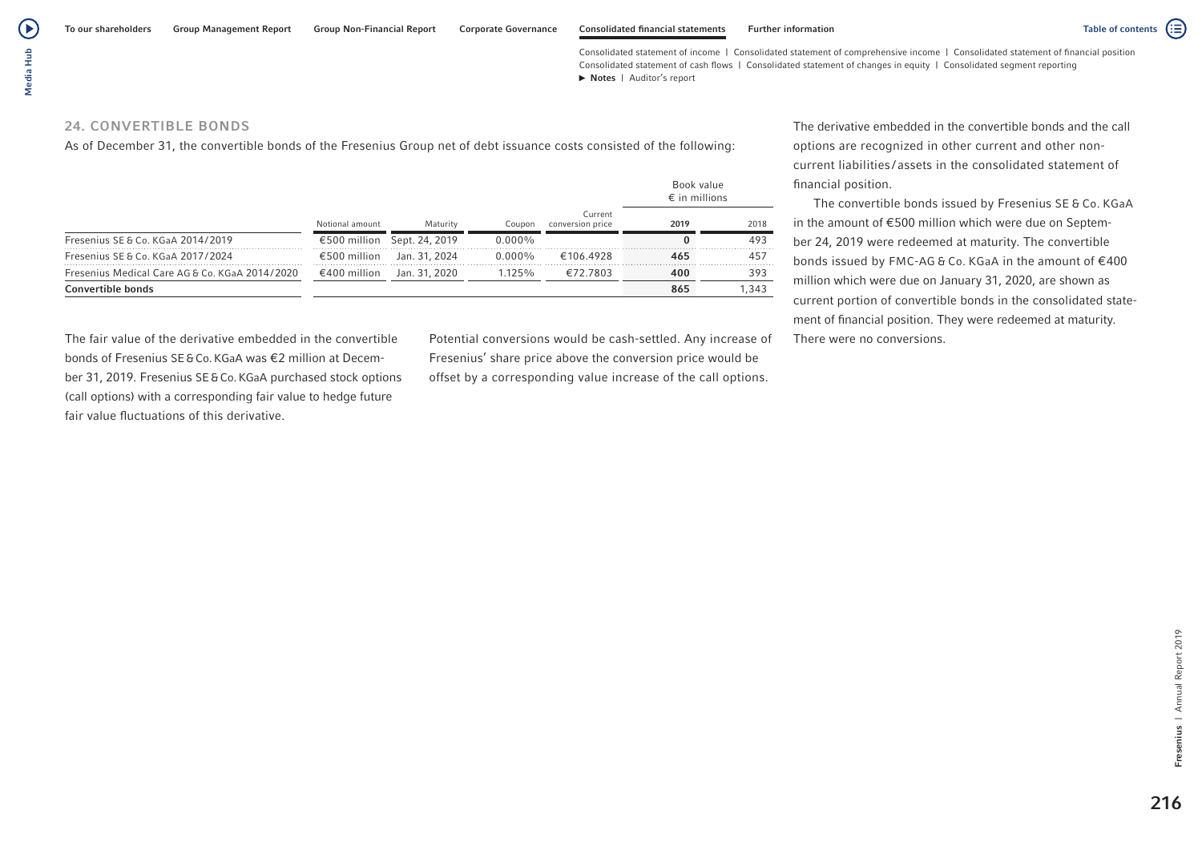## 24. CONVERTIBLE BONDS

As of December 31, the convertible bonds of the Fresenius Group net of debt issuance costs consisted of the following:

| | Notional amount | Maturity | Coupon | Current conversion price | Book value € in millions 2019 | 2018 |
|---|---|---|---|---|---|---|
| Fresenius SE & Co. KGaA 2014/2019 | €500 million | Sept. 24, 2019 | 0.000% | | 0 | 493 |
| Fresenius SE & Co. KGaA 2017/2024 | €500 million | Jan. 31, 2024 | 0.000% | €106.4928 | 465 | 457 |
| Fresenius Medical Care AG & Co. KGaA 2014/2020 | €400 million | Jan. 31, 2020 | 1.125% | €72.7803 | 400 | 393 |
| **Convertible bonds** | | | | | **865** | 1,343 |

The fair value of the derivative embedded in the convertible bonds of Fresenius SE & Co. KGaA was €2 million at December 31, 2019. Fresenius SE & Co. KGaA purchased stock options (call options) with a corresponding fair value to hedge future fair value fluctuations of this derivative.

Potential conversions would be cash-settled. Any increase of Fresenius' share price above the conversion price would be offset by a corresponding value increase of the call options.

The derivative embedded in the convertible bonds and the call options are recognized in other current and other non-current liabilities/assets in the consolidated statement of financial position.

The convertible bonds issued by Fresenius SE & Co. KGaA in the amount of €500 million which were due on September 24, 2019 were redeemed at maturity. The convertible bonds issued by FMC-AG & Co. KGaA in the amount of €400 million which were due on January 31, 2020, are shown as current portion of convertible bonds in the consolidated statement of financial position. They were redeemed at maturity. There were no conversions.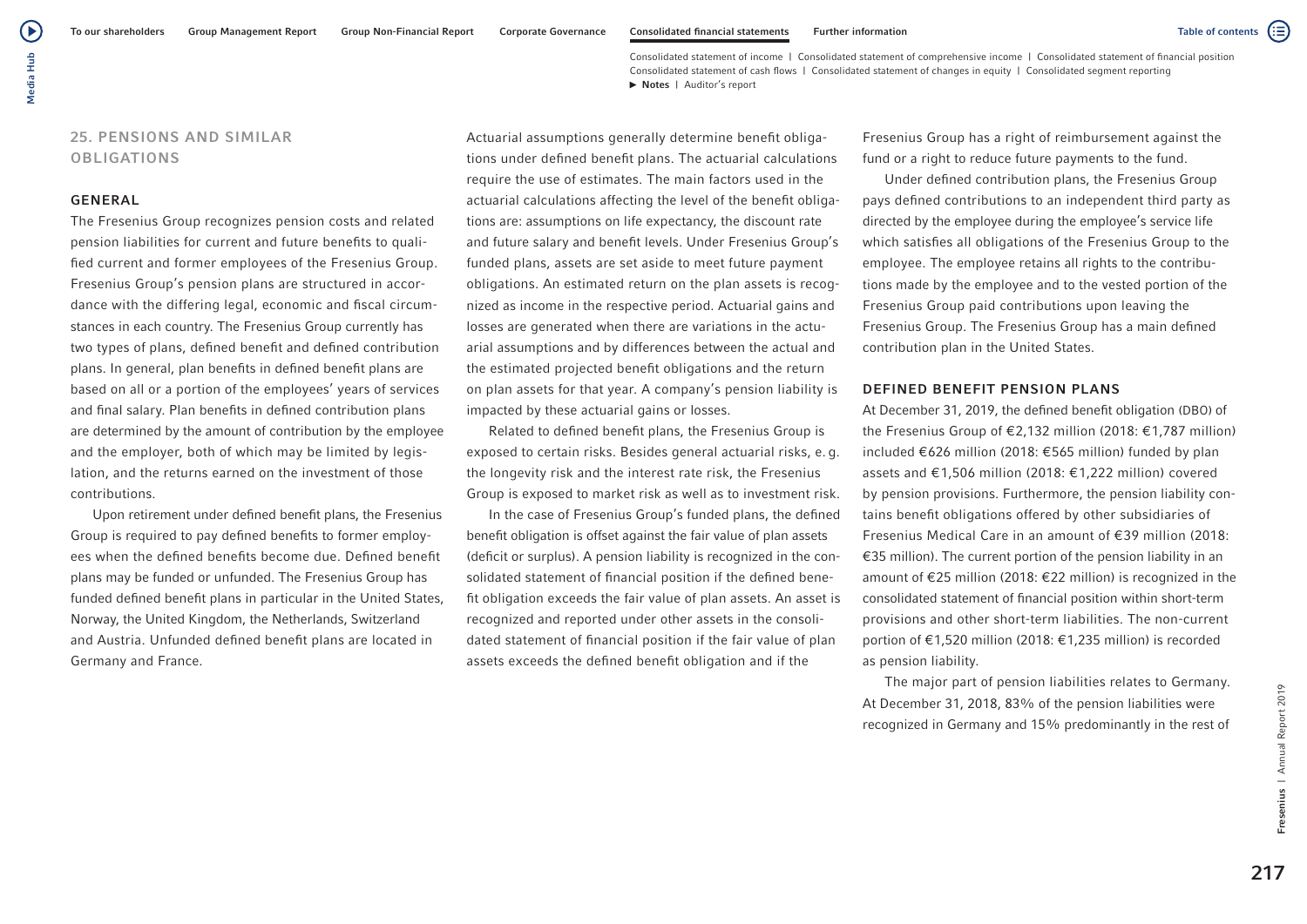## 25. PENSIONS AND SIMILAR OBLIGATIONS

### GENERAL

The Fresenius Group recognizes pension costs and related pension liabilities for current and future benefits to qualified current and former employees of the Fresenius Group. Fresenius Group's pension plans are structured in accordance with the differing legal, economic and fiscal circumstances in each country. The Fresenius Group currently has two types of plans, defined benefit and defined contribution plans. In general, plan benefits in defined benefit plans are based on all or a portion of the employees' years of services and final salary. Plan benefits in defined contribution plans are determined by the amount of contribution by the employee and the employer, both of which may be limited by legislation, and the returns earned on the investment of those contributions.

Upon retirement under defined benefit plans, the Fresenius Group is required to pay defined benefits to former employees when the defined benefits become due. Defined benefit plans may be funded or unfunded. The Fresenius Group has funded defined benefit plans in particular in the United States, Norway, the United Kingdom, the Netherlands, Switzerland and Austria. Unfunded defined benefit plans are located in Germany and France.

Actuarial assumptions generally determine benefit obligations under defined benefit plans. The actuarial calculations require the use of estimates. The main factors used in the actuarial calculations affecting the level of the benefit obligations are: assumptions on life expectancy, the discount rate and future salary and benefit levels. Under Fresenius Group's funded plans, assets are set aside to meet future payment obligations. An estimated return on the plan assets is recognized as income in the respective period. Actuarial gains and losses are generated when there are variations in the actuarial assumptions and by differences between the actual and the estimated projected benefit obligations and the return on plan assets for that year. A company's pension liability is impacted by these actuarial gains or losses.

Related to defined benefit plans, the Fresenius Group is exposed to certain risks. Besides general actuarial risks, e. g. the longevity risk and the interest rate risk, the Fresenius Group is exposed to market risk as well as to investment risk.

In the case of Fresenius Group's funded plans, the defined benefit obligation is offset against the fair value of plan assets (deficit or surplus). A pension liability is recognized in the consolidated statement of financial position if the defined benefit obligation exceeds the fair value of plan assets. An asset is recognized and reported under other assets in the consolidated statement of financial position if the fair value of plan assets exceeds the defined benefit obligation and if the Fresenius Group has a right of reimbursement against the fund or a right to reduce future payments to the fund.

Under defined contribution plans, the Fresenius Group pays defined contributions to an independent third party as directed by the employee during the employee's service life which satisfies all obligations of the Fresenius Group to the employee. The employee retains all rights to the contributions made by the employee and to the vested portion of the Fresenius Group paid contributions upon leaving the Fresenius Group. The Fresenius Group has a main defined contribution plan in the United States.

### DEFINED BENEFIT PENSION PLANS

At December 31, 2019, the defined benefit obligation (DBO) of the Fresenius Group of €2,132 million (2018: €1,787 million) included €626 million (2018: €565 million) funded by plan assets and €1,506 million (2018: €1,222 million) covered by pension provisions. Furthermore, the pension liability contains benefit obligations offered by other subsidiaries of Fresenius Medical Care in an amount of €39 million (2018: €35 million). The current portion of the pension liability in an amount of €25 million (2018: €22 million) is recognized in the consolidated statement of financial position within short-term provisions and other short-term liabilities. The non-current portion of €1,520 million (2018: €1,235 million) is recorded as pension liability.

The major part of pension liabilities relates to Germany. At December 31, 2018, 83% of the pension liabilities were recognized in Germany and 15% predominantly in the rest of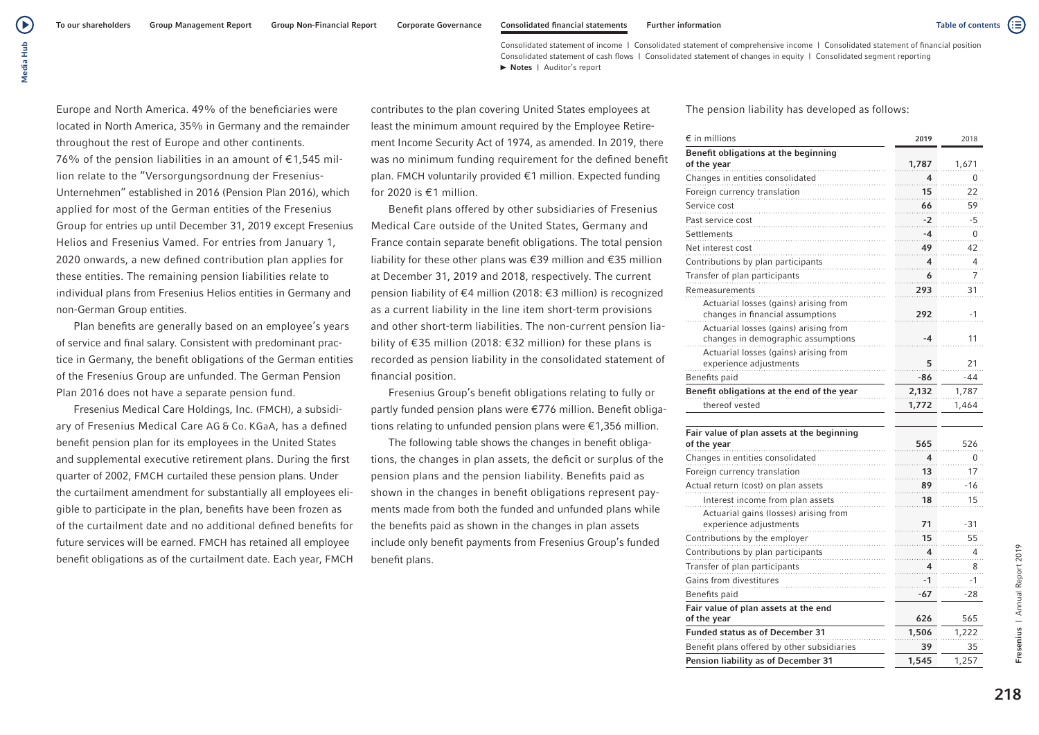Europe and North America. 49% of the beneficiaries were located in North America, 35% in Germany and the remainder throughout the rest of Europe and other continents.

76% of the pension liabilities in an amount of €1,545 million relate to the "Versorgungsordnung der Fresenius-Unternehmen" established in 2016 (Pension Plan 2016), which applied for most of the German entities of the Fresenius Group for entries up until December 31, 2019 except Fresenius Helios and Fresenius Vamed. For entries from January 1, 2020 onwards, a new defined contribution plan applies for these entities. The remaining pension liabilities relate to individual plans from Fresenius Helios entities in Germany and non-German Group entities.

Plan benefits are generally based on an employee's years of service and final salary. Consistent with predominant practice in Germany, the benefit obligations of the German entities of the Fresenius Group are unfunded. The German Pension Plan 2016 does not have a separate pension fund.

Fresenius Medical Care Holdings, Inc. (FMCH), a subsidiary of Fresenius Medical Care AG & Co. KGaA, has a defined benefit pension plan for its employees in the United States and supplemental executive retirement plans. During the first quarter of 2002, FMCH curtailed these pension plans. Under the curtailment amendment for substantially all employees eligible to participate in the plan, benefits have been frozen as of the curtailment date and no additional defined benefits for future services will be earned. FMCH has retained all employee benefit obligations as of the curtailment date. Each year, FMCH contributes to the plan covering United States employees at least the minimum amount required by the Employee Retirement Income Security Act of 1974, as amended. In 2019, there was no minimum funding requirement for the defined benefit plan. FMCH voluntarily provided €1 million. Expected funding for 2020 is €1 million.

Benefit plans offered by other subsidiaries of Fresenius Medical Care outside of the United States, Germany and France contain separate benefit obligations. The total pension liability for these other plans was €39 million and €35 million at December 31, 2019 and 2018, respectively. The current pension liability of €4 million (2018: €3 million) is recognized as a current liability in the line item short-term provisions and other short-term liabilities. The non-current pension liability of €35 million (2018: €32 million) for these plans is recorded as pension liability in the consolidated statement of financial position.

Fresenius Group's benefit obligations relating to fully or partly funded pension plans were €776 million. Benefit obligations relating to unfunded pension plans were €1,356 million.

The following table shows the changes in benefit obligations, the changes in plan assets, the deficit or surplus of the pension plans and the pension liability. Benefits paid as shown in the changes in benefit obligations represent payments made from both the funded and unfunded plans while the benefits paid as shown in the changes in plan assets include only benefit payments from Fresenius Group's funded benefit plans.

The pension liability has developed as follows:

| € in millions | 2019 | 2018 |
|---|---|---|
| **Benefit obligations at the beginning of the year** | **1,787** | 1,671 |
| Changes in entities consolidated | 4 | 0 |
| Foreign currency translation | 15 | 22 |
| Service cost | 66 | 59 |
| Past service cost | -2 | -5 |
| Settlements | -4 | 0 |
| Net interest cost | 49 | 42 |
| Contributions by plan participants | 4 | 4 |
| Transfer of plan participants | 6 | 7 |
| Remeasurements | 293 | 31 |
| Actuarial losses (gains) arising from changes in financial assumptions | 292 | -1 |
| Actuarial losses (gains) arising from changes in demographic assumptions | -4 | 11 |
| Actuarial losses (gains) arising from experience adjustments | 5 | 21 |
| Benefits paid | -86 | -44 |
| **Benefit obligations at the end of the year** | **2,132** | 1,787 |
| thereof vested | 1,772 | 1,464 |
| **Fair value of plan assets at the beginning of the year** | **565** | 526 |
| Changes in entities consolidated | 4 | 0 |
| Foreign currency translation | 13 | 17 |
| Actual return (cost) on plan assets | 89 | -16 |
| Interest income from plan assets | 18 | 15 |
| Actuarial gains (losses) arising from experience adjustments | 71 | -31 |
| Contributions by the employer | 15 | 55 |
| Contributions by plan participants | 4 | 4 |
| Transfer of plan participants | 4 | 8 |
| Gains from divestitures | -1 | -1 |
| Benefits paid | -67 | -28 |
| **Fair value of plan assets at the end of the year** | **626** | 565 |
| **Funded status as of December 31** | **1,506** | 1,222 |
| Benefit plans offered by other subsidiaries | 39 | 35 |
| **Pension liability as of December 31** | **1,545** | 1,257 |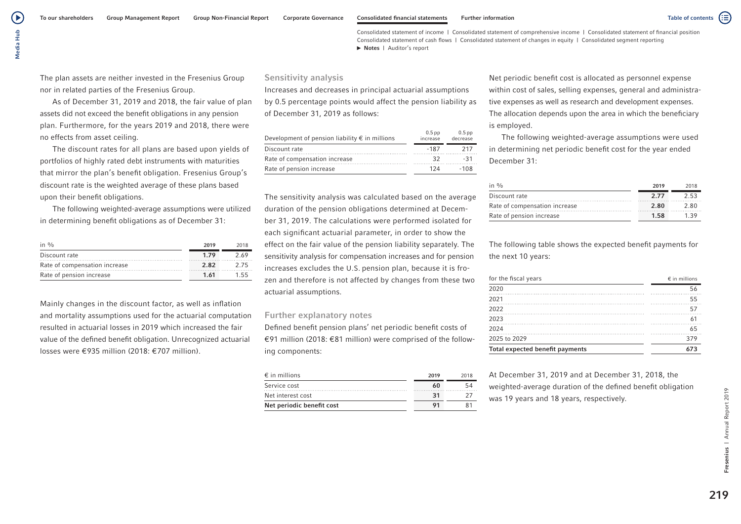The plan assets are neither invested in the Fresenius Group nor in related parties of the Fresenius Group.

As of December 31, 2019 and 2018, the fair value of plan assets did not exceed the benefit obligations in any pension plan. Furthermore, for the years 2019 and 2018, there were no effects from asset ceiling.

The discount rates for all plans are based upon yields of portfolios of highly rated debt instruments with maturities that mirror the plan's benefit obligation. Fresenius Group's discount rate is the weighted average of these plans based upon their benefit obligations.

The following weighted-average assumptions were utilized in determining benefit obligations as of December 31:

| in % | 2019 | 2018 |
|---|---|---|
| Discount rate | 1.79 | 2.69 |
| Rate of compensation increase | 2.82 | 2.75 |
| Rate of pension increase | 1.61 | 1.55 |

Mainly changes in the discount factor, as well as inflation and mortality assumptions used for the actuarial computation resulted in actuarial losses in 2019 which increased the fair value of the defined benefit obligation. Unrecognized actuarial losses were €935 million (2018: €707 million).

## Sensitivity analysis

Increases and decreases in principal actuarial assumptions by 0.5 percentage points would affect the pension liability as of December 31, 2019 as follows:

| Development of pension liability € in millions | 0.5 pp increase | 0.5 pp decrease |
|---|---|---|
| Discount rate | -187 | 217 |
| Rate of compensation increase | 32 | -31 |
| Rate of pension increase | 124 | -108 |

The sensitivity analysis was calculated based on the average duration of the pension obligations determined at December 31, 2019. The calculations were performed isolated for each significant actuarial parameter, in order to show the effect on the fair value of the pension liability separately. The sensitivity analysis for compensation increases and for pension increases excludes the U.S. pension plan, because it is frozen and therefore is not affected by changes from these two actuarial assumptions.

## Further explanatory notes

Defined benefit pension plans' net periodic benefit costs of €91 million (2018: €81 million) were comprised of the following components:

| € in millions | 2019 | 2018 |
|---|---|---|
| Service cost | 60 | 54 |
| Net interest cost | 31 | 27 |
| **Net periodic benefit cost** | **91** | **81** |

Net periodic benefit cost is allocated as personnel expense within cost of sales, selling expenses, general and administrative expenses as well as research and development expenses. The allocation depends upon the area in which the beneficiary is employed.

The following weighted-average assumptions were used in determining net periodic benefit cost for the year ended December 31:

| in % | 2019 | 2018 |
|---|---|---|
| Discount rate | 2.77 | 2.53 |
| Rate of compensation increase | 2.80 | 2.80 |
| Rate of pension increase | 1.58 | 1.39 |

The following table shows the expected benefit payments for the next 10 years:

| for the fiscal years | € in millions |
|---|---|
| 2020 | 56 |
| 2021 | 55 |
| 2022 | 57 |
| 2023 | 61 |
| 2024 | 65 |
| 2025 to 2029 | 379 |
| **Total expected benefit payments** | **673** |

At December 31, 2019 and at December 31, 2018, the weighted-average duration of the defined benefit obligation was 19 years and 18 years, respectively.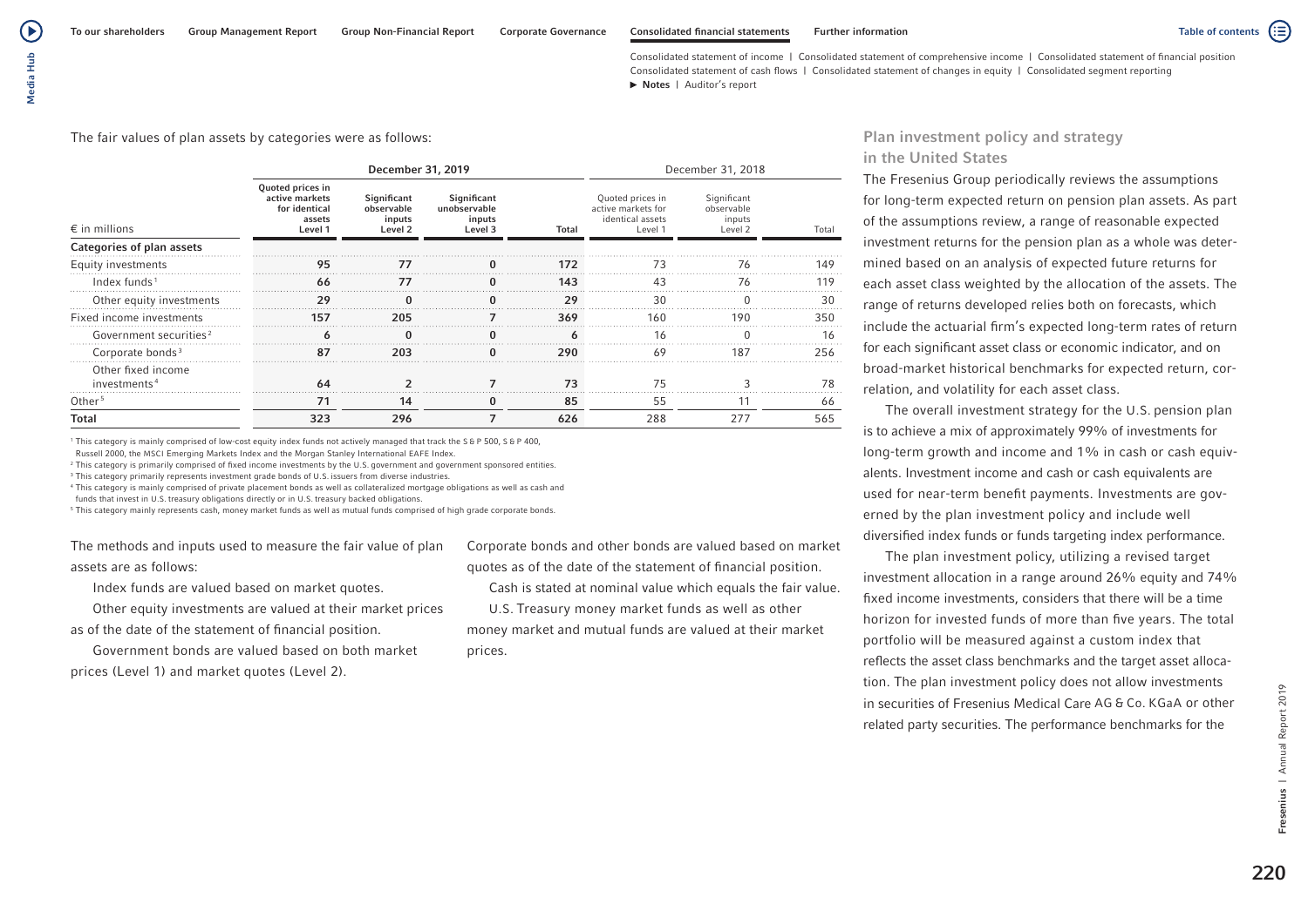The fair values of plan assets by categories were as follows:

| € in millions | December 31, 2019 | | | | December 31, 2018 | | |
|---|---|---|---|---|---|---|---|
| | Quoted prices in active markets for identical assets Level 1 | Significant observable inputs Level 2 | Significant unobservable inputs Level 3 | Total | Quoted prices in active markets for identical assets Level 1 | Significant observable inputs Level 2 | Total |
| **Categories of plan assets** | | | | | | | |
| Equity investments | 95 | 77 | 0 | 172 | 73 | 76 | 149 |
| Index funds[1] | 66 | 77 | 0 | 143 | 43 | 76 | 119 |
| Other equity investments | 29 | 0 | 0 | 29 | 30 | 0 | 30 |
| Fixed income investments | 157 | 205 | 7 | 369 | 160 | 190 | 350 |
| Government securities[2] | 6 | 0 | 0 | 6 | 16 | 0 | 16 |
| Corporate bonds[3] | 87 | 203 | 0 | 290 | 69 | 187 | 256 |
| Other fixed income investments[4] | 64 | 2 | 7 | 73 | 75 | 3 | 78 |
| Other[5] | 71 | 14 | 0 | 85 | 55 | 11 | 66 |
| **Total** | **323** | **296** | **7** | **626** | 288 | 277 | 565 |

[1] This category is mainly comprised of low-cost equity index funds not actively managed that track the S & P 500, S & P 400, Russell 2000, the MSCI Emerging Markets Index and the Morgan Stanley International EAFE Index.
[2] This category is primarily comprised of fixed income investments by the U.S. government and government sponsored entities.
[3] This category primarily represents investment grade bonds of U.S. issuers from diverse industries.
[4] This category is mainly comprised of private placement bonds as well as collateralized mortgage obligations as well as cash and funds that invest in U.S. treasury obligations directly or in U.S. treasury backed obligations.
[5] This category mainly represents cash, money market funds as well as mutual funds comprised of high grade corporate bonds.

The methods and inputs used to measure the fair value of plan assets are as follows:

Index funds are valued based on market quotes.

Other equity investments are valued at their market prices as of the date of the statement of financial position.

Government bonds are valued based on both market prices (Level 1) and market quotes (Level 2).

Corporate bonds and other bonds are valued based on market quotes as of the date of the statement of financial position.

Cash is stated at nominal value which equals the fair value.

U.S. Treasury money market funds as well as other money market and mutual funds are valued at their market prices.

## Plan investment policy and strategy in the United States

The Fresenius Group periodically reviews the assumptions for long-term expected return on pension plan assets. As part of the assumptions review, a range of reasonable expected investment returns for the pension plan as a whole was determined based on an analysis of expected future returns for each asset class weighted by the allocation of the assets. The range of returns developed relies both on forecasts, which include the actuarial firm's expected long-term rates of return for each significant asset class or economic indicator, and on broad-market historical benchmarks for expected return, correlation, and volatility for each asset class.

The overall investment strategy for the U.S. pension plan is to achieve a mix of approximately 99% of investments for long-term growth and income and 1% in cash or cash equivalents. Investment income and cash or cash equivalents are used for near-term benefit payments. Investments are governed by the plan investment policy and include well diversified index funds or funds targeting index performance.

The plan investment policy, utilizing a revised target investment allocation in a range around 26% equity and 74% fixed income investments, considers that there will be a time horizon for invested funds of more than five years. The total portfolio will be measured against a custom index that reflects the asset class benchmarks and the target asset allocation. The plan investment policy does not allow investments in securities of Fresenius Medical Care AG & Co. KGaA or other related party securities. The performance benchmarks for the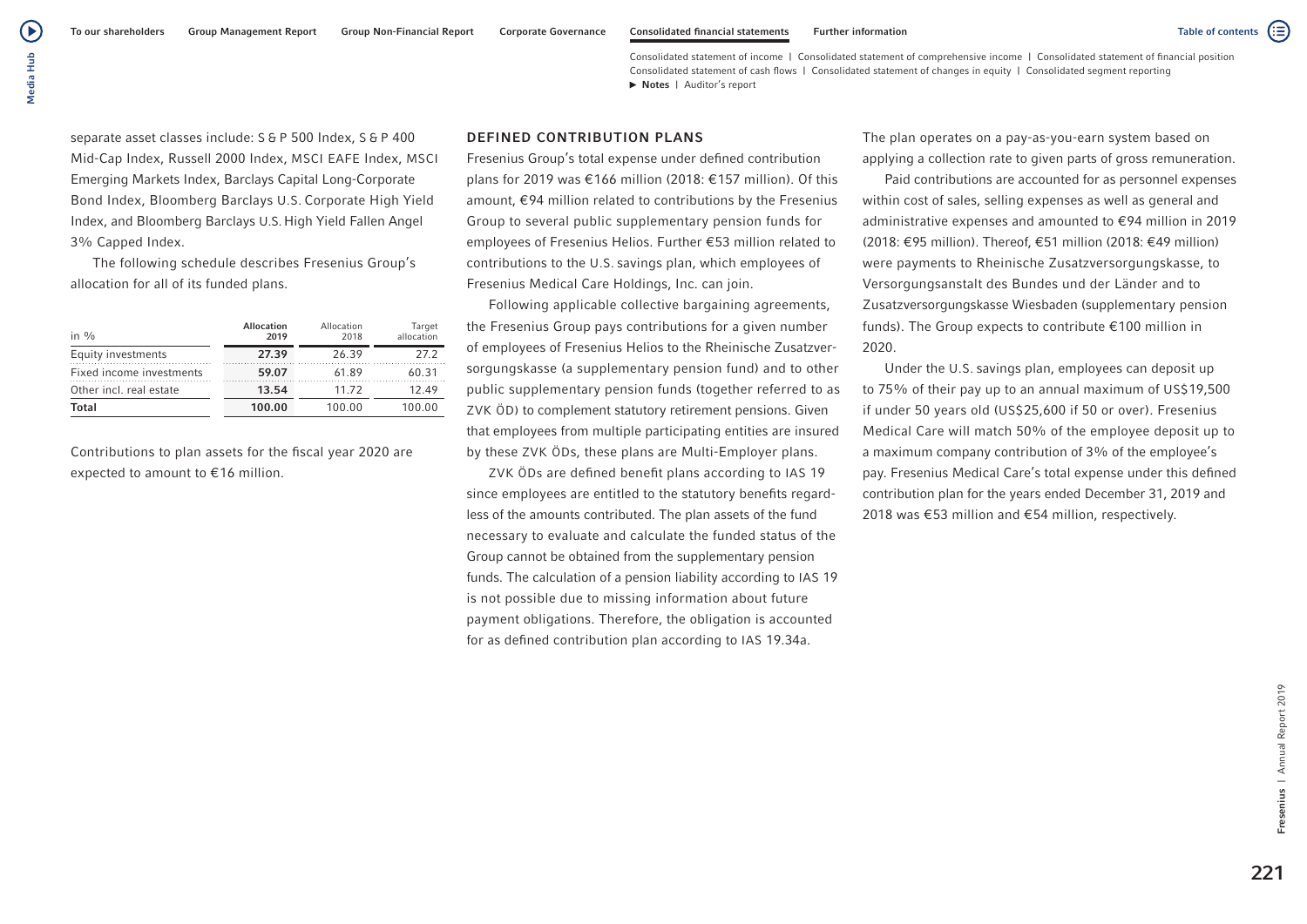separate asset classes include: S & P 500 Index, S & P 400 Mid-Cap Index, Russell 2000 Index, MSCI EAFE Index, MSCI Emerging Markets Index, Barclays Capital Long-Corporate Bond Index, Bloomberg Barclays U.S. Corporate High Yield Index, and Bloomberg Barclays U.S. High Yield Fallen Angel 3% Capped Index.

The following schedule describes Fresenius Group's allocation for all of its funded plans.

| in % | Allocation 2019 | Allocation 2018 | Target allocation |
|---|---|---|---|
| Equity investments | **27.39** | 26.39 | 27.2 |
| Fixed income investments | **59.07** | 61.89 | 60.31 |
| Other incl. real estate | **13.54** | 11.72 | 12.49 |
| **Total** | **100.00** | 100.00 | 100.00 |

Contributions to plan assets for the fiscal year 2020 are expected to amount to €16 million.

## DEFINED CONTRIBUTION PLANS

Fresenius Group's total expense under defined contribution plans for 2019 was €166 million (2018: €157 million). Of this amount, €94 million related to contributions by the Fresenius Group to several public supplementary pension funds for employees of Fresenius Helios. Further €53 million related to contributions to the U.S. savings plan, which employees of Fresenius Medical Care Holdings, Inc. can join.

Following applicable collective bargaining agreements, the Fresenius Group pays contributions for a given number of employees of Fresenius Helios to the Rheinische Zusatzversorgungskasse (a supplementary pension fund) and to other public supplementary pension funds (together referred to as ZVK ÖD) to complement statutory retirement pensions. Given that employees from multiple participating entities are insured by these ZVK ÖDs, these plans are Multi-Employer plans.

ZVK ÖDs are defined benefit plans according to IAS 19 since employees are entitled to the statutory benefits regardless of the amounts contributed. The plan assets of the fund necessary to evaluate and calculate the funded status of the Group cannot be obtained from the supplementary pension funds. The calculation of a pension liability according to IAS 19 is not possible due to missing information about future payment obligations. Therefore, the obligation is accounted for as defined contribution plan according to IAS 19.34a.

The plan operates on a pay-as-you-earn system based on applying a collection rate to given parts of gross remuneration.

Paid contributions are accounted for as personnel expenses within cost of sales, selling expenses as well as general and administrative expenses and amounted to €94 million in 2019 (2018: €95 million). Thereof, €51 million (2018: €49 million) were payments to Rheinische Zusatzversorgungskasse, to Versorgungsanstalt des Bundes und der Länder and to Zusatzversorgungskasse Wiesbaden (supplementary pension funds). The Group expects to contribute €100 million in 2020.

Under the U.S. savings plan, employees can deposit up to 75% of their pay up to an annual maximum of US$19,500 if under 50 years old (US$25,600 if 50 or over). Fresenius Medical Care will match 50% of the employee deposit up to a maximum company contribution of 3% of the employee's pay. Fresenius Medical Care's total expense under this defined contribution plan for the years ended December 31, 2019 and 2018 was €53 million and €54 million, respectively.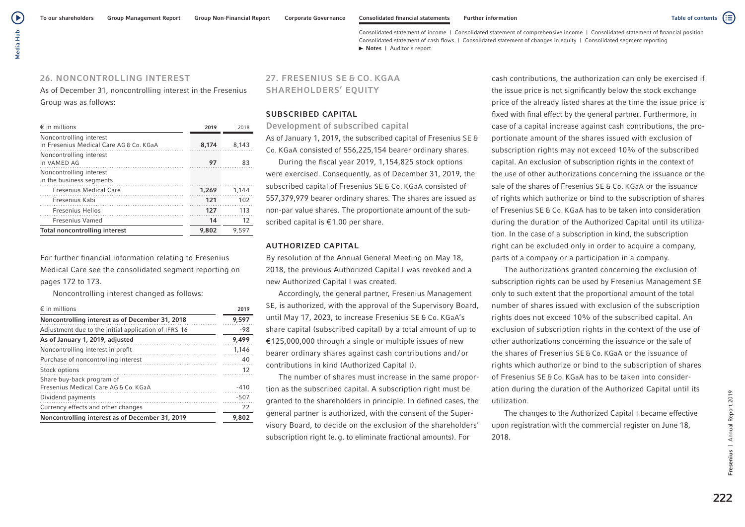## 26. NONCONTROLLING INTEREST

As of December 31, noncontrolling interest in the Fresenius Group was as follows:

| € in millions | 2019 | 2018 |
|---|---|---|
| Noncontrolling interest in Fresenius Medical Care AG & Co. KGaA | 8,174 | 8,143 |
| Noncontrolling interest in VAMED AG | 97 | 83 |
| Noncontrolling interest in the business segments | | |
| Fresenius Medical Care | 1,269 | 1,144 |
| Fresenius Kabi | 121 | 102 |
| Fresenius Helios | 127 | 113 |
| Fresenius Vamed | 14 | 12 |
| **Total noncontrolling interest** | **9,802** | 9,597 |

For further financial information relating to Fresenius Medical Care see the consolidated segment reporting on pages 172 to 173.

Noncontrolling interest changed as follows:

| € in millions | 2019 |
|---|---|
| **Noncontrolling interest as of December 31, 2018** | **9,597** |
| Adjustment due to the initial application of IFRS 16 | -98 |
| **As of January 1, 2019, adjusted** | **9,499** |
| Noncontrolling interest in profit | 1,146 |
| Purchase of noncontrolling interest | 40 |
| Stock options | 12 |
| Share buy-back program of Fresenius Medical Care AG & Co. KGaA | -410 |
| Dividend payments | -507 |
| Currency effects and other changes | 22 |
| **Noncontrolling interest as of December 31, 2019** | **9,802** |

## 27. FRESENIUS SE & CO. KGAA SHAREHOLDERS' EQUITY

### SUBSCRIBED CAPITAL

#### Development of subscribed capital

As of January 1, 2019, the subscribed capital of Fresenius SE & Co. KGaA consisted of 556,225,154 bearer ordinary shares.

During the fiscal year 2019, 1,154,825 stock options were exercised. Consequently, as of December 31, 2019, the subscribed capital of Fresenius SE & Co. KGaA consisted of 557,379,979 bearer ordinary shares. The shares are issued as non-par value shares. The proportionate amount of the subscribed capital is €1.00 per share.

### AUTHORIZED CAPITAL

By resolution of the Annual General Meeting on May 18, 2018, the previous Authorized Capital I was revoked and a new Authorized Capital I was created.

Accordingly, the general partner, Fresenius Management SE, is authorized, with the approval of the Supervisory Board, until May 17, 2023, to increase Fresenius SE & Co. KGaA's share capital (subscribed capital) by a total amount of up to €125,000,000 through a single or multiple issues of new bearer ordinary shares against cash contributions and / or contributions in kind (Authorized Capital I).

The number of shares must increase in the same proportion as the subscribed capital. A subscription right must be granted to the shareholders in principle. In defined cases, the general partner is authorized, with the consent of the Supervisory Board, to decide on the exclusion of the shareholders' subscription right (e. g. to eliminate fractional amounts). For cash contributions, the authorization can only be exercised if the issue price is not significantly below the stock exchange price of the already listed shares at the time the issue price is fixed with final effect by the general partner. Furthermore, in case of a capital increase against cash contributions, the proportionate amount of the shares issued with exclusion of subscription rights may not exceed 10% of the subscribed capital. An exclusion of subscription rights in the context of the use of other authorizations concerning the issuance or the sale of the shares of Fresenius SE & Co. KGaA or the issuance of rights which authorize or bind to the subscription of shares of Fresenius SE & Co. KGaA has to be taken into consideration during the duration of the Authorized Capital until its utilization. In the case of a subscription in kind, the subscription right can be excluded only in order to acquire a company, parts of a company or a participation in a company.

The authorizations granted concerning the exclusion of subscription rights can be used by Fresenius Management SE only to such extent that the proportional amount of the total number of shares issued with exclusion of the subscription rights does not exceed 10% of the subscribed capital. An exclusion of subscription rights in the context of the use of other authorizations concerning the issuance or the sale of the shares of Fresenius SE & Co. KGaA or the issuance of rights which authorize or bind to the subscription of shares of Fresenius SE & Co. KGaA has to be taken into consideration during the duration of the Authorized Capital until its utilization.

The changes to the Authorized Capital I became effective upon registration with the commercial register on June 18, 2018.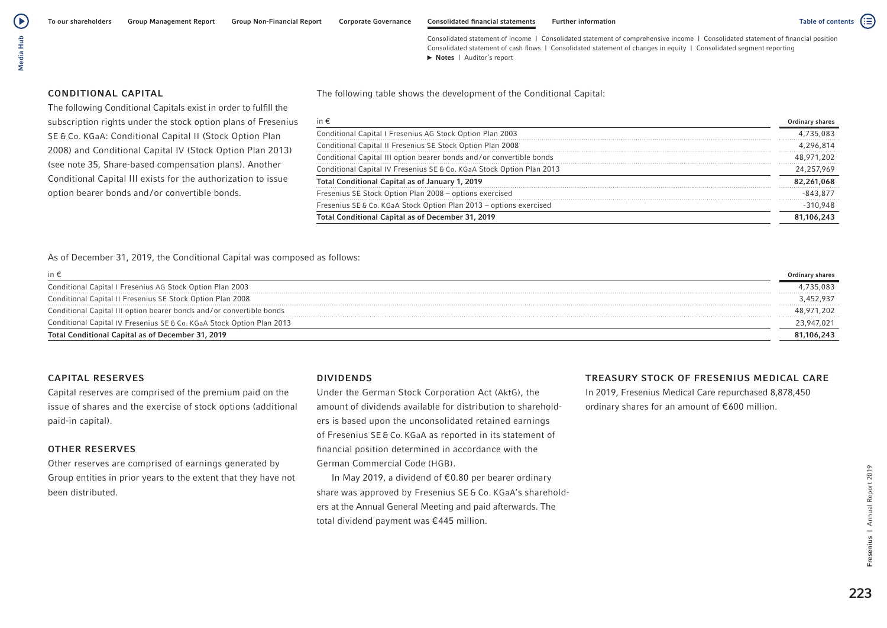## CONDITIONAL CAPITAL

The following Conditional Capitals exist in order to fulfill the subscription rights under the stock option plans of Fresenius SE & Co. KGaA: Conditional Capital II (Stock Option Plan 2008) and Conditional Capital IV (Stock Option Plan 2013) (see note 35, Share-based compensation plans). Another Conditional Capital III exists for the authorization to issue option bearer bonds and/or convertible bonds.

The following table shows the development of the Conditional Capital:

| in € | Ordinary shares |
|---|---|
| Conditional Capital I Fresenius AG Stock Option Plan 2003 | 4,735,083 |
| Conditional Capital II Fresenius SE Stock Option Plan 2008 | 4,296,814 |
| Conditional Capital III option bearer bonds and/or convertible bonds | 48,971,202 |
| Conditional Capital IV Fresenius SE & Co. KGaA Stock Option Plan 2013 | 24,257,969 |
| **Total Conditional Capital as of January 1, 2019** | **82,261,068** |
| Fresenius SE Stock Option Plan 2008 – options exercised | -843,877 |
| Fresenius SE & Co. KGaA Stock Option Plan 2013 – options exercised | -310,948 |
| **Total Conditional Capital as of December 31, 2019** | **81,106,243** |

As of December 31, 2019, the Conditional Capital was composed as follows:

| in € | Ordinary shares |
|---|---|
| Conditional Capital I Fresenius AG Stock Option Plan 2003 | 4,735,083 |
| Conditional Capital II Fresenius SE Stock Option Plan 2008 | 3,452,937 |
| Conditional Capital III option bearer bonds and/or convertible bonds | 48,971,202 |
| Conditional Capital IV Fresenius SE & Co. KGaA Stock Option Plan 2013 | 23,947,021 |
| **Total Conditional Capital as of December 31, 2019** | **81,106,243** |

## CAPITAL RESERVES

Capital reserves are comprised of the premium paid on the issue of shares and the exercise of stock options (additional paid-in capital).

## OTHER RESERVES

Other reserves are comprised of earnings generated by Group entities in prior years to the extent that they have not been distributed.

## DIVIDENDS

Under the German Stock Corporation Act (AktG), the amount of dividends available for distribution to shareholders is based upon the unconsolidated retained earnings of Fresenius SE & Co. KGaA as reported in its statement of financial position determined in accordance with the German Commercial Code (HGB).

In May 2019, a dividend of €0.80 per bearer ordinary share was approved by Fresenius SE & Co. KGaA's shareholders at the Annual General Meeting and paid afterwards. The total dividend payment was €445 million.

## TREASURY STOCK OF FRESENIUS MEDICAL CARE

In 2019, Fresenius Medical Care repurchased 8,878,450 ordinary shares for an amount of €600 million.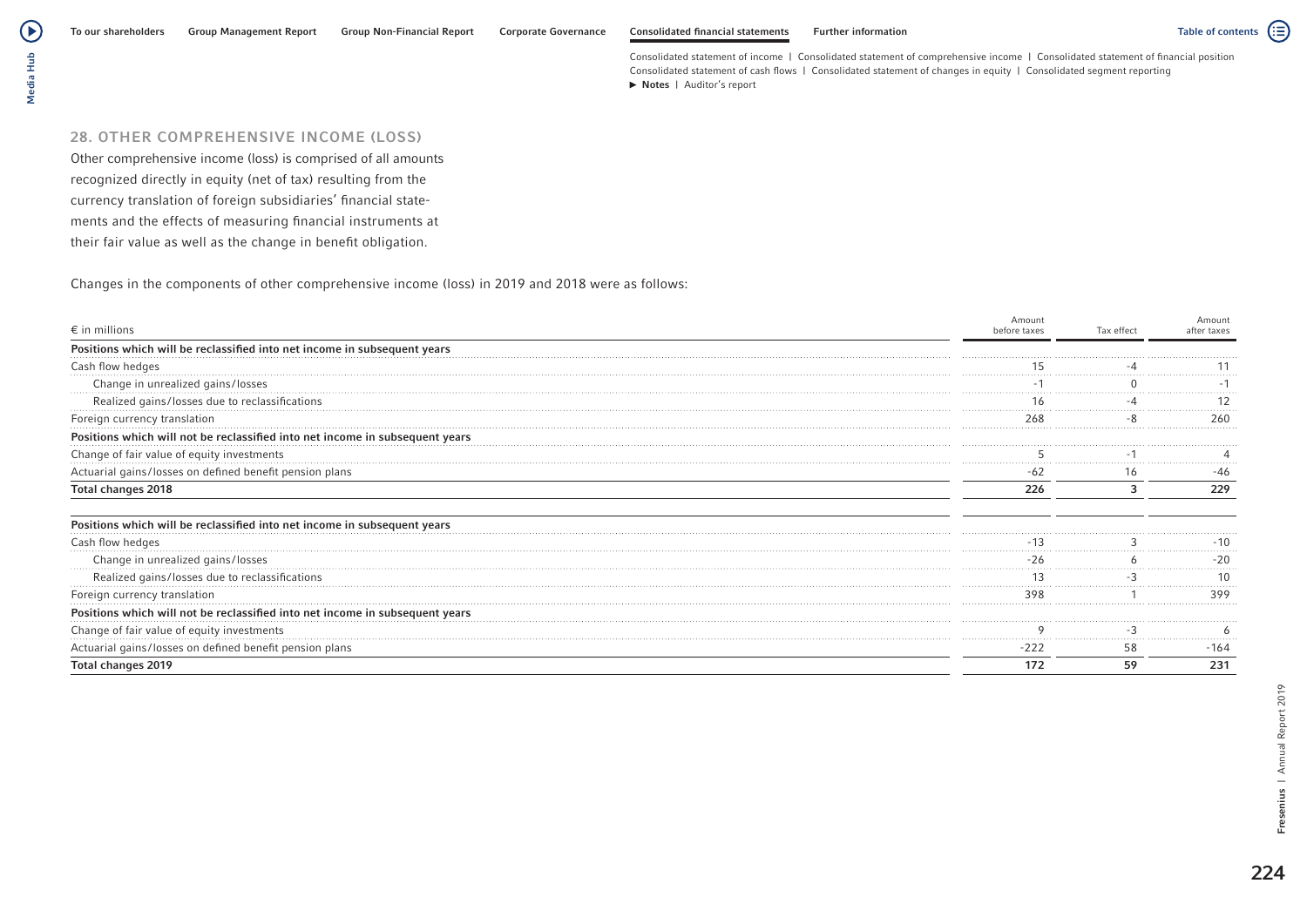## 28. OTHER COMPREHENSIVE INCOME (LOSS)

Other comprehensive income (loss) is comprised of all amounts recognized directly in equity (net of tax) resulting from the currency translation of foreign subsidiaries' financial statements and the effects of measuring financial instruments at their fair value as well as the change in benefit obligation.

Changes in the components of other comprehensive income (loss) in 2019 and 2018 were as follows:

| € in millions | Amount before taxes | Tax effect | Amount after taxes |
|---|---|---|---|
| **Positions which will be reclassified into net income in subsequent years** | | | |
| Cash flow hedges | 15 | -4 | 11 |
| Change in unrealized gains/losses | -1 | 0 | -1 |
| Realized gains/losses due to reclassifications | 16 | -4 | 12 |
| Foreign currency translation | 268 | -8 | 260 |
| **Positions which will not be reclassified into net income in subsequent years** | | | |
| Change of fair value of equity investments | 5 | -1 | 4 |
| Actuarial gains/losses on defined benefit pension plans | -62 | 16 | -46 |
| **Total changes 2018** | **226** | **3** | **229** |
| | | | |
| **Positions which will be reclassified into net income in subsequent years** | | | |
| Cash flow hedges | -13 | 3 | -10 |
| Change in unrealized gains/losses | -26 | 6 | -20 |
| Realized gains/losses due to reclassifications | 13 | -3 | 10 |
| Foreign currency translation | 398 | 1 | 399 |
| **Positions which will not be reclassified into net income in subsequent years** | | | |
| Change of fair value of equity investments | 9 | -3 | 6 |
| Actuarial gains/losses on defined benefit pension plans | -222 | 58 | -164 |
| **Total changes 2019** | **172** | **59** | **231** |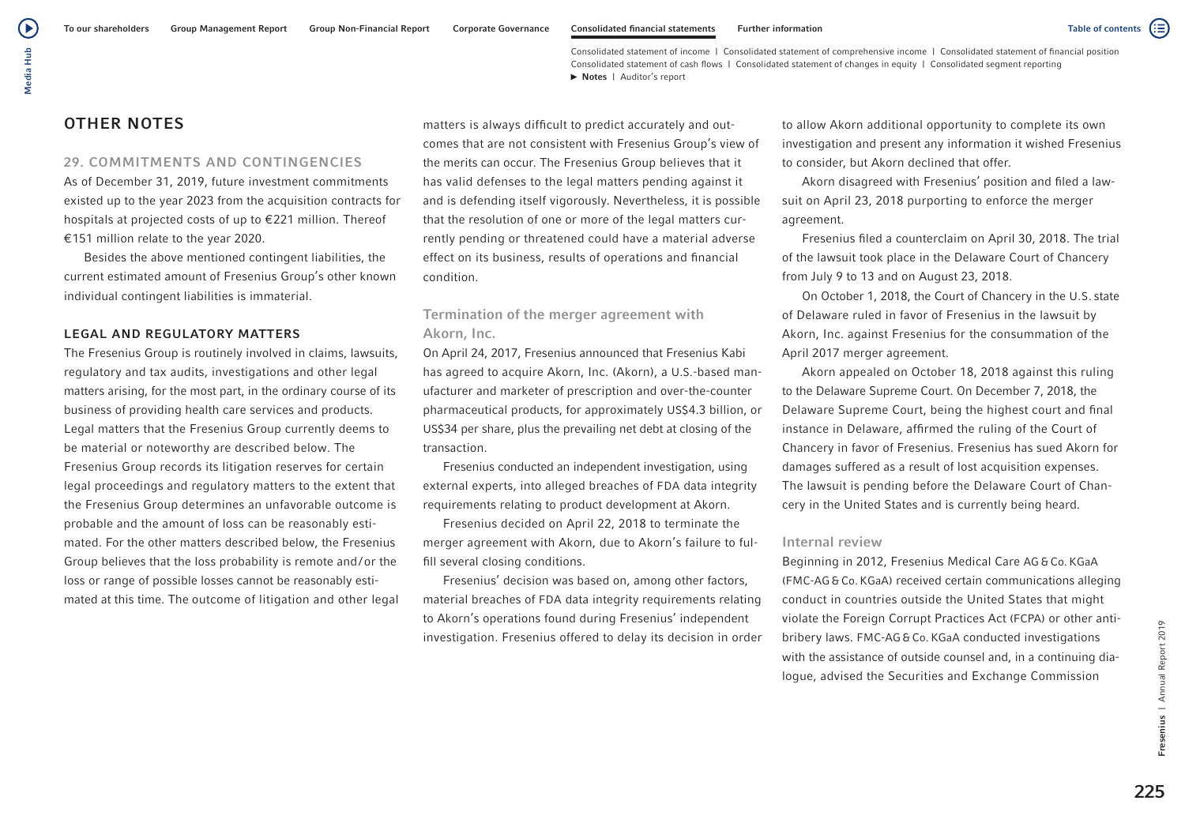# OTHER NOTES

## 29. COMMITMENTS AND CONTINGENCIES

As of December 31, 2019, future investment commitments existed up to the year 2023 from the acquisition contracts for hospitals at projected costs of up to €221 million. Thereof €151 million relate to the year 2020.

Besides the above mentioned contingent liabilities, the current estimated amount of Fresenius Group's other known individual contingent liabilities is immaterial.

### LEGAL AND REGULATORY MATTERS

The Fresenius Group is routinely involved in claims, lawsuits, regulatory and tax audits, investigations and other legal matters arising, for the most part, in the ordinary course of its business of providing health care services and products. Legal matters that the Fresenius Group currently deems to be material or noteworthy are described below. The Fresenius Group records its litigation reserves for certain legal proceedings and regulatory matters to the extent that the Fresenius Group determines an unfavorable outcome is probable and the amount of loss can be reasonably estimated. For the other matters described below, the Fresenius Group believes that the loss probability is remote and/or the loss or range of possible losses cannot be reasonably estimated at this time. The outcome of litigation and other legal matters is always difficult to predict accurately and outcomes that are not consistent with Fresenius Group's view of the merits can occur. The Fresenius Group believes that it has valid defenses to the legal matters pending against it and is defending itself vigorously. Nevertheless, it is possible that the resolution of one or more of the legal matters currently pending or threatened could have a material adverse effect on its business, results of operations and financial condition.

#### Termination of the merger agreement with Akorn, Inc.

On April 24, 2017, Fresenius announced that Fresenius Kabi has agreed to acquire Akorn, Inc. (Akorn), a U.S.-based manufacturer and marketer of prescription and over-the-counter pharmaceutical products, for approximately US$4.3 billion, or US$34 per share, plus the prevailing net debt at closing of the transaction.

Fresenius conducted an independent investigation, using external experts, into alleged breaches of FDA data integrity requirements relating to product development at Akorn.

Fresenius decided on April 22, 2018 to terminate the merger agreement with Akorn, due to Akorn's failure to fulfill several closing conditions.

Fresenius' decision was based on, among other factors, material breaches of FDA data integrity requirements relating to Akorn's operations found during Fresenius' independent investigation. Fresenius offered to delay its decision in order to allow Akorn additional opportunity to complete its own investigation and present any information it wished Fresenius to consider, but Akorn declined that offer.

Akorn disagreed with Fresenius' position and filed a lawsuit on April 23, 2018 purporting to enforce the merger agreement.

Fresenius filed a counterclaim on April 30, 2018. The trial of the lawsuit took place in the Delaware Court of Chancery from July 9 to 13 and on August 23, 2018.

On October 1, 2018, the Court of Chancery in the U.S. state of Delaware ruled in favor of Fresenius in the lawsuit by Akorn, Inc. against Fresenius for the consummation of the April 2017 merger agreement.

Akorn appealed on October 18, 2018 against this ruling to the Delaware Supreme Court. On December 7, 2018, the Delaware Supreme Court, being the highest court and final instance in Delaware, affirmed the ruling of the Court of Chancery in favor of Fresenius. Fresenius has sued Akorn for damages suffered as a result of lost acquisition expenses. The lawsuit is pending before the Delaware Court of Chancery in the United States and is currently being heard.

#### Internal review

Beginning in 2012, Fresenius Medical Care AG & Co. KGaA (FMC-AG & Co. KGaA) received certain communications alleging conduct in countries outside the United States that might violate the Foreign Corrupt Practices Act (FCPA) or other anti-bribery laws. FMC-AG & Co. KGaA conducted investigations with the assistance of outside counsel and, in a continuing dialogue, advised the Securities and Exchange Commission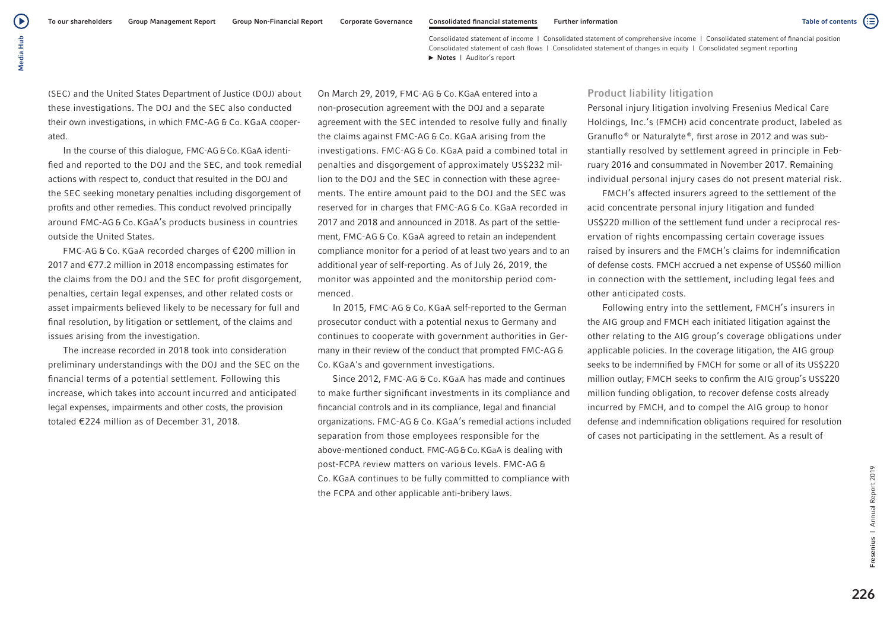(SEC) and the United States Department of Justice (DOJ) about these investigations. The DOJ and the SEC also conducted their own investigations, in which FMC-AG & Co. KGaA cooperated.

In the course of this dialogue, FMC-AG & Co. KGaA identified and reported to the DOJ and the SEC, and took remedial actions with respect to, conduct that resulted in the DOJ and the SEC seeking monetary penalties including disgorgement of profits and other remedies. This conduct revolved principally around FMC-AG & Co. KGaA's products business in countries outside the United States.

FMC-AG & Co. KGaA recorded charges of €200 million in 2017 and €77.2 million in 2018 encompassing estimates for the claims from the DOJ and the SEC for profit disgorgement, penalties, certain legal expenses, and other related costs or asset impairments believed likely to be necessary for full and final resolution, by litigation or settlement, of the claims and issues arising from the investigation.

The increase recorded in 2018 took into consideration preliminary understandings with the DOJ and the SEC on the financial terms of a potential settlement. Following this increase, which takes into account incurred and anticipated legal expenses, impairments and other costs, the provision totaled €224 million as of December 31, 2018.

On March 29, 2019, FMC-AG & Co. KGaA entered into a non-prosecution agreement with the DOJ and a separate agreement with the SEC intended to resolve fully and finally the claims against FMC-AG & Co. KGaA arising from the investigations. FMC-AG & Co. KGaA paid a combined total in penalties and disgorgement of approximately US$232 million to the DOJ and the SEC in connection with these agreements. The entire amount paid to the DOJ and the SEC was reserved for in charges that FMC-AG & Co. KGaA recorded in 2017 and 2018 and announced in 2018. As part of the settlement, FMC-AG & Co. KGaA agreed to retain an independent compliance monitor for a period of at least two years and to an additional year of self-reporting. As of July 26, 2019, the monitor was appointed and the monitorship period commenced.

In 2015, FMC-AG & Co. KGaA self-reported to the German prosecutor conduct with a potential nexus to Germany and continues to cooperate with government authorities in Germany in their review of the conduct that prompted FMC-AG & Co. KGaA's and government investigations.

Since 2012, FMC-AG & Co. KGaA has made and continues to make further significant investments in its compliance and fincancial controls and in its compliance, legal and financial organizations. FMC-AG & Co. KGaA's remedial actions included separation from those employees responsible for the above-mentioned conduct. FMC-AG & Co. KGaA is dealing with post-FCPA review matters on various levels. FMC-AG & Co. KGaA continues to be fully committed to compliance with the FCPA and other applicable anti-bribery laws.

## Product liability litigation

Personal injury litigation involving Fresenius Medical Care Holdings, Inc.'s (FMCH) acid concentrate product, labeled as Granuflo® or Naturalyte®, first arose in 2012 and was substantially resolved by settlement agreed in principle in February 2016 and consummated in November 2017. Remaining individual personal injury cases do not present material risk.

FMCH's affected insurers agreed to the settlement of the acid concentrate personal injury litigation and funded US$220 million of the settlement fund under a reciprocal reservation of rights encompassing certain coverage issues raised by insurers and the FMCH's claims for indemnification of defense costs. FMCH accrued a net expense of US$60 million in connection with the settlement, including legal fees and other anticipated costs.

Following entry into the settlement, FMCH's insurers in the AIG group and FMCH each initiated litigation against the other relating to the AIG group's coverage obligations under applicable policies. In the coverage litigation, the AIG group seeks to be indemnified by FMCH for some or all of its US$220 million outlay; FMCH seeks to confirm the AIG group's US$220 million funding obligation, to recover defense costs already incurred by FMCH, and to compel the AIG group to honor defense and indemnification obligations required for resolution of cases not participating in the settlement. As a result of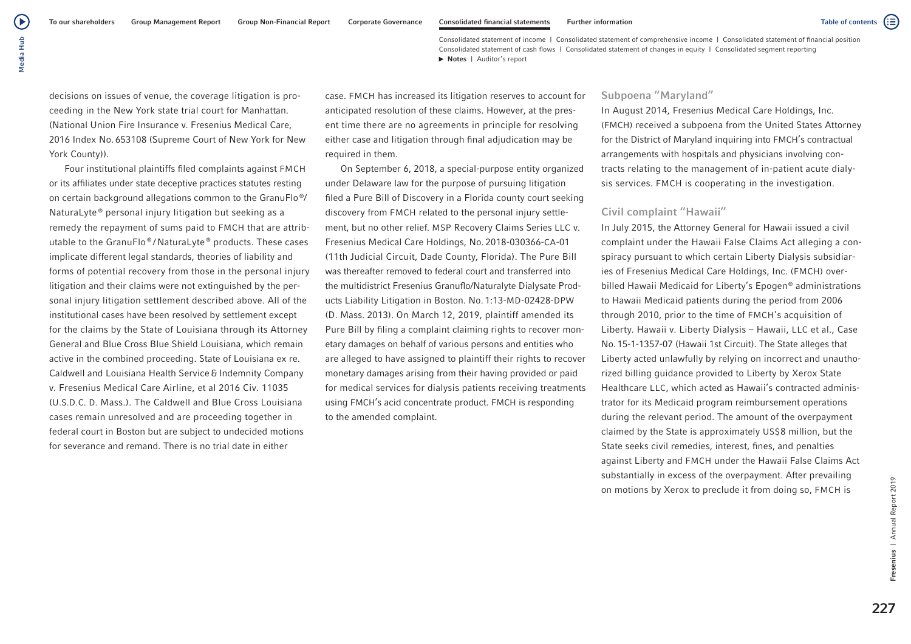decisions on issues of venue, the coverage litigation is proceeding in the New York state trial court for Manhattan. (National Union Fire Insurance v. Fresenius Medical Care, 2016 Index No. 653108 (Supreme Court of New York for New York County)).

Four institutional plaintiffs filed complaints against FMCH or its affiliates under state deceptive practices statutes resting on certain background allegations common to the GranuFlo®/ NaturaLyte® personal injury litigation but seeking as a remedy the repayment of sums paid to FMCH that are attributable to the GranuFlo®/NaturaLyte® products. These cases implicate different legal standards, theories of liability and forms of potential recovery from those in the personal injury litigation and their claims were not extinguished by the personal injury litigation settlement described above. All of the institutional cases have been resolved by settlement except for the claims by the State of Louisiana through its Attorney General and Blue Cross Blue Shield Louisiana, which remain active in the combined proceeding. State of Louisiana ex re. Caldwell and Louisiana Health Service & Indemnity Company v. Fresenius Medical Care Airline, et al 2016 Civ. 11035 (U.S.D.C. D. Mass.). The Caldwell and Blue Cross Louisiana cases remain unresolved and are proceeding together in federal court in Boston but are subject to undecided motions for severance and remand. There is no trial date in either case. FMCH has increased its litigation reserves to account for anticipated resolution of these claims. However, at the present time there are no agreements in principle for resolving either case and litigation through final adjudication may be required in them.

On September 6, 2018, a special-purpose entity organized under Delaware law for the purpose of pursuing litigation filed a Pure Bill of Discovery in a Florida county court seeking discovery from FMCH related to the personal injury settlement, but no other relief. MSP Recovery Claims Series LLC v. Fresenius Medical Care Holdings, No. 2018-030366-CA-01 (11th Judicial Circuit, Dade County, Florida). The Pure Bill was thereafter removed to federal court and transferred into the multidistrict Fresenius Granuflo/Naturalyte Dialysate Products Liability Litigation in Boston. No. 1:13-MD-02428-DPW (D. Mass. 2013). On March 12, 2019, plaintiff amended its Pure Bill by filing a complaint claiming rights to recover monetary damages on behalf of various persons and entities who are alleged to have assigned to plaintiff their rights to recover monetary damages arising from their having provided or paid for medical services for dialysis patients receiving treatments using FMCH's acid concentrate product. FMCH is responding to the amended complaint.

### Subpoena "Maryland"

In August 2014, Fresenius Medical Care Holdings, Inc. (FMCH) received a subpoena from the United States Attorney for the District of Maryland inquiring into FMCH's contractual arrangements with hospitals and physicians involving contracts relating to the management of in-patient acute dialysis services. FMCH is cooperating in the investigation.

### Civil complaint "Hawaii"

In July 2015, the Attorney General for Hawaii issued a civil complaint under the Hawaii False Claims Act alleging a conspiracy pursuant to which certain Liberty Dialysis subsidiaries of Fresenius Medical Care Holdings, Inc. (FMCH) overbilled Hawaii Medicaid for Liberty's Epogen® administrations to Hawaii Medicaid patients during the period from 2006 through 2010, prior to the time of FMCH's acquisition of Liberty. Hawaii v. Liberty Dialysis – Hawaii, LLC et al., Case No. 15-1-1357-07 (Hawaii 1st Circuit). The State alleges that Liberty acted unlawfully by relying on incorrect and unauthorized billing guidance provided to Liberty by Xerox State Healthcare LLC, which acted as Hawaii's contracted administrator for its Medicaid program reimbursement operations during the relevant period. The amount of the overpayment claimed by the State is approximately US$8 million, but the State seeks civil remedies, interest, fines, and penalties against Liberty and FMCH under the Hawaii False Claims Act substantially in excess of the overpayment. After prevailing on motions by Xerox to preclude it from doing so, FMCH is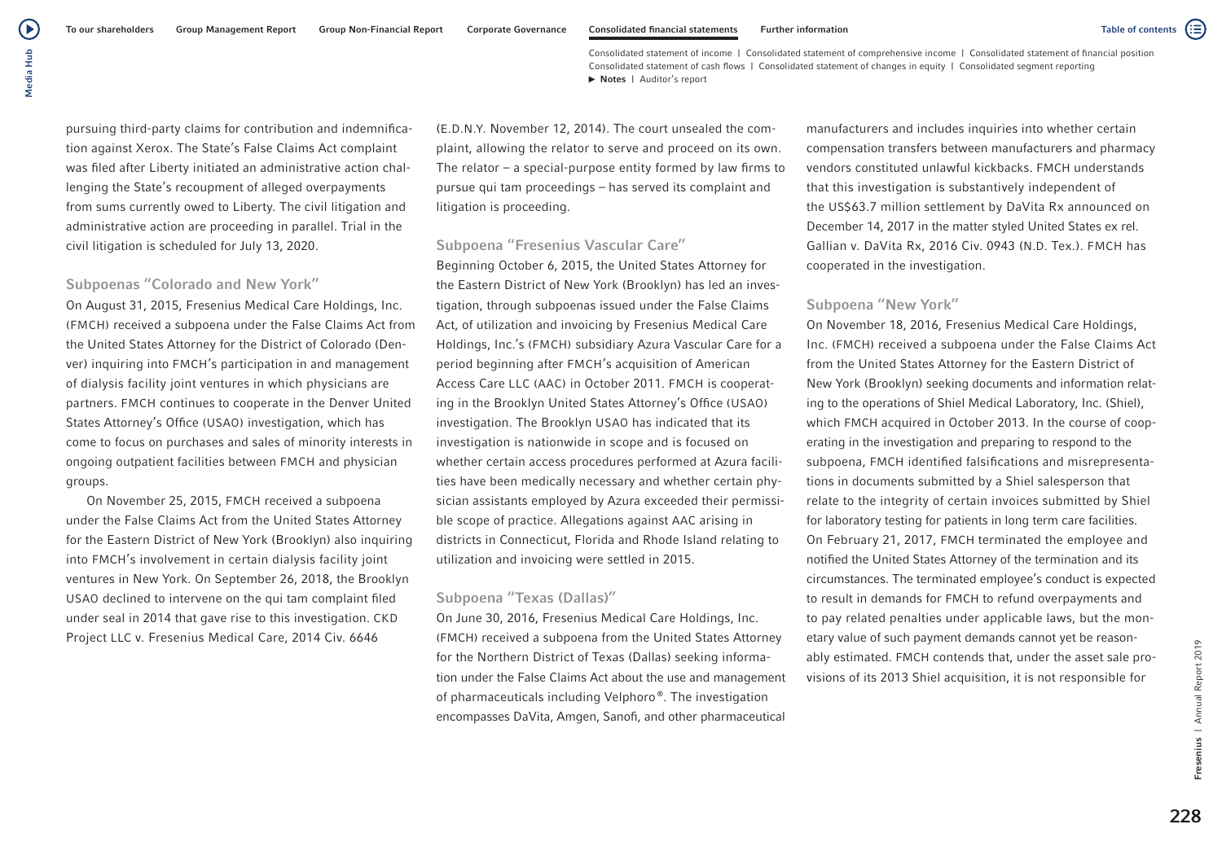pursuing third-party claims for contribution and indemnification against Xerox. The State's False Claims Act complaint was filed after Liberty initiated an administrative action challenging the State's recoupment of alleged overpayments from sums currently owed to Liberty. The civil litigation and administrative action are proceeding in parallel. Trial in the civil litigation is scheduled for July 13, 2020.

### Subpoenas "Colorado and New York"

On August 31, 2015, Fresenius Medical Care Holdings, Inc. (FMCH) received a subpoena under the False Claims Act from the United States Attorney for the District of Colorado (Denver) inquiring into FMCH's participation in and management of dialysis facility joint ventures in which physicians are partners. FMCH continues to cooperate in the Denver United States Attorney's Office (USAO) investigation, which has come to focus on purchases and sales of minority interests in ongoing outpatient facilities between FMCH and physician groups.

On November 25, 2015, FMCH received a subpoena under the False Claims Act from the United States Attorney for the Eastern District of New York (Brooklyn) also inquiring into FMCH's involvement in certain dialysis facility joint ventures in New York. On September 26, 2018, the Brooklyn USAO declined to intervene on the qui tam complaint filed under seal in 2014 that gave rise to this investigation. CKD Project LLC v. Fresenius Medical Care, 2014 Civ. 6646 (E.D.N.Y. November 12, 2014). The court unsealed the complaint, allowing the relator to serve and proceed on its own. The relator – a special-purpose entity formed by law firms to pursue qui tam proceedings – has served its complaint and litigation is proceeding.

### Subpoena "Fresenius Vascular Care"

Beginning October 6, 2015, the United States Attorney for the Eastern District of New York (Brooklyn) has led an investigation, through subpoenas issued under the False Claims Act, of utilization and invoicing by Fresenius Medical Care Holdings, Inc.'s (FMCH) subsidiary Azura Vascular Care for a period beginning after FMCH's acquisition of American Access Care LLC (AAC) in October 2011. FMCH is cooperating in the Brooklyn United States Attorney's Office (USAO) investigation. The Brooklyn USAO has indicated that its investigation is nationwide in scope and is focused on whether certain access procedures performed at Azura facilities have been medically necessary and whether certain physician assistants employed by Azura exceeded their permissible scope of practice. Allegations against AAC arising in districts in Connecticut, Florida and Rhode Island relating to utilization and invoicing were settled in 2015.

### Subpoena "Texas (Dallas)"

On June 30, 2016, Fresenius Medical Care Holdings, Inc. (FMCH) received a subpoena from the United States Attorney for the Northern District of Texas (Dallas) seeking information under the False Claims Act about the use and management of pharmaceuticals including Velphoro®. The investigation encompasses DaVita, Amgen, Sanofi, and other pharmaceutical manufacturers and includes inquiries into whether certain compensation transfers between manufacturers and pharmacy vendors constituted unlawful kickbacks. FMCH understands that this investigation is substantively independent of the US$63.7 million settlement by DaVita Rx announced on December 14, 2017 in the matter styled United States ex rel. Gallian v. DaVita Rx, 2016 Civ. 0943 (N.D. Tex.). FMCH has cooperated in the investigation.

### Subpoena "New York"

On November 18, 2016, Fresenius Medical Care Holdings, Inc. (FMCH) received a subpoena under the False Claims Act from the United States Attorney for the Eastern District of New York (Brooklyn) seeking documents and information relating to the operations of Shiel Medical Laboratory, Inc. (Shiel), which FMCH acquired in October 2013. In the course of cooperating in the investigation and preparing to respond to the subpoena, FMCH identified falsifications and misrepresentations in documents submitted by a Shiel salesperson that relate to the integrity of certain invoices submitted by Shiel for laboratory testing for patients in long term care facilities. On February 21, 2017, FMCH terminated the employee and notified the United States Attorney of the termination and its circumstances. The terminated employee's conduct is expected to result in demands for FMCH to refund overpayments and to pay related penalties under applicable laws, but the monetary value of such payment demands cannot yet be reasonably estimated. FMCH contends that, under the asset sale provisions of its 2013 Shiel acquisition, it is not responsible for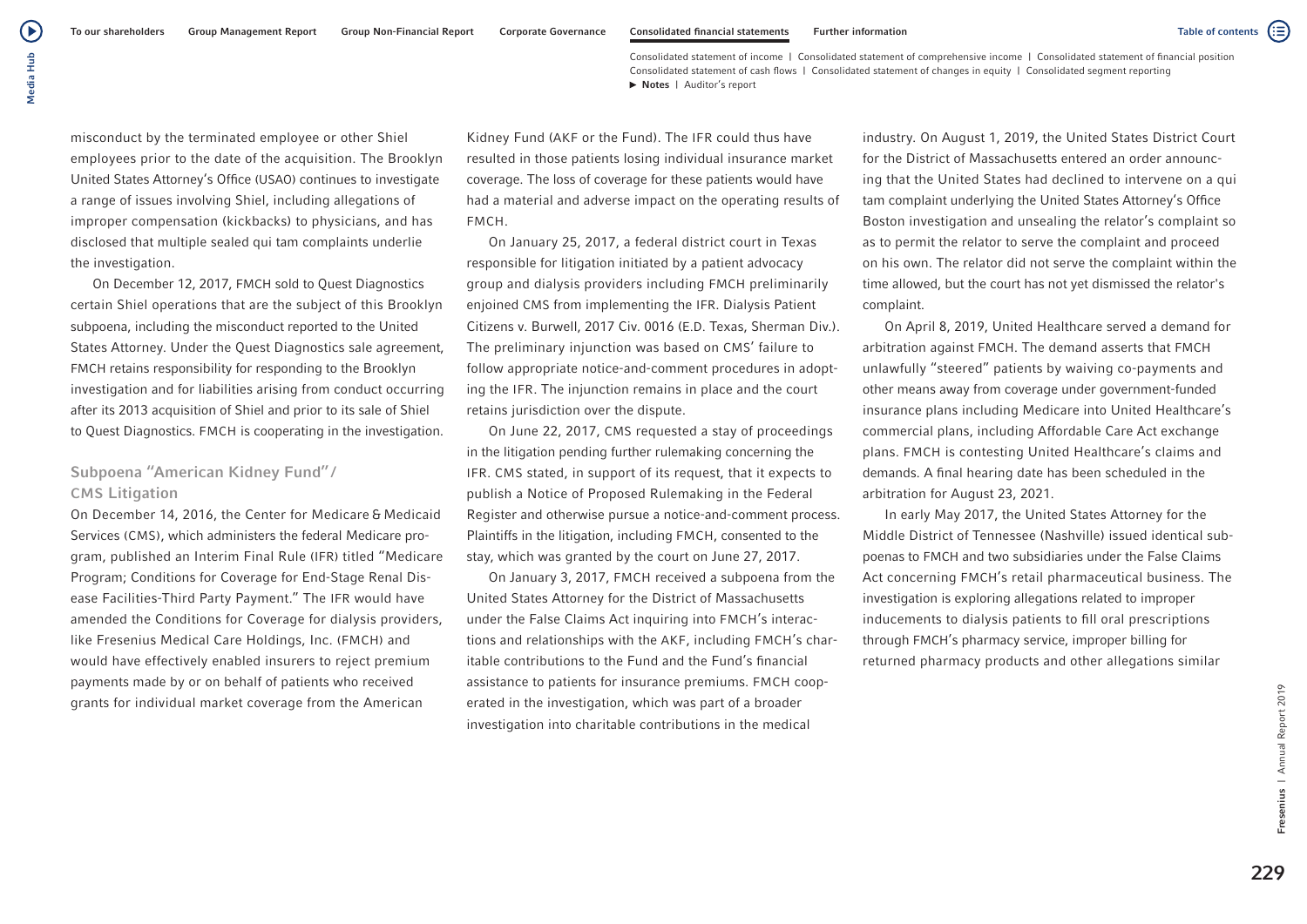misconduct by the terminated employee or other Shiel employees prior to the date of the acquisition. The Brooklyn United States Attorney's Office (USAO) continues to investigate a range of issues involving Shiel, including allegations of improper compensation (kickbacks) to physicians, and has disclosed that multiple sealed qui tam complaints underlie the investigation.

On December 12, 2017, FMCH sold to Quest Diagnostics certain Shiel operations that are the subject of this Brooklyn subpoena, including the misconduct reported to the United States Attorney. Under the Quest Diagnostics sale agreement, FMCH retains responsibility for responding to the Brooklyn investigation and for liabilities arising from conduct occurring after its 2013 acquisition of Shiel and prior to its sale of Shiel to Quest Diagnostics. FMCH is cooperating in the investigation.

### Subpoena "American Kidney Fund"/ CMS Litigation

On December 14, 2016, the Center for Medicare & Medicaid Services (CMS), which administers the federal Medicare program, published an Interim Final Rule (IFR) titled "Medicare Program; Conditions for Coverage for End-Stage Renal Disease Facilities-Third Party Payment." The IFR would have amended the Conditions for Coverage for dialysis providers, like Fresenius Medical Care Holdings, Inc. (FMCH) and would have effectively enabled insurers to reject premium payments made by or on behalf of patients who received grants for individual market coverage from the American Kidney Fund (AKF or the Fund). The IFR could thus have resulted in those patients losing individual insurance market coverage. The loss of coverage for these patients would have had a material and adverse impact on the operating results of FMCH.

On January 25, 2017, a federal district court in Texas responsible for litigation initiated by a patient advocacy group and dialysis providers including FMCH preliminarily enjoined CMS from implementing the IFR. Dialysis Patient Citizens v. Burwell, 2017 Civ. 0016 (E.D. Texas, Sherman Div.). The preliminary injunction was based on CMS' failure to follow appropriate notice-and-comment procedures in adopting the IFR. The injunction remains in place and the court retains jurisdiction over the dispute.

On June 22, 2017, CMS requested a stay of proceedings in the litigation pending further rulemaking concerning the IFR. CMS stated, in support of its request, that it expects to publish a Notice of Proposed Rulemaking in the Federal Register and otherwise pursue a notice-and-comment process. Plaintiffs in the litigation, including FMCH, consented to the stay, which was granted by the court on June 27, 2017.

On January 3, 2017, FMCH received a subpoena from the United States Attorney for the District of Massachusetts under the False Claims Act inquiring into FMCH's interactions and relationships with the AKF, including FMCH's charitable contributions to the Fund and the Fund's financial assistance to patients for insurance premiums. FMCH cooperated in the investigation, which was part of a broader investigation into charitable contributions in the medical industry. On August 1, 2019, the United States District Court for the District of Massachusetts entered an order announcing that the United States had declined to intervene on a qui tam complaint underlying the United States Attorney's Office Boston investigation and unsealing the relator's complaint so as to permit the relator to serve the complaint and proceed on his own. The relator did not serve the complaint within the time allowed, but the court has not yet dismissed the relator's complaint.

On April 8, 2019, United Healthcare served a demand for arbitration against FMCH. The demand asserts that FMCH unlawfully "steered" patients by waiving co-payments and other means away from coverage under government-funded insurance plans including Medicare into United Healthcare's commercial plans, including Affordable Care Act exchange plans. FMCH is contesting United Healthcare's claims and demands. A final hearing date has been scheduled in the arbitration for August 23, 2021.

In early May 2017, the United States Attorney for the Middle District of Tennessee (Nashville) issued identical subpoenas to FMCH and two subsidiaries under the False Claims Act concerning FMCH's retail pharmaceutical business. The investigation is exploring allegations related to improper inducements to dialysis patients to fill oral prescriptions through FMCH's pharmacy service, improper billing for returned pharmacy products and other allegations similar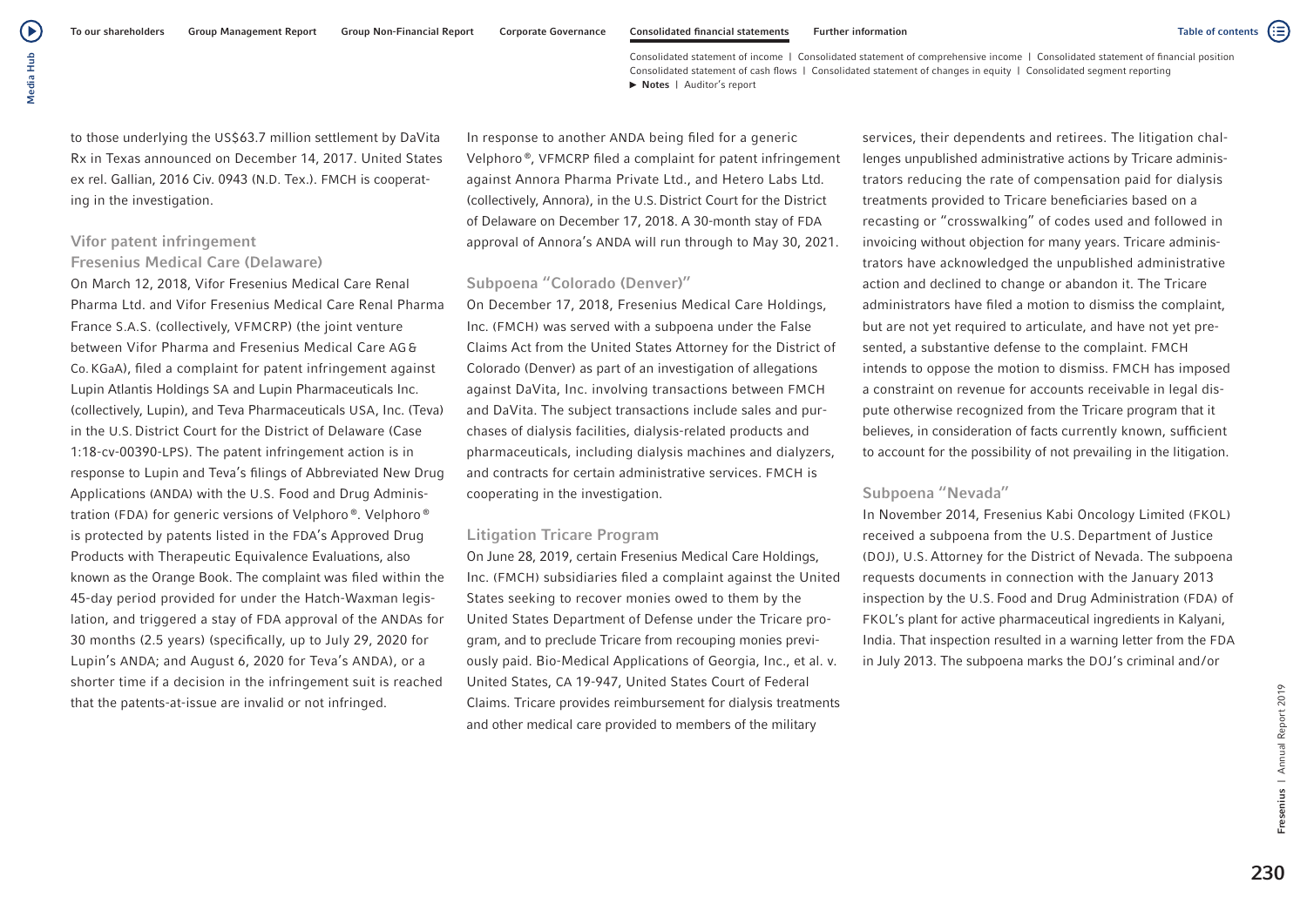to those underlying the US$63.7 million settlement by DaVita Rx in Texas announced on December 14, 2017. United States ex rel. Gallian, 2016 Civ. 0943 (N.D. Tex.). FMCH is cooperating in the investigation.

### Vifor patent infringement Fresenius Medical Care (Delaware)

On March 12, 2018, Vifor Fresenius Medical Care Renal Pharma Ltd. and Vifor Fresenius Medical Care Renal Pharma France S.A.S. (collectively, VFMCRP) (the joint venture between Vifor Pharma and Fresenius Medical Care AG & Co. KGaA), filed a complaint for patent infringement against Lupin Atlantis Holdings SA and Lupin Pharmaceuticals Inc. (collectively, Lupin), and Teva Pharmaceuticals USA, Inc. (Teva) in the U.S. District Court for the District of Delaware (Case 1:18-cv-00390-LPS). The patent infringement action is in response to Lupin and Teva's filings of Abbreviated New Drug Applications (ANDA) with the U.S. Food and Drug Administration (FDA) for generic versions of Velphoro®. Velphoro® is protected by patents listed in the FDA's Approved Drug Products with Therapeutic Equivalence Evaluations, also known as the Orange Book. The complaint was filed within the 45-day period provided for under the Hatch-Waxman legislation, and triggered a stay of FDA approval of the ANDAs for 30 months (2.5 years) (specifically, up to July 29, 2020 for Lupin's ANDA; and August 6, 2020 for Teva's ANDA), or a shorter time if a decision in the infringement suit is reached that the patents-at-issue are invalid or not infringed.

In response to another ANDA being filed for a generic Velphoro®, VFMCRP filed a complaint for patent infringement against Annora Pharma Private Ltd., and Hetero Labs Ltd. (collectively, Annora), in the U.S. District Court for the District of Delaware on December 17, 2018. A 30-month stay of FDA approval of Annora's ANDA will run through to May 30, 2021.

### Subpoena "Colorado (Denver)"

On December 17, 2018, Fresenius Medical Care Holdings, Inc. (FMCH) was served with a subpoena under the False Claims Act from the United States Attorney for the District of Colorado (Denver) as part of an investigation of allegations against DaVita, Inc. involving transactions between FMCH and DaVita. The subject transactions include sales and purchases of dialysis facilities, dialysis-related products and pharmaceuticals, including dialysis machines and dialyzers, and contracts for certain administrative services. FMCH is cooperating in the investigation.

### Litigation Tricare Program

On June 28, 2019, certain Fresenius Medical Care Holdings, Inc. (FMCH) subsidiaries filed a complaint against the United States seeking to recover monies owed to them by the United States Department of Defense under the Tricare program, and to preclude Tricare from recouping monies previously paid. Bio-Medical Applications of Georgia, Inc., et al. v. United States, CA 19-947, United States Court of Federal Claims. Tricare provides reimbursement for dialysis treatments and other medical care provided to members of the military services, their dependents and retirees. The litigation challenges unpublished administrative actions by Tricare administrators reducing the rate of compensation paid for dialysis treatments provided to Tricare beneficiaries based on a recasting or "crosswalking" of codes used and followed in invoicing without objection for many years. Tricare administrators have acknowledged the unpublished administrative action and declined to change or abandon it. The Tricare administrators have filed a motion to dismiss the complaint, but are not yet required to articulate, and have not yet presented, a substantive defense to the complaint. FMCH intends to oppose the motion to dismiss. FMCH has imposed a constraint on revenue for accounts receivable in legal dispute otherwise recognized from the Tricare program that it believes, in consideration of facts currently known, sufficient to account for the possibility of not prevailing in the litigation.

### Subpoena "Nevada"

In November 2014, Fresenius Kabi Oncology Limited (FKOL) received a subpoena from the U.S. Department of Justice (DOJ), U.S. Attorney for the District of Nevada. The subpoena requests documents in connection with the January 2013 inspection by the U.S. Food and Drug Administration (FDA) of FKOL's plant for active pharmaceutical ingredients in Kalyani, India. That inspection resulted in a warning letter from the FDA in July 2013. The subpoena marks the DOJ's criminal and/or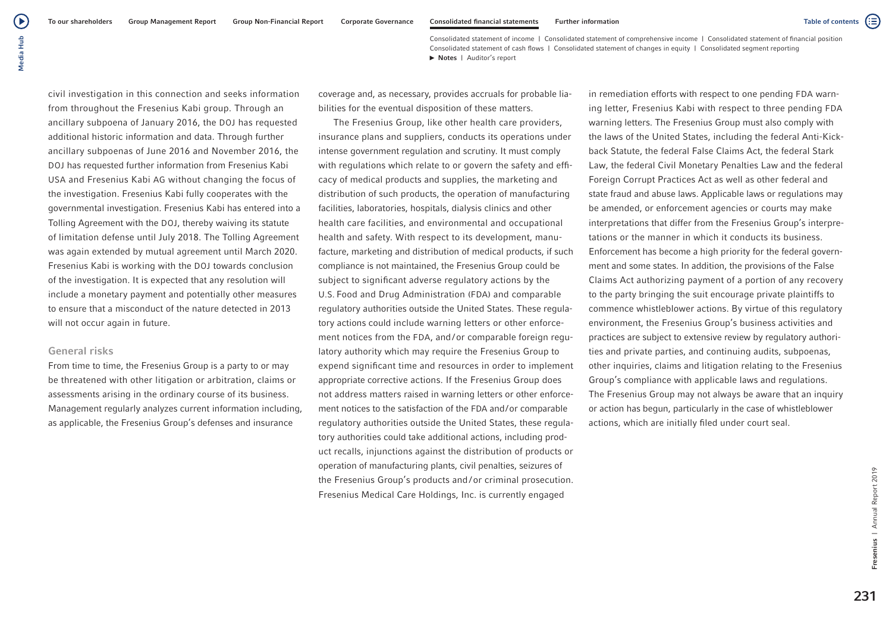civil investigation in this connection and seeks information from throughout the Fresenius Kabi group. Through an ancillary subpoena of January 2016, the DOJ has requested additional historic information and data. Through further ancillary subpoenas of June 2016 and November 2016, the DOJ has requested further information from Fresenius Kabi USA and Fresenius Kabi AG without changing the focus of the investigation. Fresenius Kabi fully cooperates with the governmental investigation. Fresenius Kabi has entered into a Tolling Agreement with the DOJ, thereby waiving its statute of limitation defense until July 2018. The Tolling Agreement was again extended by mutual agreement until March 2020. Fresenius Kabi is working with the DOJ towards conclusion of the investigation. It is expected that any resolution will include a monetary payment and potentially other measures to ensure that a misconduct of the nature detected in 2013 will not occur again in future.

### General risks

From time to time, the Fresenius Group is a party to or may be threatened with other litigation or arbitration, claims or assessments arising in the ordinary course of its business. Management regularly analyzes current information including, as applicable, the Fresenius Group's defenses and insurance coverage and, as necessary, provides accruals for probable liabilities for the eventual disposition of these matters.

The Fresenius Group, like other health care providers, insurance plans and suppliers, conducts its operations under intense government regulation and scrutiny. It must comply with regulations which relate to or govern the safety and efficacy of medical products and supplies, the marketing and distribution of such products, the operation of manufacturing facilities, laboratories, hospitals, dialysis clinics and other health care facilities, and environmental and occupational health and safety. With respect to its development, manufacture, marketing and distribution of medical products, if such compliance is not maintained, the Fresenius Group could be subject to significant adverse regulatory actions by the U.S. Food and Drug Administration (FDA) and comparable regulatory authorities outside the United States. These regulatory actions could include warning letters or other enforcement notices from the FDA, and/or comparable foreign regulatory authority which may require the Fresenius Group to expend significant time and resources in order to implement appropriate corrective actions. If the Fresenius Group does not address matters raised in warning letters or other enforcement notices to the satisfaction of the FDA and/or comparable regulatory authorities outside the United States, these regulatory authorities could take additional actions, including product recalls, injunctions against the distribution of products or operation of manufacturing plants, civil penalties, seizures of the Fresenius Group's products and/or criminal prosecution. Fresenius Medical Care Holdings, Inc. is currently engaged in remediation efforts with respect to one pending FDA warning letter, Fresenius Kabi with respect to three pending FDA warning letters. The Fresenius Group must also comply with the laws of the United States, including the federal Anti-Kickback Statute, the federal False Claims Act, the federal Stark Law, the federal Civil Monetary Penalties Law and the federal Foreign Corrupt Practices Act as well as other federal and state fraud and abuse laws. Applicable laws or regulations may be amended, or enforcement agencies or courts may make interpretations that differ from the Fresenius Group's interpretations or the manner in which it conducts its business. Enforcement has become a high priority for the federal government and some states. In addition, the provisions of the False Claims Act authorizing payment of a portion of any recovery to the party bringing the suit encourage private plaintiffs to commence whistleblower actions. By virtue of this regulatory environment, the Fresenius Group's business activities and practices are subject to extensive review by regulatory authorities and private parties, and continuing audits, subpoenas, other inquiries, claims and litigation relating to the Fresenius Group's compliance with applicable laws and regulations. The Fresenius Group may not always be aware that an inquiry or action has begun, particularly in the case of whistleblower actions, which are initially filed under court seal.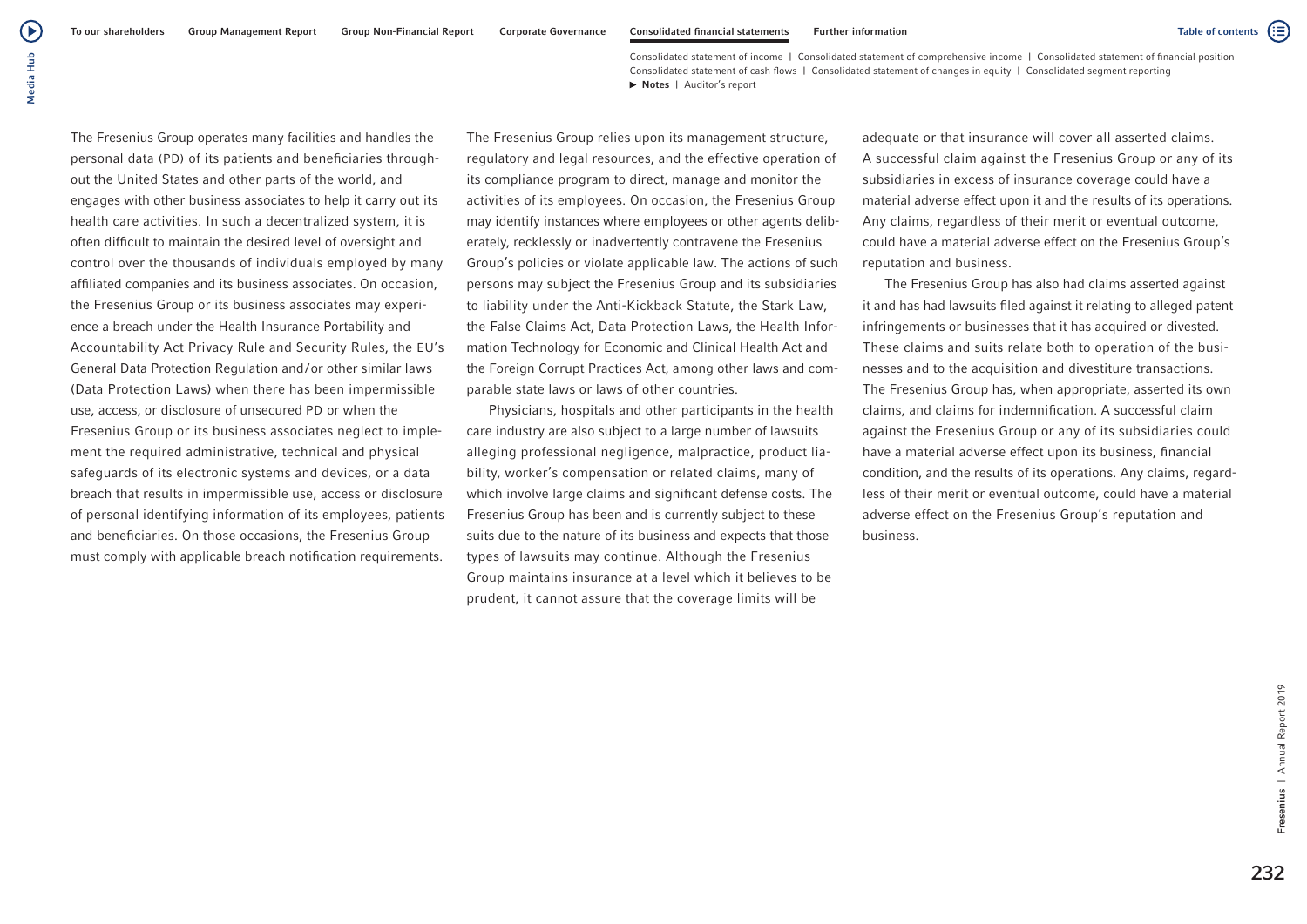The Fresenius Group operates many facilities and handles the personal data (PD) of its patients and beneficiaries throughout the United States and other parts of the world, and engages with other business associates to help it carry out its health care activities. In such a decentralized system, it is often difficult to maintain the desired level of oversight and control over the thousands of individuals employed by many affiliated companies and its business associates. On occasion, the Fresenius Group or its business associates may experience a breach under the Health Insurance Portability and Accountability Act Privacy Rule and Security Rules, the EU's General Data Protection Regulation and/or other similar laws (Data Protection Laws) when there has been impermissible use, access, or disclosure of unsecured PD or when the Fresenius Group or its business associates neglect to implement the required administrative, technical and physical safeguards of its electronic systems and devices, or a data breach that results in impermissible use, access or disclosure of personal identifying information of its employees, patients and beneficiaries. On those occasions, the Fresenius Group must comply with applicable breach notification requirements.

The Fresenius Group relies upon its management structure, regulatory and legal resources, and the effective operation of its compliance program to direct, manage and monitor the activities of its employees. On occasion, the Fresenius Group may identify instances where employees or other agents deliberately, recklessly or inadvertently contravene the Fresenius Group's policies or violate applicable law. The actions of such persons may subject the Fresenius Group and its subsidiaries to liability under the Anti-Kickback Statute, the Stark Law, the False Claims Act, Data Protection Laws, the Health Information Technology for Economic and Clinical Health Act and the Foreign Corrupt Practices Act, among other laws and comparable state laws or laws of other countries.

Physicians, hospitals and other participants in the health care industry are also subject to a large number of lawsuits alleging professional negligence, malpractice, product liability, worker's compensation or related claims, many of which involve large claims and significant defense costs. The Fresenius Group has been and is currently subject to these suits due to the nature of its business and expects that those types of lawsuits may continue. Although the Fresenius Group maintains insurance at a level which it believes to be prudent, it cannot assure that the coverage limits will be adequate or that insurance will cover all asserted claims. A successful claim against the Fresenius Group or any of its subsidiaries in excess of insurance coverage could have a material adverse effect upon it and the results of its operations. Any claims, regardless of their merit or eventual outcome, could have a material adverse effect on the Fresenius Group's reputation and business.

The Fresenius Group has also had claims asserted against it and has had lawsuits filed against it relating to alleged patent infringements or businesses that it has acquired or divested. These claims and suits relate both to operation of the businesses and to the acquisition and divestiture transactions. The Fresenius Group has, when appropriate, asserted its own claims, and claims for indemnification. A successful claim against the Fresenius Group or any of its subsidiaries could have a material adverse effect upon its business, financial condition, and the results of its operations. Any claims, regardless of their merit or eventual outcome, could have a material adverse effect on the Fresenius Group's reputation and business.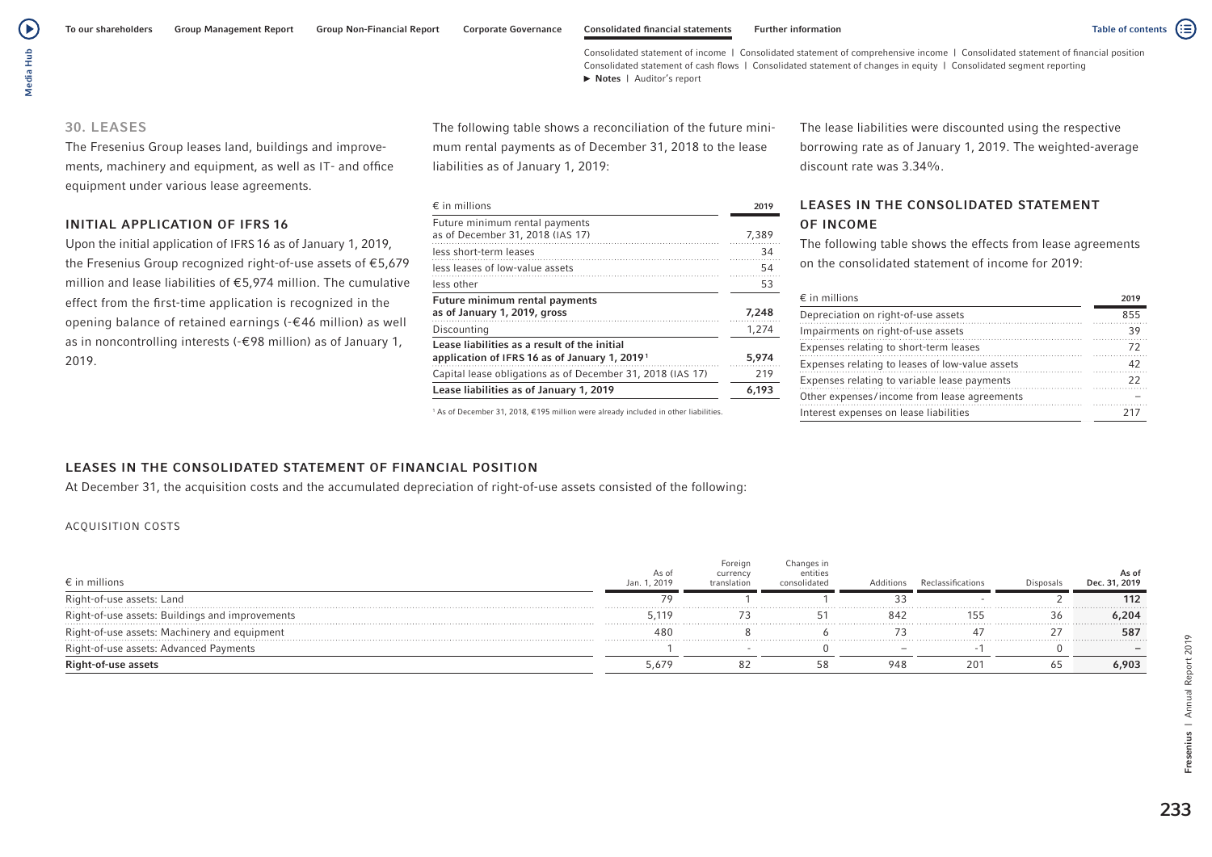## 30. LEASES

The Fresenius Group leases land, buildings and improvements, machinery and equipment, as well as IT- and office equipment under various lease agreements.

### INITIAL APPLICATION OF IFRS 16

Upon the initial application of IFRS 16 as of January 1, 2019, the Fresenius Group recognized right-of-use assets of €5,679 million and lease liabilities of €5,974 million. The cumulative effect from the first-time application is recognized in the opening balance of retained earnings (-€46 million) as well as in noncontrolling interests (-€98 million) as of January 1, 2019.

The following table shows a reconciliation of the future minimum rental payments as of December 31, 2018 to the lease liabilities as of January 1, 2019:

| € in millions | 2019 |
|---|---|
| Future minimum rental payments as of December 31, 2018 (IAS 17) | 7,389 |
| less short-term leases | 34 |
| less leases of low-value assets | 54 |
| less other | 53 |
| **Future minimum rental payments as of January 1, 2019, gross** | **7,248** |
| Discounting | 1,274 |
| **Lease liabilities as a result of the initial application of IFRS 16 as of January 1, 2019[1]** | **5,974** |
| Capital lease obligations as of December 31, 2018 (IAS 17) | 219 |
| **Lease liabilities as of January 1, 2019** | **6,193** |

[1] As of December 31, 2018, €195 million were already included in other liabilities.

The lease liabilities were discounted using the respective borrowing rate as of January 1, 2019. The weighted-average discount rate was 3.34%.

### LEASES IN THE CONSOLIDATED STATEMENT OF INCOME

The following table shows the effects from lease agreements on the consolidated statement of income for 2019:

| € in millions | 2019 |
|---|---|
| Depreciation on right-of-use assets | 855 |
| Impairments on right-of-use assets | 39 |
| Expenses relating to short-term leases | 72 |
| Expenses relating to leases of low-value assets | 42 |
| Expenses relating to variable lease payments | 22 |
| Other expenses / income from lease agreements | – |
| Interest expenses on lease liabilities | 217 |

### LEASES IN THE CONSOLIDATED STATEMENT OF FINANCIAL POSITION

At December 31, the acquisition costs and the accumulated depreciation of right-of-use assets consisted of the following:

ACQUISITION COSTS

| € in millions | As of Jan. 1, 2019 | Foreign currency translation | Changes in entities consolidated | Additions | Reclassifications | Disposals | As of Dec. 31, 2019 |
|---|---|---|---|---|---|---|---|
| Right-of-use assets: Land | 79 | 1 | 1 | 33 | - | 2 | **112** |
| Right-of-use assets: Buildings and improvements | 5,119 | 73 | 51 | 842 | 155 | 36 | **6,204** |
| Right-of-use assets: Machinery and equipment | 480 | 8 | 6 | 73 | 47 | 27 | **587** |
| Right-of-use assets: Advanced Payments | 1 | - | 0 | – | -1 | 0 | **–** |
| **Right-of-use assets** | 5,679 | 82 | 58 | 948 | 201 | 65 | **6,903** |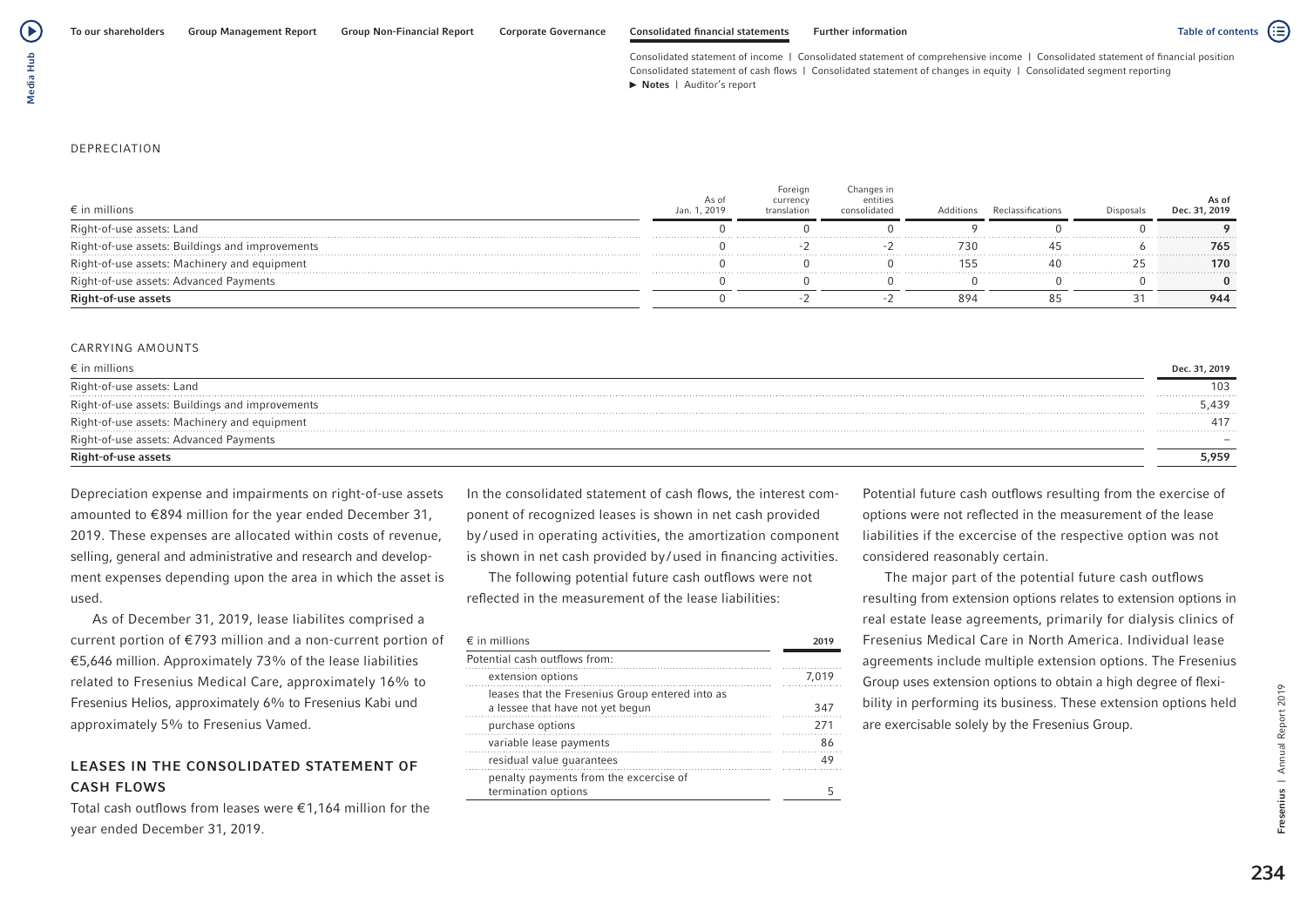DEPRECIATION

| € in millions | As of Jan. 1, 2019 | Foreign currency translation | Changes in entities consolidated | Additions | Reclassifications | Disposals | As of Dec. 31, 2019 |
|---|---|---|---|---|---|---|---|
| Right-of-use assets: Land | 0 | 0 | 0 | 9 | 0 | 0 | **9** |
| Right-of-use assets: Buildings and improvements | 0 | -2 | -2 | 730 | 45 | 6 | **765** |
| Right-of-use assets: Machinery and equipment | 0 | 0 | 0 | 155 | 40 | 25 | **170** |
| Right-of-use assets: Advanced Payments | 0 | 0 | 0 | 0 | 0 | 0 | **0** |
| **Right-of-use assets** | 0 | -2 | -2 | 894 | 85 | 31 | **944** |

CARRYING AMOUNTS

| € in millions | Dec. 31, 2019 |
|---|---|
| Right-of-use assets: Land | 103 |
| Right-of-use assets: Buildings and improvements | 5,439 |
| Right-of-use assets: Machinery and equipment | 417 |
| Right-of-use assets: Advanced Payments | – |
| **Right-of-use assets** | **5,959** |

Depreciation expense and impairments on right-of-use assets amounted to €894 million for the year ended December 31, 2019. These expenses are allocated within costs of revenue, selling, general and administrative and research and development expenses depending upon the area in which the asset is used.

As of December 31, 2019, lease liabilites comprised a current portion of €793 million and a non-current portion of €5,646 million. Approximately 73% of the lease liabilities related to Fresenius Medical Care, approximately 16% to Fresenius Helios, approximately 6% to Fresenius Kabi und approximately 5% to Fresenius Vamed.

## LEASES IN THE CONSOLIDATED STATEMENT OF CASH FLOWS

Total cash outflows from leases were €1,164 million for the year ended December 31, 2019.

In the consolidated statement of cash flows, the interest component of recognized leases is shown in net cash provided by/used in operating activities, the amortization component is shown in net cash provided by/used in financing activities.

The following potential future cash outflows were not reflected in the measurement of the lease liabilities:

| € in millions | 2019 |
|---|---|
| Potential cash outflows from: | |
| extension options | 7,019 |
| leases that the Fresenius Group entered into as a lessee that have not yet begun | 347 |
| purchase options | 271 |
| variable lease payments | 86 |
| residual value guarantees | 49 |
| penalty payments from the excercise of termination options | 5 |

Potential future cash outflows resulting from the exercise of options were not reflected in the measurement of the lease liabilities if the excercise of the respective option was not considered reasonably certain.

The major part of the potential future cash outflows resulting from extension options relates to extension options in real estate lease agreements, primarily for dialysis clinics of Fresenius Medical Care in North America. Individual lease agreements include multiple extension options. The Fresenius Group uses extension options to obtain a high degree of flexibility in performing its business. These extension options held are exercisable solely by the Fresenius Group.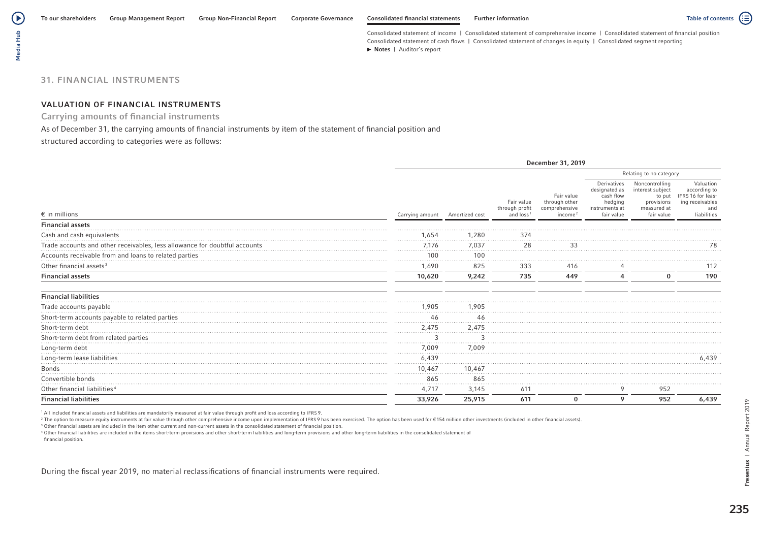## 31. FINANCIAL INSTRUMENTS

### VALUATION OF FINANCIAL INSTRUMENTS

#### Carrying amounts of financial instruments

As of December 31, the carrying amounts of financial instruments by item of the statement of financial position and structured according to categories were as follows:

| | December 31, 2019 | | | | | | |
|---|---|---|---|---|---|---|---|
| | | | | | Relating to no category | | |
| € in millions | Carrying amount | Amortized cost | Fair value through profit and loss[1] | Fair value through other comprehensive income[2] | Derivatives designated as cash flow hedging instruments at fair value | Noncontrolling interest subject to put provisions measured at fair value | Valuation according to IFRS 16 for leasing receivables and liabilities |
| **Financial assets** | | | | | | | |
| Cash and cash equivalents | 1,654 | 1,280 | 374 | | | | |
| Trade accounts and other receivables, less allowance for doubtful accounts | 7,176 | 7,037 | 28 | 33 | | | 78 |
| Accounts receivable from and loans to related parties | 100 | 100 | | | | | |
| Other financial assets[3] | 1,690 | 825 | 333 | 416 | 4 | | 112 |
| **Financial assets** | **10,620** | **9,242** | **735** | **449** | **4** | **0** | **190** |
| **Financial liabilities** | | | | | | | |
| Trade accounts payable | 1,905 | 1,905 | | | | | |
| Short-term accounts payable to related parties | 46 | 46 | | | | | |
| Short-term debt | 2,475 | 2,475 | | | | | |
| Short-term debt from related parties | 3 | 3 | | | | | |
| Long-term debt | 7,009 | 7,009 | | | | | |
| Long-term lease liabilities | 6,439 | | | | | | 6,439 |
| Bonds | 10,467 | 10,467 | | | | | |
| Convertible bonds | 865 | 865 | | | | | |
| Other financial liabilities[4] | 4,717 | 3,145 | 611 | | 9 | 952 | |
| **Financial liabilities** | **33,926** | **25,915** | **611** | **0** | **9** | **952** | **6,439** |

[1] All included financial assets and liabilities are mandatorily measured at fair value through profit and loss according to IFRS 9.
[2] The option to measure equity instruments at fair value through other comprehensive income upon implementation of IFRS 9 has been exercised. The option has been used for €154 million other investments (included in other financial assets).
[3] Other financial assets are included in the item other current and non-current assets in the consolidated statement of financial position.
[4] Other financial liabilities are included in the items short-term provisions and other short-term liabilities and long-term provisions and other long-term liabilities in the consolidated statement of financial position.

During the fiscal year 2019, no material reclassifications of financial instruments were required.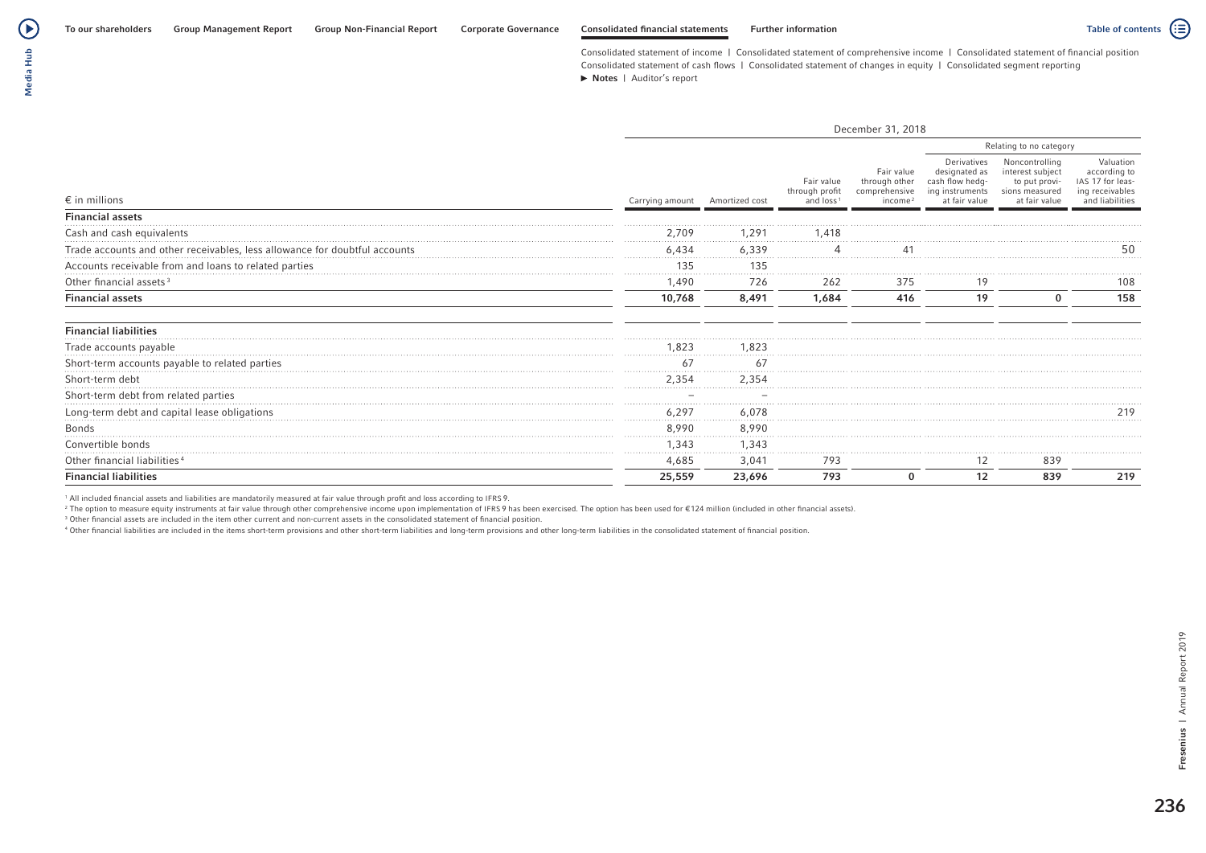| € in millions | December 31, 2018 | | | | | | |
|---|---|---|---|---|---|---|---|
| | | | | | Relating to no category | | |
| | Carrying amount | Amortized cost | Fair value through profit and loss[1] | Fair value through other comprehensive income[2] | Derivatives designated as cash flow hedging instruments at fair value | Noncontrolling interest subject to put provisions measured at fair value | Valuation according to IAS 17 for leasing receivables and liabilities |
| **Financial assets** | | | | | | | |
| Cash and cash equivalents | 2,709 | 1,291 | 1,418 | | | | |
| Trade accounts and other receivables, less allowance for doubtful accounts | 6,434 | 6,339 | 4 | 41 | | | 50 |
| Accounts receivable from and loans to related parties | 135 | 135 | | | | | |
| Other financial assets[3] | 1,490 | 726 | 262 | 375 | 19 | | 108 |
| **Financial assets** | **10,768** | **8,491** | **1,684** | **416** | **19** | **0** | **158** |
| **Financial liabilities** | | | | | | | |
| Trade accounts payable | 1,823 | 1,823 | | | | | |
| Short-term accounts payable to related parties | 67 | 67 | | | | | |
| Short-term debt | 2,354 | 2,354 | | | | | |
| Short-term debt from related parties | – | – | | | | | |
| Long-term debt and capital lease obligations | 6,297 | 6,078 | | | | | 219 |
| Bonds | 8,990 | 8,990 | | | | | |
| Convertible bonds | 1,343 | 1,343 | | | | | |
| Other financial liabilities[4] | 4,685 | 3,041 | 793 | | 12 | 839 | |
| **Financial liabilities** | **25,559** | **23,696** | **793** | **0** | **12** | **839** | **219** |

[1] All included financial assets and liabilities are mandatorily measured at fair value through profit and loss according to IFRS 9.
[2] The option to measure equity instruments at fair value through other comprehensive income upon implementation of IFRS 9 has been exercised. The option has been used for €124 million (included in other financial assets).
[3] Other financial assets are included in the item other current and non-current assets in the consolidated statement of financial position.
[4] Other financial liabilities are included in the items short-term provisions and other short-term liabilities and long-term provisions and other long-term liabilities in the consolidated statement of financial position.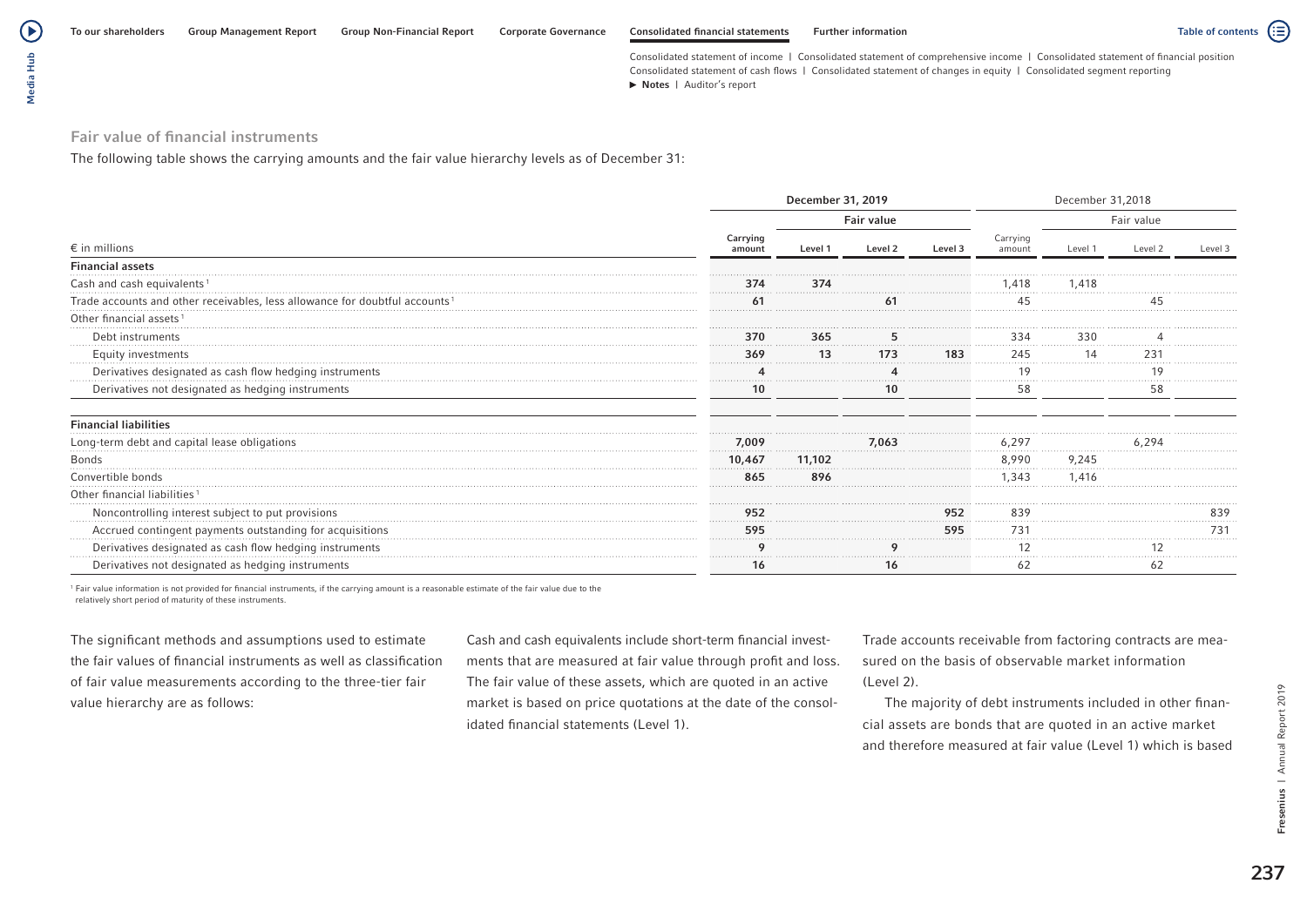## Fair value of financial instruments

The following table shows the carrying amounts and the fair value hierarchy levels as of December 31:

| € in millions | December 31, 2019 | | | | December 31, 2018 | | | |
|---|---|---|---|---|---|---|---|---|
| | | Fair value | | | | Fair value | | |
| | Carrying amount | Level 1 | Level 2 | Level 3 | Carrying amount | Level 1 | Level 2 | Level 3 |
| **Financial assets** | | | | | | | | |
| Cash and cash equivalents [1] | 374 | 374 | | | 1,418 | 1,418 | | |
| Trade accounts and other receivables, less allowance for doubtful accounts [1] | 61 | | 61 | | 45 | | 45 | |
| Other financial assets [1] | | | | | | | | |
| Debt instruments | 370 | 365 | 5 | | 334 | 330 | 4 | |
| Equity investments | 369 | 13 | 173 | 183 | 245 | 14 | 231 | |
| Derivatives designated as cash flow hedging instruments | 4 | | 4 | | 19 | | 19 | |
| Derivatives not designated as hedging instruments | 10 | | 10 | | 58 | | 58 | |
| **Financial liabilities** | | | | | | | | |
| Long-term debt and capital lease obligations | 7,009 | | 7,063 | | 6,297 | | 6,294 | |
| Bonds | 10,467 | 11,102 | | | 8,990 | 9,245 | | |
| Convertible bonds | 865 | 896 | | | 1,343 | 1,416 | | |
| Other financial liabilities [1] | | | | | | | | |
| Noncontrolling interest subject to put provisions | 952 | | | 952 | 839 | | | 839 |
| Accrued contingent payments outstanding for acquisitions | 595 | | | 595 | 731 | | | 731 |
| Derivatives designated as cash flow hedging instruments | 9 | | 9 | | 12 | | 12 | |
| Derivatives not designated as hedging instruments | 16 | | 16 | | 62 | | 62 | |

[1] Fair value information is not provided for financial instruments, if the carrying amount is a reasonable estimate of the fair value due to the relatively short period of maturity of these instruments.

The significant methods and assumptions used to estimate the fair values of financial instruments as well as classification of fair value measurements according to the three-tier fair value hierarchy are as follows:

Cash and cash equivalents include short-term financial investments that are measured at fair value through profit and loss. The fair value of these assets, which are quoted in an active market is based on price quotations at the date of the consolidated financial statements (Level 1).

Trade accounts receivable from factoring contracts are measured on the basis of observable market information (Level 2).

The majority of debt instruments included in other financial assets are bonds that are quoted in an active market and therefore measured at fair value (Level 1) which is based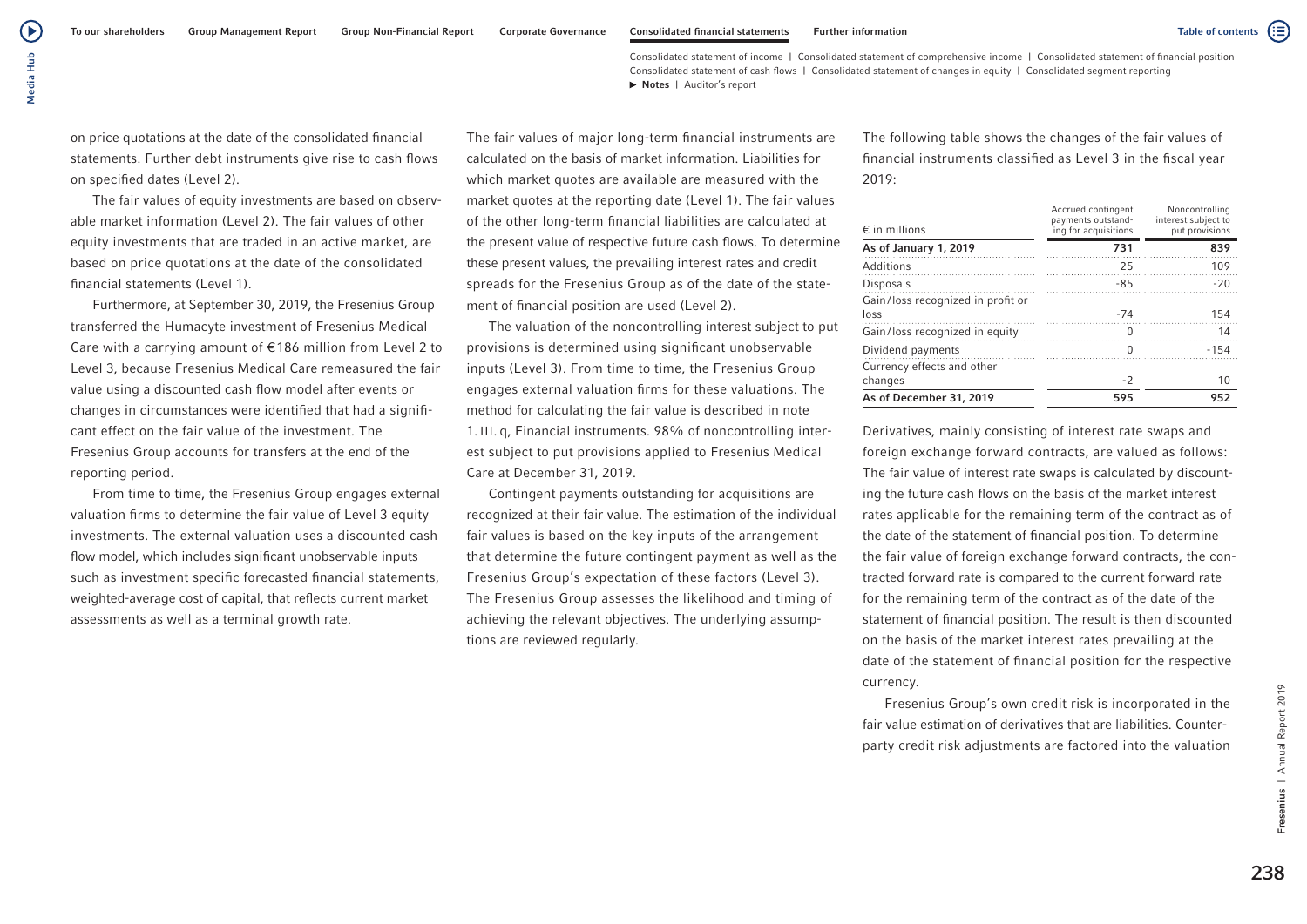on price quotations at the date of the consolidated financial statements. Further debt instruments give rise to cash flows on specified dates (Level 2).

The fair values of equity investments are based on observable market information (Level 2). The fair values of other equity investments that are traded in an active market, are based on price quotations at the date of the consolidated financial statements (Level 1).

Furthermore, at September 30, 2019, the Fresenius Group transferred the Humacyte investment of Fresenius Medical Care with a carrying amount of €186 million from Level 2 to Level 3, because Fresenius Medical Care remeasured the fair value using a discounted cash flow model after events or changes in circumstances were identified that had a significant effect on the fair value of the investment. The Fresenius Group accounts for transfers at the end of the reporting period.

From time to time, the Fresenius Group engages external valuation firms to determine the fair value of Level 3 equity investments. The external valuation uses a discounted cash flow model, which includes significant unobservable inputs such as investment specific forecasted financial statements, weighted-average cost of capital, that reflects current market assessments as well as a terminal growth rate.

The fair values of major long-term financial instruments are calculated on the basis of market information. Liabilities for which market quotes are available are measured with the market quotes at the reporting date (Level 1). The fair values of the other long-term financial liabilities are calculated at the present value of respective future cash flows. To determine these present values, the prevailing interest rates and credit spreads for the Fresenius Group as of the date of the statement of financial position are used (Level 2).

The valuation of the noncontrolling interest subject to put provisions is determined using significant unobservable inputs (Level 3). From time to time, the Fresenius Group engages external valuation firms for these valuations. The method for calculating the fair value is described in note 1. III. q, Financial instruments. 98% of noncontrolling interest subject to put provisions applied to Fresenius Medical Care at December 31, 2019.

Contingent payments outstanding for acquisitions are recognized at their fair value. The estimation of the individual fair values is based on the key inputs of the arrangement that determine the future contingent payment as well as the Fresenius Group's expectation of these factors (Level 3). The Fresenius Group assesses the likelihood and timing of achieving the relevant objectives. The underlying assumptions are reviewed regularly.

The following table shows the changes of the fair values of financial instruments classified as Level 3 in the fiscal year 2019:

| € in millions | Accrued contingent payments outstanding for acquisitions | Noncontrolling interest subject to put provisions |
|---|---|---|
| **As of January 1, 2019** | **731** | **839** |
| Additions | 25 | 109 |
| Disposals | -85 | -20 |
| Gain/loss recognized in profit or loss | -74 | 154 |
| Gain/loss recognized in equity | 0 | 14 |
| Dividend payments | 0 | -154 |
| Currency effects and other changes | -2 | 10 |
| **As of December 31, 2019** | **595** | **952** |

Derivatives, mainly consisting of interest rate swaps and foreign exchange forward contracts, are valued as follows: The fair value of interest rate swaps is calculated by discounting the future cash flows on the basis of the market interest rates applicable for the remaining term of the contract as of the date of the statement of financial position. To determine the fair value of foreign exchange forward contracts, the contracted forward rate is compared to the current forward rate for the remaining term of the contract as of the date of the statement of financial position. The result is then discounted on the basis of the market interest rates prevailing at the date of the statement of financial position for the respective currency.

Fresenius Group's own credit risk is incorporated in the fair value estimation of derivatives that are liabilities. Counterparty credit risk adjustments are factored into the valuation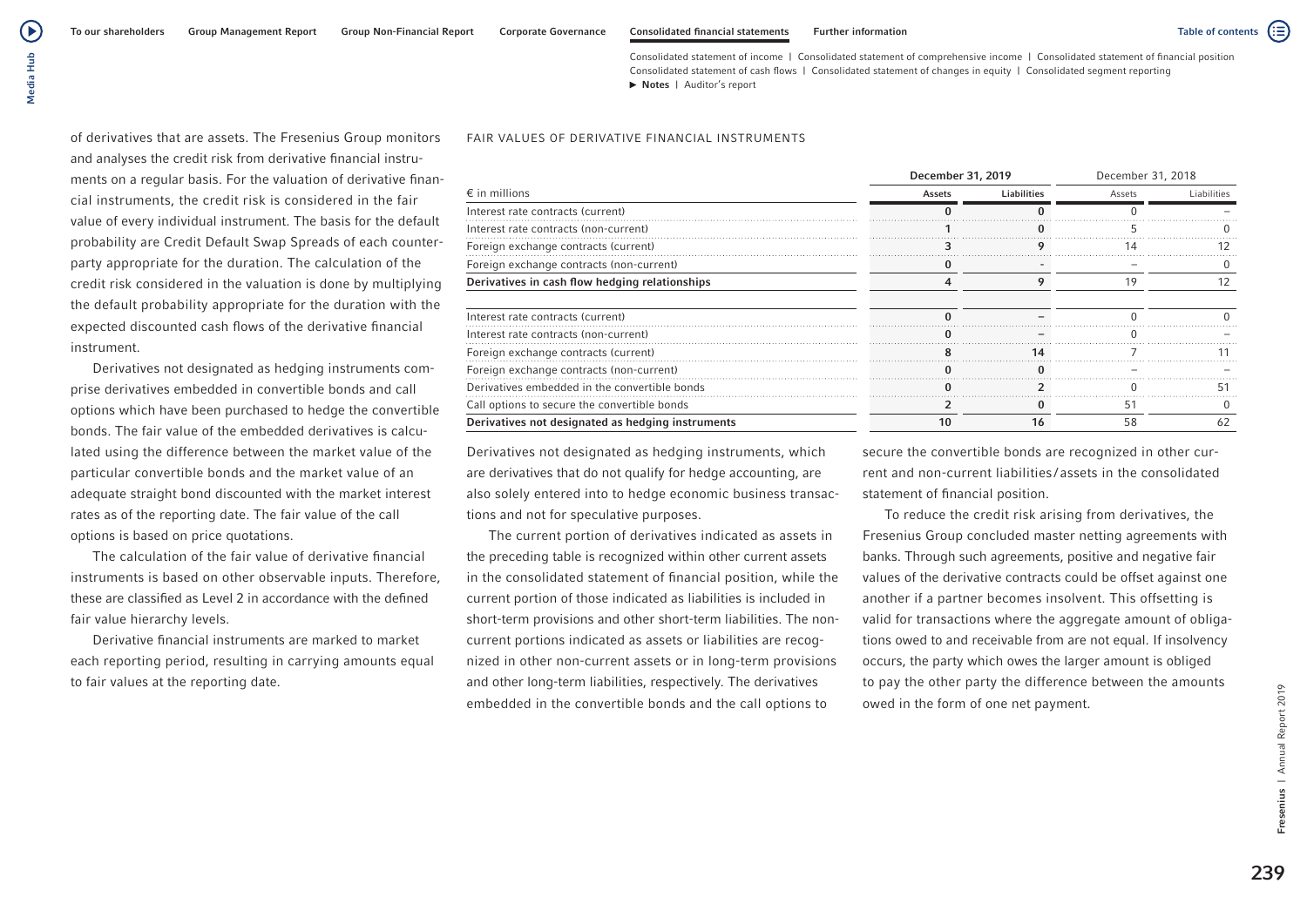of derivatives that are assets. The Fresenius Group monitors and analyses the credit risk from derivative financial instruments on a regular basis. For the valuation of derivative financial instruments, the credit risk is considered in the fair value of every individual instrument. The basis for the default probability are Credit Default Swap Spreads of each counterparty appropriate for the duration. The calculation of the credit risk considered in the valuation is done by multiplying the default probability appropriate for the duration with the expected discounted cash flows of the derivative financial instrument.

Derivatives not designated as hedging instruments comprise derivatives embedded in convertible bonds and call options which have been purchased to hedge the convertible bonds. The fair value of the embedded derivatives is calculated using the difference between the market value of the particular convertible bonds and the market value of an adequate straight bond discounted with the market interest rates as of the reporting date. The fair value of the call options is based on price quotations.

The calculation of the fair value of derivative financial instruments is based on other observable inputs. Therefore, these are classified as Level 2 in accordance with the defined fair value hierarchy levels.

Derivative financial instruments are marked to market each reporting period, resulting in carrying amounts equal to fair values at the reporting date.

FAIR VALUES OF DERIVATIVE FINANCIAL INSTRUMENTS

| € in millions | December 31, 2019 | | December 31, 2018 | |
|---|---|---|---|---|
| | **Assets** | **Liabilities** | Assets | Liabilities |
| Interest rate contracts (current) | 0 | 0 | 0 | – |
| Interest rate contracts (non-current) | 1 | 0 | 5 | 0 |
| Foreign exchange contracts (current) | 3 | 9 | 14 | 12 |
| Foreign exchange contracts (non-current) | 0 | - | – | 0 |
| **Derivatives in cash flow hedging relationships** | **4** | **9** | **19** | **12** |
| | | | | |
| Interest rate contracts (current) | 0 | – | 0 | 0 |
| Interest rate contracts (non-current) | 0 | – | 0 | – |
| Foreign exchange contracts (current) | 8 | 14 | 7 | 11 |
| Foreign exchange contracts (non-current) | 0 | 0 | – | – |
| Derivatives embedded in the convertible bonds | 0 | 2 | 0 | 51 |
| Call options to secure the convertible bonds | 2 | 0 | 51 | 0 |
| **Derivatives not designated as hedging instruments** | **10** | **16** | **58** | **62** |

Derivatives not designated as hedging instruments, which are derivatives that do not qualify for hedge accounting, are also solely entered into to hedge economic business transactions and not for speculative purposes.

The current portion of derivatives indicated as assets in the preceding table is recognized within other current assets in the consolidated statement of financial position, while the current portion of those indicated as liabilities is included in short-term provisions and other short-term liabilities. The non-current portions indicated as assets or liabilities are recognized in other non-current assets or in long-term provisions and other long-term liabilities, respectively. The derivatives embedded in the convertible bonds and the call options to secure the convertible bonds are recognized in other current and non-current liabilities/assets in the consolidated statement of financial position.

To reduce the credit risk arising from derivatives, the Fresenius Group concluded master netting agreements with banks. Through such agreements, positive and negative fair values of the derivative contracts could be offset against one another if a partner becomes insolvent. This offsetting is valid for transactions where the aggregate amount of obligations owed to and receivable from are not equal. If insolvency occurs, the party which owes the larger amount is obliged to pay the other party the difference between the amounts owed in the form of one net payment.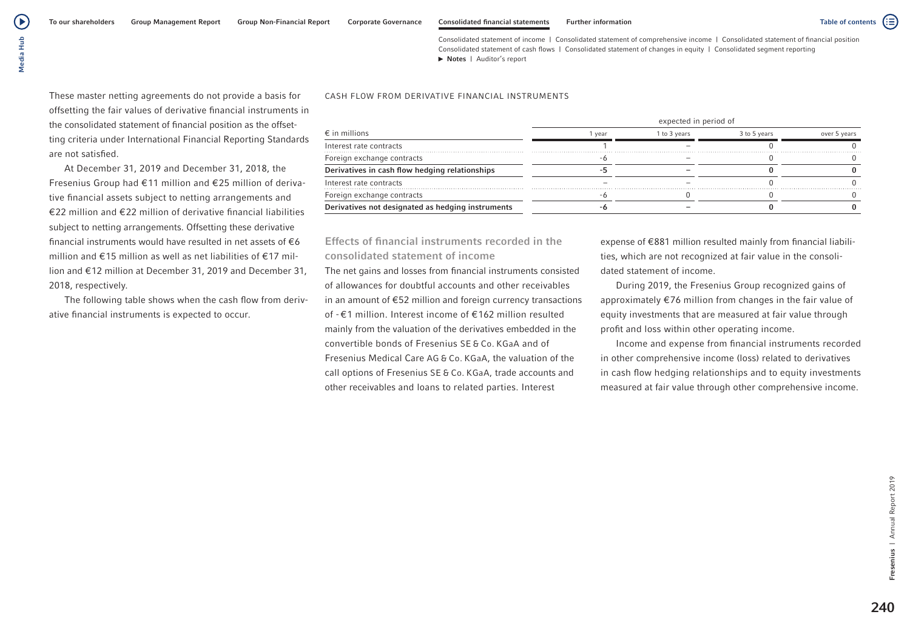These master netting agreements do not provide a basis for offsetting the fair values of derivative financial instruments in the consolidated statement of financial position as the offsetting criteria under International Financial Reporting Standards are not satisfied.

At December 31, 2019 and December 31, 2018, the Fresenius Group had €11 million and €25 million of derivative financial assets subject to netting arrangements and €22 million and €22 million of derivative financial liabilities subject to netting arrangements. Offsetting these derivative financial instruments would have resulted in net assets of €6 million and €15 million as well as net liabilities of €17 million and €12 million at December 31, 2019 and December 31, 2018, respectively.

The following table shows when the cash flow from derivative financial instruments is expected to occur.

CASH FLOW FROM DERIVATIVE FINANCIAL INSTRUMENTS

| | expected in period of | | | |
|---|---|---|---|---|
| € in millions | 1 year | 1 to 3 years | 3 to 5 years | over 5 years |
| Interest rate contracts | 1 | – | 0 | 0 |
| Foreign exchange contracts | -6 | – | 0 | 0 |
| **Derivatives in cash flow hedging relationships** | **-5** | **–** | **0** | **0** |
| Interest rate contracts | – | – | 0 | 0 |
| Foreign exchange contracts | -6 | 0 | 0 | 0 |
| **Derivatives not designated as hedging instruments** | **-6** | **–** | **0** | **0** |

## Effects of financial instruments recorded in the consolidated statement of income

The net gains and losses from financial instruments consisted of allowances for doubtful accounts and other receivables in an amount of €52 million and foreign currency transactions of -€1 million. Interest income of €162 million resulted mainly from the valuation of the derivatives embedded in the convertible bonds of Fresenius SE & Co. KGaA and of Fresenius Medical Care AG & Co. KGaA, the valuation of the call options of Fresenius SE & Co. KGaA, trade accounts and other receivables and loans to related parties. Interest expense of €881 million resulted mainly from financial liabilities, which are not recognized at fair value in the consolidated statement of income.

During 2019, the Fresenius Group recognized gains of approximately €76 million from changes in the fair value of equity investments that are measured at fair value through profit and loss within other operating income.

Income and expense from financial instruments recorded in other comprehensive income (loss) related to derivatives in cash flow hedging relationships and to equity investments measured at fair value through other comprehensive income.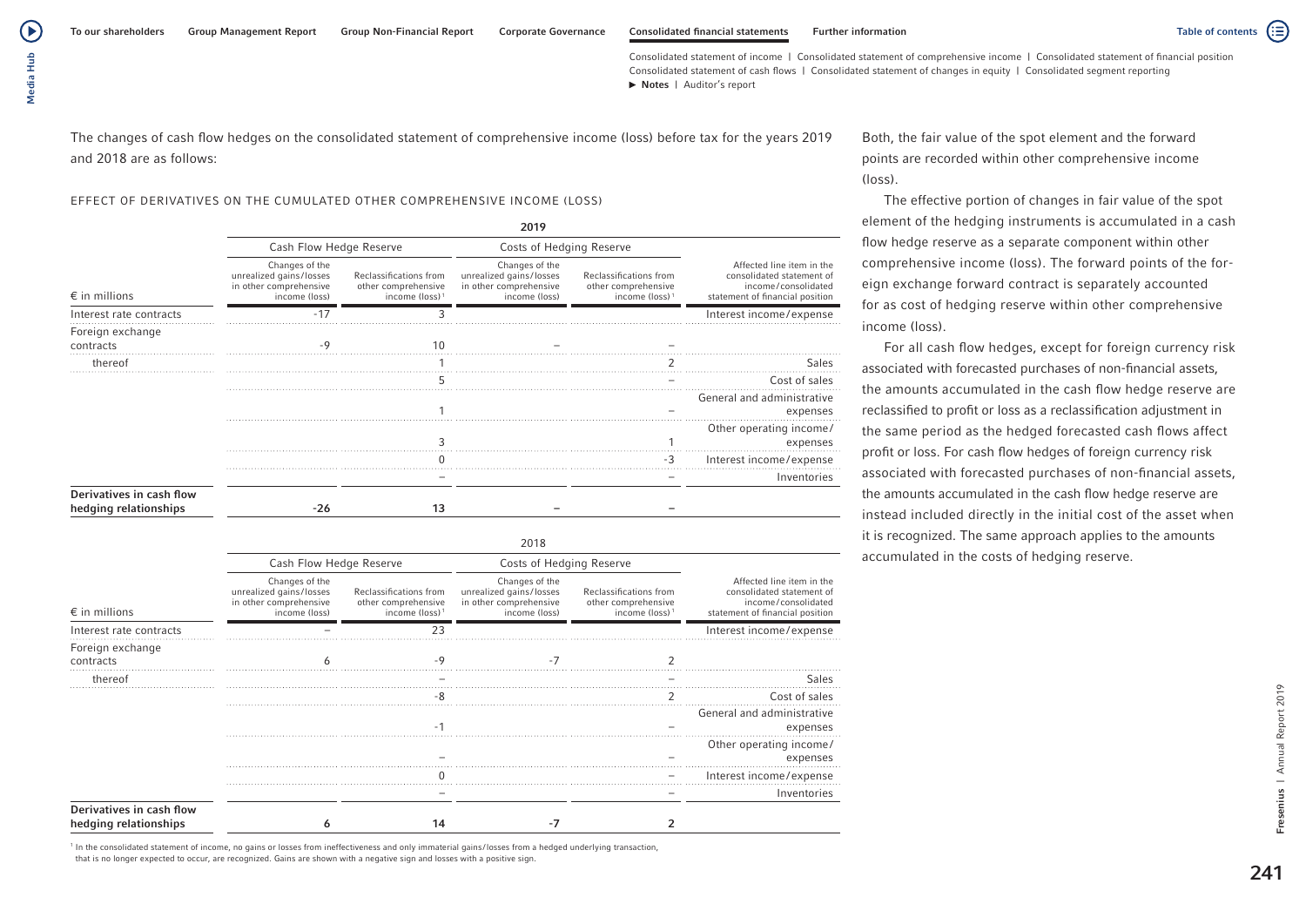The changes of cash flow hedges on the consolidated statement of comprehensive income (loss) before tax for the years 2019 and 2018 are as follows:

EFFECT OF DERIVATIVES ON THE CUMULATED OTHER COMPREHENSIVE INCOME (LOSS)

| | 2019 | | | | |
|---|---|---|---|---|---|
| | Cash Flow Hedge Reserve | | Costs of Hedging Reserve | | |
| € in millions | Changes of the unrealized gains/losses in other comprehensive income (loss) | Reclassifications from other comprehensive income (loss)[1] | Changes of the unrealized gains/losses in other comprehensive income (loss) | Reclassifications from other comprehensive income (loss)[1] | Affected line item in the consolidated statement of income/consolidated statement of financial position |
| Interest rate contracts | -17 | 3 | | | Interest income/expense |
| Foreign exchange contracts | -9 | 10 | – | – | |
| thereof | | 1 | | 2 | Sales |
| | | 5 | | – | Cost of sales |
| | | 1 | | – | General and administrative expenses |
| | | 3 | | 1 | Other operating income/expenses |
| | | 0 | | -3 | Interest income/expense |
| | | – | | – | Inventories |
| **Derivatives in cash flow hedging relationships** | **-26** | **13** | **–** | **–** | |

| | 2018 | | | | |
|---|---|---|---|---|---|
| | Cash Flow Hedge Reserve | | Costs of Hedging Reserve | | |
| € in millions | Changes of the unrealized gains/losses in other comprehensive income (loss) | Reclassifications from other comprehensive income (loss)[1] | Changes of the unrealized gains/losses in other comprehensive income (loss) | Reclassifications from other comprehensive income (loss)[1] | Affected line item in the consolidated statement of income/consolidated statement of financial position |
| Interest rate contracts | – | 23 | | | Interest income/expense |
| Foreign exchange contracts | 6 | -9 | -7 | 2 | |
| thereof | | – | | – | Sales |
| | | -8 | | 2 | Cost of sales |
| | | -1 | | – | General and administrative expenses |
| | | – | | – | Other operating income/expenses |
| | | 0 | | – | Interest income/expense |
| | | – | | – | Inventories |
| **Derivatives in cash flow hedging relationships** | **6** | **14** | **-7** | **2** | |

[1] In the consolidated statement of income, no gains or losses from ineffectiveness and only immaterial gains/losses from a hedged underlying transaction, that is no longer expected to occur, are recognized. Gains are shown with a negative sign and losses with a positive sign.

Both, the fair value of the spot element and the forward points are recorded within other comprehensive income (loss).

The effective portion of changes in fair value of the spot element of the hedging instruments is accumulated in a cash flow hedge reserve as a separate component within other comprehensive income (loss). The forward points of the foreign exchange forward contract is separately accounted for as cost of hedging reserve within other comprehensive income (loss).

For all cash flow hedges, except for foreign currency risk associated with forecasted purchases of non-financial assets, the amounts accumulated in the cash flow hedge reserve are reclassified to profit or loss as a reclassification adjustment in the same period as the hedged forecasted cash flows affect profit or loss. For cash flow hedges of foreign currency risk associated with forecasted purchases of non-financial assets, the amounts accumulated in the cash flow hedge reserve are instead included directly in the initial cost of the asset when it is recognized. The same approach applies to the amounts accumulated in the costs of hedging reserve.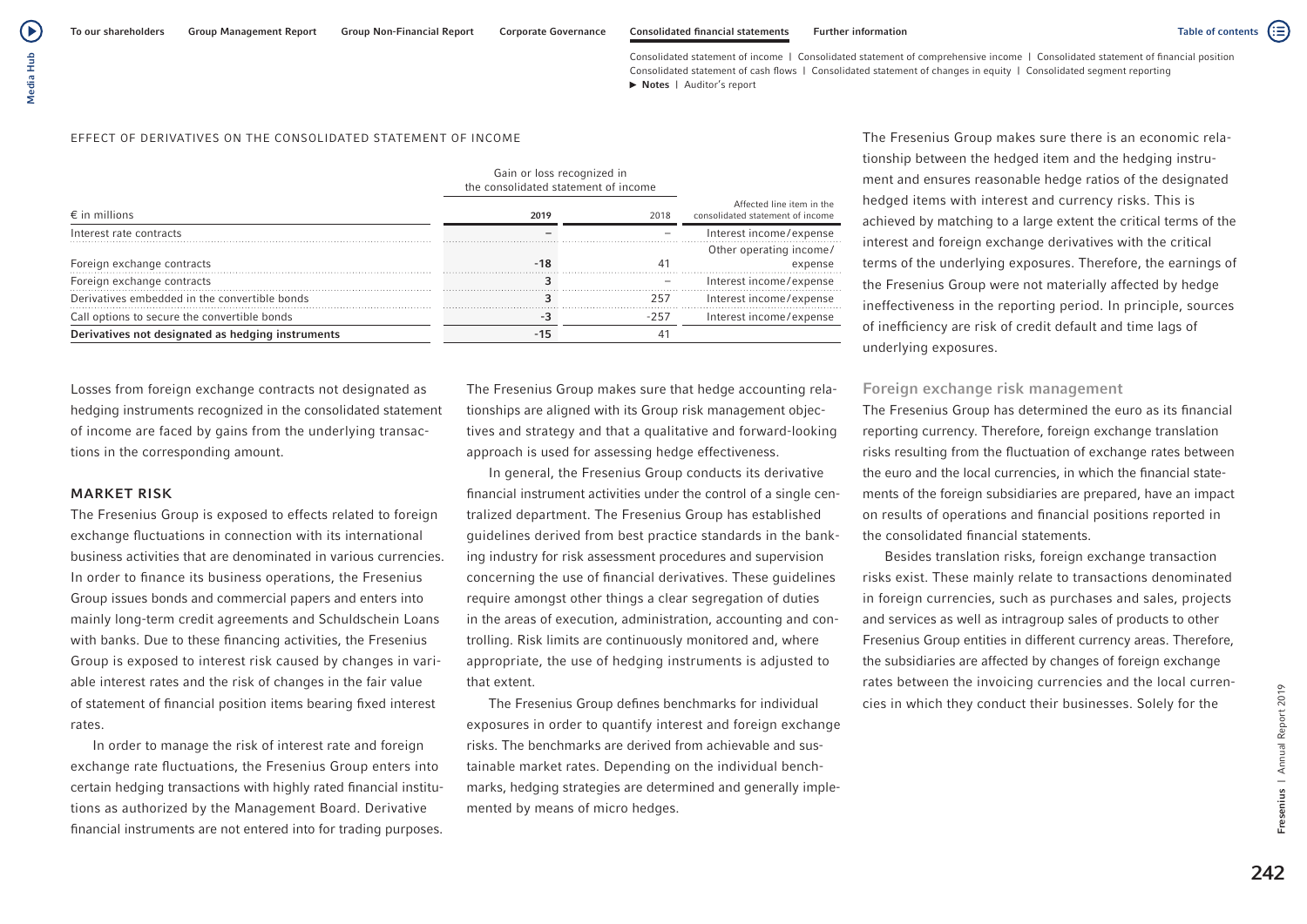EFFECT OF DERIVATIVES ON THE CONSOLIDATED STATEMENT OF INCOME

| € in millions | Gain or loss recognized in the consolidated statement of income | | Affected line item in the consolidated statement of income |
|---|---|---|---|
| | 2019 | 2018 | |
| Interest rate contracts | – | – | Interest income/expense |
| Foreign exchange contracts | -18 | 41 | Other operating income/expense |
| Foreign exchange contracts | 3 | – | Interest income/expense |
| Derivatives embedded in the convertible bonds | 3 | 257 | Interest income/expense |
| Call options to secure the convertible bonds | -3 | -257 | Interest income/expense |
| **Derivatives not designated as hedging instruments** | **-15** | 41 | |

Losses from foreign exchange contracts not designated as hedging instruments recognized in the consolidated statement of income are faced by gains from the underlying transactions in the corresponding amount.

## MARKET RISK

The Fresenius Group is exposed to effects related to foreign exchange fluctuations in connection with its international business activities that are denominated in various currencies. In order to finance its business operations, the Fresenius Group issues bonds and commercial papers and enters into mainly long-term credit agreements and Schuldschein Loans with banks. Due to these financing activities, the Fresenius Group is exposed to interest risk caused by changes in variable interest rates and the risk of changes in the fair value of statement of financial position items bearing fixed interest rates.

In order to manage the risk of interest rate and foreign exchange rate fluctuations, the Fresenius Group enters into certain hedging transactions with highly rated financial institutions as authorized by the Management Board. Derivative financial instruments are not entered into for trading purposes.

The Fresenius Group makes sure that hedge accounting relationships are aligned with its Group risk management objectives and strategy and that a qualitative and forward-looking approach is used for assessing hedge effectiveness.

In general, the Fresenius Group conducts its derivative financial instrument activities under the control of a single centralized department. The Fresenius Group has established guidelines derived from best practice standards in the banking industry for risk assessment procedures and supervision concerning the use of financial derivatives. These guidelines require amongst other things a clear segregation of duties in the areas of execution, administration, accounting and controlling. Risk limits are continuously monitored and, where appropriate, the use of hedging instruments is adjusted to that extent.

The Fresenius Group defines benchmarks for individual exposures in order to quantify interest and foreign exchange risks. The benchmarks are derived from achievable and sustainable market rates. Depending on the individual benchmarks, hedging strategies are determined and generally implemented by means of micro hedges.

The Fresenius Group makes sure there is an economic relationship between the hedged item and the hedging instrument and ensures reasonable hedge ratios of the designated hedged items with interest and currency risks. This is achieved by matching to a large extent the critical terms of the interest and foreign exchange derivatives with the critical terms of the underlying exposures. Therefore, the earnings of the Fresenius Group were not materially affected by hedge ineffectiveness in the reporting period. In principle, sources of inefficiency are risk of credit default and time lags of underlying exposures.

### Foreign exchange risk management

The Fresenius Group has determined the euro as its financial reporting currency. Therefore, foreign exchange translation risks resulting from the fluctuation of exchange rates between the euro and the local currencies, in which the financial statements of the foreign subsidiaries are prepared, have an impact on results of operations and financial positions reported in the consolidated financial statements.

Besides translation risks, foreign exchange transaction risks exist. These mainly relate to transactions denominated in foreign currencies, such as purchases and sales, projects and services as well as intragroup sales of products to other Fresenius Group entities in different currency areas. Therefore, the subsidiaries are affected by changes of foreign exchange rates between the invoicing currencies and the local currencies in which they conduct their businesses. Solely for the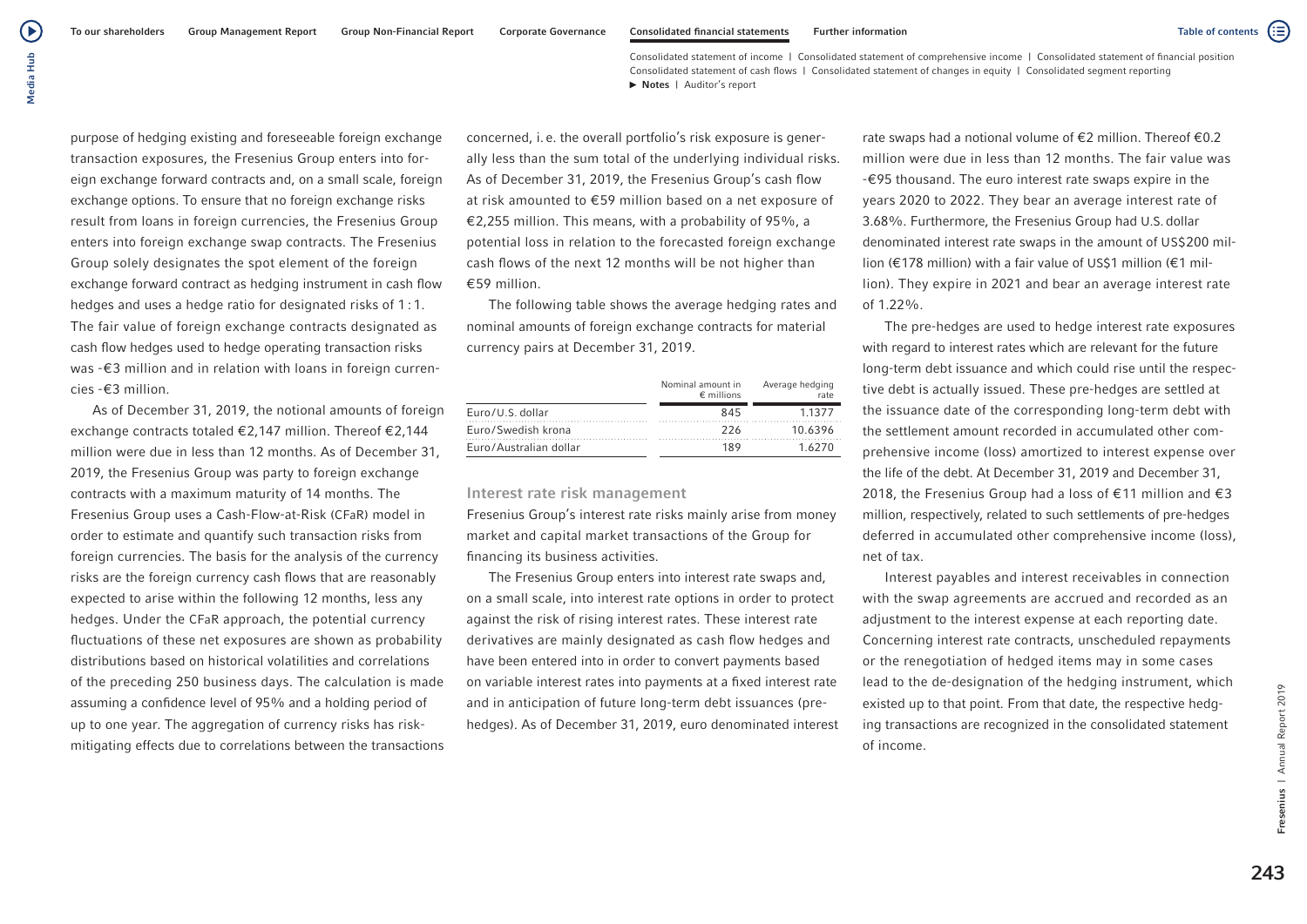purpose of hedging existing and foreseeable foreign exchange transaction exposures, the Fresenius Group enters into foreign exchange forward contracts and, on a small scale, foreign exchange options. To ensure that no foreign exchange risks result from loans in foreign currencies, the Fresenius Group enters into foreign exchange swap contracts. The Fresenius Group solely designates the spot element of the foreign exchange forward contract as hedging instrument in cash flow hedges and uses a hedge ratio for designated risks of 1 : 1. The fair value of foreign exchange contracts designated as cash flow hedges used to hedge operating transaction risks was -€3 million and in relation with loans in foreign currencies -€3 million.

As of December 31, 2019, the notional amounts of foreign exchange contracts totaled €2,147 million. Thereof €2,144 million were due in less than 12 months. As of December 31, 2019, the Fresenius Group was party to foreign exchange contracts with a maximum maturity of 14 months. The Fresenius Group uses a Cash-Flow-at-Risk (CFaR) model in order to estimate and quantify such transaction risks from foreign currencies. The basis for the analysis of the currency risks are the foreign currency cash flows that are reasonably expected to arise within the following 12 months, less any hedges. Under the CFaR approach, the potential currency fluctuations of these net exposures are shown as probability distributions based on historical volatilities and correlations of the preceding 250 business days. The calculation is made assuming a confidence level of 95% and a holding period of up to one year. The aggregation of currency risks has risk-mitigating effects due to correlations between the transactions concerned, i. e. the overall portfolio's risk exposure is generally less than the sum total of the underlying individual risks. As of December 31, 2019, the Fresenius Group's cash flow at risk amounted to €59 million based on a net exposure of €2,255 million. This means, with a probability of 95%, a potential loss in relation to the forecasted foreign exchange cash flows of the next 12 months will be not higher than €59 million.

The following table shows the average hedging rates and nominal amounts of foreign exchange contracts for material currency pairs at December 31, 2019.

| | Nominal amount in € millions | Average hedging rate |
|---|---|---|
| Euro/U.S. dollar | 845 | 1.1377 |
| Euro/Swedish krona | 226 | 10.6396 |
| Euro/Australian dollar | 189 | 1.6270 |

## Interest rate risk management

Fresenius Group's interest rate risks mainly arise from money market and capital market transactions of the Group for financing its business activities.

The Fresenius Group enters into interest rate swaps and, on a small scale, into interest rate options in order to protect against the risk of rising interest rates. These interest rate derivatives are mainly designated as cash flow hedges and have been entered into in order to convert payments based on variable interest rates into payments at a fixed interest rate and in anticipation of future long-term debt issuances (pre-hedges). As of December 31, 2019, euro denominated interest rate swaps had a notional volume of €2 million. Thereof €0.2 million were due in less than 12 months. The fair value was -€95 thousand. The euro interest rate swaps expire in the years 2020 to 2022. They bear an average interest rate of 3.68%. Furthermore, the Fresenius Group had U.S. dollar denominated interest rate swaps in the amount of US$200 million (€178 million) with a fair value of US$1 million (€1 million). They expire in 2021 and bear an average interest rate of 1.22%.

The pre-hedges are used to hedge interest rate exposures with regard to interest rates which are relevant for the future long-term debt issuance and which could rise until the respective debt is actually issued. These pre-hedges are settled at the issuance date of the corresponding long-term debt with the settlement amount recorded in accumulated other comprehensive income (loss) amortized to interest expense over the life of the debt. At December 31, 2019 and December 31, 2018, the Fresenius Group had a loss of €11 million and €3 million, respectively, related to such settlements of pre-hedges deferred in accumulated other comprehensive income (loss), net of tax.

Interest payables and interest receivables in connection with the swap agreements are accrued and recorded as an adjustment to the interest expense at each reporting date. Concerning interest rate contracts, unscheduled repayments or the renegotiation of hedged items may in some cases lead to the de-designation of the hedging instrument, which existed up to that point. From that date, the respective hedging transactions are recognized in the consolidated statement of income.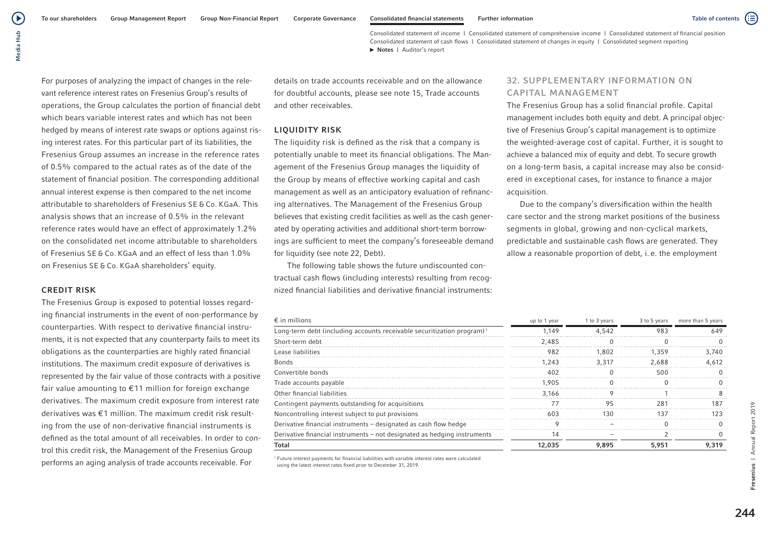For purposes of analyzing the impact of changes in the relevant reference interest rates on Fresenius Group's results of operations, the Group calculates the portion of financial debt which bears variable interest rates and which has not been hedged by means of interest rate swaps or options against rising interest rates. For this particular part of its liabilities, the Fresenius Group assumes an increase in the reference rates of 0.5% compared to the actual rates as of the date of the statement of financial position. The corresponding additional annual interest expense is then compared to the net income attributable to shareholders of Fresenius SE & Co. KGaA. This analysis shows that an increase of 0.5% in the relevant reference rates would have an effect of approximately 1.2% on the consolidated net income attributable to shareholders of Fresenius SE & Co. KGaA and an effect of less than 1.0% on Fresenius SE & Co. KGaA shareholders' equity.

### CREDIT RISK

The Fresenius Group is exposed to potential losses regarding financial instruments in the event of non-performance by counterparties. With respect to derivative financial instruments, it is not expected that any counterparty fails to meet its obligations as the counterparties are highly rated financial institutions. The maximum credit exposure of derivatives is represented by the fair value of those contracts with a positive fair value amounting to €11 million for foreign exchange derivatives. The maximum credit exposure from interest rate derivatives was €1 million. The maximum credit risk resulting from the use of non-derivative financial instruments is defined as the total amount of all receivables. In order to control this credit risk, the Management of the Fresenius Group performs an aging analysis of trade accounts receivable. For details on trade accounts receivable and on the allowance for doubtful accounts, please see note 15, Trade accounts and other receivables.

### LIQUIDITY RISK

The liquidity risk is defined as the risk that a company is potentially unable to meet its financial obligations. The Management of the Fresenius Group manages the liquidity of the Group by means of effective working capital and cash management as well as an anticipatory evaluation of refinancing alternatives. The Management of the Fresenius Group believes that existing credit facilities as well as the cash generated by operating activities and additional short-term borrowings are sufficient to meet the company's foreseeable demand for liquidity (see note 22, Debt).

The following table shows the future undiscounted contractual cash flows (including interests) resulting from recognized financial liabilities and derivative financial instruments:

| € in millions | up to 1 year | 1 to 3 years | 3 to 5 years | more than 5 years |
|---|---|---|---|---|
| Long-term debt (including accounts receivable securitization program)[1] | 1,149 | 4,542 | 983 | 649 |
| Short-term debt | 2,485 | 0 | 0 | 0 |
| Lease liabilities | 982 | 1,802 | 1,359 | 3,740 |
| Bonds | 1,243 | 3,317 | 2,688 | 4,612 |
| Convertible bonds | 402 | 0 | 500 | 0 |
| Trade accounts payable | 1,905 | 0 | 0 | 0 |
| Other financial liabilities | 3,166 | 9 | 1 | 8 |
| Contingent payments outstanding for acquisitions | 77 | 95 | 281 | 187 |
| Noncontrolling interest subject to put provisions | 603 | 130 | 137 | 123 |
| Derivative financial instruments – designated as cash flow hedge | 9 | – | 0 | 0 |
| Derivative financial instruments – not designated as hedging instruments | 14 | – | 2 | 0 |
| **Total** | **12,035** | **9,895** | **5,951** | **9,319** |

[1] Future interest payments for financial liabilities with variable interest rates were calculated using the latest interest rates fixed prior to December 31, 2019.

## 32. SUPPLEMENTARY INFORMATION ON CAPITAL MANAGEMENT

The Fresenius Group has a solid financial profile. Capital management includes both equity and debt. A principal objective of Fresenius Group's capital management is to optimize the weighted-average cost of capital. Further, it is sought to achieve a balanced mix of equity and debt. To secure growth on a long-term basis, a capital increase may also be considered in exceptional cases, for instance to finance a major acquisition.

Due to the company's diversification within the health care sector and the strong market positions of the business segments in global, growing and non-cyclical markets, predictable and sustainable cash flows are generated. They allow a reasonable proportion of debt, i. e. the employment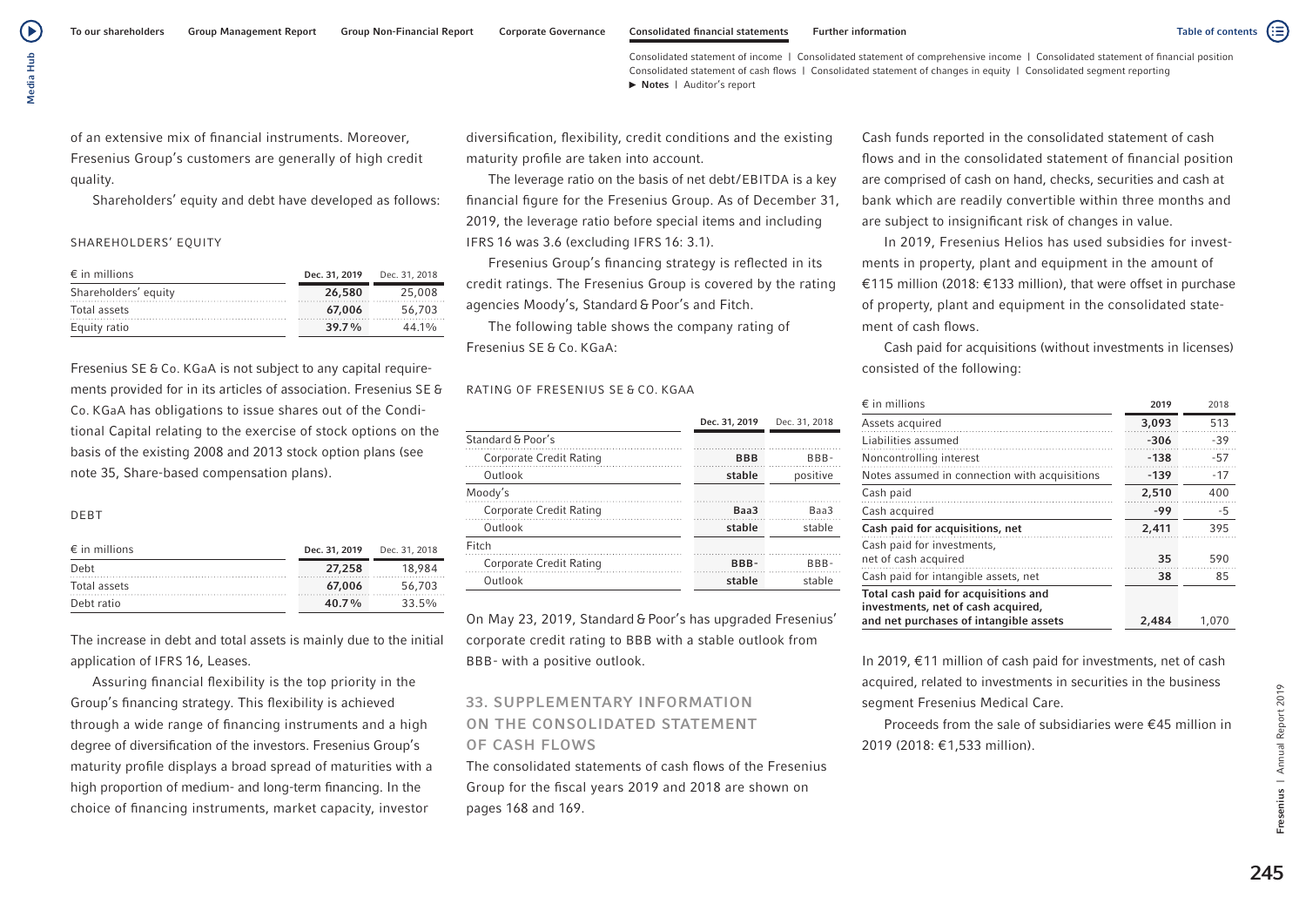of an extensive mix of financial instruments. Moreover, Fresenius Group's customers are generally of high credit quality.

Shareholders' equity and debt have developed as follows:

SHAREHOLDERS' EQUITY

| € in millions | Dec. 31, 2019 | Dec. 31, 2018 |
|---|---|---|
| Shareholders' equity | **26,580** | 25,008 |
| Total assets | **67,006** | 56,703 |
| Equity ratio | **39.7 %** | 44.1% |

Fresenius SE & Co. KGaA is not subject to any capital requirements provided for in its articles of association. Fresenius SE & Co. KGaA has obligations to issue shares out of the Conditional Capital relating to the exercise of stock options on the basis of the existing 2008 and 2013 stock option plans (see note 35, Share-based compensation plans).

DEBT

| € in millions | Dec. 31, 2019 | Dec. 31, 2018 |
|---|---|---|
| Debt | **27,258** | 18,984 |
| Total assets | **67,006** | 56,703 |
| Debt ratio | **40.7 %** | 33.5% |

The increase in debt and total assets is mainly due to the initial application of IFRS 16, Leases.

Assuring financial flexibility is the top priority in the Group's financing strategy. This flexibility is achieved through a wide range of financing instruments and a high degree of diversification of the investors. Fresenius Group's maturity profile displays a broad spread of maturities with a high proportion of medium- and long-term financing. In the choice of financing instruments, market capacity, investor diversification, flexibility, credit conditions and the existing maturity profile are taken into account.

The leverage ratio on the basis of net debt/EBITDA is a key financial figure for the Fresenius Group. As of December 31, 2019, the leverage ratio before special items and including IFRS 16 was 3.6 (excluding IFRS 16: 3.1).

Fresenius Group's financing strategy is reflected in its credit ratings. The Fresenius Group is covered by the rating agencies Moody's, Standard & Poor's and Fitch.

The following table shows the company rating of Fresenius SE & Co. KGaA:

RATING OF FRESENIUS SE & CO. KGAA

| | Dec. 31, 2019 | Dec. 31, 2018 |
|---|---|---|
| Standard & Poor's | | |
| Corporate Credit Rating | **BBB** | BBB- |
| Outlook | **stable** | positive |
| Moody's | | |
| Corporate Credit Rating | **Baa3** | Baa3 |
| Outlook | **stable** | stable |
| Fitch | | |
| Corporate Credit Rating | **BBB-** | BBB- |
| Outlook | **stable** | stable |

On May 23, 2019, Standard & Poor's has upgraded Fresenius' corporate credit rating to BBB with a stable outlook from BBB- with a positive outlook.

## 33. SUPPLEMENTARY INFORMATION ON THE CONSOLIDATED STATEMENT OF CASH FLOWS

The consolidated statements of cash flows of the Fresenius Group for the fiscal years 2019 and 2018 are shown on pages 168 and 169.

Cash funds reported in the consolidated statement of cash flows and in the consolidated statement of financial position are comprised of cash on hand, checks, securities and cash at bank which are readily convertible within three months and are subject to insignificant risk of changes in value.

In 2019, Fresenius Helios has used subsidies for investments in property, plant and equipment in the amount of €115 million (2018: €133 million), that were offset in purchase of property, plant and equipment in the consolidated statement of cash flows.

Cash paid for acquisitions (without investments in licenses) consisted of the following:

| € in millions | 2019 | 2018 |
|---|---|---|
| Assets acquired | **3,093** | 513 |
| Liabilities assumed | **-306** | -39 |
| Noncontrolling interest | **-138** | -57 |
| Notes assumed in connection with acquisitions | **-139** | -17 |
| Cash paid | **2,510** | 400 |
| Cash acquired | **-99** | -5 |
| **Cash paid for acquisitions, net** | **2,411** | 395 |
| Cash paid for investments, net of cash acquired | **35** | 590 |
| Cash paid for intangible assets, net | **38** | 85 |
| **Total cash paid for acquisitions and investments, net of cash acquired, and net purchases of intangible assets** | **2,484** | 1,070 |

In 2019, €11 million of cash paid for investments, net of cash acquired, related to investments in securities in the business segment Fresenius Medical Care.

Proceeds from the sale of subsidiaries were €45 million in 2019 (2018: €1,533 million).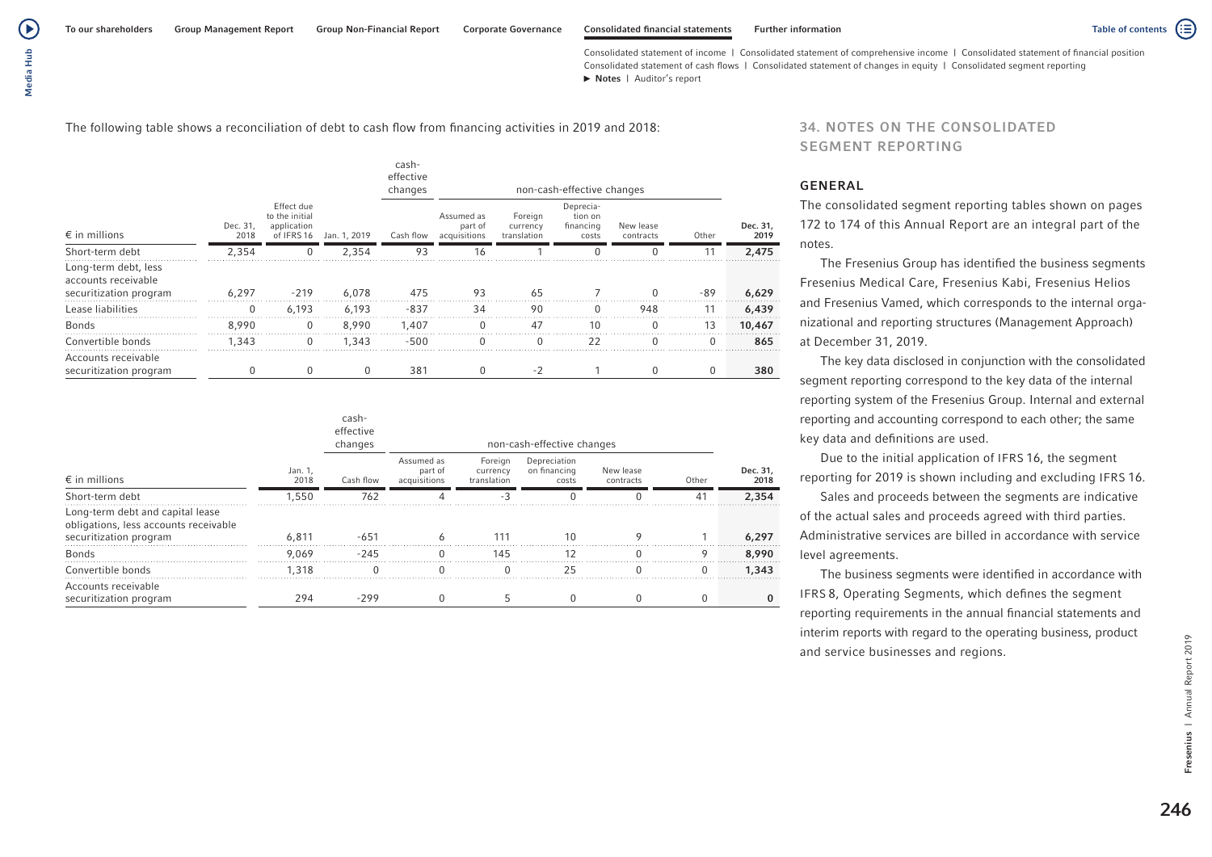The following table shows a reconciliation of debt to cash flow from financing activities in 2019 and 2018:

| € in millions | Dec. 31, 2018 | Effect due to the initial application of IFRS 16 | Jan. 1, 2019 | cash-effective changes | non-cash-effective changes | | | | | Dec. 31, 2019 |
|---|---|---|---|---|---|---|---|---|---|---|
| | | | | Cash flow | Assumed as part of acquisitions | Foreign currency translation | Depreciation on financing costs | New lease contracts | Other | |
| Short-term debt | 2,354 | 0 | 2,354 | 93 | 16 | 1 | 0 | 0 | 11 | **2,475** |
| Long-term debt, less accounts receivable securitization program | 6,297 | -219 | 6,078 | 475 | 93 | 65 | 7 | 0 | -89 | **6,629** |
| Lease liabilities | 0 | 6,193 | 6,193 | -837 | 34 | 90 | 0 | 948 | 11 | **6,439** |
| Bonds | 8,990 | 0 | 8,990 | 1,407 | 0 | 47 | 10 | 0 | 13 | **10,467** |
| Convertible bonds | 1,343 | 0 | 1,343 | -500 | 0 | 0 | 22 | 0 | 0 | **865** |
| Accounts receivable securitization program | 0 | 0 | 0 | 381 | 0 | -2 | 1 | 0 | 0 | **380** |

| € in millions | Jan. 1, 2018 | cash-effective changes | non-cash-effective changes | | | | | Dec. 31, 2018 |
|---|---|---|---|---|---|---|---|---|
| | | Cash flow | Assumed as part of acquisitions | Foreign currency translation | Depreciation on financing costs | New lease contracts | Other | |
| Short-term debt | 1,550 | 762 | 4 | -3 | 0 | 0 | 41 | **2,354** |
| Long-term debt and capital lease obligations, less accounts receivable securitization program | 6,811 | -651 | 6 | 111 | 10 | 9 | 1 | **6,297** |
| Bonds | 9,069 | -245 | 0 | 145 | 12 | 0 | 9 | **8,990** |
| Convertible bonds | 1,318 | 0 | 0 | 0 | 25 | 0 | 0 | **1,343** |
| Accounts receivable securitization program | 294 | -299 | 0 | 5 | 0 | 0 | 0 | **0** |

## 34. NOTES ON THE CONSOLIDATED SEGMENT REPORTING

### GENERAL

The consolidated segment reporting tables shown on pages 172 to 174 of this Annual Report are an integral part of the notes.

The Fresenius Group has identified the business segments Fresenius Medical Care, Fresenius Kabi, Fresenius Helios and Fresenius Vamed, which corresponds to the internal organizational and reporting structures (Management Approach) at December 31, 2019.

The key data disclosed in conjunction with the consolidated segment reporting correspond to the key data of the internal reporting system of the Fresenius Group. Internal and external reporting and accounting correspond to each other; the same key data and definitions are used.

Due to the initial application of IFRS 16, the segment reporting for 2019 is shown including and excluding IFRS 16.

Sales and proceeds between the segments are indicative of the actual sales and proceeds agreed with third parties. Administrative services are billed in accordance with service level agreements.

The business segments were identified in accordance with IFRS 8, Operating Segments, which defines the segment reporting requirements in the annual financial statements and interim reports with regard to the operating business, product and service businesses and regions.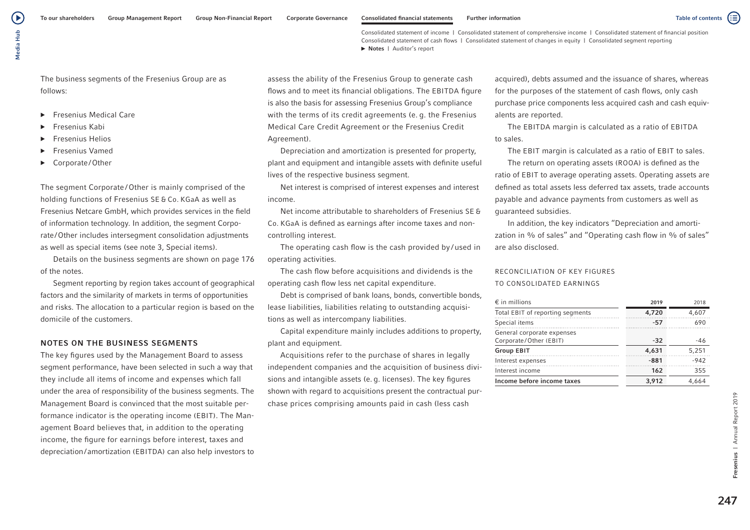The business segments of the Fresenius Group are as follows:

- Fresenius Medical Care
- Fresenius Kabi
- Fresenius Helios
- Fresenius Vamed
- Corporate/Other

The segment Corporate/Other is mainly comprised of the holding functions of Fresenius SE & Co. KGaA as well as Fresenius Netcare GmbH, which provides services in the field of information technology. In addition, the segment Corporate/Other includes intersegment consolidation adjustments as well as special items (see note 3, Special items).

Details on the business segments are shown on page 176 of the notes.

Segment reporting by region takes account of geographical factors and the similarity of markets in terms of opportunities and risks. The allocation to a particular region is based on the domicile of the customers.

### NOTES ON THE BUSINESS SEGMENTS

The key figures used by the Management Board to assess segment performance, have been selected in such a way that they include all items of income and expenses which fall under the area of responsibility of the business segments. The Management Board is convinced that the most suitable performance indicator is the operating income (EBIT). The Management Board believes that, in addition to the operating income, the figure for earnings before interest, taxes and depreciation/amortization (EBITDA) can also help investors to assess the ability of the Fresenius Group to generate cash flows and to meet its financial obligations. The EBITDA figure is also the basis for assessing Fresenius Group's compliance with the terms of its credit agreements (e.g. the Fresenius Medical Care Credit Agreement or the Fresenius Credit Agreement).

Depreciation and amortization is presented for property, plant and equipment and intangible assets with definite useful lives of the respective business segment.

Net interest is comprised of interest expenses and interest income.

Net income attributable to shareholders of Fresenius SE & Co. KGaA is defined as earnings after income taxes and noncontrolling interest.

The operating cash flow is the cash provided by/used in operating activities.

The cash flow before acquisitions and dividends is the operating cash flow less net capital expenditure.

Debt is comprised of bank loans, bonds, convertible bonds, lease liabilities, liabilities relating to outstanding acquisitions as well as intercompany liabilities.

Capital expenditure mainly includes additions to property, plant and equipment.

Acquisitions refer to the purchase of shares in legally independent companies and the acquisition of business divisions and intangible assets (e.g. licenses). The key figures shown with regard to acquisitions present the contractual purchase prices comprising amounts paid in cash (less cash acquired), debts assumed and the issuance of shares, whereas for the purposes of the statement of cash flows, only cash purchase price components less acquired cash and cash equivalents are reported.

The EBITDA margin is calculated as a ratio of EBITDA to sales.

The EBIT margin is calculated as a ratio of EBIT to sales.

The return on operating assets (ROOA) is defined as the ratio of EBIT to average operating assets. Operating assets are defined as total assets less deferred tax assets, trade accounts payable and advance payments from customers as well as guaranteed subsidies.

In addition, the key indicators "Depreciation and amortization in % of sales" and "Operating cash flow in % of sales" are also disclosed.

#### RECONCILIATION OF KEY FIGURES TO CONSOLIDATED EARNINGS

| € in millions | 2019 | 2018 |
|---|---|---|
| Total EBIT of reporting segments | 4,720 | 4,607 |
| Special items | -57 | 690 |
| General corporate expenses Corporate/Other (EBIT) | -32 | -46 |
| **Group EBIT** | **4,631** | **5,251** |
| Interest expenses | -881 | -942 |
| Interest income | 162 | 355 |
| **Income before income taxes** | **3,912** | **4,664** |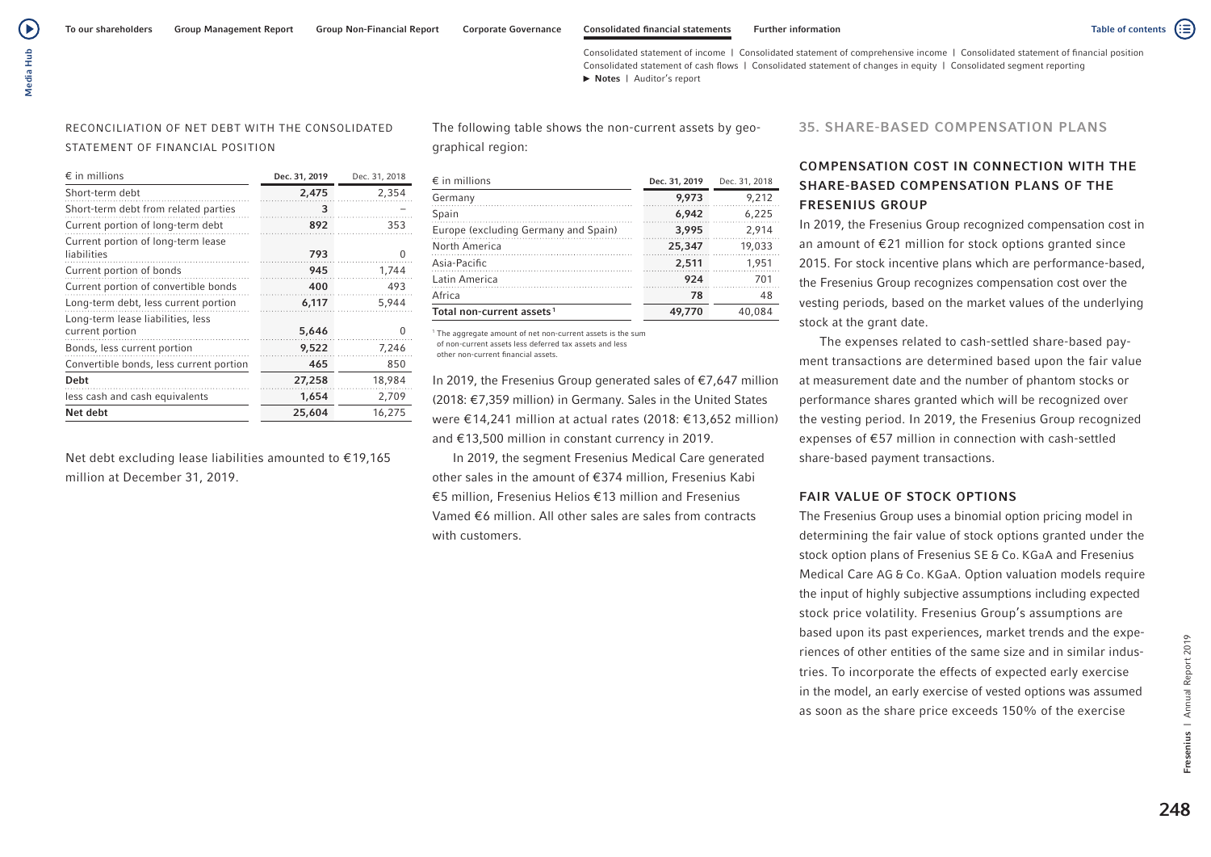RECONCILIATION OF NET DEBT WITH THE CONSOLIDATED STATEMENT OF FINANCIAL POSITION

| € in millions | Dec. 31, 2019 | Dec. 31, 2018 |
|---|---|---|
| Short-term debt | **2,475** | 2,354 |
| Short-term debt from related parties | **3** | – |
| Current portion of long-term debt | **892** | 353 |
| Current portion of long-term lease liabilities | **793** | 0 |
| Current portion of bonds | **945** | 1,744 |
| Current portion of convertible bonds | **400** | 493 |
| Long-term debt, less current portion | **6,117** | 5,944 |
| Long-term lease liabilities, less current portion | **5,646** | 0 |
| Bonds, less current portion | **9,522** | 7,246 |
| Convertible bonds, less current portion | **465** | 850 |
| **Debt** | **27,258** | 18,984 |
| less cash and cash equivalents | **1,654** | 2,709 |
| **Net debt** | **25,604** | 16,275 |

Net debt excluding lease liabilities amounted to €19,165 million at December 31, 2019.

The following table shows the non-current assets by geographical region:

| € in millions | Dec. 31, 2019 | Dec. 31, 2018 |
|---|---|---|
| Germany | **9,973** | 9,212 |
| Spain | **6,942** | 6,225 |
| Europe (excluding Germany and Spain) | **3,995** | 2,914 |
| North America | **25,347** | 19,033 |
| Asia-Pacific | **2,511** | 1,951 |
| Latin America | **924** | 701 |
| Africa | **78** | 48 |
| **Total non-current assets**[1] | **49,770** | 40,084 |

[1] The aggregate amount of net non-current assets is the sum of non-current assets less deferred tax assets and less other non-current financial assets.

In 2019, the Fresenius Group generated sales of €7,647 million (2018: €7,359 million) in Germany. Sales in the United States were €14,241 million at actual rates (2018: €13,652 million) and €13,500 million in constant currency in 2019.

In 2019, the segment Fresenius Medical Care generated other sales in the amount of €374 million, Fresenius Kabi €5 million, Fresenius Helios €13 million and Fresenius Vamed €6 million. All other sales are sales from contracts with customers.

## 35. SHARE-BASED COMPENSATION PLANS

### COMPENSATION COST IN CONNECTION WITH THE SHARE-BASED COMPENSATION PLANS OF THE FRESENIUS GROUP

In 2019, the Fresenius Group recognized compensation cost in an amount of €21 million for stock options granted since 2015. For stock incentive plans which are performance-based, the Fresenius Group recognizes compensation cost over the vesting periods, based on the market values of the underlying stock at the grant date.

The expenses related to cash-settled share-based payment transactions are determined based upon the fair value at measurement date and the number of phantom stocks or performance shares granted which will be recognized over the vesting period. In 2019, the Fresenius Group recognized expenses of €57 million in connection with cash-settled share-based payment transactions.

### FAIR VALUE OF STOCK OPTIONS

The Fresenius Group uses a binomial option pricing model in determining the fair value of stock options granted under the stock option plans of Fresenius SE & Co. KGaA and Fresenius Medical Care AG & Co. KGaA. Option valuation models require the input of highly subjective assumptions including expected stock price volatility. Fresenius Group's assumptions are based upon its past experiences, market trends and the experiences of other entities of the same size and in similar industries. To incorporate the effects of expected early exercise in the model, an early exercise of vested options was assumed as soon as the share price exceeds 150% of the exercise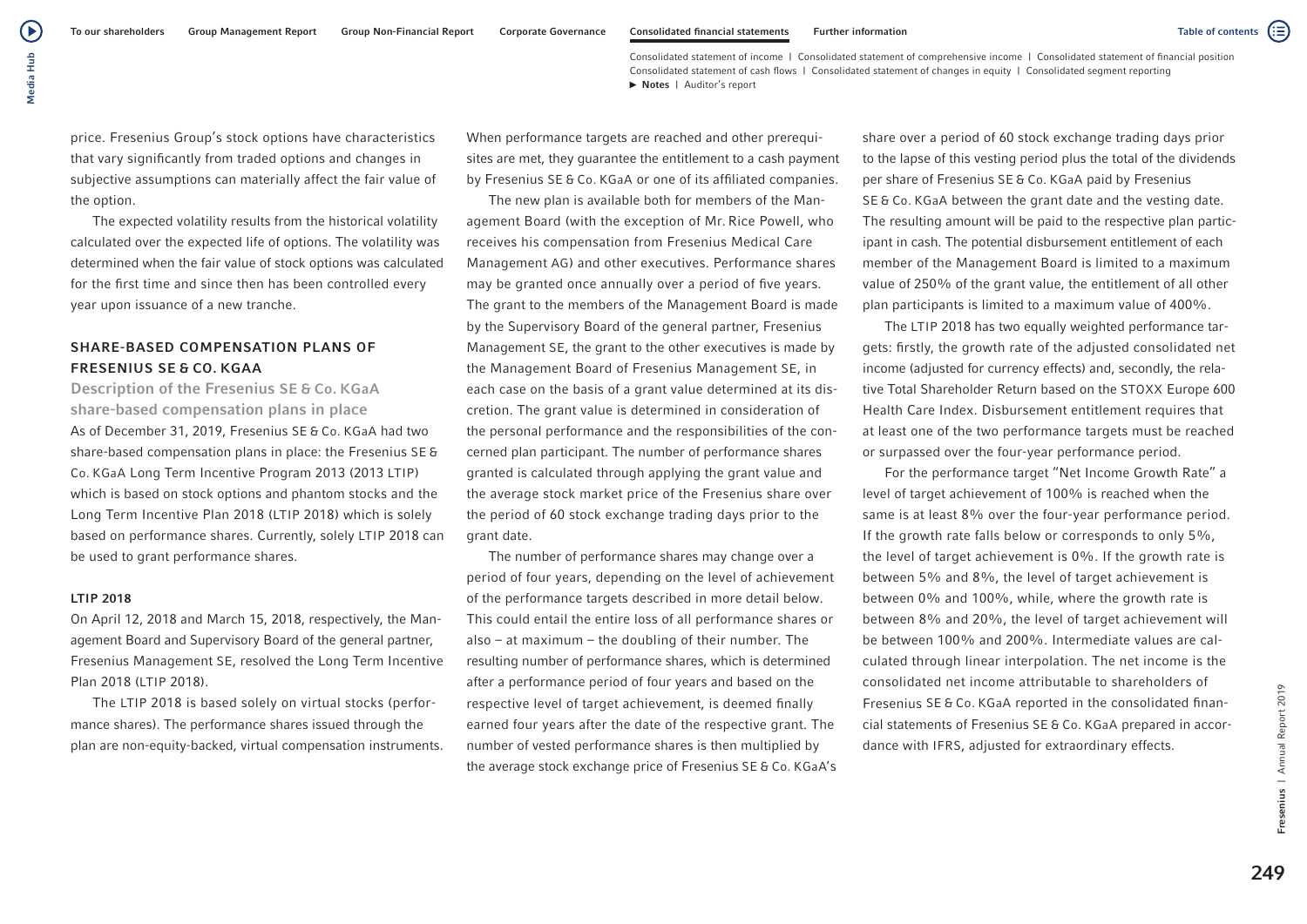price. Fresenius Group's stock options have characteristics that vary significantly from traded options and changes in subjective assumptions can materially affect the fair value of the option.

The expected volatility results from the historical volatility calculated over the expected life of options. The volatility was determined when the fair value of stock options was calculated for the first time and since then has been controlled every year upon issuance of a new tranche.

## SHARE-BASED COMPENSATION PLANS OF FRESENIUS SE & CO. KGAA

### Description of the Fresenius SE & Co. KGaA share-based compensation plans in place

As of December 31, 2019, Fresenius SE & Co. KGaA had two share-based compensation plans in place: the Fresenius SE & Co. KGaA Long Term Incentive Program 2013 (2013 LTIP) which is based on stock options and phantom stocks and the Long Term Incentive Plan 2018 (LTIP 2018) which is solely based on performance shares. Currently, solely LTIP 2018 can be used to grant performance shares.

#### LTIP 2018

On April 12, 2018 and March 15, 2018, respectively, the Management Board and Supervisory Board of the general partner, Fresenius Management SE, resolved the Long Term Incentive Plan 2018 (LTIP 2018).

The LTIP 2018 is based solely on virtual stocks (performance shares). The performance shares issued through the plan are non-equity-backed, virtual compensation instruments. When performance targets are reached and other prerequisites are met, they guarantee the entitlement to a cash payment by Fresenius SE & Co. KGaA or one of its affiliated companies.

The new plan is available both for members of the Management Board (with the exception of Mr. Rice Powell, who receives his compensation from Fresenius Medical Care Management AG) and other executives. Performance shares may be granted once annually over a period of five years. The grant to the members of the Management Board is made by the Supervisory Board of the general partner, Fresenius Management SE, the grant to the other executives is made by the Management Board of Fresenius Management SE, in each case on the basis of a grant value determined at its discretion. The grant value is determined in consideration of the personal performance and the responsibilities of the concerned plan participant. The number of performance shares granted is calculated through applying the grant value and the average stock market price of the Fresenius share over the period of 60 stock exchange trading days prior to the grant date.

The number of performance shares may change over a period of four years, depending on the level of achievement of the performance targets described in more detail below. This could entail the entire loss of all performance shares or also – at maximum – the doubling of their number. The resulting number of performance shares, which is determined after a performance period of four years and based on the respective level of target achievement, is deemed finally earned four years after the date of the respective grant. The number of vested performance shares is then multiplied by the average stock exchange price of Fresenius SE & Co. KGaA's share over a period of 60 stock exchange trading days prior to the lapse of this vesting period plus the total of the dividends per share of Fresenius SE & Co. KGaA paid by Fresenius SE & Co. KGaA between the grant date and the vesting date. The resulting amount will be paid to the respective plan participant in cash. The potential disbursement entitlement of each member of the Management Board is limited to a maximum value of 250% of the grant value, the entitlement of all other plan participants is limited to a maximum value of 400%.

The LTIP 2018 has two equally weighted performance targets: firstly, the growth rate of the adjusted consolidated net income (adjusted for currency effects) and, secondly, the relative Total Shareholder Return based on the STOXX Europe 600 Health Care Index. Disbursement entitlement requires that at least one of the two performance targets must be reached or surpassed over the four-year performance period.

For the performance target "Net Income Growth Rate" a level of target achievement of 100% is reached when the same is at least 8% over the four-year performance period. If the growth rate falls below or corresponds to only 5%, the level of target achievement is 0%. If the growth rate is between 5% and 8%, the level of target achievement is between 0% and 100%, while, where the growth rate is between 8% and 20%, the level of target achievement will be between 100% and 200%. Intermediate values are calculated through linear interpolation. The net income is the consolidated net income attributable to shareholders of Fresenius SE & Co. KGaA reported in the consolidated financial statements of Fresenius SE & Co. KGaA prepared in accordance with IFRS, adjusted for extraordinary effects.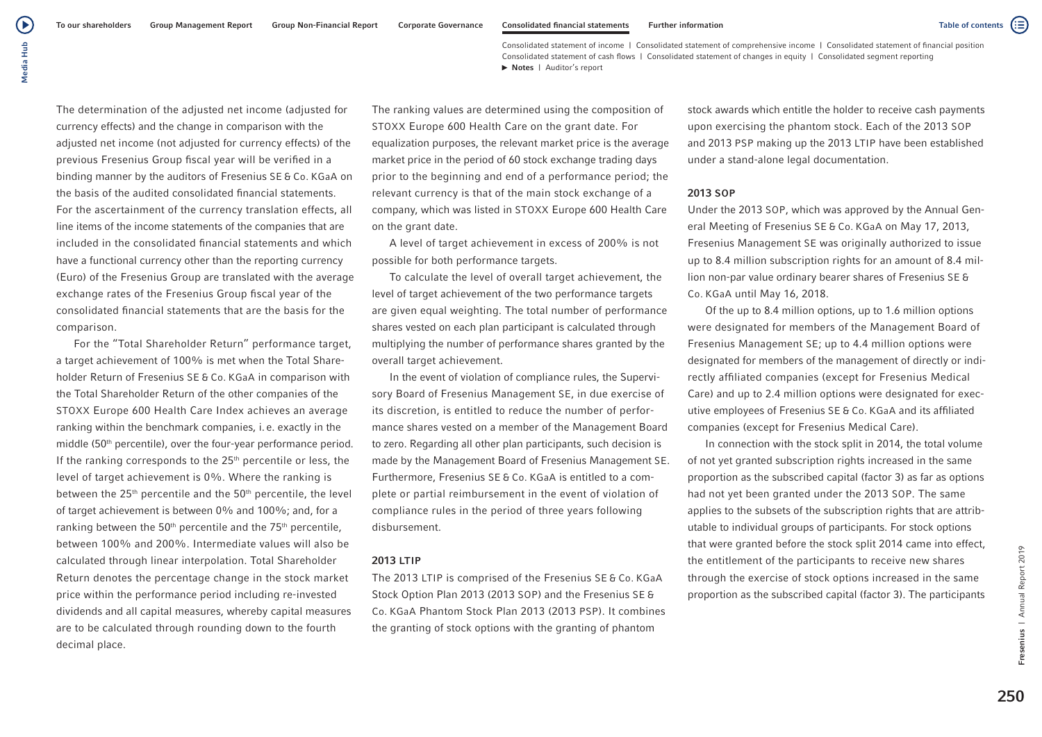The determination of the adjusted net income (adjusted for currency effects) and the change in comparison with the adjusted net income (not adjusted for currency effects) of the previous Fresenius Group fiscal year will be verified in a binding manner by the auditors of Fresenius SE & Co. KGaA on the basis of the audited consolidated financial statements. For the ascertainment of the currency translation effects, all line items of the income statements of the companies that are included in the consolidated financial statements and which have a functional currency other than the reporting currency (Euro) of the Fresenius Group are translated with the average exchange rates of the Fresenius Group fiscal year of the consolidated financial statements that are the basis for the comparison.

For the "Total Shareholder Return" performance target, a target achievement of 100% is met when the Total Shareholder Return of Fresenius SE & Co. KGaA in comparison with the Total Shareholder Return of the other companies of the STOXX Europe 600 Health Care Index achieves an average ranking within the benchmark companies, i.e. exactly in the middle (50th percentile), over the four-year performance period. If the ranking corresponds to the 25th percentile or less, the level of target achievement is 0%. Where the ranking is between the 25th percentile and the 50th percentile, the level of target achievement is between 0% and 100%; and, for a ranking between the 50th percentile and the 75th percentile, between 100% and 200%. Intermediate values will also be calculated through linear interpolation. Total Shareholder Return denotes the percentage change in the stock market price within the performance period including re-invested dividends and all capital measures, whereby capital measures are to be calculated through rounding down to the fourth decimal place.

The ranking values are determined using the composition of STOXX Europe 600 Health Care on the grant date. For equalization purposes, the relevant market price is the average market price in the period of 60 stock exchange trading days prior to the beginning and end of a performance period; the relevant currency is that of the main stock exchange of a company, which was listed in STOXX Europe 600 Health Care on the grant date.

A level of target achievement in excess of 200% is not possible for both performance targets.

To calculate the level of overall target achievement, the level of target achievement of the two performance targets are given equal weighting. The total number of performance shares vested on each plan participant is calculated through multiplying the number of performance shares granted by the overall target achievement.

In the event of violation of compliance rules, the Supervisory Board of Fresenius Management SE, in due exercise of its discretion, is entitled to reduce the number of performance shares vested on a member of the Management Board to zero. Regarding all other plan participants, such decision is made by the Management Board of Fresenius Management SE. Furthermore, Fresenius SE & Co. KGaA is entitled to a complete or partial reimbursement in the event of violation of compliance rules in the period of three years following disbursement.

### 2013 LTIP

The 2013 LTIP is comprised of the Fresenius SE & Co. KGaA Stock Option Plan 2013 (2013 SOP) and the Fresenius SE & Co. KGaA Phantom Stock Plan 2013 (2013 PSP). It combines the granting of stock options with the granting of phantom stock awards which entitle the holder to receive cash payments upon exercising the phantom stock. Each of the 2013 SOP and 2013 PSP making up the 2013 LTIP have been established under a stand-alone legal documentation.

### 2013 SOP

Under the 2013 SOP, which was approved by the Annual General Meeting of Fresenius SE & Co. KGaA on May 17, 2013, Fresenius Management SE was originally authorized to issue up to 8.4 million subscription rights for an amount of 8.4 million non-par value ordinary bearer shares of Fresenius SE & Co. KGaA until May 16, 2018.

Of the up to 8.4 million options, up to 1.6 million options were designated for members of the Management Board of Fresenius Management SE; up to 4.4 million options were designated for members of the management of directly or indirectly affiliated companies (except for Fresenius Medical Care) and up to 2.4 million options were designated for executive employees of Fresenius SE & Co. KGaA and its affiliated companies (except for Fresenius Medical Care).

In connection with the stock split in 2014, the total volume of not yet granted subscription rights increased in the same proportion as the subscribed capital (factor 3) as far as options had not yet been granted under the 2013 SOP. The same applies to the subsets of the subscription rights that are attributable to individual groups of participants. For stock options that were granted before the stock split 2014 came into effect, the entitlement of the participants to receive new shares through the exercise of stock options increased in the same proportion as the subscribed capital (factor 3). The participants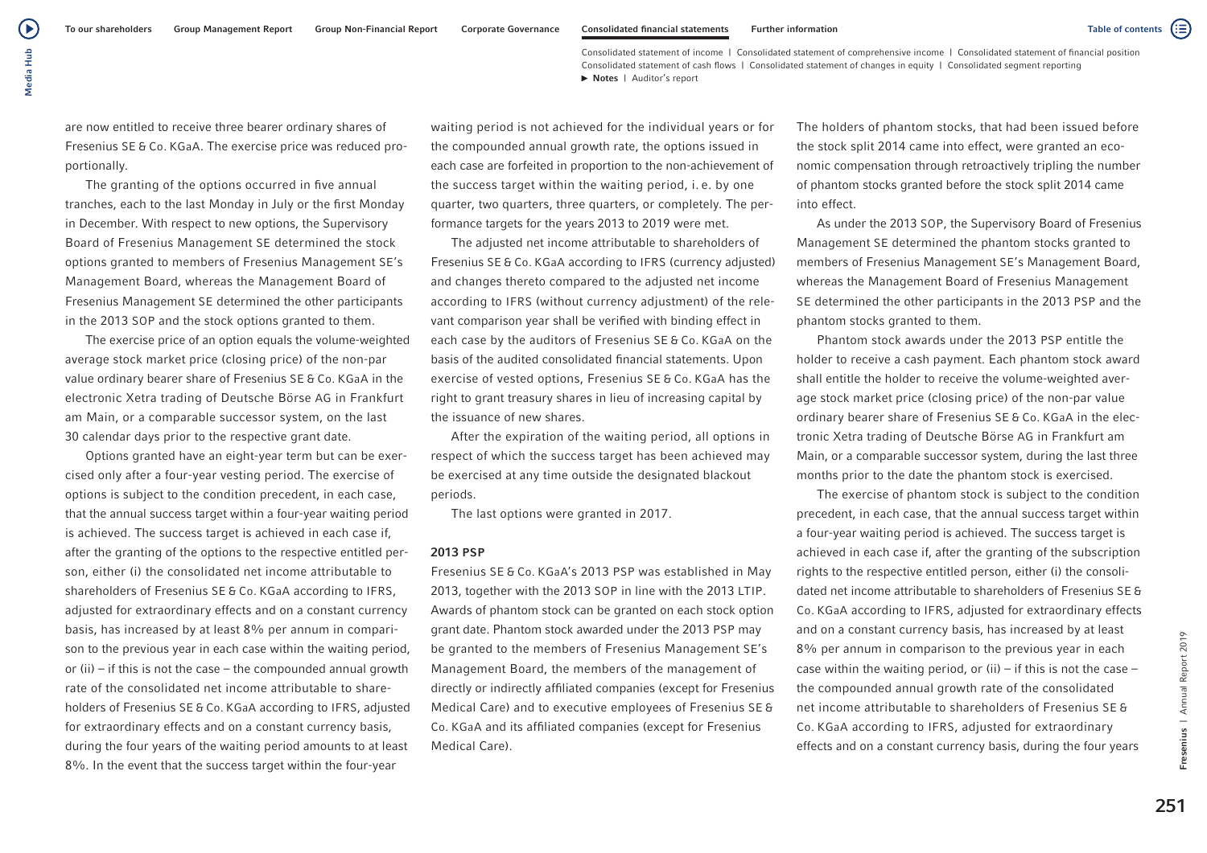are now entitled to receive three bearer ordinary shares of Fresenius SE & Co. KGaA. The exercise price was reduced proportionally.

The granting of the options occurred in five annual tranches, each to the last Monday in July or the first Monday in December. With respect to new options, the Supervisory Board of Fresenius Management SE determined the stock options granted to members of Fresenius Management SE's Management Board, whereas the Management Board of Fresenius Management SE determined the other participants in the 2013 SOP and the stock options granted to them.

The exercise price of an option equals the volume-weighted average stock market price (closing price) of the non-par value ordinary bearer share of Fresenius SE & Co. KGaA in the electronic Xetra trading of Deutsche Börse AG in Frankfurt am Main, or a comparable successor system, on the last 30 calendar days prior to the respective grant date.

Options granted have an eight-year term but can be exercised only after a four-year vesting period. The exercise of options is subject to the condition precedent, in each case, that the annual success target within a four-year waiting period is achieved. The success target is achieved in each case if, after the granting of the options to the respective entitled person, either (i) the consolidated net income attributable to shareholders of Fresenius SE & Co. KGaA according to IFRS, adjusted for extraordinary effects and on a constant currency basis, has increased by at least 8% per annum in comparison to the previous year in each case within the waiting period, or (ii) – if this is not the case – the compounded annual growth rate of the consolidated net income attributable to shareholders of Fresenius SE & Co. KGaA according to IFRS, adjusted for extraordinary effects and on a constant currency basis, during the four years of the waiting period amounts to at least 8%. In the event that the success target within the four-year waiting period is not achieved for the individual years or for the compounded annual growth rate, the options issued in each case are forfeited in proportion to the non-achievement of the success target within the waiting period, i.e. by one quarter, two quarters, three quarters, or completely. The performance targets for the years 2013 to 2019 were met.

The adjusted net income attributable to shareholders of Fresenius SE & Co. KGaA according to IFRS (currency adjusted) and changes thereto compared to the adjusted net income according to IFRS (without currency adjustment) of the relevant comparison year shall be verified with binding effect in each case by the auditors of Fresenius SE & Co. KGaA on the basis of the audited consolidated financial statements. Upon exercise of vested options, Fresenius SE & Co. KGaA has the right to grant treasury shares in lieu of increasing capital by the issuance of new shares.

After the expiration of the waiting period, all options in respect of which the success target has been achieved may be exercised at any time outside the designated blackout periods.

The last options were granted in 2017.

**2013 PSP**

Fresenius SE & Co. KGaA's 2013 PSP was established in May 2013, together with the 2013 SOP in line with the 2013 LTIP. Awards of phantom stock can be granted on each stock option grant date. Phantom stock awarded under the 2013 PSP may be granted to the members of Fresenius Management SE's Management Board, the members of the management of directly or indirectly affiliated companies (except for Fresenius Medical Care) and to executive employees of Fresenius SE & Co. KGaA and its affiliated companies (except for Fresenius Medical Care).

The holders of phantom stocks, that had been issued before the stock split 2014 came into effect, were granted an economic compensation through retroactively tripling the number of phantom stocks granted before the stock split 2014 came into effect.

As under the 2013 SOP, the Supervisory Board of Fresenius Management SE determined the phantom stocks granted to members of Fresenius Management SE's Management Board, whereas the Management Board of Fresenius Management SE determined the other participants in the 2013 PSP and the phantom stocks granted to them.

Phantom stock awards under the 2013 PSP entitle the holder to receive a cash payment. Each phantom stock award shall entitle the holder to receive the volume-weighted average stock market price (closing price) of the non-par value ordinary bearer share of Fresenius SE & Co. KGaA in the electronic Xetra trading of Deutsche Börse AG in Frankfurt am Main, or a comparable successor system, during the last three months prior to the date the phantom stock is exercised.

The exercise of phantom stock is subject to the condition precedent, in each case, that the annual success target within a four-year waiting period is achieved. The success target is achieved in each case if, after the granting of the subscription rights to the respective entitled person, either (i) the consolidated net income attributable to shareholders of Fresenius SE & Co. KGaA according to IFRS, adjusted for extraordinary effects and on a constant currency basis, has increased by at least 8% per annum in comparison to the previous year in each case within the waiting period, or (ii) – if this is not the case – the compounded annual growth rate of the consolidated net income attributable to shareholders of Fresenius SE & Co. KGaA according to IFRS, adjusted for extraordinary effects and on a constant currency basis, during the four years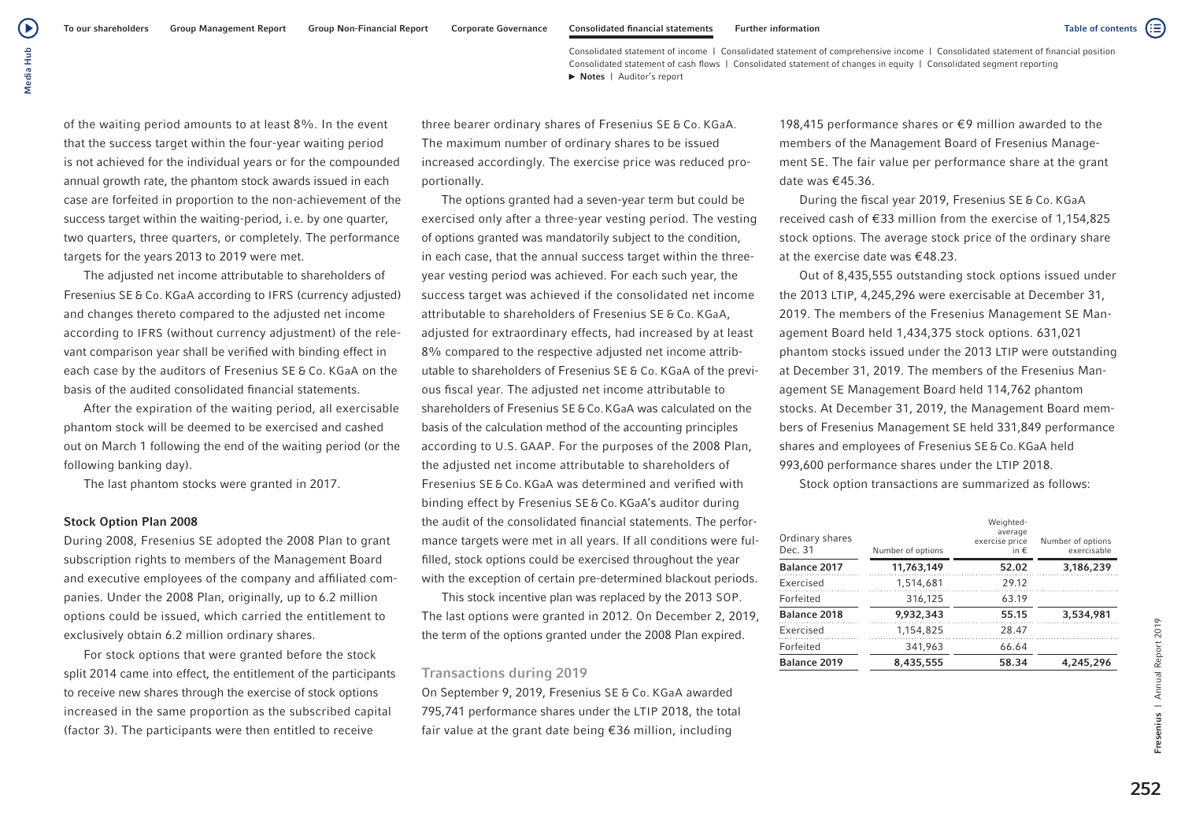of the waiting period amounts to at least 8%. In the event that the success target within the four-year waiting period is not achieved for the individual years or for the compounded annual growth rate, the phantom stock awards issued in each case are forfeited in proportion to the non-achievement of the success target within the waiting-period, i. e. by one quarter, two quarters, three quarters, or completely. The performance targets for the years 2013 to 2019 were met.

The adjusted net income attributable to shareholders of Fresenius SE & Co. KGaA according to IFRS (currency adjusted) and changes thereto compared to the adjusted net income according to IFRS (without currency adjustment) of the relevant comparison year shall be verified with binding effect in each case by the auditors of Fresenius SE & Co. KGaA on the basis of the audited consolidated financial statements.

After the expiration of the waiting period, all exercisable phantom stock will be deemed to be exercised and cashed out on March 1 following the end of the waiting period (or the following banking day).

The last phantom stocks were granted in 2017.

#### Stock Option Plan 2008

During 2008, Fresenius SE adopted the 2008 Plan to grant subscription rights to members of the Management Board and executive employees of the company and affiliated companies. Under the 2008 Plan, originally, up to 6.2 million options could be issued, which carried the entitlement to exclusively obtain 6.2 million ordinary shares.

For stock options that were granted before the stock split 2014 came into effect, the entitlement of the participants to receive new shares through the exercise of stock options increased in the same proportion as the subscribed capital (factor 3). The participants were then entitled to receive three bearer ordinary shares of Fresenius SE & Co. KGaA. The maximum number of ordinary shares to be issued increased accordingly. The exercise price was reduced proportionally.

The options granted had a seven-year term but could be exercised only after a three-year vesting period. The vesting of options granted was mandatorily subject to the condition, in each case, that the annual success target within the three-year vesting period was achieved. For each such year, the success target was achieved if the consolidated net income attributable to shareholders of Fresenius SE & Co. KGaA, adjusted for extraordinary effects, had increased by at least 8% compared to the respective adjusted net income attributable to shareholders of Fresenius SE & Co. KGaA of the previous fiscal year. The adjusted net income attributable to shareholders of Fresenius SE & Co. KGaA was calculated on the basis of the calculation method of the accounting principles according to U.S. GAAP. For the purposes of the 2008 Plan, the adjusted net income attributable to shareholders of Fresenius SE & Co. KGaA was determined and verified with binding effect by Fresenius SE & Co. KGaA's auditor during the audit of the consolidated financial statements. The performance targets were met in all years. If all conditions were fulfilled, stock options could be exercised throughout the year with the exception of certain pre-determined blackout periods.

This stock incentive plan was replaced by the 2013 SOP. The last options were granted in 2012. On December 2, 2019, the term of the options granted under the 2008 Plan expired.

### Transactions during 2019

On September 9, 2019, Fresenius SE & Co. KGaA awarded 795,741 performance shares under the LTIP 2018, the total fair value at the grant date being €36 million, including 198,415 performance shares or €9 million awarded to the members of the Management Board of Fresenius Management SE. The fair value per performance share at the grant date was €45.36.

During the fiscal year 2019, Fresenius SE & Co. KGaA received cash of €33 million from the exercise of 1,154,825 stock options. The average stock price of the ordinary share at the exercise date was €48.23.

Out of 8,435,555 outstanding stock options issued under the 2013 LTIP, 4,245,296 were exercisable at December 31, 2019. The members of the Fresenius Management SE Management Board held 1,434,375 stock options. 631,021 phantom stocks issued under the 2013 LTIP were outstanding at December 31, 2019. The members of the Fresenius Management SE Management Board held 114,762 phantom stocks. At December 31, 2019, the Management Board members of Fresenius Management SE held 331,849 performance shares and employees of Fresenius SE & Co. KGaA held 993,600 performance shares under the LTIP 2018.

Stock option transactions are summarized as follows:

| Ordinary shares Dec. 31 | Number of options | Weighted-average exercise price in € | Number of options exercisable |
|---|---|---|---|
| **Balance 2017** | **11,763,149** | **52.02** | **3,186,239** |
| Exercised | 1,514,681 | 29.12 | |
| Forfeited | 316,125 | 63.19 | |
| **Balance 2018** | **9,932,343** | **55.15** | **3,534,981** |
| Exercised | 1,154,825 | 28.47 | |
| Forfeited | 341,963 | 66.64 | |
| **Balance 2019** | **8,435,555** | **58.34** | **4,245,296** |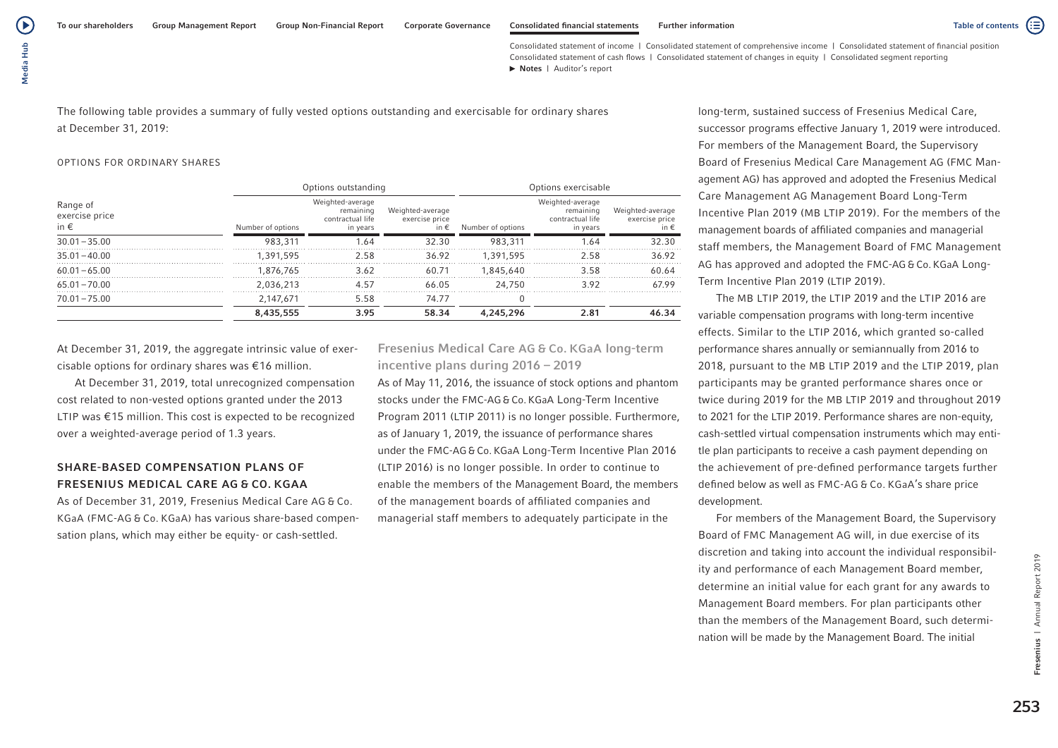The following table provides a summary of fully vested options outstanding and exercisable for ordinary shares at December 31, 2019:

OPTIONS FOR ORDINARY SHARES

| Range of exercise price in € | Options outstanding | | | Options exercisable | | |
|---|---|---|---|---|---|---|
| | Number of options | Weighted-average remaining contractual life in years | Weighted-average exercise price in € | Number of options | Weighted-average remaining contractual life in years | Weighted-average exercise price in € |
| 30.01 – 35.00 | 983,311 | 1.64 | 32.30 | 983,311 | 1.64 | 32.30 |
| 35.01 – 40.00 | 1,391,595 | 2.58 | 36.92 | 1,391,595 | 2.58 | 36.92 |
| 60.01 – 65.00 | 1,876,765 | 3.62 | 60.71 | 1,845,640 | 3.58 | 60.64 |
| 65.01 – 70.00 | 2,036,213 | 4.57 | 66.05 | 24,750 | 3.92 | 67.99 |
| 70.01 – 75.00 | 2,147,671 | 5.58 | 74.77 | 0 | | |
| | **8,435,555** | **3.95** | **58.34** | **4,245,296** | **2.81** | **46.34** |

At December 31, 2019, the aggregate intrinsic value of exercisable options for ordinary shares was €16 million.

At December 31, 2019, total unrecognized compensation cost related to non-vested options granted under the 2013 LTIP was €15 million. This cost is expected to be recognized over a weighted-average period of 1.3 years.

### SHARE-BASED COMPENSATION PLANS OF FRESENIUS MEDICAL CARE AG & CO. KGAA

As of December 31, 2019, Fresenius Medical Care AG & Co. KGaA (FMC-AG & Co. KGaA) has various share-based compensation plans, which may either be equity- or cash-settled.

#### Fresenius Medical Care AG & Co. KGaA long-term incentive plans during 2016 – 2019

As of May 11, 2016, the issuance of stock options and phantom stocks under the FMC-AG & Co. KGaA Long-Term Incentive Program 2011 (LTIP 2011) is no longer possible. Furthermore, as of January 1, 2019, the issuance of performance shares under the FMC-AG & Co. KGaA Long-Term Incentive Plan 2016 (LTIP 2016) is no longer possible. In order to continue to enable the members of the Management Board, the members of the management boards of affiliated companies and managerial staff members to adequately participate in the long-term, sustained success of Fresenius Medical Care, successor programs effective January 1, 2019 were introduced. For members of the Management Board, the Supervisory Board of Fresenius Medical Care Management AG (FMC Management AG) has approved and adopted the Fresenius Medical Care Management AG Management Board Long-Term Incentive Plan 2019 (MB LTIP 2019). For the members of the management boards of affiliated companies and managerial staff members, the Management Board of FMC Management AG has approved and adopted the FMC-AG & Co. KGaA Long-Term Incentive Plan 2019 (LTIP 2019).

The MB LTIP 2019, the LTIP 2019 and the LTIP 2016 are variable compensation programs with long-term incentive effects. Similar to the LTIP 2016, which granted so-called performance shares annually or semiannually from 2016 to 2018, pursuant to the MB LTIP 2019 and the LTIP 2019, plan participants may be granted performance shares once or twice during 2019 for the MB LTIP 2019 and throughout 2019 to 2021 for the LTIP 2019. Performance shares are non-equity, cash-settled virtual compensation instruments which may entitle plan participants to receive a cash payment depending on the achievement of pre-defined performance targets further defined below as well as FMC-AG & Co. KGaA's share price development.

For members of the Management Board, the Supervisory Board of FMC Management AG will, in due exercise of its discretion and taking into account the individual responsibility and performance of each Management Board member, determine an initial value for each grant for any awards to Management Board members. For plan participants other than the members of the Management Board, such determination will be made by the Management Board. The initial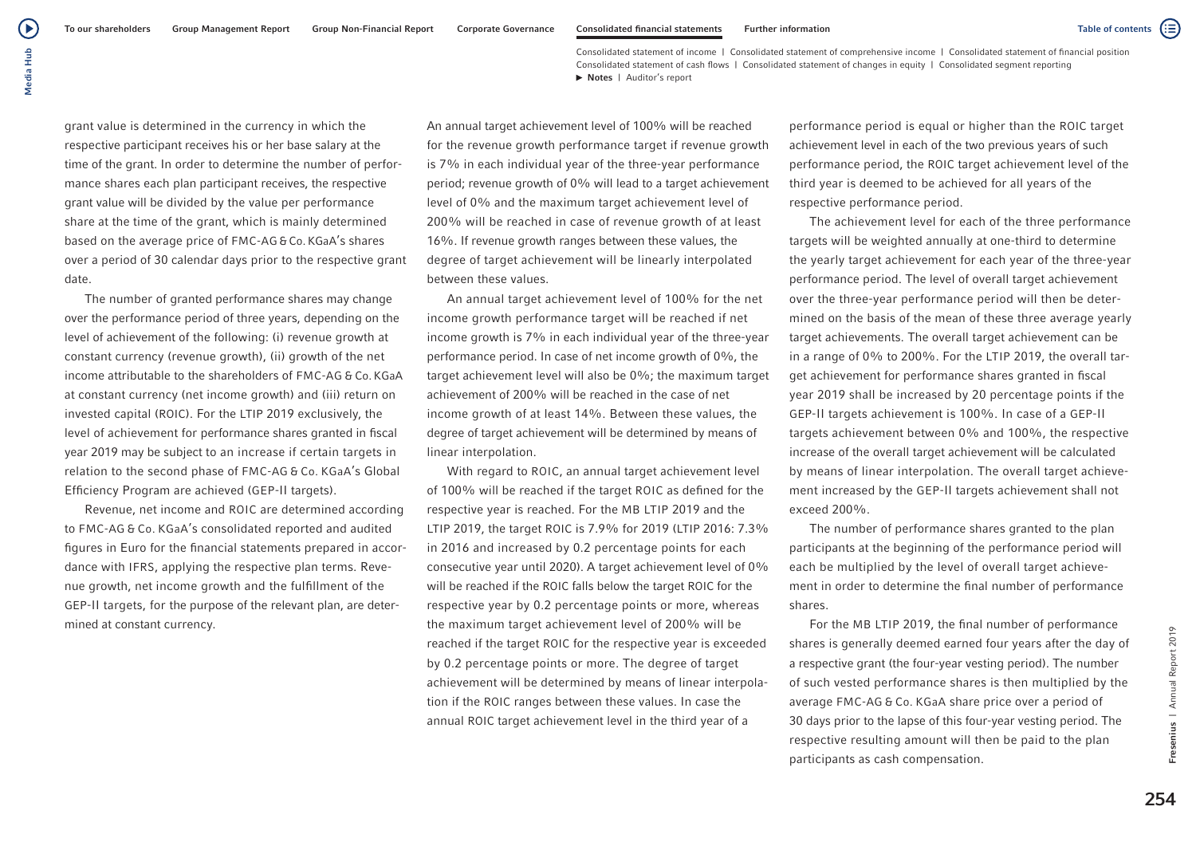grant value is determined in the currency in which the respective participant receives his or her base salary at the time of the grant. In order to determine the number of performance shares each plan participant receives, the respective grant value will be divided by the value per performance share at the time of the grant, which is mainly determined based on the average price of FMC-AG & Co. KGaA's shares over a period of 30 calendar days prior to the respective grant date.

The number of granted performance shares may change over the performance period of three years, depending on the level of achievement of the following: (i) revenue growth at constant currency (revenue growth), (ii) growth of the net income attributable to the shareholders of FMC-AG & Co. KGaA at constant currency (net income growth) and (iii) return on invested capital (ROIC). For the LTIP 2019 exclusively, the level of achievement for performance shares granted in fiscal year 2019 may be subject to an increase if certain targets in relation to the second phase of FMC-AG & Co. KGaA's Global Efficiency Program are achieved (GEP-II targets).

Revenue, net income and ROIC are determined according to FMC-AG & Co. KGaA's consolidated reported and audited figures in Euro for the financial statements prepared in accordance with IFRS, applying the respective plan terms. Revenue growth, net income growth and the fulfillment of the GEP-II targets, for the purpose of the relevant plan, are determined at constant currency.

An annual target achievement level of 100% will be reached for the revenue growth performance target if revenue growth is 7% in each individual year of the three-year performance period; revenue growth of 0% will lead to a target achievement level of 0% and the maximum target achievement level of 200% will be reached in case of revenue growth of at least 16%. If revenue growth ranges between these values, the degree of target achievement will be linearly interpolated between these values.

An annual target achievement level of 100% for the net income growth performance target will be reached if net income growth is 7% in each individual year of the three-year performance period. In case of net income growth of 0%, the target achievement level will also be 0%; the maximum target achievement of 200% will be reached in the case of net income growth of at least 14%. Between these values, the degree of target achievement will be determined by means of linear interpolation.

With regard to ROIC, an annual target achievement level of 100% will be reached if the target ROIC as defined for the respective year is reached. For the MB LTIP 2019 and the LTIP 2019, the target ROIC is 7.9% for 2019 (LTIP 2016: 7.3% in 2016 and increased by 0.2 percentage points for each consecutive year until 2020). A target achievement level of 0% will be reached if the ROIC falls below the target ROIC for the respective year by 0.2 percentage points or more, whereas the maximum target achievement level of 200% will be reached if the target ROIC for the respective year is exceeded by 0.2 percentage points or more. The degree of target achievement will be determined by means of linear interpolation if the ROIC ranges between these values. In case the annual ROIC target achievement level in the third year of a performance period is equal or higher than the ROIC target achievement level in each of the two previous years of such performance period, the ROIC target achievement level of the third year is deemed to be achieved for all years of the respective performance period.

The achievement level for each of the three performance targets will be weighted annually at one-third to determine the yearly target achievement for each year of the three-year performance period. The level of overall target achievement over the three-year performance period will then be determined on the basis of the mean of these three average yearly target achievements. The overall target achievement can be in a range of 0% to 200%. For the LTIP 2019, the overall target achievement for performance shares granted in fiscal year 2019 shall be increased by 20 percentage points if the GEP-II targets achievement is 100%. In case of a GEP-II targets achievement between 0% and 100%, the respective increase of the overall target achievement will be calculated by means of linear interpolation. The overall target achievement increased by the GEP-II targets achievement shall not exceed 200%.

The number of performance shares granted to the plan participants at the beginning of the performance period will each be multiplied by the level of overall target achievement in order to determine the final number of performance shares.

For the MB LTIP 2019, the final number of performance shares is generally deemed earned four years after the day of a respective grant (the four-year vesting period). The number of such vested performance shares is then multiplied by the average FMC-AG & Co. KGaA share price over a period of 30 days prior to the lapse of this four-year vesting period. The respective resulting amount will then be paid to the plan participants as cash compensation.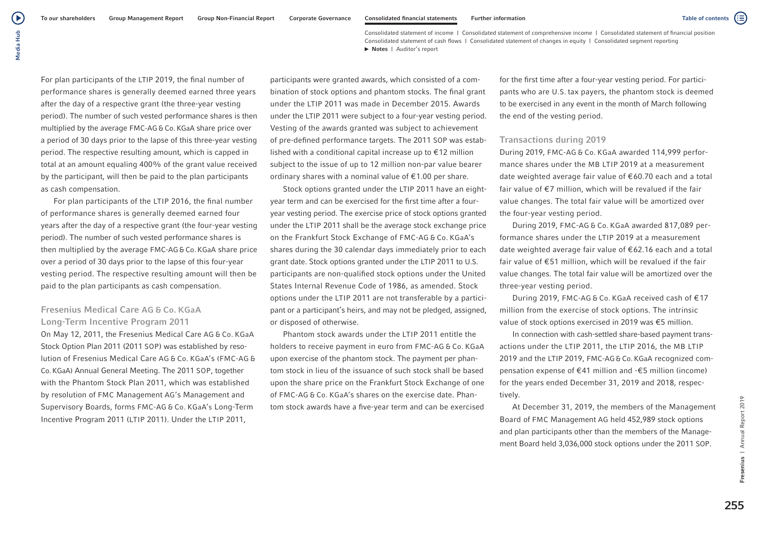For plan participants of the LTIP 2019, the final number of performance shares is generally deemed earned three years after the day of a respective grant (the three-year vesting period). The number of such vested performance shares is then multiplied by the average FMC-AG & Co. KGaA share price over a period of 30 days prior to the lapse of this three-year vesting period. The respective resulting amount, which is capped in total at an amount equaling 400% of the grant value received by the participant, will then be paid to the plan participants as cash compensation.

For plan participants of the LTIP 2016, the final number of performance shares is generally deemed earned four years after the day of a respective grant (the four-year vesting period). The number of such vested performance shares is then multiplied by the average FMC-AG & Co. KGaA share price over a period of 30 days prior to the lapse of this four-year vesting period. The respective resulting amount will then be paid to the plan participants as cash compensation.

### Fresenius Medical Care AG & Co. KGaA Long-Term Incentive Program 2011

On May 12, 2011, the Fresenius Medical Care AG & Co. KGaA Stock Option Plan 2011 (2011 SOP) was established by resolution of Fresenius Medical Care AG & Co. KGaA's (FMC-AG & Co. KGaA) Annual General Meeting. The 2011 SOP, together with the Phantom Stock Plan 2011, which was established by resolution of FMC Management AG's Management and Supervisory Boards, forms FMC-AG & Co. KGaA's Long-Term Incentive Program 2011 (LTIP 2011). Under the LTIP 2011, participants were granted awards, which consisted of a combination of stock options and phantom stocks. The final grant under the LTIP 2011 was made in December 2015. Awards under the LTIP 2011 were subject to a four-year vesting period. Vesting of the awards granted was subject to achievement of pre-defined performance targets. The 2011 SOP was established with a conditional capital increase up to €12 million subject to the issue of up to 12 million non-par value bearer ordinary shares with a nominal value of €1.00 per share.

Stock options granted under the LTIP 2011 have an eight-year term and can be exercised for the first time after a four-year vesting period. The exercise price of stock options granted under the LTIP 2011 shall be the average stock exchange price on the Frankfurt Stock Exchange of FMC-AG & Co. KGaA's shares during the 30 calendar days immediately prior to each grant date. Stock options granted under the LTIP 2011 to U.S. participants are non-qualified stock options under the United States Internal Revenue Code of 1986, as amended. Stock options under the LTIP 2011 are not transferable by a participant or a participant's heirs, and may not be pledged, assigned, or disposed of otherwise.

Phantom stock awards under the LTIP 2011 entitle the holders to receive payment in euro from FMC-AG & Co. KGaA upon exercise of the phantom stock. The payment per phantom stock in lieu of the issuance of such stock shall be based upon the share price on the Frankfurt Stock Exchange of one of FMC-AG & Co. KGaA's shares on the exercise date. Phantom stock awards have a five-year term and can be exercised for the first time after a four-year vesting period. For participants who are U.S. tax payers, the phantom stock is deemed to be exercised in any event in the month of March following the end of the vesting period.

### Transactions during 2019

During 2019, FMC-AG & Co. KGaA awarded 114,999 performance shares under the MB LTIP 2019 at a measurement date weighted average fair value of €60.70 each and a total fair value of €7 million, which will be revalued if the fair value changes. The total fair value will be amortized over the four-year vesting period.

During 2019, FMC-AG & Co. KGaA awarded 817,089 performance shares under the LTIP 2019 at a measurement date weighted average fair value of €62.16 each and a total fair value of €51 million, which will be revalued if the fair value changes. The total fair value will be amortized over the three-year vesting period.

During 2019, FMC-AG & Co. KGaA received cash of €17 million from the exercise of stock options. The intrinsic value of stock options exercised in 2019 was €5 million.

In connection with cash-settled share-based payment transactions under the LTIP 2011, the LTIP 2016, the MB LTIP 2019 and the LTIP 2019, FMC-AG & Co. KGaA recognized compensation expense of €41 million and -€5 million (income) for the years ended December 31, 2019 and 2018, respectively.

At December 31, 2019, the members of the Management Board of FMC Management AG held 452,989 stock options and plan participants other than the members of the Management Board held 3,036,000 stock options under the 2011 SOP.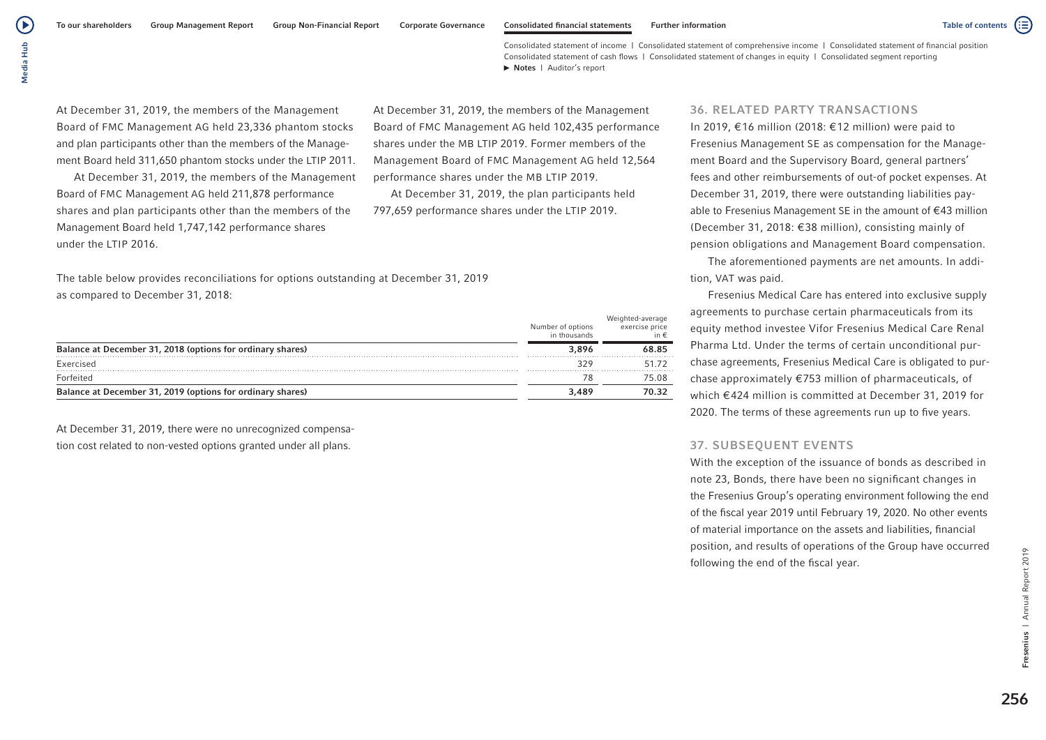At December 31, 2019, the members of the Management Board of FMC Management AG held 23,336 phantom stocks and plan participants other than the members of the Management Board held 311,650 phantom stocks under the LTIP 2011.

At December 31, 2019, the members of the Management Board of FMC Management AG held 211,878 performance shares and plan participants other than the members of the Management Board held 1,747,142 performance shares under the LTIP 2016.

At December 31, 2019, the members of the Management Board of FMC Management AG held 102,435 performance shares under the MB LTIP 2019. Former members of the Management Board of FMC Management AG held 12,564 performance shares under the MB LTIP 2019.

At December 31, 2019, the plan participants held 797,659 performance shares under the LTIP 2019.

The table below provides reconciliations for options outstanding at December 31, 2019 as compared to December 31, 2018:

| | Number of options in thousands | Weighted-average exercise price in € |
|---|---|---|
| **Balance at December 31, 2018 (options for ordinary shares)** | **3,896** | **68.85** |
| Exercised | 329 | 51.72 |
| Forfeited | 78 | 75.08 |
| **Balance at December 31, 2019 (options for ordinary shares)** | **3,489** | **70.32** |

At December 31, 2019, there were no unrecognized compensation cost related to non-vested options granted under all plans.

## 36. RELATED PARTY TRANSACTIONS

In 2019, €16 million (2018: €12 million) were paid to Fresenius Management SE as compensation for the Management Board and the Supervisory Board, general partners' fees and other reimbursements of out-of pocket expenses. At December 31, 2019, there were outstanding liabilities payable to Fresenius Management SE in the amount of €43 million (December 31, 2018: €38 million), consisting mainly of pension obligations and Management Board compensation.

The aforementioned payments are net amounts. In addition, VAT was paid.

Fresenius Medical Care has entered into exclusive supply agreements to purchase certain pharmaceuticals from its equity method investee Vifor Fresenius Medical Care Renal Pharma Ltd. Under the terms of certain unconditional purchase agreements, Fresenius Medical Care is obligated to purchase approximately €753 million of pharmaceuticals, of which €424 million is committed at December 31, 2019 for 2020. The terms of these agreements run up to five years.

## 37. SUBSEQUENT EVENTS

With the exception of the issuance of bonds as described in note 23, Bonds, there have been no significant changes in the Fresenius Group's operating environment following the end of the fiscal year 2019 until February 19, 2020. No other events of material importance on the assets and liabilities, financial position, and results of operations of the Group have occurred following the end of the fiscal year.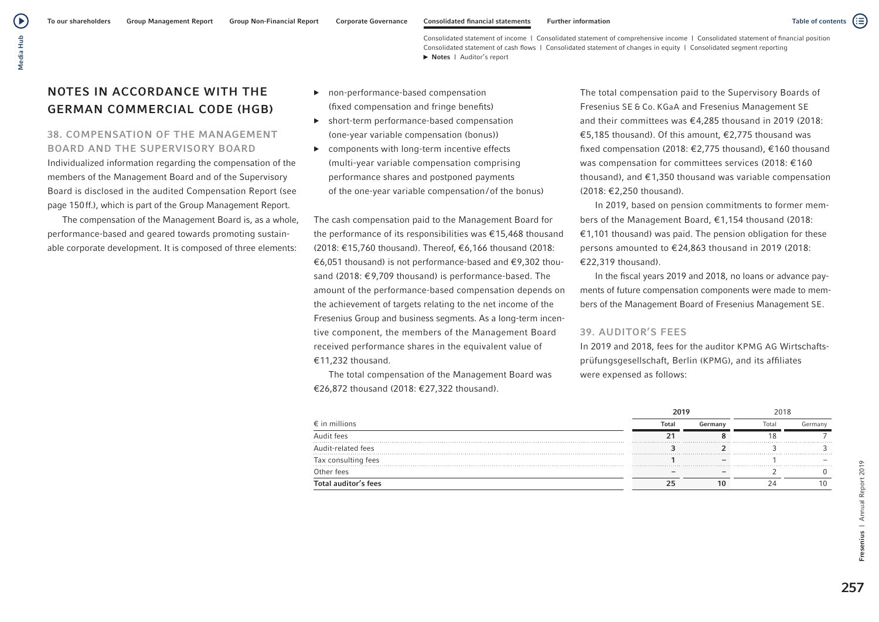# NOTES IN ACCORDANCE WITH THE GERMAN COMMERCIAL CODE (HGB)

## 38. COMPENSATION OF THE MANAGEMENT BOARD AND THE SUPERVISORY BOARD

Individualized information regarding the compensation of the members of the Management Board and of the Supervisory Board is disclosed in the audited Compensation Report (see page 150 ff.), which is part of the Group Management Report.

The compensation of the Management Board is, as a whole, performance-based and geared towards promoting sustainable corporate development. It is composed of three elements:

- non-performance-based compensation (fixed compensation and fringe benefits)
- short-term performance-based compensation (one-year variable compensation (bonus))
- components with long-term incentive effects (multi-year variable compensation comprising performance shares and postponed payments of the one-year variable compensation / of the bonus)

The cash compensation paid to the Management Board for the performance of its responsibilities was €15,468 thousand (2018: €15,760 thousand). Thereof, €6,166 thousand (2018: €6,051 thousand) is not performance-based and €9,302 thousand (2018: €9,709 thousand) is performance-based. The amount of the performance-based compensation depends on the achievement of targets relating to the net income of the Fresenius Group and business segments. As a long-term incentive component, the members of the Management Board received performance shares in the equivalent value of €11,232 thousand.

The total compensation of the Management Board was €26,872 thousand (2018: €27,322 thousand).

The total compensation paid to the Supervisory Boards of Fresenius SE & Co. KGaA and Fresenius Management SE and their committees was €4,285 thousand in 2019 (2018: €5,185 thousand). Of this amount, €2,775 thousand was fixed compensation (2018: €2,775 thousand), €160 thousand was compensation for committees services (2018: €160 thousand), and €1,350 thousand was variable compensation (2018: €2,250 thousand).

In 2019, based on pension commitments to former members of the Management Board, €1,154 thousand (2018: €1,101 thousand) was paid. The pension obligation for these persons amounted to €24,863 thousand in 2019 (2018: €22,319 thousand).

In the fiscal years 2019 and 2018, no loans or advance payments of future compensation components were made to members of the Management Board of Fresenius Management SE.

## 39. AUDITOR'S FEES

In 2019 and 2018, fees for the auditor KPMG AG Wirtschaftsprüfungsgesellschaft, Berlin (KPMG), and its affiliates were expensed as follows:

| | 2019 | | 2018 | |
|---|---|---|---|---|
| € in millions | Total | Germany | Total | Germany |
| Audit fees | 21 | 8 | 18 | 7 |
| Audit-related fees | 3 | 2 | 3 | 3 |
| Tax consulting fees | 1 | – | 1 | – |
| Other fees | – | – | 2 | 0 |
| **Total auditor's fees** | **25** | **10** | 24 | 10 |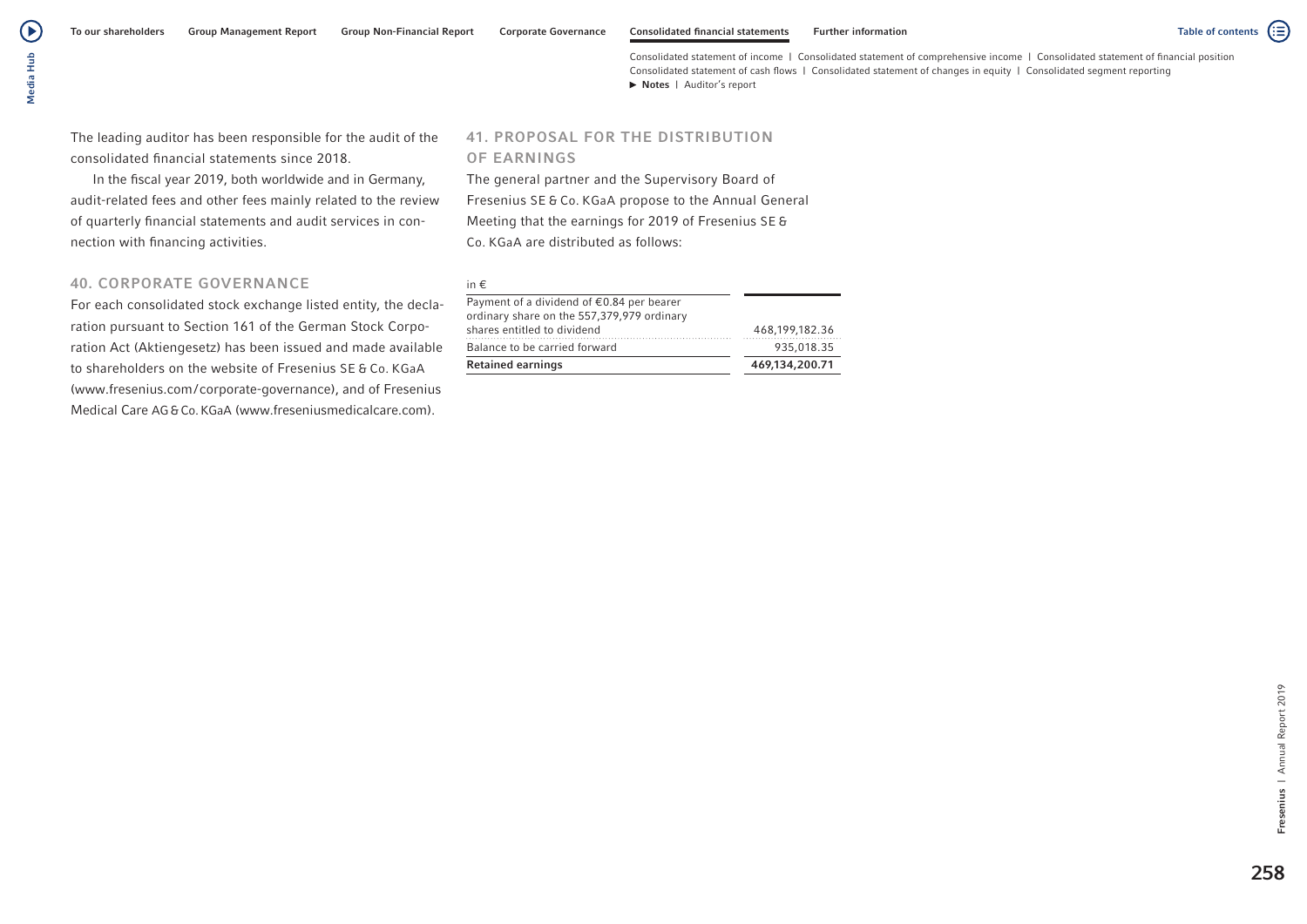The leading auditor has been responsible for the audit of the consolidated financial statements since 2018.

In the fiscal year 2019, both worldwide and in Germany, audit-related fees and other fees mainly related to the review of quarterly financial statements and audit services in connection with financing activities.

## 40. CORPORATE GOVERNANCE

For each consolidated stock exchange listed entity, the declaration pursuant to Section 161 of the German Stock Corporation Act (Aktiengesetz) has been issued and made available to shareholders on the website of Fresenius SE & Co. KGaA (www.fresenius.com/corporate-governance), and of Fresenius Medical Care AG & Co. KGaA (www.freseniusmedicalcare.com).

## 41. PROPOSAL FOR THE DISTRIBUTION OF EARNINGS

The general partner and the Supervisory Board of Fresenius SE & Co. KGaA propose to the Annual General Meeting that the earnings for 2019 of Fresenius SE & Co. KGaA are distributed as follows:

| in € | |
|---|---|
| Payment of a dividend of €0.84 per bearer ordinary share on the 557,379,979 ordinary shares entitled to dividend | 468,199,182.36 |
| Balance to be carried forward | 935,018.35 |
| **Retained earnings** | **469,134,200.71** |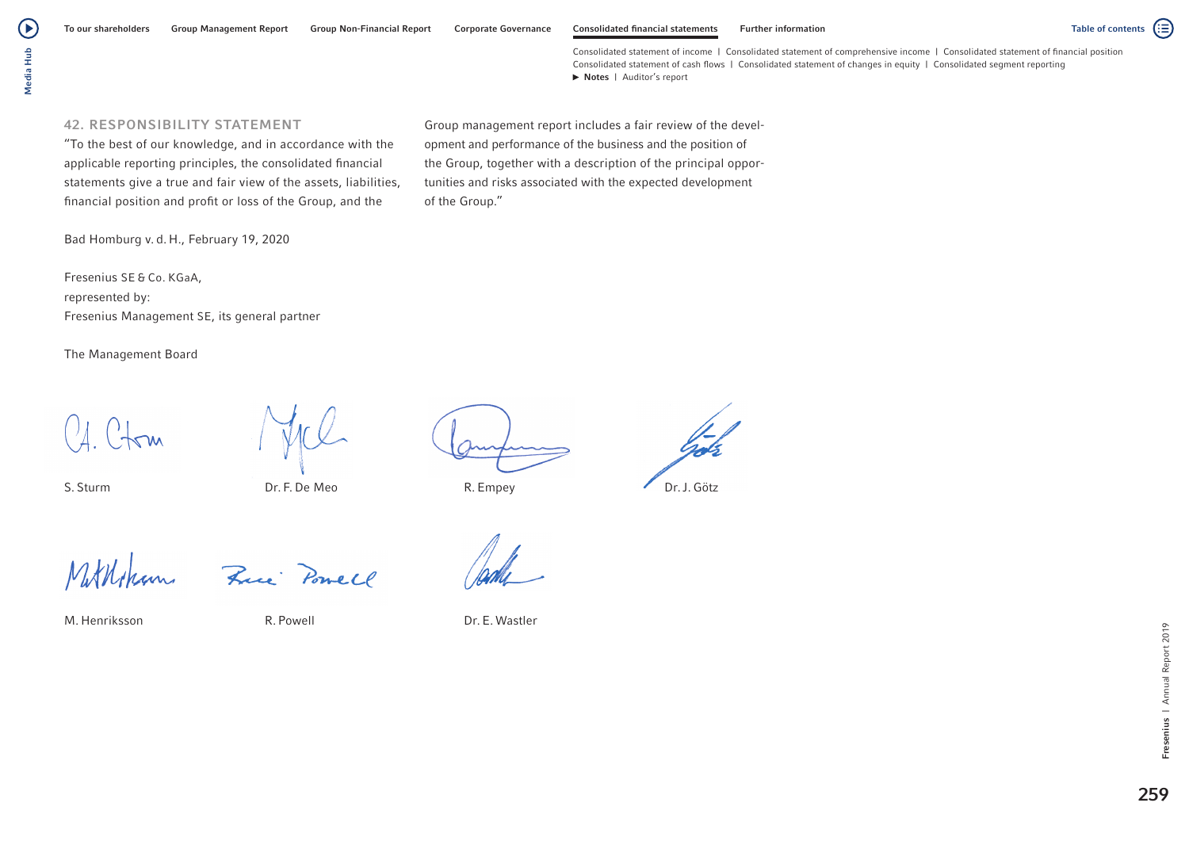## 42. RESPONSIBILITY STATEMENT

"To the best of our knowledge, and in accordance with the applicable reporting principles, the consolidated financial statements give a true and fair view of the assets, liabilities, financial position and profit or loss of the Group, and the Group management report includes a fair review of the development and performance of the business and the position of the Group, together with a description of the principal opportunities and risks associated with the expected development of the Group."

Bad Homburg v. d. H., February 19, 2020

Fresenius SE & Co. KGaA,
represented by:
Fresenius Management SE, its general partner

The Management Board

S. Sturm

Dr. F. De Meo

R. Empey

Dr. J. Götz

M. Henriksson

R. Powell

Dr. E. Wastler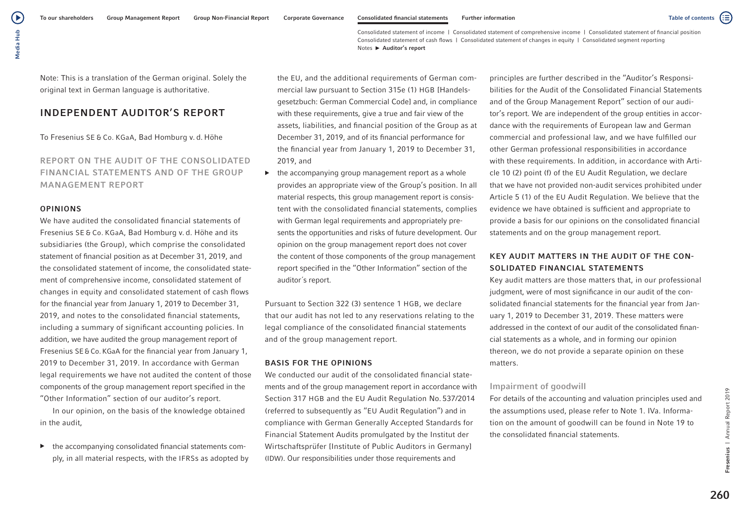Note: This is a translation of the German original. Solely the original text in German language is authoritative.

## INDEPENDENT AUDITOR'S REPORT

To Fresenius SE & Co. KGaA, Bad Homburg v. d. Höhe

### REPORT ON THE AUDIT OF THE CONSOLIDATED FINANCIAL STATEMENTS AND OF THE GROUP MANAGEMENT REPORT

#### OPINIONS

We have audited the consolidated financial statements of Fresenius SE & Co. KGaA, Bad Homburg v. d. Höhe and its subsidiaries (the Group), which comprise the consolidated statement of financial position as at December 31, 2019, and the consolidated statement of income, the consolidated statement of comprehensive income, consolidated statement of changes in equity and consolidated statement of cash flows for the financial year from January 1, 2019 to December 31, 2019, and notes to the consolidated financial statements, including a summary of significant accounting policies. In addition, we have audited the group management report of Fresenius SE & Co. KGaA for the financial year from January 1, 2019 to December 31, 2019. In accordance with German legal requirements we have not audited the content of those components of the group management report specified in the "Other Information" section of our auditor's report.

In our opinion, on the basis of the knowledge obtained in the audit,

- the accompanying consolidated financial statements comply, in all material respects, with the IFRSs as adopted by the EU, and the additional requirements of German commercial law pursuant to Section 315e (1) HGB [Handelsgesetzbuch: German Commercial Code] and, in compliance with these requirements, give a true and fair view of the assets, liabilities, and financial position of the Group as at December 31, 2019, and of its financial performance for the financial year from January 1, 2019 to December 31, 2019, and
- the accompanying group management report as a whole provides an appropriate view of the Group's position. In all material respects, this group management report is consistent with the consolidated financial statements, complies with German legal requirements and appropriately presents the opportunities and risks of future development. Our opinion on the group management report does not cover the content of those components of the group management report specified in the "Other Information" section of the auditor´s report.

Pursuant to Section 322 (3) sentence 1 HGB, we declare that our audit has not led to any reservations relating to the legal compliance of the consolidated financial statements and of the group management report.

#### BASIS FOR THE OPINIONS

We conducted our audit of the consolidated financial statements and of the group management report in accordance with Section 317 HGB and the EU Audit Regulation No. 537/2014 (referred to subsequently as "EU Audit Regulation") and in compliance with German Generally Accepted Standards for Financial Statement Audits promulgated by the Institut der Wirtschaftsprüfer [Institute of Public Auditors in Germany] (IDW). Our responsibilities under those requirements and principles are further described in the "Auditor's Responsibilities for the Audit of the Consolidated Financial Statements and of the Group Management Report" section of our auditor's report. We are independent of the group entities in accordance with the requirements of European law and German commercial and professional law, and we have fulfilled our other German professional responsibilities in accordance with these requirements. In addition, in accordance with Article 10 (2) point (f) of the EU Audit Regulation, we declare that we have not provided non-audit services prohibited under Article 5 (1) of the EU Audit Regulation. We believe that the evidence we have obtained is sufficient and appropriate to provide a basis for our opinions on the consolidated financial statements and on the group management report.

#### KEY AUDIT MATTERS IN THE AUDIT OF THE CONSOLIDATED FINANCIAL STATEMENTS

Key audit matters are those matters that, in our professional judgment, were of most significance in our audit of the consolidated financial statements for the financial year from January 1, 2019 to December 31, 2019. These matters were addressed in the context of our audit of the consolidated financial statements as a whole, and in forming our opinion thereon, we do not provide a separate opinion on these matters.

##### Impairment of goodwill

For details of the accounting and valuation principles used and the assumptions used, please refer to Note 1. IVa. Information on the amount of goodwill can be found in Note 19 to the consolidated financial statements.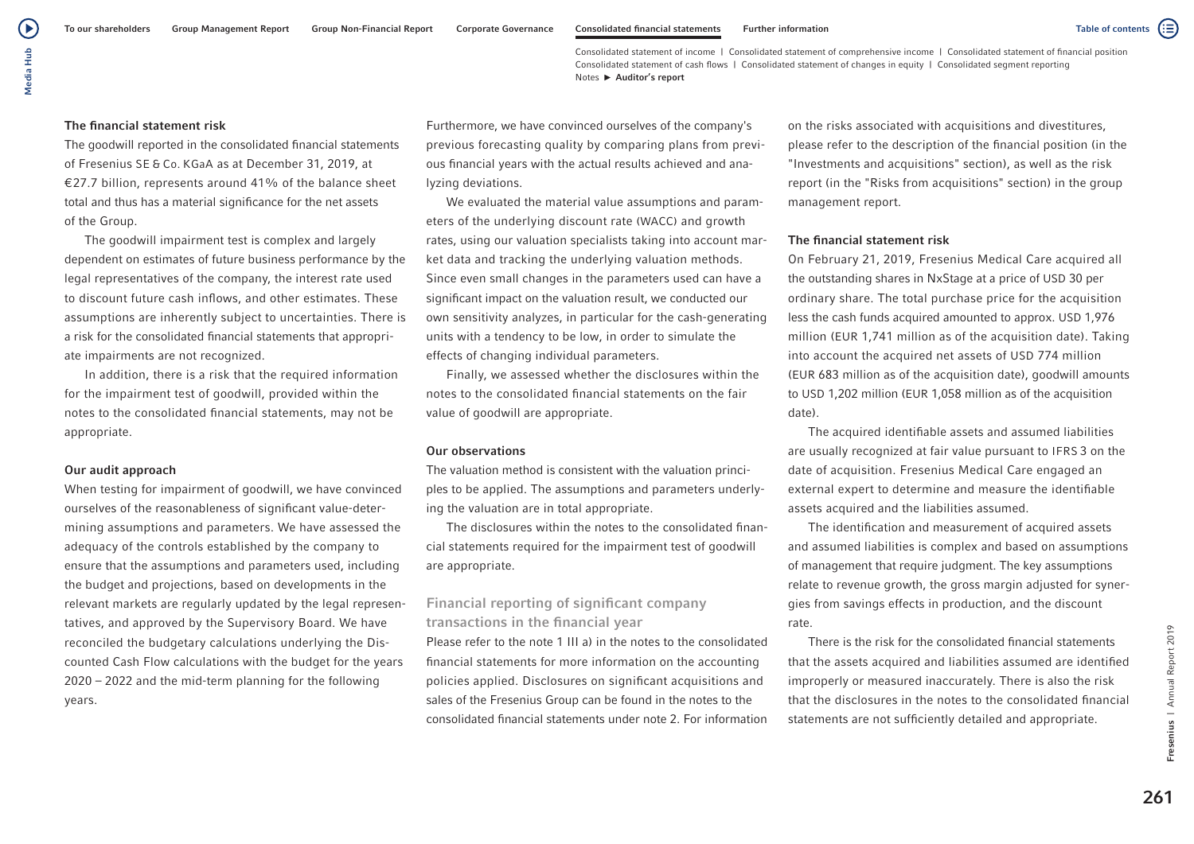#### The financial statement risk

The goodwill reported in the consolidated financial statements of Fresenius SE & Co. KGaA as at December 31, 2019, at €27.7 billion, represents around 41% of the balance sheet total and thus has a material significance for the net assets of the Group.

The goodwill impairment test is complex and largely dependent on estimates of future business performance by the legal representatives of the company, the interest rate used to discount future cash inflows, and other estimates. These assumptions are inherently subject to uncertainties. There is a risk for the consolidated financial statements that appropriate impairments are not recognized.

In addition, there is a risk that the required information for the impairment test of goodwill, provided within the notes to the consolidated financial statements, may not be appropriate.

#### Our audit approach

When testing for impairment of goodwill, we have convinced ourselves of the reasonableness of significant value-determining assumptions and parameters. We have assessed the adequacy of the controls established by the company to ensure that the assumptions and parameters used, including the budget and projections, based on developments in the relevant markets are regularly updated by the legal representatives, and approved by the Supervisory Board. We have reconciled the budgetary calculations underlying the Discounted Cash Flow calculations with the budget for the years 2020 – 2022 and the mid-term planning for the following years.

Furthermore, we have convinced ourselves of the company's previous forecasting quality by comparing plans from previous financial years with the actual results achieved and analyzing deviations.

We evaluated the material value assumptions and parameters of the underlying discount rate (WACC) and growth rates, using our valuation specialists taking into account market data and tracking the underlying valuation methods. Since even small changes in the parameters used can have a significant impact on the valuation result, we conducted our own sensitivity analyzes, in particular for the cash-generating units with a tendency to be low, in order to simulate the effects of changing individual parameters.

Finally, we assessed whether the disclosures within the notes to the consolidated financial statements on the fair value of goodwill are appropriate.

#### Our observations

The valuation method is consistent with the valuation principles to be applied. The assumptions and parameters underlying the valuation are in total appropriate.

The disclosures within the notes to the consolidated financial statements required for the impairment test of goodwill are appropriate.

### Financial reporting of significant company transactions in the financial year

Please refer to the note 1 III a) in the notes to the consolidated financial statements for more information on the accounting policies applied. Disclosures on significant acquisitions and sales of the Fresenius Group can be found in the notes to the consolidated financial statements under note 2. For information on the risks associated with acquisitions and divestitures, please refer to the description of the financial position (in the "Investments and acquisitions" section), as well as the risk report (in the "Risks from acquisitions" section) in the group management report.

#### The financial statement risk

On February 21, 2019, Fresenius Medical Care acquired all the outstanding shares in NxStage at a price of USD 30 per ordinary share. The total purchase price for the acquisition less the cash funds acquired amounted to approx. USD 1,976 million (EUR 1,741 million as of the acquisition date). Taking into account the acquired net assets of USD 774 million (EUR 683 million as of the acquisition date), goodwill amounts to USD 1,202 million (EUR 1,058 million as of the acquisition date).

The acquired identifiable assets and assumed liabilities are usually recognized at fair value pursuant to IFRS 3 on the date of acquisition. Fresenius Medical Care engaged an external expert to determine and measure the identifiable assets acquired and the liabilities assumed.

The identification and measurement of acquired assets and assumed liabilities is complex and based on assumptions of management that require judgment. The key assumptions relate to revenue growth, the gross margin adjusted for synergies from savings effects in production, and the discount rate.

There is the risk for the consolidated financial statements that the assets acquired and liabilities assumed are identified improperly or measured inaccurately. There is also the risk that the disclosures in the notes to the consolidated financial statements are not sufficiently detailed and appropriate.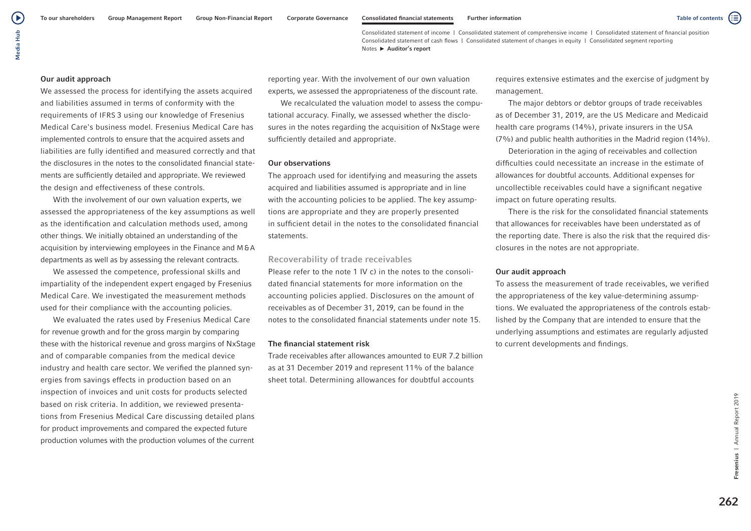#### Our audit approach

We assessed the process for identifying the assets acquired and liabilities assumed in terms of conformity with the requirements of IFRS 3 using our knowledge of Fresenius Medical Care's business model. Fresenius Medical Care has implemented controls to ensure that the acquired assets and liabilities are fully identified and measured correctly and that the disclosures in the notes to the consolidated financial statements are sufficiently detailed and appropriate. We reviewed the design and effectiveness of these controls.

With the involvement of our own valuation experts, we assessed the appropriateness of the key assumptions as well as the identification and calculation methods used, among other things. We initially obtained an understanding of the acquisition by interviewing employees in the Finance and M&A departments as well as by assessing the relevant contracts.

We assessed the competence, professional skills and impartiality of the independent expert engaged by Fresenius Medical Care. We investigated the measurement methods used for their compliance with the accounting policies.

We evaluated the rates used by Fresenius Medical Care for revenue growth and for the gross margin by comparing these with the historical revenue and gross margins of NxStage and of comparable companies from the medical device industry and health care sector. We verified the planned synergies from savings effects in production based on an inspection of invoices and unit costs for products selected based on risk criteria. In addition, we reviewed presentations from Fresenius Medical Care discussing detailed plans for product improvements and compared the expected future production volumes with the production volumes of the current reporting year. With the involvement of our own valuation experts, we assessed the appropriateness of the discount rate.

We recalculated the valuation model to assess the computational accuracy. Finally, we assessed whether the disclosures in the notes regarding the acquisition of NxStage were sufficiently detailed and appropriate.

#### Our observations

The approach used for identifying and measuring the assets acquired and liabilities assumed is appropriate and in line with the accounting policies to be applied. The key assumptions are appropriate and they are properly presented in sufficient detail in the notes to the consolidated financial statements.

### Recoverability of trade receivables

Please refer to the note 1 IV c) in the notes to the consolidated financial statements for more information on the accounting policies applied. Disclosures on the amount of receivables as of December 31, 2019, can be found in the notes to the consolidated financial statements under note 15.

#### The financial statement risk

Trade receivables after allowances amounted to EUR 7.2 billion as at 31 December 2019 and represent 11% of the balance sheet total. Determining allowances for doubtful accounts requires extensive estimates and the exercise of judgment by management.

The major debtors or debtor groups of trade receivables as of December 31, 2019, are the US Medicare and Medicaid health care programs (14%), private insurers in the USA (7%) and public health authorities in the Madrid region (14%).

Deterioration in the aging of receivables and collection difficulties could necessitate an increase in the estimate of allowances for doubtful accounts. Additional expenses for uncollectible receivables could have a significant negative impact on future operating results.

There is the risk for the consolidated financial statements that allowances for receivables have been understated as of the reporting date. There is also the risk that the required disclosures in the notes are not appropriate.

#### Our audit approach

To assess the measurement of trade receivables, we verified the appropriateness of the key value-determining assumptions. We evaluated the appropriateness of the controls established by the Company that are intended to ensure that the underlying assumptions and estimates are regularly adjusted to current developments and findings.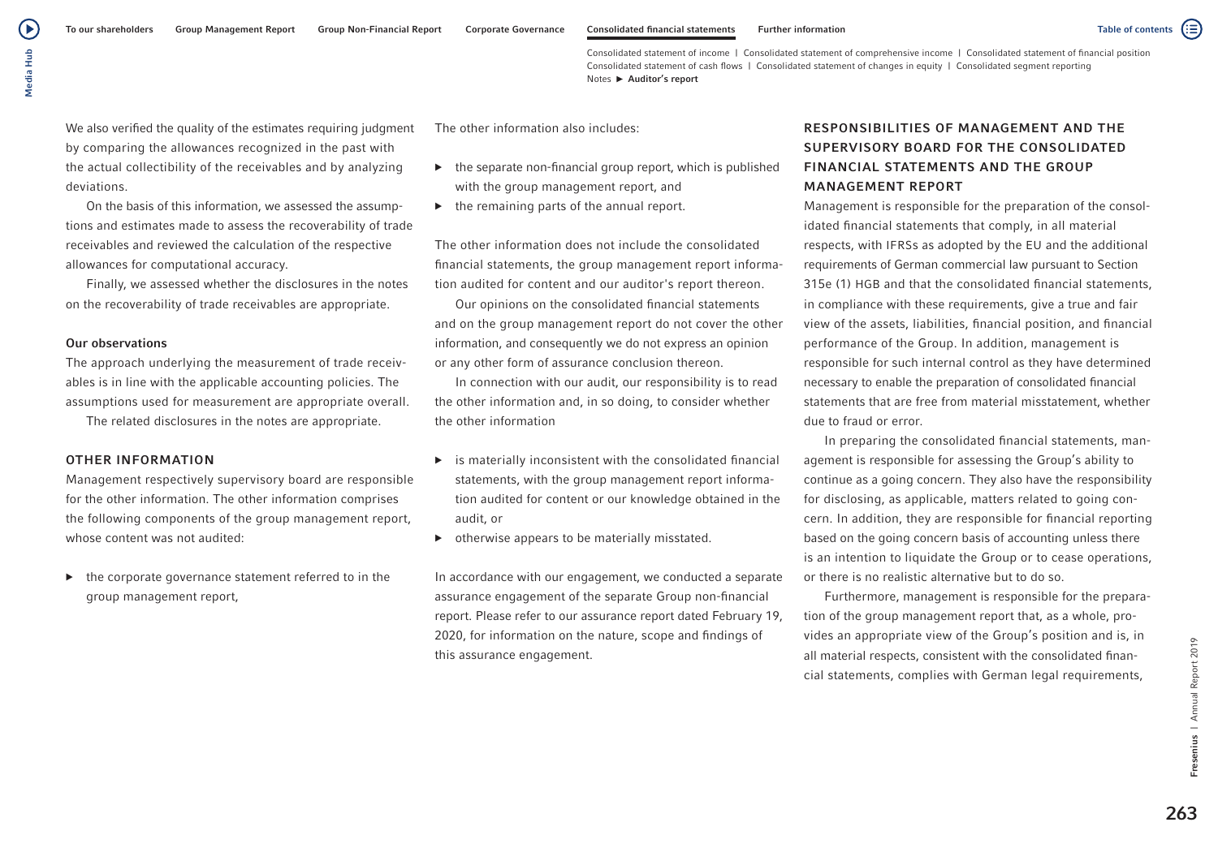We also verified the quality of the estimates requiring judgment by comparing the allowances recognized in the past with the actual collectibility of the receivables and by analyzing deviations.

On the basis of this information, we assessed the assumptions and estimates made to assess the recoverability of trade receivables and reviewed the calculation of the respective allowances for computational accuracy.

Finally, we assessed whether the disclosures in the notes on the recoverability of trade receivables are appropriate.

**Our observations**

The approach underlying the measurement of trade receivables is in line with the applicable accounting policies. The assumptions used for measurement are appropriate overall.

The related disclosures in the notes are appropriate.

## OTHER INFORMATION

Management respectively supervisory board are responsible for the other information. The other information comprises the following components of the group management report, whose content was not audited:

- the corporate governance statement referred to in the group management report,

The other information also includes:

- the separate non-financial group report, which is published with the group management report, and
- the remaining parts of the annual report.

The other information does not include the consolidated financial statements, the group management report information audited for content and our auditor's report thereon.

Our opinions on the consolidated financial statements and on the group management report do not cover the other information, and consequently we do not express an opinion or any other form of assurance conclusion thereon.

In connection with our audit, our responsibility is to read the other information and, in so doing, to consider whether the other information

- is materially inconsistent with the consolidated financial statements, with the group management report information audited for content or our knowledge obtained in the audit, or
- otherwise appears to be materially misstated.

In accordance with our engagement, we conducted a separate assurance engagement of the separate Group non-financial report. Please refer to our assurance report dated February 19, 2020, for information on the nature, scope and findings of this assurance engagement.

## RESPONSIBILITIES OF MANAGEMENT AND THE SUPERVISORY BOARD FOR THE CONSOLIDATED FINANCIAL STATEMENTS AND THE GROUP MANAGEMENT REPORT

Management is responsible for the preparation of the consolidated financial statements that comply, in all material respects, with IFRSs as adopted by the EU and the additional requirements of German commercial law pursuant to Section 315e (1) HGB and that the consolidated financial statements, in compliance with these requirements, give a true and fair view of the assets, liabilities, financial position, and financial performance of the Group. In addition, management is responsible for such internal control as they have determined necessary to enable the preparation of consolidated financial statements that are free from material misstatement, whether due to fraud or error.

In preparing the consolidated financial statements, management is responsible for assessing the Group's ability to continue as a going concern. They also have the responsibility for disclosing, as applicable, matters related to going concern. In addition, they are responsible for financial reporting based on the going concern basis of accounting unless there is an intention to liquidate the Group or to cease operations, or there is no realistic alternative but to do so.

Furthermore, management is responsible for the preparation of the group management report that, as a whole, provides an appropriate view of the Group's position and is, in all material respects, consistent with the consolidated financial statements, complies with German legal requirements,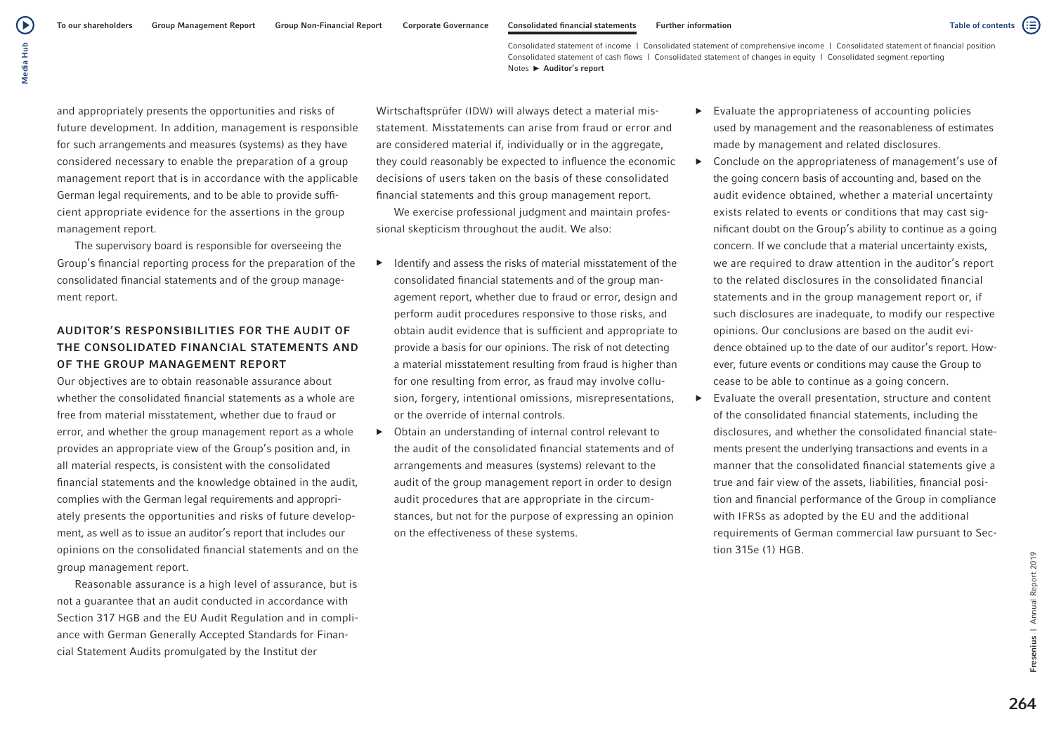and appropriately presents the opportunities and risks of future development. In addition, management is responsible for such arrangements and measures (systems) as they have considered necessary to enable the preparation of a group management report that is in accordance with the applicable German legal requirements, and to be able to provide sufficient appropriate evidence for the assertions in the group management report.

The supervisory board is responsible for overseeing the Group's financial reporting process for the preparation of the consolidated financial statements and of the group management report.

## AUDITOR'S RESPONSIBILITIES FOR THE AUDIT OF THE CONSOLIDATED FINANCIAL STATEMENTS AND OF THE GROUP MANAGEMENT REPORT

Our objectives are to obtain reasonable assurance about whether the consolidated financial statements as a whole are free from material misstatement, whether due to fraud or error, and whether the group management report as a whole provides an appropriate view of the Group's position and, in all material respects, is consistent with the consolidated financial statements and the knowledge obtained in the audit, complies with the German legal requirements and appropriately presents the opportunities and risks of future development, as well as to issue an auditor's report that includes our opinions on the consolidated financial statements and on the group management report.

Reasonable assurance is a high level of assurance, but is not a guarantee that an audit conducted in accordance with Section 317 HGB and the EU Audit Regulation and in compliance with German Generally Accepted Standards for Financial Statement Audits promulgated by the Institut der Wirtschaftsprüfer (IDW) will always detect a material misstatement. Misstatements can arise from fraud or error and are considered material if, individually or in the aggregate, they could reasonably be expected to influence the economic decisions of users taken on the basis of these consolidated financial statements and this group management report.

We exercise professional judgment and maintain professional skepticism throughout the audit. We also:

- Identify and assess the risks of material misstatement of the consolidated financial statements and of the group management report, whether due to fraud or error, design and perform audit procedures responsive to those risks, and obtain audit evidence that is sufficient and appropriate to provide a basis for our opinions. The risk of not detecting a material misstatement resulting from fraud is higher than for one resulting from error, as fraud may involve collusion, forgery, intentional omissions, misrepresentations, or the override of internal controls.
- Obtain an understanding of internal control relevant to the audit of the consolidated financial statements and of arrangements and measures (systems) relevant to the audit of the group management report in order to design audit procedures that are appropriate in the circumstances, but not for the purpose of expressing an opinion on the effectiveness of these systems.
- Evaluate the appropriateness of accounting policies used by management and the reasonableness of estimates made by management and related disclosures.
- Conclude on the appropriateness of management's use of the going concern basis of accounting and, based on the audit evidence obtained, whether a material uncertainty exists related to events or conditions that may cast significant doubt on the Group's ability to continue as a going concern. If we conclude that a material uncertainty exists, we are required to draw attention in the auditor's report to the related disclosures in the consolidated financial statements and in the group management report or, if such disclosures are inadequate, to modify our respective opinions. Our conclusions are based on the audit evidence obtained up to the date of our auditor's report. However, future events or conditions may cause the Group to cease to be able to continue as a going concern.
- Evaluate the overall presentation, structure and content of the consolidated financial statements, including the disclosures, and whether the consolidated financial statements present the underlying transactions and events in a manner that the consolidated financial statements give a true and fair view of the assets, liabilities, financial position and financial performance of the Group in compliance with IFRSs as adopted by the EU and the additional requirements of German commercial law pursuant to Section 315e (1) HGB.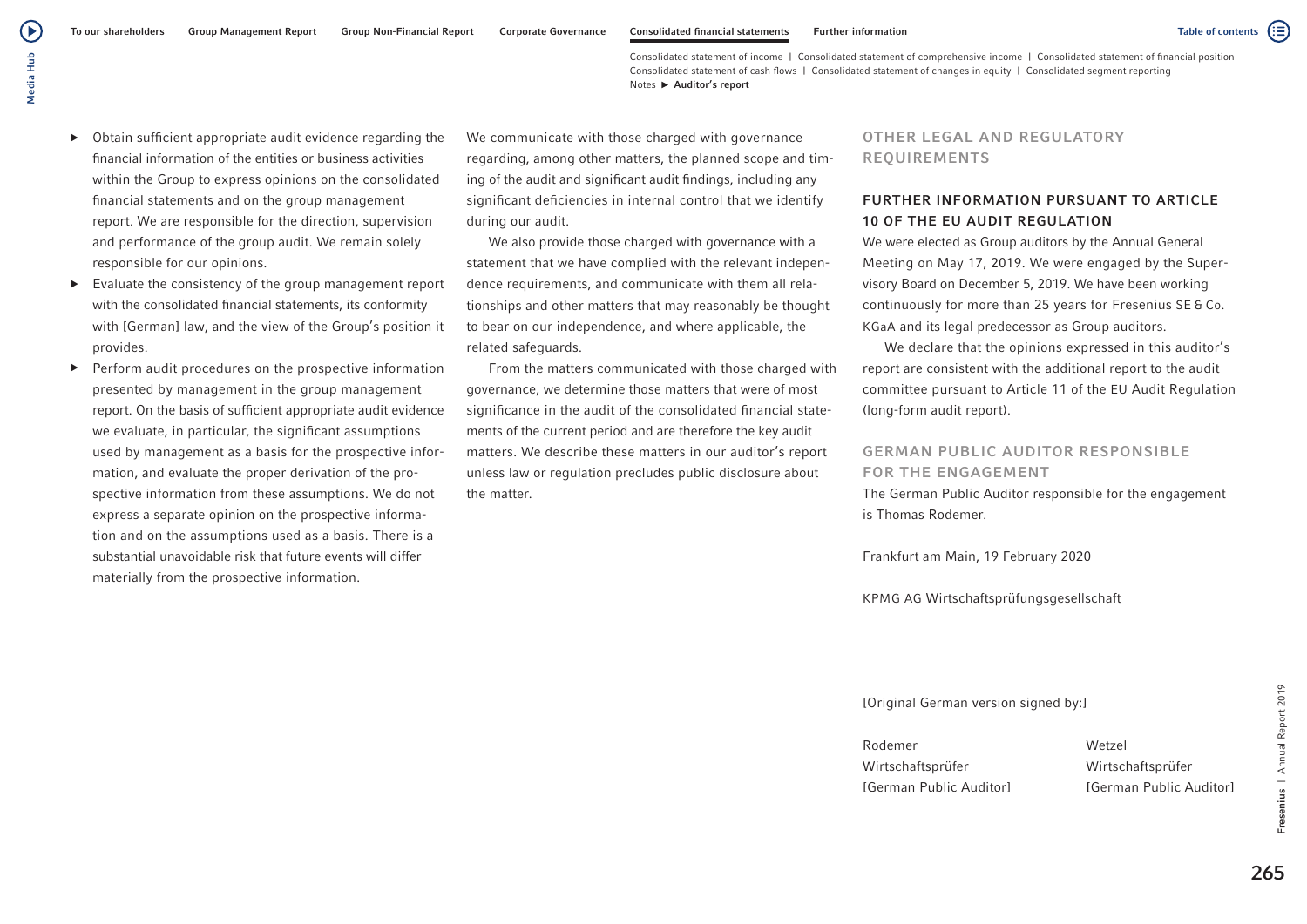- Obtain sufficient appropriate audit evidence regarding the financial information of the entities or business activities within the Group to express opinions on the consolidated financial statements and on the group management report. We are responsible for the direction, supervision and performance of the group audit. We remain solely responsible for our opinions.
- Evaluate the consistency of the group management report with the consolidated financial statements, its conformity with [German] law, and the view of the Group's position it provides.
- Perform audit procedures on the prospective information presented by management in the group management report. On the basis of sufficient appropriate audit evidence we evaluate, in particular, the significant assumptions used by management as a basis for the prospective information, and evaluate the proper derivation of the prospective information from these assumptions. We do not express a separate opinion on the prospective information and on the assumptions used as a basis. There is a substantial unavoidable risk that future events will differ materially from the prospective information.

We communicate with those charged with governance regarding, among other matters, the planned scope and timing of the audit and significant audit findings, including any significant deficiencies in internal control that we identify during our audit.

We also provide those charged with governance with a statement that we have complied with the relevant independence requirements, and communicate with them all relationships and other matters that may reasonably be thought to bear on our independence, and where applicable, the related safeguards.

From the matters communicated with those charged with governance, we determine those matters that were of most significance in the audit of the consolidated financial statements of the current period and are therefore the key audit matters. We describe these matters in our auditor's report unless law or regulation precludes public disclosure about the matter.

## OTHER LEGAL AND REGULATORY REQUIREMENTS

### FURTHER INFORMATION PURSUANT TO ARTICLE 10 OF THE EU AUDIT REGULATION

We were elected as Group auditors by the Annual General Meeting on May 17, 2019. We were engaged by the Supervisory Board on December 5, 2019. We have been working continuously for more than 25 years for Fresenius SE & Co. KGaA and its legal predecessor as Group auditors.

We declare that the opinions expressed in this auditor's report are consistent with the additional report to the audit committee pursuant to Article 11 of the EU Audit Regulation (long-form audit report).

## GERMAN PUBLIC AUDITOR RESPONSIBLE FOR THE ENGAGEMENT

The German Public Auditor responsible for the engagement is Thomas Rodemer.

Frankfurt am Main, 19 February 2020

KPMG AG Wirtschaftsprüfungsgesellschaft

[Original German version signed by:]

| | |
|---|---|
| Rodemer | Wetzel |
| Wirtschaftsprüfer | Wirtschaftsprüfer |
| [German Public Auditor] | [German Public Auditor] |